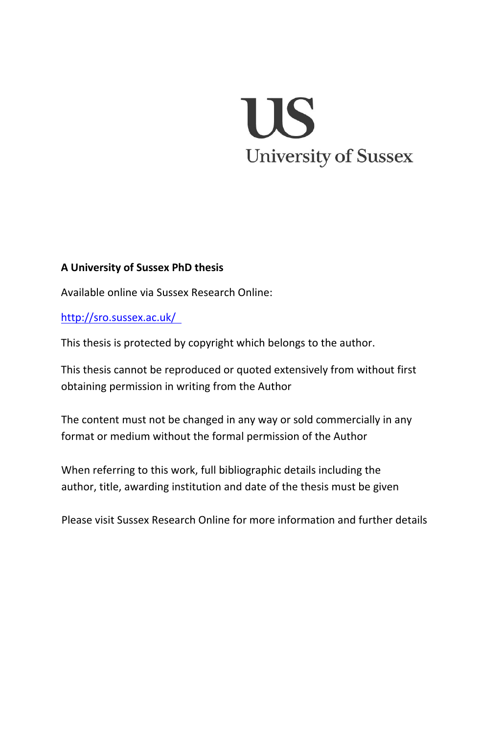**US**

University of Sussex

**A University of Sussex PhD thesis**

Available online via Sussex Research Online:

http://sro.sussex.ac.uk/

This thesis is protected by copyright which belongs to the author.

This thesis cannot be reproduced or quoted extensively from without first obtaining permission in writing from the Author

The content must not be changed in any way or sold commercially in any format or medium without the formal permission of the Author

When referring to this work, full bibliographic details including the author, title, awarding institution and date of the thesis must be given

Please visit Sussex Research Online for more information and further details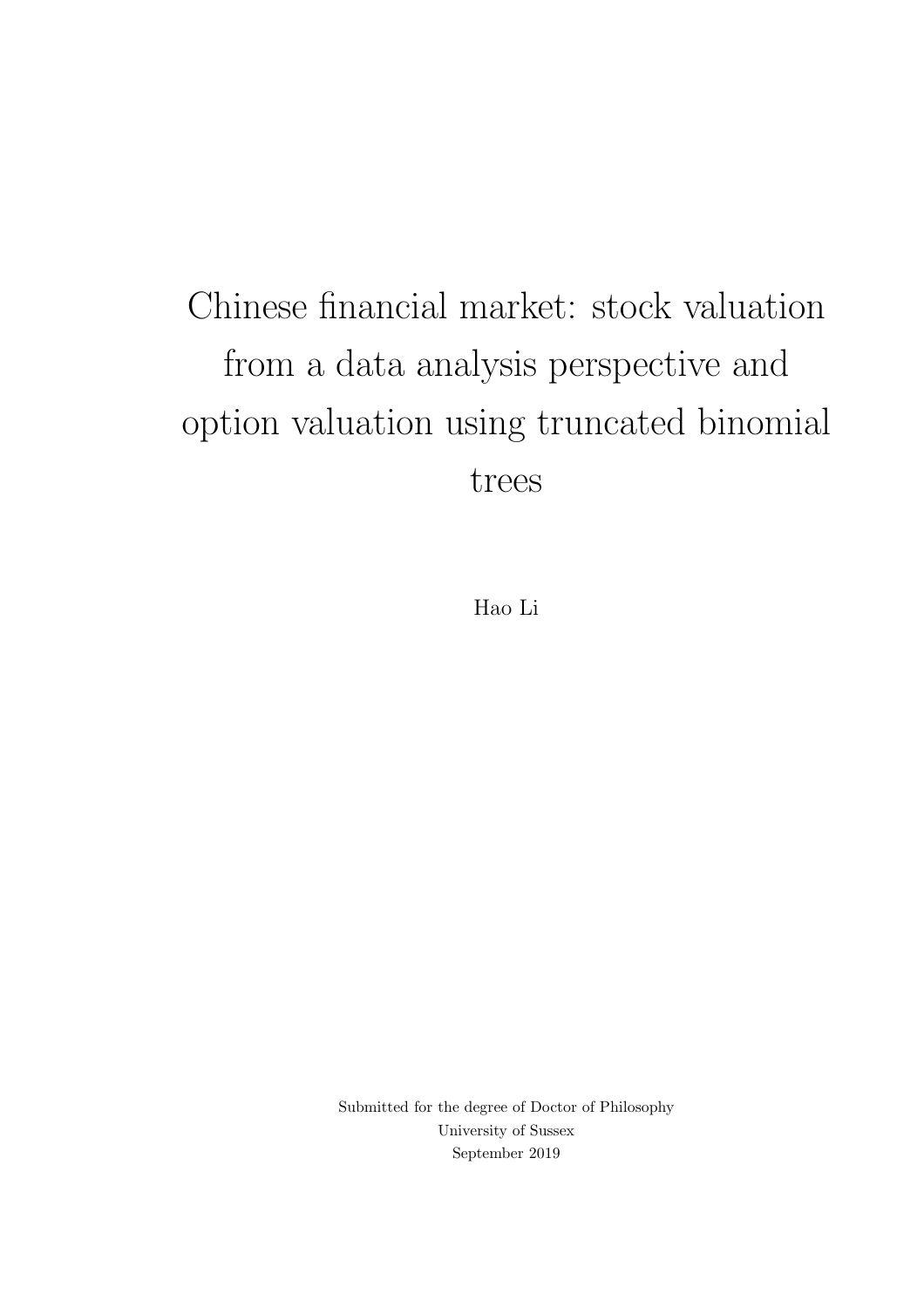# Chinese financial market: stock valuation from a data analysis perspective and option valuation using truncated binomial trees

Hao Li

Submitted for the degree of Doctor of Philosophy
University of Sussex
September 2019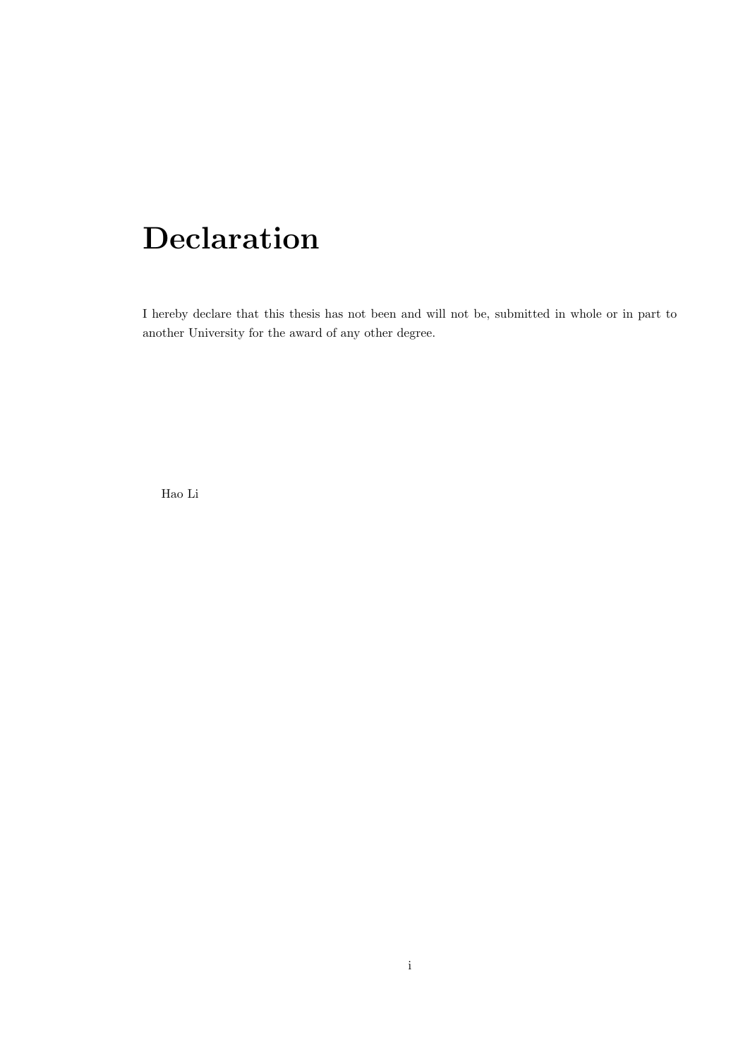# Declaration

I hereby declare that this thesis has not been and will not be, submitted in whole or in part to another University for the award of any other degree.

Hao Li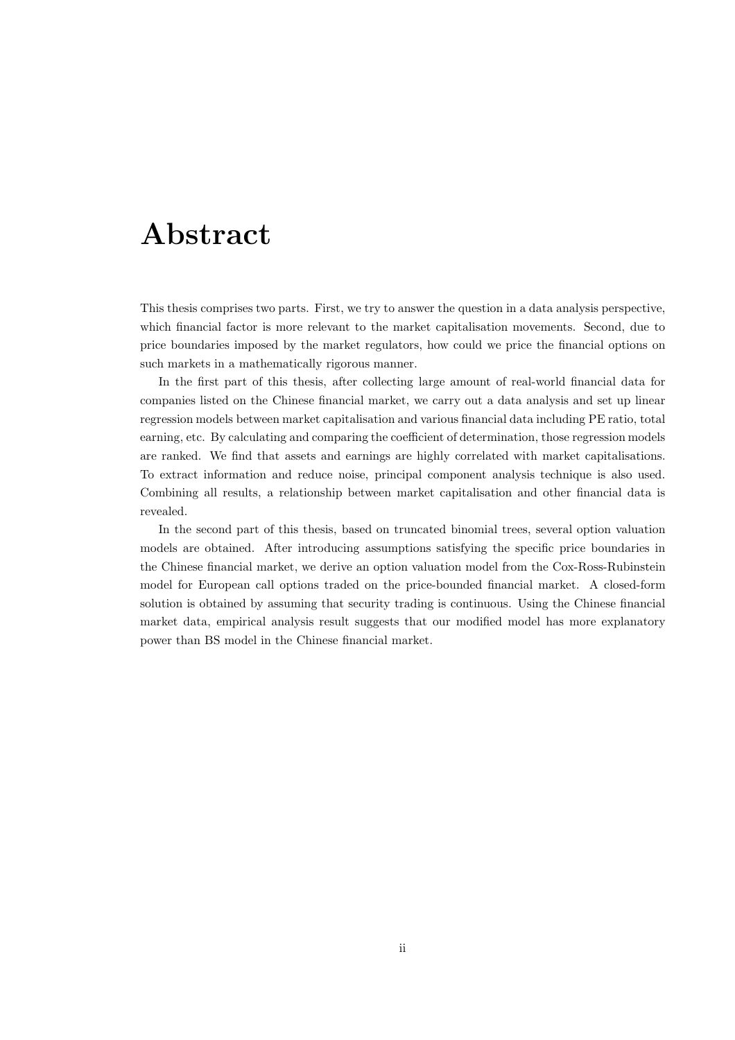# Abstract

This thesis comprises two parts. First, we try to answer the question in a data analysis perspective, which financial factor is more relevant to the market capitalisation movements. Second, due to price boundaries imposed by the market regulators, how could we price the financial options on such markets in a mathematically rigorous manner.

In the first part of this thesis, after collecting large amount of real-world financial data for companies listed on the Chinese financial market, we carry out a data analysis and set up linear regression models between market capitalisation and various financial data including PE ratio, total earning, etc. By calculating and comparing the coefficient of determination, those regression models are ranked. We find that assets and earnings are highly correlated with market capitalisations. To extract information and reduce noise, principal component analysis technique is also used. Combining all results, a relationship between market capitalisation and other financial data is revealed.

In the second part of this thesis, based on truncated binomial trees, several option valuation models are obtained. After introducing assumptions satisfying the specific price boundaries in the Chinese financial market, we derive an option valuation model from the Cox-Ross-Rubinstein model for European call options traded on the price-bounded financial market. A closed-form solution is obtained by assuming that security trading is continuous. Using the Chinese financial market data, empirical analysis result suggests that our modified model has more explanatory power than BS model in the Chinese financial market.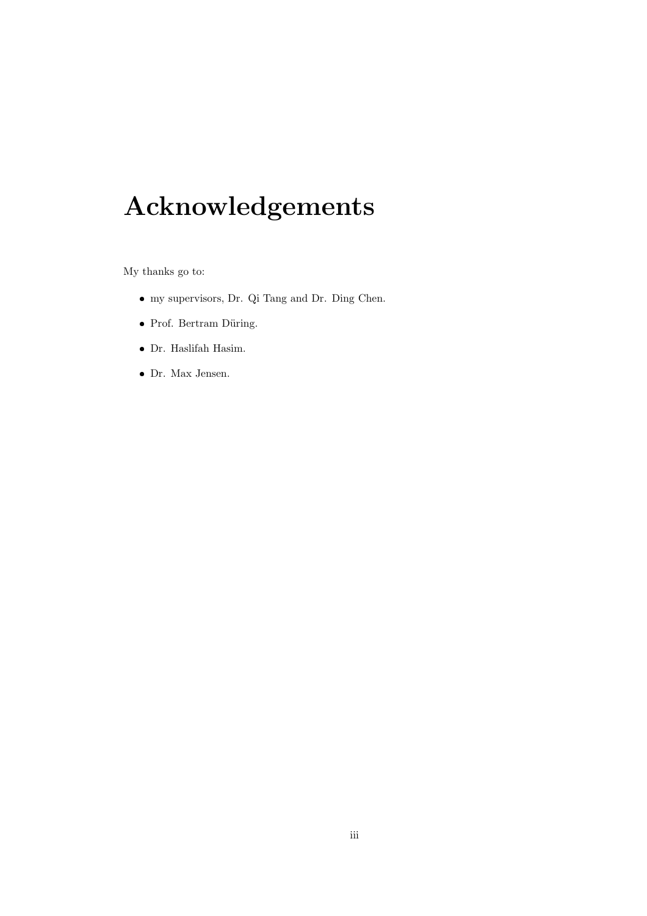# Acknowledgements

My thanks go to:

- my supervisors, Dr. Qi Tang and Dr. Ding Chen.
- Prof. Bertram Düring.
- Dr. Haslifah Hasim.
- Dr. Max Jensen.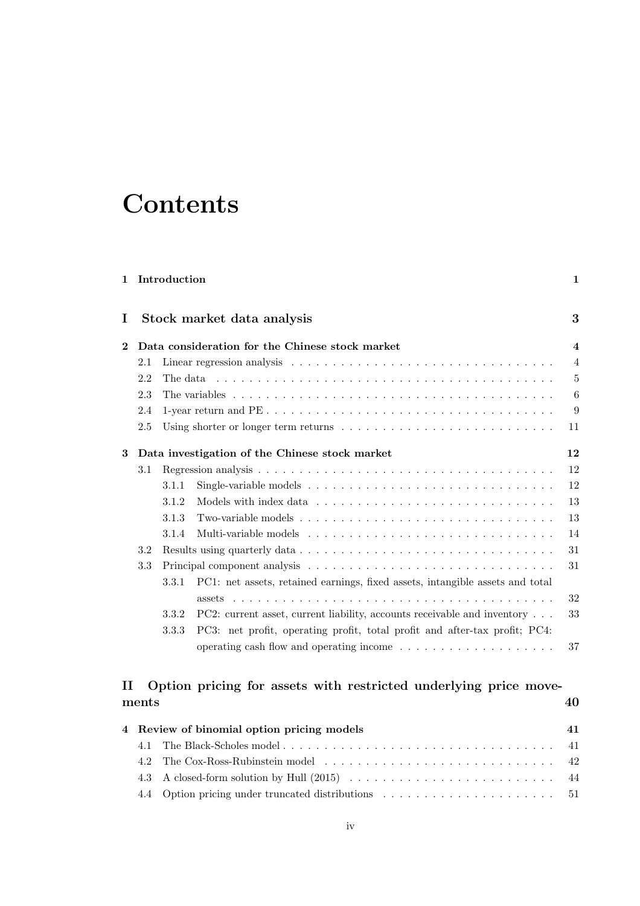# Contents

**1 Introduction** — 1

## I Stock market data analysis — 3

**2 Data consideration for the Chinese stock market** — 4

- 2.1 Linear regression analysis — 4
- 2.2 The data — 5
- 2.3 The variables — 6
- 2.4 1-year return and PE — 9
- 2.5 Using shorter or longer term returns — 11

**3 Data investigation of the Chinese stock market** — 12

- 3.1 Regression analysis — 12
  - 3.1.1 Single-variable models — 12
  - 3.1.2 Models with index data — 13
  - 3.1.3 Two-variable models — 13
  - 3.1.4 Multi-variable models — 14
- 3.2 Results using quarterly data — 31
- 3.3 Principal component analysis — 31
  - 3.3.1 PC1: net assets, retained earnings, fixed assets, intangible assets and total assets — 32
  - 3.3.2 PC2: current asset, current liability, accounts receivable and inventory — 33
  - 3.3.3 PC3: net profit, operating profit, total profit and after-tax profit; PC4: operating cash flow and operating income — 37

## II Option pricing for assets with restricted underlying price movements — 40

**4 Review of binomial option pricing models** — 41

- 4.1 The Black-Scholes model — 41
- 4.2 The Cox-Ross-Rubinstein model — 42
- 4.3 A closed-form solution by Hull (2015) — 44
- 4.4 Option pricing under truncated distributions — 51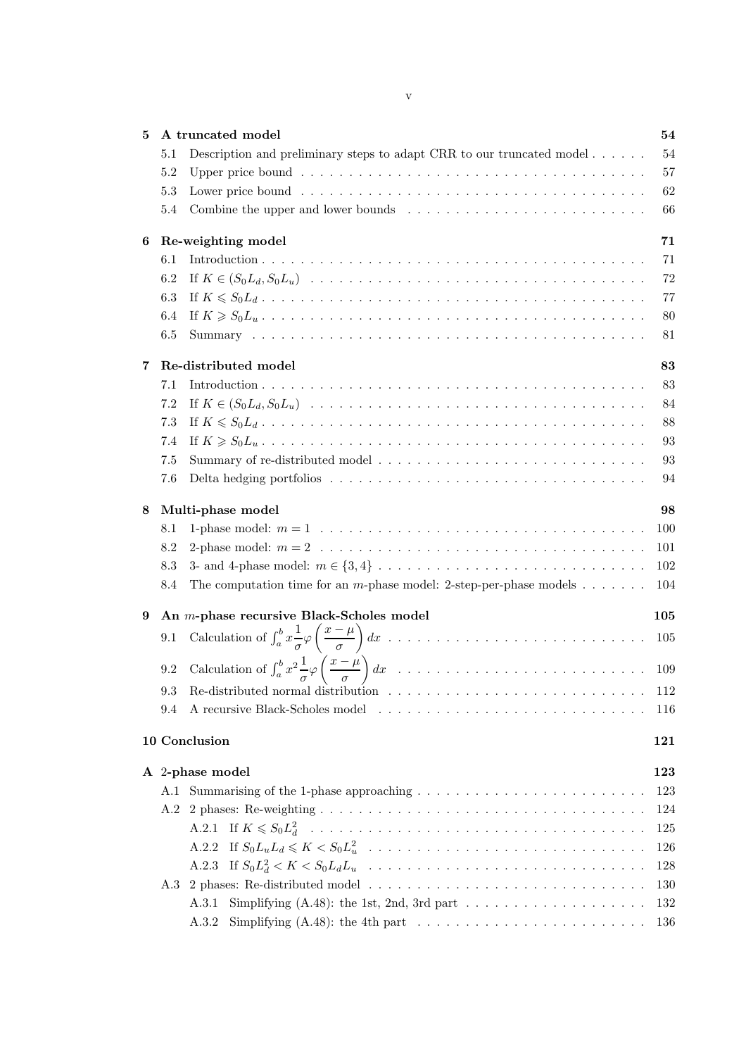**5 A truncated model** 54

5.1 Description and preliminary steps to adapt CRR to our truncated model 54

5.2 Upper price bound 57

5.3 Lower price bound 62

5.4 Combine the upper and lower bounds 66

**6 Re-weighting model** 71

6.1 Introduction 71

6.2 If $K \in (S_0 L_d, S_0 L_u)$ 72

6.3 If $K \leqslant S_0 L_d$ 77

6.4 If $K \geqslant S_0 L_u$ 80

6.5 Summary 81

**7 Re-distributed model** 83

7.1 Introduction 83

7.2 If $K \in (S_0 L_d, S_0 L_u)$ 84

7.3 If $K \leqslant S_0 L_d$ 88

7.4 If $K \geqslant S_0 L_u$ 93

7.5 Summary of re-distributed model 93

7.6 Delta hedging portfolios 94

**8 Multi-phase model** 98

8.1 1-phase model: $m = 1$ 100

8.2 2-phase model: $m = 2$ 101

8.3 3- and 4-phase model: $m \in \{3, 4\}$ 102

8.4 The computation time for an $m$-phase model: 2-step-per-phase models 104

**9 An $m$-phase recursive Black-Scholes model** 105

9.1 Calculation of $\int_a^b x \frac{1}{\sigma} \varphi\left(\frac{x-\mu}{\sigma}\right) dx$ 105

9.2 Calculation of $\int_a^b x^2 \frac{1}{\sigma} \varphi\left(\frac{x-\mu}{\sigma}\right) dx$ 109

9.3 Re-distributed normal distribution 112

9.4 A recursive Black-Scholes model 116

**10 Conclusion** 121

**A 2-phase model** 123

A.1 Summarising of the 1-phase approaching 123

A.2 2 phases: Re-weighting 124

A.2.1 If $K \leqslant S_0 L_d^2$ 125

A.2.2 If $S_0 L_u L_d \leqslant K < S_0 L_u^2$ 126

A.2.3 If $S_0 L_d^2 < K < S_0 L_d L_u$ 128

A.3 2 phases: Re-distributed model 130

A.3.1 Simplifying (A.48): the 1st, 2nd, 3rd part 132

A.3.2 Simplifying (A.48): the 4th part 136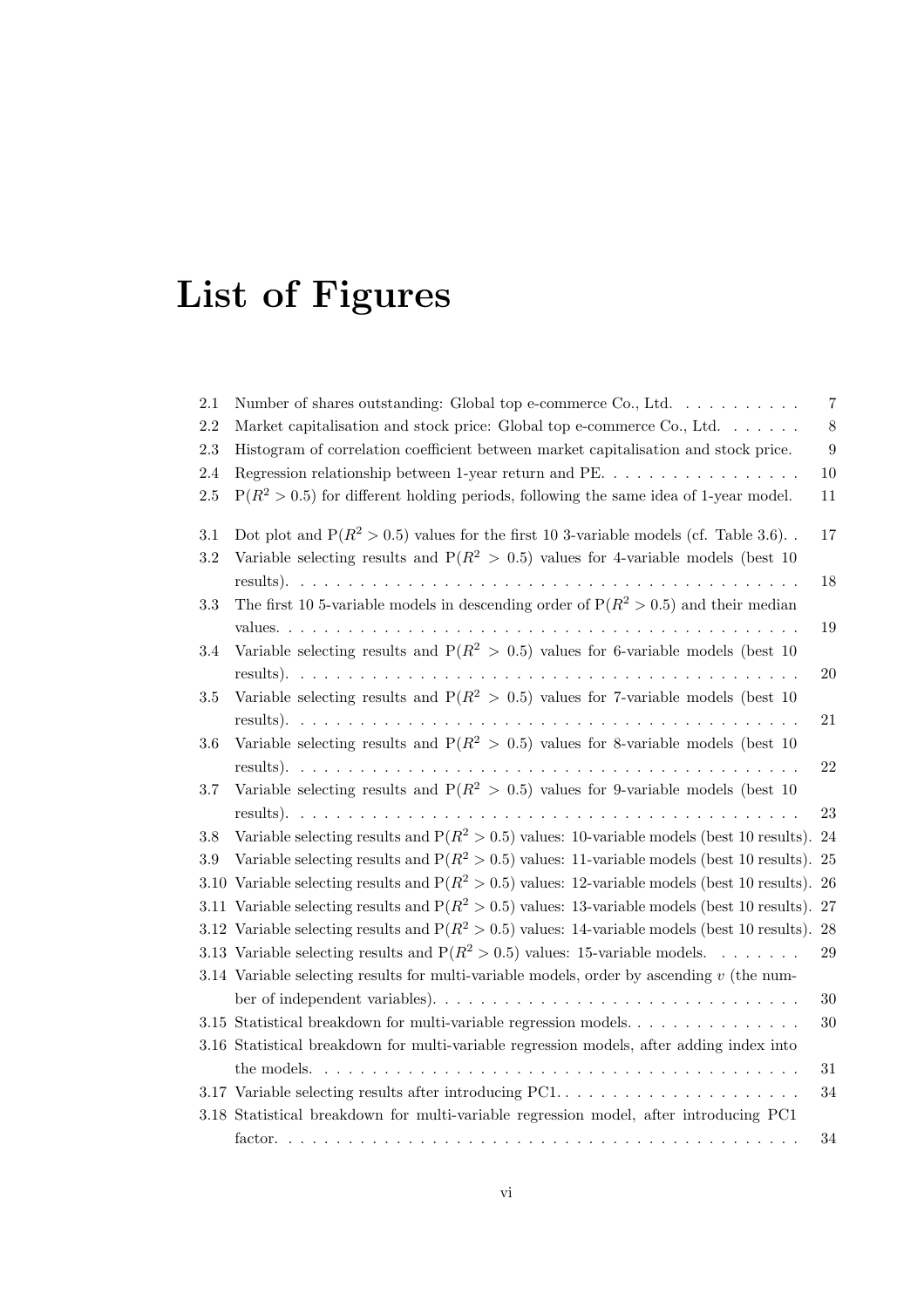# List of Figures

| | | |
|---|---|---|
| 2.1 | Number of shares outstanding: Global top e-commerce Co., Ltd. | 7 |
| 2.2 | Market capitalisation and stock price: Global top e-commerce Co., Ltd. | 8 |
| 2.3 | Histogram of correlation coefficient between market capitalisation and stock price. | 9 |
| 2.4 | Regression relationship between 1-year return and PE. | 10 |
| 2.5 | $P(R^2 > 0.5)$ for different holding periods, following the same idea of 1-year model. | 11 |
| 3.1 | Dot plot and $P(R^2 > 0.5)$ values for the first 10 3-variable models (cf. Table 3.6). | 17 |
| 3.2 | Variable selecting results and $P(R^2 > 0.5)$ values for 4-variable models (best 10 results). | 18 |
| 3.3 | The first 10 5-variable models in descending order of $P(R^2 > 0.5)$ and their median values. | 19 |
| 3.4 | Variable selecting results and $P(R^2 > 0.5)$ values for 6-variable models (best 10 results). | 20 |
| 3.5 | Variable selecting results and $P(R^2 > 0.5)$ values for 7-variable models (best 10 results). | 21 |
| 3.6 | Variable selecting results and $P(R^2 > 0.5)$ values for 8-variable models (best 10 results). | 22 |
| 3.7 | Variable selecting results and $P(R^2 > 0.5)$ values for 9-variable models (best 10 results). | 23 |
| 3.8 | Variable selecting results and $P(R^2 > 0.5)$ values: 10-variable models (best 10 results). | 24 |
| 3.9 | Variable selecting results and $P(R^2 > 0.5)$ values: 11-variable models (best 10 results). | 25 |
| 3.10 | Variable selecting results and $P(R^2 > 0.5)$ values: 12-variable models (best 10 results). | 26 |
| 3.11 | Variable selecting results and $P(R^2 > 0.5)$ values: 13-variable models (best 10 results). | 27 |
| 3.12 | Variable selecting results and $P(R^2 > 0.5)$ values: 14-variable models (best 10 results). | 28 |
| 3.13 | Variable selecting results and $P(R^2 > 0.5)$ values: 15-variable models. | 29 |
| 3.14 | Variable selecting results for multi-variable models, order by ascending $v$ (the number of independent variables). | 30 |
| 3.15 | Statistical breakdown for multi-variable regression models. | 30 |
| 3.16 | Statistical breakdown for multi-variable regression models, after adding index into the models. | 31 |
| 3.17 | Variable selecting results after introducing PC1. | 34 |
| 3.18 | Statistical breakdown for multi-variable regression model, after introducing PC1 factor. | 34 |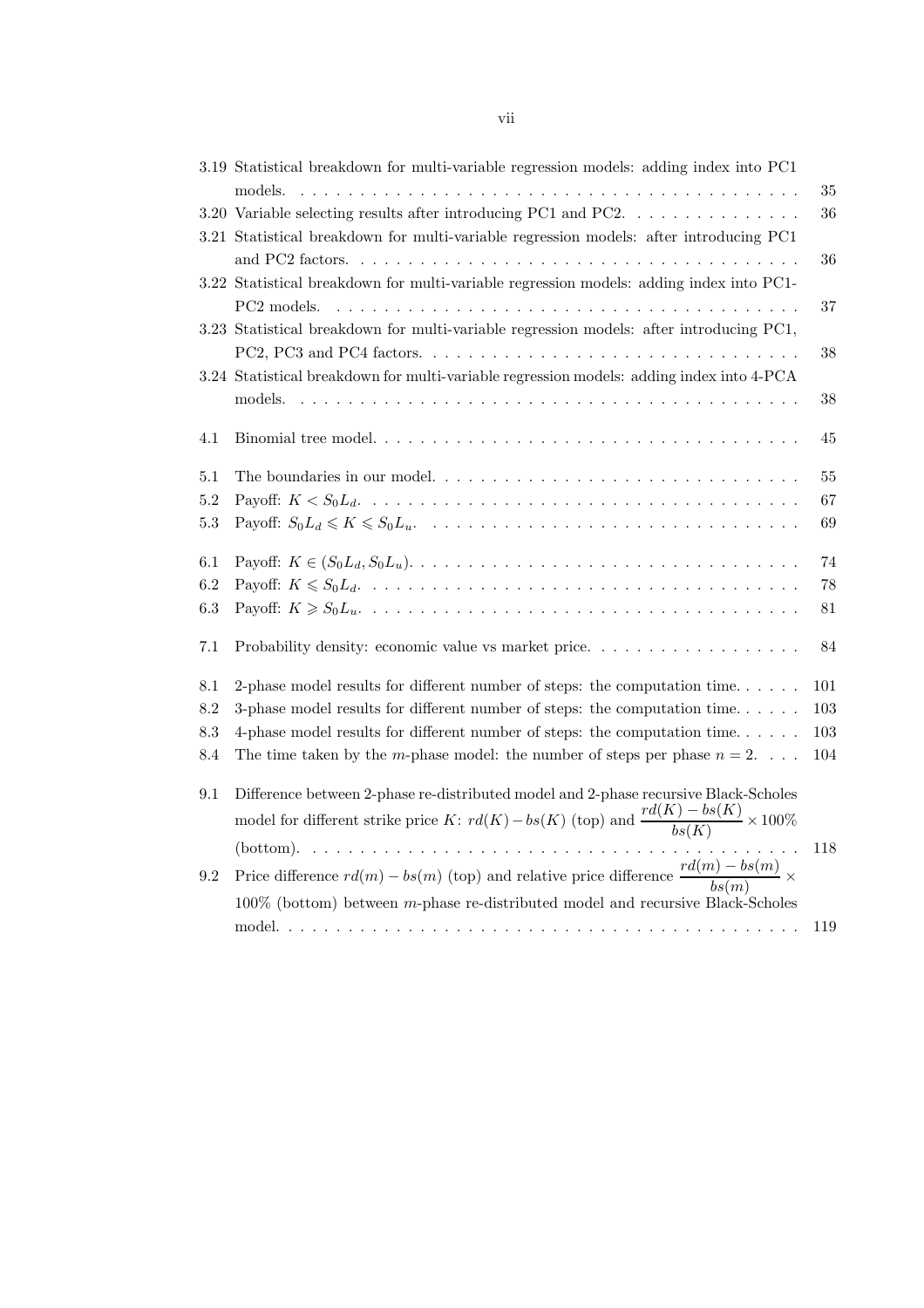3.19 Statistical breakdown for multi-variable regression models: adding index into PC1 models. . . . . . 35

3.20 Variable selecting results after introducing PC1 and PC2. . . . . . 36

3.21 Statistical breakdown for multi-variable regression models: after introducing PC1 and PC2 factors. . . . . . 36

3.22 Statistical breakdown for multi-variable regression models: adding index into PC1-PC2 models. . . . . . 37

3.23 Statistical breakdown for multi-variable regression models: after introducing PC1, PC2, PC3 and PC4 factors. . . . . . 38

3.24 Statistical breakdown for multi-variable regression models: adding index into 4-PCA models. . . . . . 38

4.1 Binomial tree model. . . . . . 45

5.1 The boundaries in our model. . . . . . 55

5.2 Payoff: $K < S_0L_d$. . . . . . 67

5.3 Payoff: $S_0L_d \leqslant K \leqslant S_0L_u$. . . . . . 69

6.1 Payoff: $K \in (S_0L_d, S_0L_u)$. . . . . . 74

6.2 Payoff: $K \leqslant S_0L_d$. . . . . . 78

6.3 Payoff: $K \geqslant S_0L_u$. . . . . . 81

7.1 Probability density: economic value vs market price. . . . . . 84

8.1 2-phase model results for different number of steps: the computation time. . . . . . 101

8.2 3-phase model results for different number of steps: the computation time. . . . . . 103

8.3 4-phase model results for different number of steps: the computation time. . . . . . 103

8.4 The time taken by the $m$-phase model: the number of steps per phase $n = 2$. . . . 104

9.1 Difference between 2-phase re-distributed model and 2-phase recursive Black-Scholes model for different strike price $K$: $rd(K) - bs(K)$ (top) and $\dfrac{rd(K) - bs(K)}{bs(K)} \times 100\%$ (bottom). . . . . . 118

9.2 Price difference $rd(m) - bs(m)$ (top) and relative price difference $\dfrac{rd(m) - bs(m)}{bs(m)} \times 100\%$ (bottom) between $m$-phase re-distributed model and recursive Black-Scholes model. . . . . . 119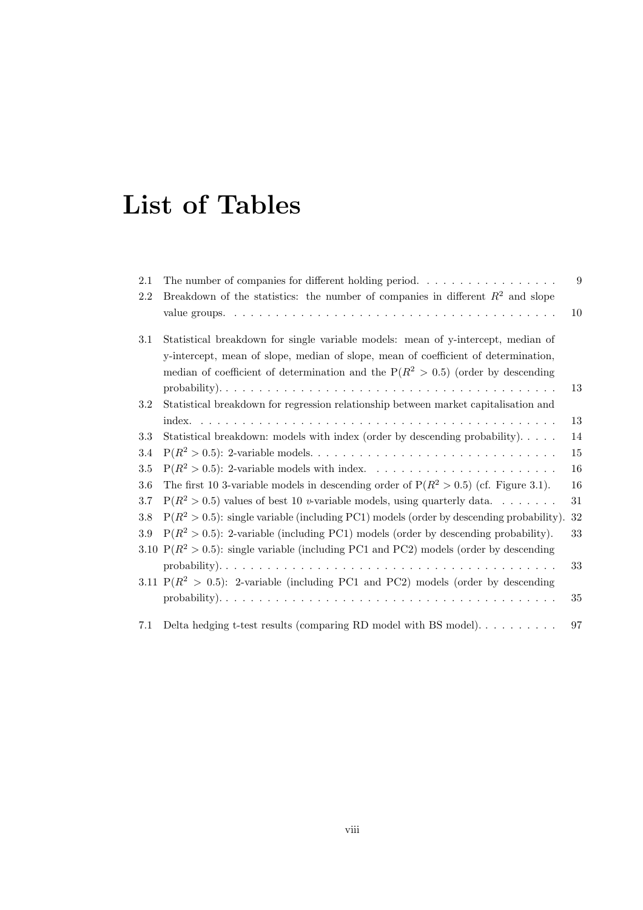# List of Tables

2.1 The number of companies for different holding period. . . . . . . . . . . . . . . . . 9

2.2 Breakdown of the statistics: the number of companies in different $R^2$ and slope value groups. . . . . . . . . . . . . . . . . . . . . . . . . . . . . . . . . . . . . . . 10

3.1 Statistical breakdown for single variable models: mean of y-intercept, median of y-intercept, mean of slope, median of slope, mean of coefficient of determination, median of coefficient of determination and the $\mathrm{P}(R^2 > 0.5)$ (order by descending probability). . . . . . . . . . . . . . . . . . . . . . . . . . . . . . . . . . . . . . . 13

3.2 Statistical breakdown for regression relationship between market capitalisation and index. . . . . . . . . . . . . . . . . . . . . . . . . . . . . . . . . . . . . . . . . . 13

3.3 Statistical breakdown: models with index (order by descending probability). . . . . 14

3.4 $\mathrm{P}(R^2 > 0.5)$: 2-variable models. . . . . . . . . . . . . . . . . . . . . . . . . . . . 15

3.5 $\mathrm{P}(R^2 > 0.5)$: 2-variable models with index. . . . . . . . . . . . . . . . . . . . . . 16

3.6 The first 10 3-variable models in descending order of $\mathrm{P}(R^2 > 0.5)$ (cf. Figure 3.1). 16

3.7 $\mathrm{P}(R^2 > 0.5)$ values of best 10 $v$-variable models, using quarterly data. . . . . . . . 31

3.8 $\mathrm{P}(R^2 > 0.5)$: single variable (including PC1) models (order by descending probability). 32

3.9 $\mathrm{P}(R^2 > 0.5)$: 2-variable (including PC1) models (order by descending probability). 33

3.10 $\mathrm{P}(R^2 > 0.5)$: single variable (including PC1 and PC2) models (order by descending probability). . . . . . . . . . . . . . . . . . . . . . . . . . . . . . . . . . . . . . . . 33

3.11 $\mathrm{P}(R^2 > 0.5)$: 2-variable (including PC1 and PC2) models (order by descending probability). . . . . . . . . . . . . . . . . . . . . . . . . . . . . . . . . . . . . . . . 35

7.1 Delta hedging t-test results (comparing RD model with BS model). . . . . . . . . . 97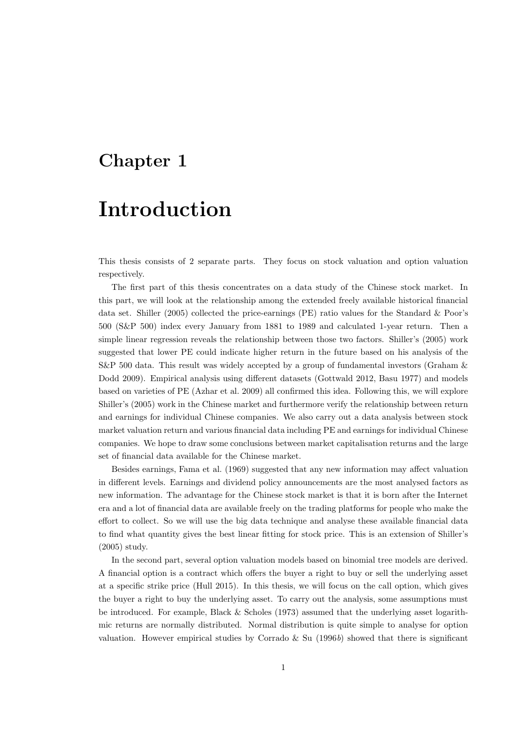# Chapter 1

# Introduction

This thesis consists of 2 separate parts. They focus on stock valuation and option valuation respectively.

The first part of this thesis concentrates on a data study of the Chinese stock market. In this part, we will look at the relationship among the extended freely available historical financial data set. Shiller (2005) collected the price-earnings (PE) ratio values for the Standard & Poor's 500 (S&P 500) index every January from 1881 to 1989 and calculated 1-year return. Then a simple linear regression reveals the relationship between those two factors. Shiller's (2005) work suggested that lower PE could indicate higher return in the future based on his analysis of the S&P 500 data. This result was widely accepted by a group of fundamental investors (Graham & Dodd 2009). Empirical analysis using different datasets (Gottwald 2012, Basu 1977) and models based on varieties of PE (Azhar et al. 2009) all confirmed this idea. Following this, we will explore Shiller's (2005) work in the Chinese market and furthermore verify the relationship between return and earnings for individual Chinese companies. We also carry out a data analysis between stock market valuation return and various financial data including PE and earnings for individual Chinese companies. We hope to draw some conclusions between market capitalisation returns and the large set of financial data available for the Chinese market.

Besides earnings, Fama et al. (1969) suggested that any new information may affect valuation in different levels. Earnings and dividend policy announcements are the most analysed factors as new information. The advantage for the Chinese stock market is that it is born after the Internet era and a lot of financial data are available freely on the trading platforms for people who make the effort to collect. So we will use the big data technique and analyse these available financial data to find what quantity gives the best linear fitting for stock price. This is an extension of Shiller's (2005) study.

In the second part, several option valuation models based on binomial tree models are derived. A financial option is a contract which offers the buyer a right to buy or sell the underlying asset at a specific strike price (Hull 2015). In this thesis, we will focus on the call option, which gives the buyer a right to buy the underlying asset. To carry out the analysis, some assumptions must be introduced. For example, Black & Scholes (1973) assumed that the underlying asset logarithmic returns are normally distributed. Normal distribution is quite simple to analyse for option valuation. However empirical studies by Corrado & Su (1996*b*) showed that there is significant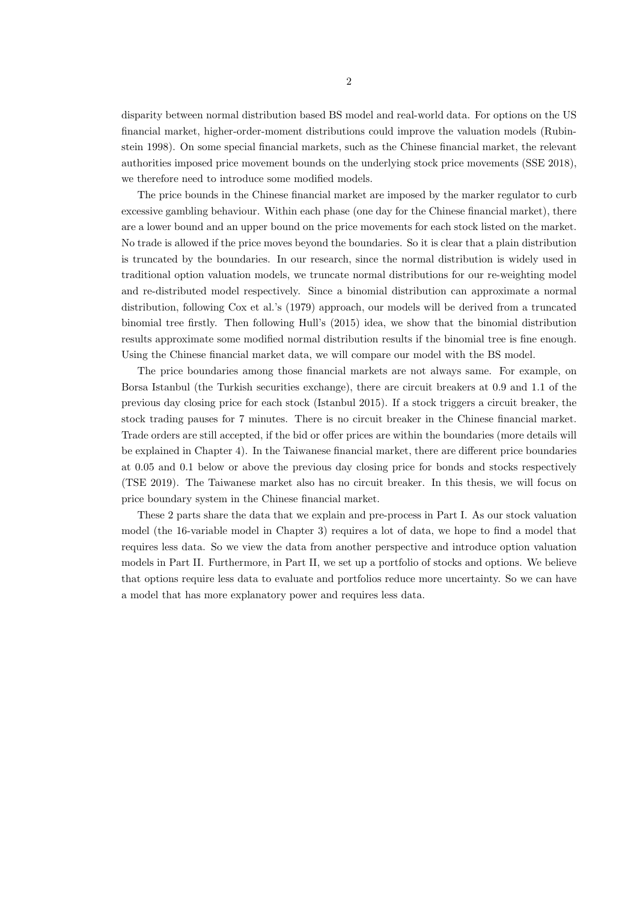disparity between normal distribution based BS model and real-world data. For options on the US financial market, higher-order-moment distributions could improve the valuation models (Rubinstein 1998). On some special financial markets, such as the Chinese financial market, the relevant authorities imposed price movement bounds on the underlying stock price movements (SSE 2018), we therefore need to introduce some modified models.

The price bounds in the Chinese financial market are imposed by the marker regulator to curb excessive gambling behaviour. Within each phase (one day for the Chinese financial market), there are a lower bound and an upper bound on the price movements for each stock listed on the market. No trade is allowed if the price moves beyond the boundaries. So it is clear that a plain distribution is truncated by the boundaries. In our research, since the normal distribution is widely used in traditional option valuation models, we truncate normal distributions for our re-weighting model and re-distributed model respectively. Since a binomial distribution can approximate a normal distribution, following Cox et al.'s (1979) approach, our models will be derived from a truncated binomial tree firstly. Then following Hull's (2015) idea, we show that the binomial distribution results approximate some modified normal distribution results if the binomial tree is fine enough. Using the Chinese financial market data, we will compare our model with the BS model.

The price boundaries among those financial markets are not always same. For example, on Borsa Istanbul (the Turkish securities exchange), there are circuit breakers at 0.9 and 1.1 of the previous day closing price for each stock (Istanbul 2015). If a stock triggers a circuit breaker, the stock trading pauses for 7 minutes. There is no circuit breaker in the Chinese financial market. Trade orders are still accepted, if the bid or offer prices are within the boundaries (more details will be explained in Chapter 4). In the Taiwanese financial market, there are different price boundaries at 0.05 and 0.1 below or above the previous day closing price for bonds and stocks respectively (TSE 2019). The Taiwanese market also has no circuit breaker. In this thesis, we will focus on price boundary system in the Chinese financial market.

These 2 parts share the data that we explain and pre-process in Part I. As our stock valuation model (the 16-variable model in Chapter 3) requires a lot of data, we hope to find a model that requires less data. So we view the data from another perspective and introduce option valuation models in Part II. Furthermore, in Part II, we set up a portfolio of stocks and options. We believe that options require less data to evaluate and portfolios reduce more uncertainty. So we can have a model that has more explanatory power and requires less data.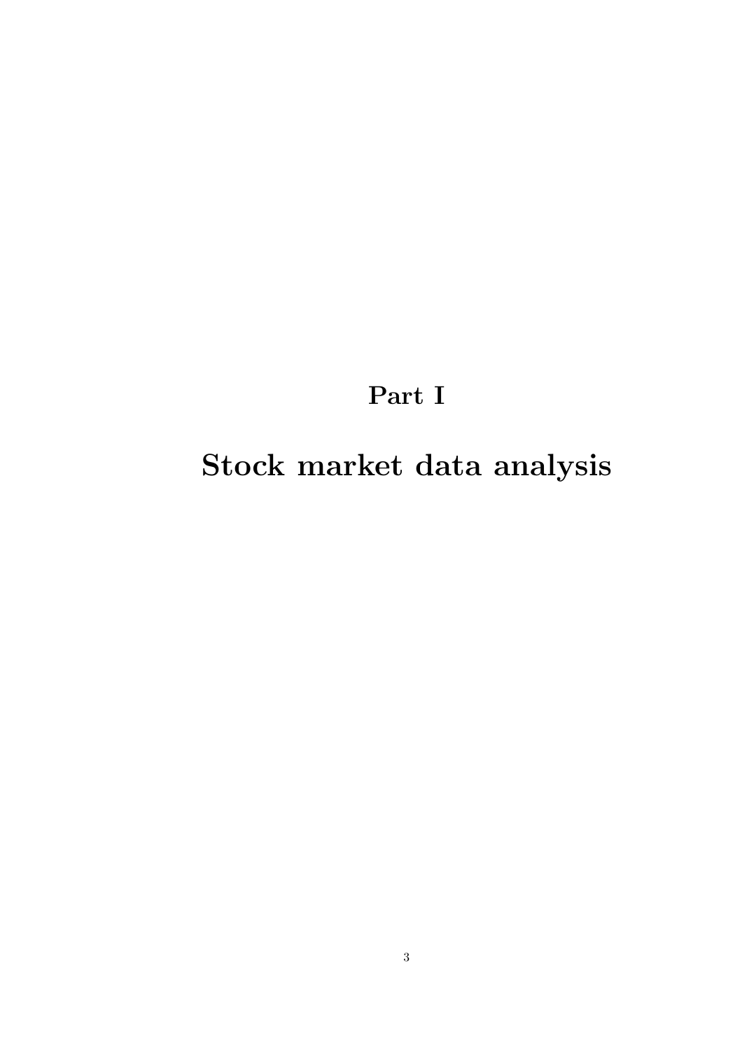# Part I

# Stock market data analysis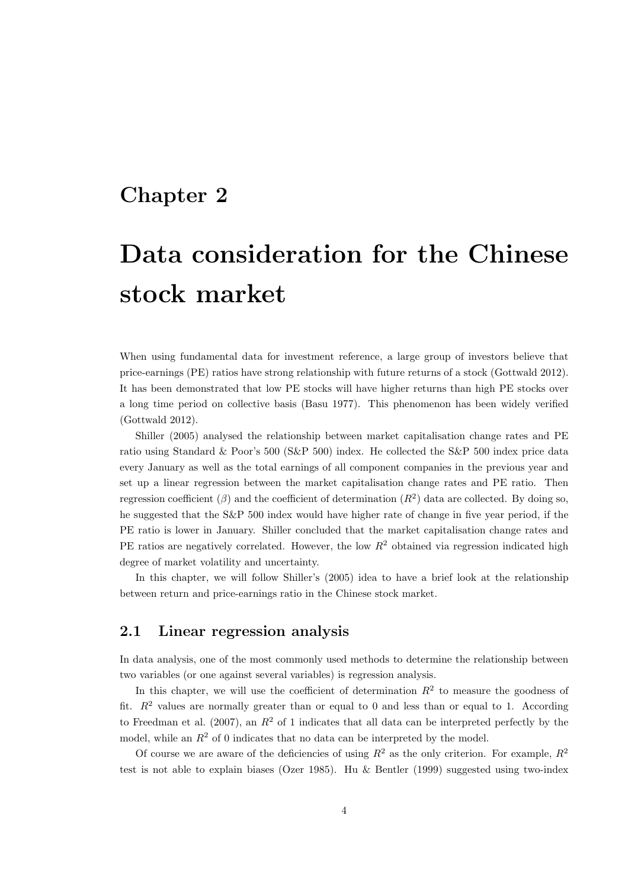# Chapter 2

# Data consideration for the Chinese stock market

When using fundamental data for investment reference, a large group of investors believe that price-earnings (PE) ratios have strong relationship with future returns of a stock (Gottwald 2012). It has been demonstrated that low PE stocks will have higher returns than high PE stocks over a long time period on collective basis (Basu 1977). This phenomenon has been widely verified (Gottwald 2012).

Shiller (2005) analysed the relationship between market capitalisation change rates and PE ratio using Standard & Poor's 500 (S&P 500) index. He collected the S&P 500 index price data every January as well as the total earnings of all component companies in the previous year and set up a linear regression between the market capitalisation change rates and PE ratio. Then regression coefficient ($\beta$) and the coefficient of determination ($R^2$) data are collected. By doing so, he suggested that the S&P 500 index would have higher rate of change in five year period, if the PE ratio is lower in January. Shiller concluded that the market capitalisation change rates and PE ratios are negatively correlated. However, the low $R^2$ obtained via regression indicated high degree of market volatility and uncertainty.

In this chapter, we will follow Shiller's (2005) idea to have a brief look at the relationship between return and price-earnings ratio in the Chinese stock market.

## 2.1 Linear regression analysis

In data analysis, one of the most commonly used methods to determine the relationship between two variables (or one against several variables) is regression analysis.

In this chapter, we will use the coefficient of determination $R^2$ to measure the goodness of fit. $R^2$ values are normally greater than or equal to 0 and less than or equal to 1. According to Freedman et al. (2007), an $R^2$ of 1 indicates that all data can be interpreted perfectly by the model, while an $R^2$ of 0 indicates that no data can be interpreted by the model.

Of course we are aware of the deficiencies of using $R^2$ as the only criterion. For example, $R^2$ test is not able to explain biases (Ozer 1985). Hu & Bentler (1999) suggested using two-index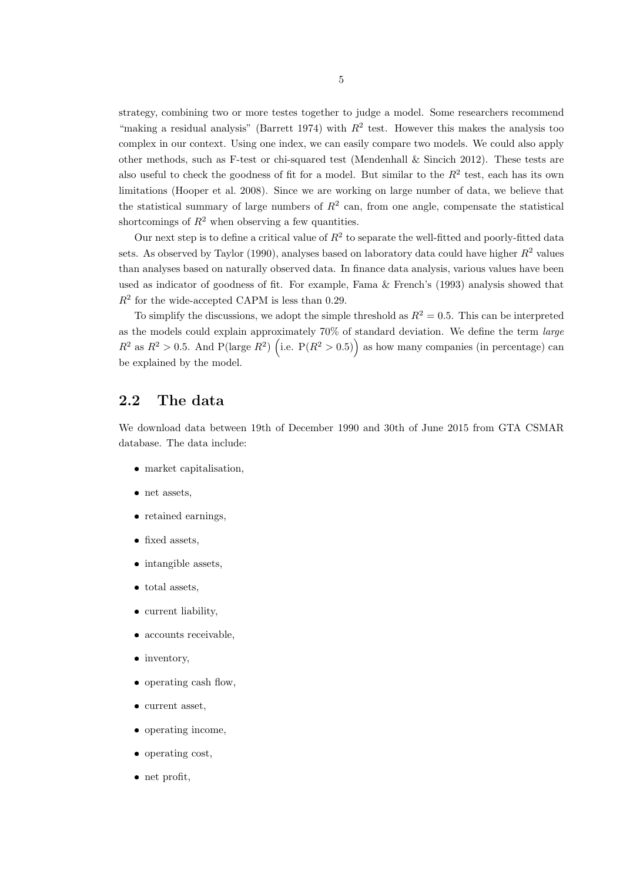strategy, combining two or more testes together to judge a model. Some researchers recommend "making a residual analysis" (Barrett 1974) with $R^2$ test. However this makes the analysis too complex in our context. Using one index, we can easily compare two models. We could also apply other methods, such as F-test or chi-squared test (Mendenhall & Sincich 2012). These tests are also useful to check the goodness of fit for a model. But similar to the $R^2$ test, each has its own limitations (Hooper et al. 2008). Since we are working on large number of data, we believe that the statistical summary of large numbers of $R^2$ can, from one angle, compensate the statistical shortcomings of $R^2$ when observing a few quantities.

Our next step is to define a critical value of $R^2$ to separate the well-fitted and poorly-fitted data sets. As observed by Taylor (1990), analyses based on laboratory data could have higher $R^2$ values than analyses based on naturally observed data. In finance data analysis, various values have been used as indicator of goodness of fit. For example, Fama & French's (1993) analysis showed that $R^2$ for the wide-accepted CAPM is less than 0.29.

To simplify the discussions, we adopt the simple threshold as $R^2 = 0.5$. This can be interpreted as the models could explain approximately 70% of standard deviation. We define the term *large* $R^2$ as $R^2 > 0.5$. And P(large $R^2$) $\Big($i.e. $\mathrm{P}(R^2 > 0.5)\Big)$ as how many companies (in percentage) can be explained by the model.

## 2.2 The data

We download data between 19th of December 1990 and 30th of June 2015 from GTA CSMAR database. The data include:

- market capitalisation,
- net assets,
- retained earnings,
- fixed assets,
- intangible assets,
- total assets,
- current liability,
- accounts receivable,
- inventory,
- operating cash flow,
- current asset,
- operating income,
- operating cost,
- net profit,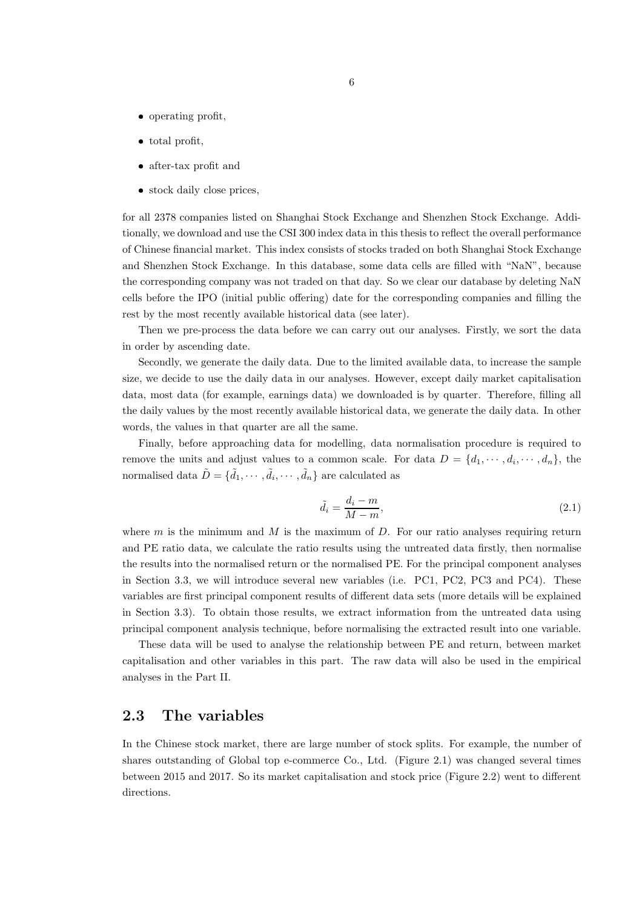- operating profit,
- total profit,
- after-tax profit and
- stock daily close prices,

for all 2378 companies listed on Shanghai Stock Exchange and Shenzhen Stock Exchange. Additionally, we download and use the CSI 300 index data in this thesis to reflect the overall performance of Chinese financial market. This index consists of stocks traded on both Shanghai Stock Exchange and Shenzhen Stock Exchange. In this database, some data cells are filled with "NaN", because the corresponding company was not traded on that day. So we clear our database by deleting NaN cells before the IPO (initial public offering) date for the corresponding companies and filling the rest by the most recently available historical data (see later).

Then we pre-process the data before we can carry out our analyses. Firstly, we sort the data in order by ascending date.

Secondly, we generate the daily data. Due to the limited available data, to increase the sample size, we decide to use the daily data in our analyses. However, except daily market capitalisation data, most data (for example, earnings data) we downloaded is by quarter. Therefore, filling all the daily values by the most recently available historical data, we generate the daily data. In other words, the values in that quarter are all the same.

Finally, before approaching data for modelling, data normalisation procedure is required to remove the units and adjust values to a common scale. For data $D = \{d_1, \cdots, d_i, \cdots, d_n\}$, the normalised data $\tilde{D} = \{\tilde{d}_1, \cdots, \tilde{d}_i, \cdots, \tilde{d}_n\}$ are calculated as

$$\tilde{d}_i = \frac{d_i - m}{M - m}, \tag{2.1}$$

where $m$ is the minimum and $M$ is the maximum of $D$. For our ratio analyses requiring return and PE ratio data, we calculate the ratio results using the untreated data firstly, then normalise the results into the normalised return or the normalised PE. For the principal component analyses in Section 3.3, we will introduce several new variables (i.e. PC1, PC2, PC3 and PC4). These variables are first principal component results of different data sets (more details will be explained in Section 3.3). To obtain those results, we extract information from the untreated data using principal component analysis technique, before normalising the extracted result into one variable.

These data will be used to analyse the relationship between PE and return, between market capitalisation and other variables in this part. The raw data will also be used in the empirical analyses in the Part II.

## 2.3 The variables

In the Chinese stock market, there are large number of stock splits. For example, the number of shares outstanding of Global top e-commerce Co., Ltd. (Figure 2.1) was changed several times between 2015 and 2017. So its market capitalisation and stock price (Figure 2.2) went to different directions.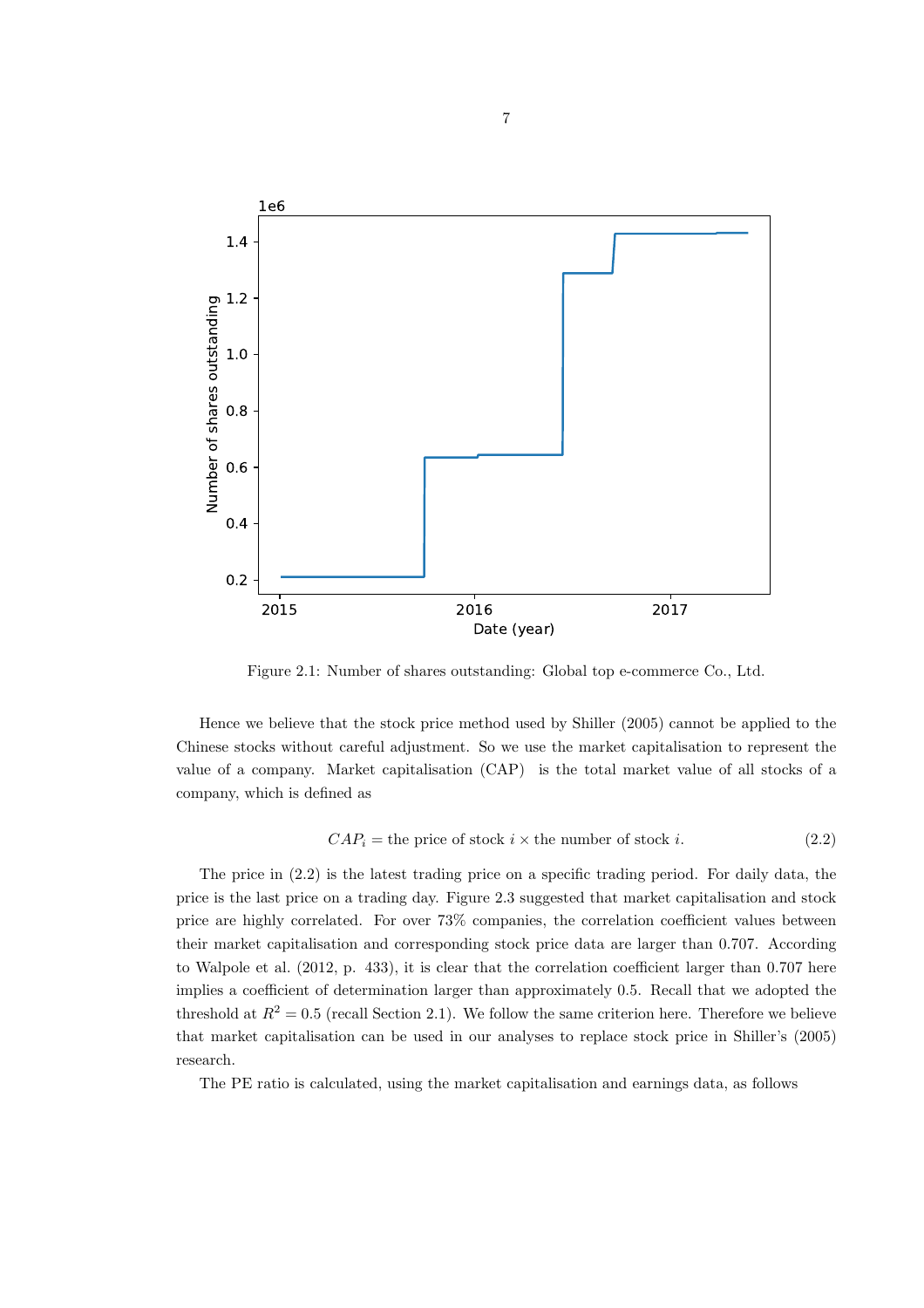Figure 2.1: Number of shares outstanding: Global top e-commerce Co., Ltd.

Hence we believe that the stock price method used by Shiller (2005) cannot be applied to the Chinese stocks without careful adjustment. So we use the market capitalisation to represent the value of a company. Market capitalisation (CAP) is the total market value of all stocks of a company, which is defined as

$$CAP_i = \text{the price of stock } i \times \text{the number of stock } i. \tag{2.2}$$

The price in (2.2) is the latest trading price on a specific trading period. For daily data, the price is the last price on a trading day. Figure 2.3 suggested that market capitalisation and stock price are highly correlated. For over 73% companies, the correlation coefficient values between their market capitalisation and corresponding stock price data are larger than 0.707. According to Walpole et al. (2012, p. 433), it is clear that the correlation coefficient larger than 0.707 here implies a coefficient of determination larger than approximately 0.5. Recall that we adopted the threshold at $R^2 = 0.5$ (recall Section 2.1). We follow the same criterion here. Therefore we believe that market capitalisation can be used in our analyses to replace stock price in Shiller's (2005) research.

The PE ratio is calculated, using the market capitalisation and earnings data, as follows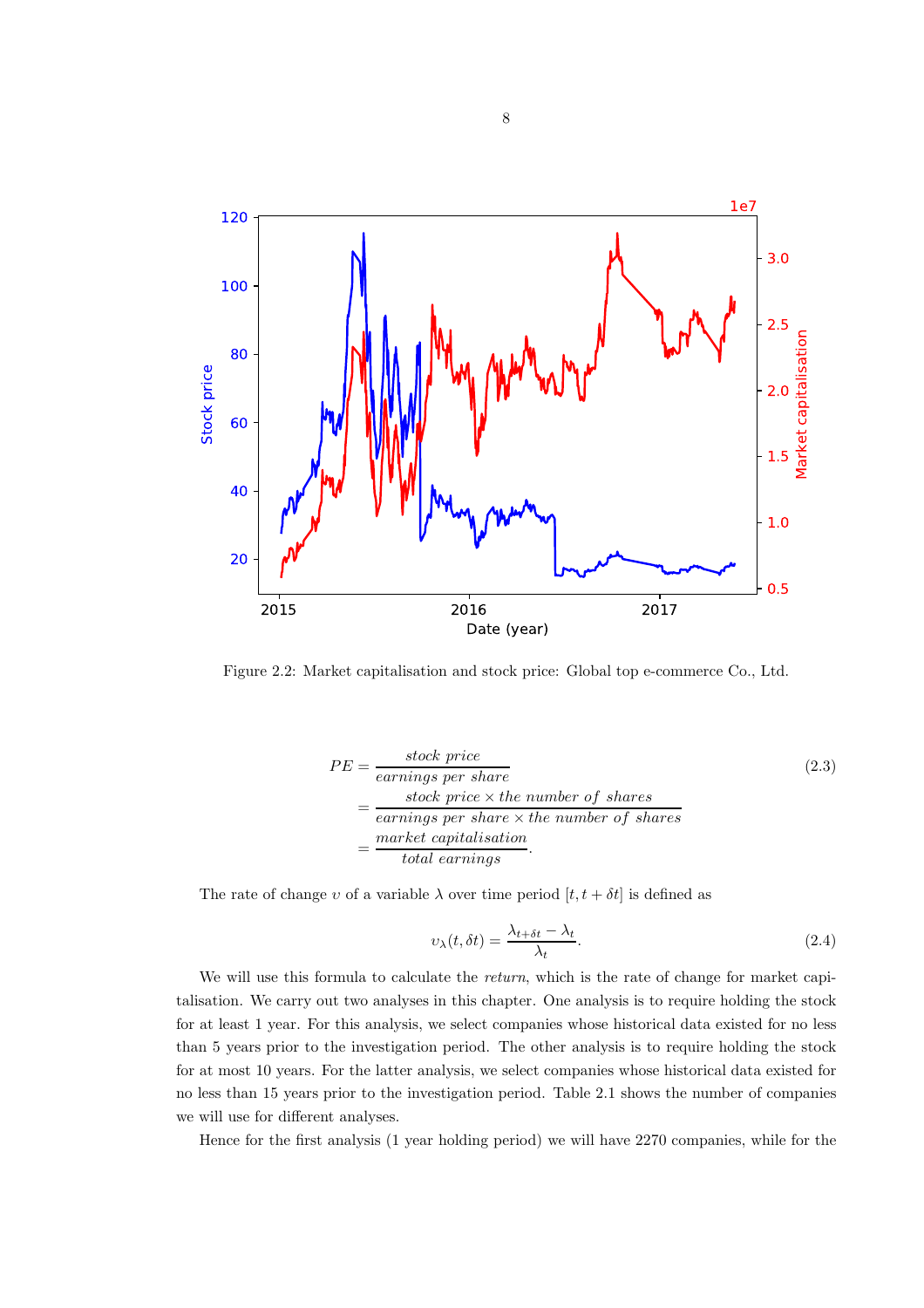Figure 2.2: Market capitalisation and stock price: Global top e-commerce Co., Ltd.

$$
\begin{aligned}
PE &= \frac{stock\ price}{earnings\ per\ share} \\
&= \frac{stock\ price \times the\ number\ of\ shares}{earnings\ per\ share \times the\ number\ of\ shares} \\
&= \frac{market\ capitalisation}{total\ earnings}.
\end{aligned}
\tag{2.3}
$$

The rate of change $\upsilon$ of a variable $\lambda$ over time period $[t, t + \delta t]$ is defined as

$$
\upsilon_\lambda(t, \delta t) = \frac{\lambda_{t+\delta t} - \lambda_t}{\lambda_t}. \tag{2.4}
$$

We will use this formula to calculate the *return*, which is the rate of change for market capitalisation. We carry out two analyses in this chapter. One analysis is to require holding the stock for at least 1 year. For this analysis, we select companies whose historical data existed for no less than 5 years prior to the investigation period. The other analysis is to require holding the stock for at most 10 years. For the latter analysis, we select companies whose historical data existed for no less than 15 years prior to the investigation period. Table 2.1 shows the number of companies we will use for different analyses.

Hence for the first analysis (1 year holding period) we will have 2270 companies, while for the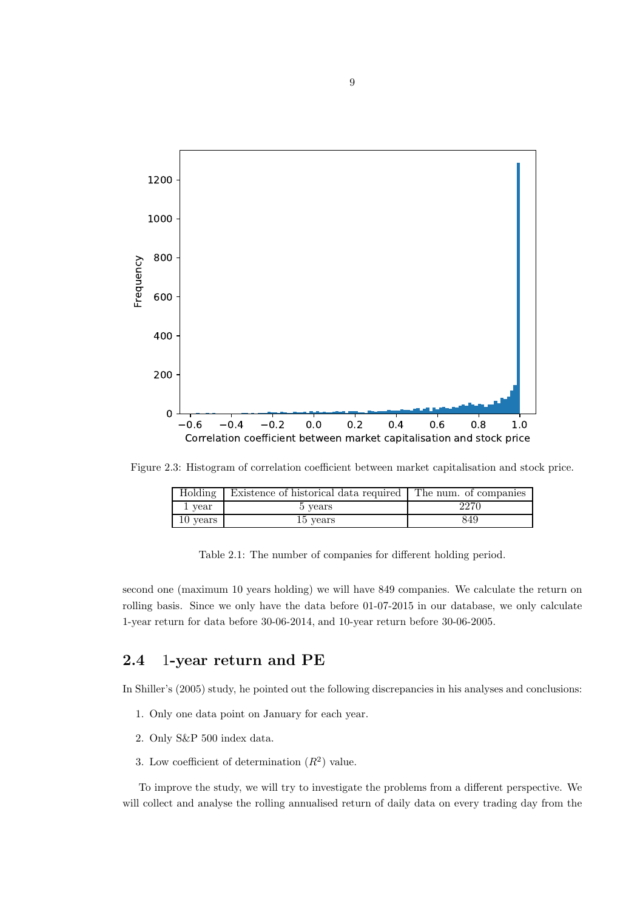Figure 2.3: Histogram of correlation coefficient between market capitalisation and stock price.

| Holding | Existence of historical data required | The num. of companies |
|---|---|---|
| 1 year | 5 years | 2270 |
| 10 years | 15 years | 849 |

Table 2.1: The number of companies for different holding period.

second one (maximum 10 years holding) we will have 849 companies. We calculate the return on rolling basis. Since we only have the data before 01-07-2015 in our database, we only calculate 1-year return for data before 30-06-2014, and 10-year return before 30-06-2005.

## 2.4 1-year return and PE

In Shiller's (2005) study, he pointed out the following discrepancies in his analyses and conclusions:

1. Only one data point on January for each year.
2. Only S&P 500 index data.
3. Low coefficient of determination ($R^2$) value.

To improve the study, we will try to investigate the problems from a different perspective. We will collect and analyse the rolling annualised return of daily data on every trading day from the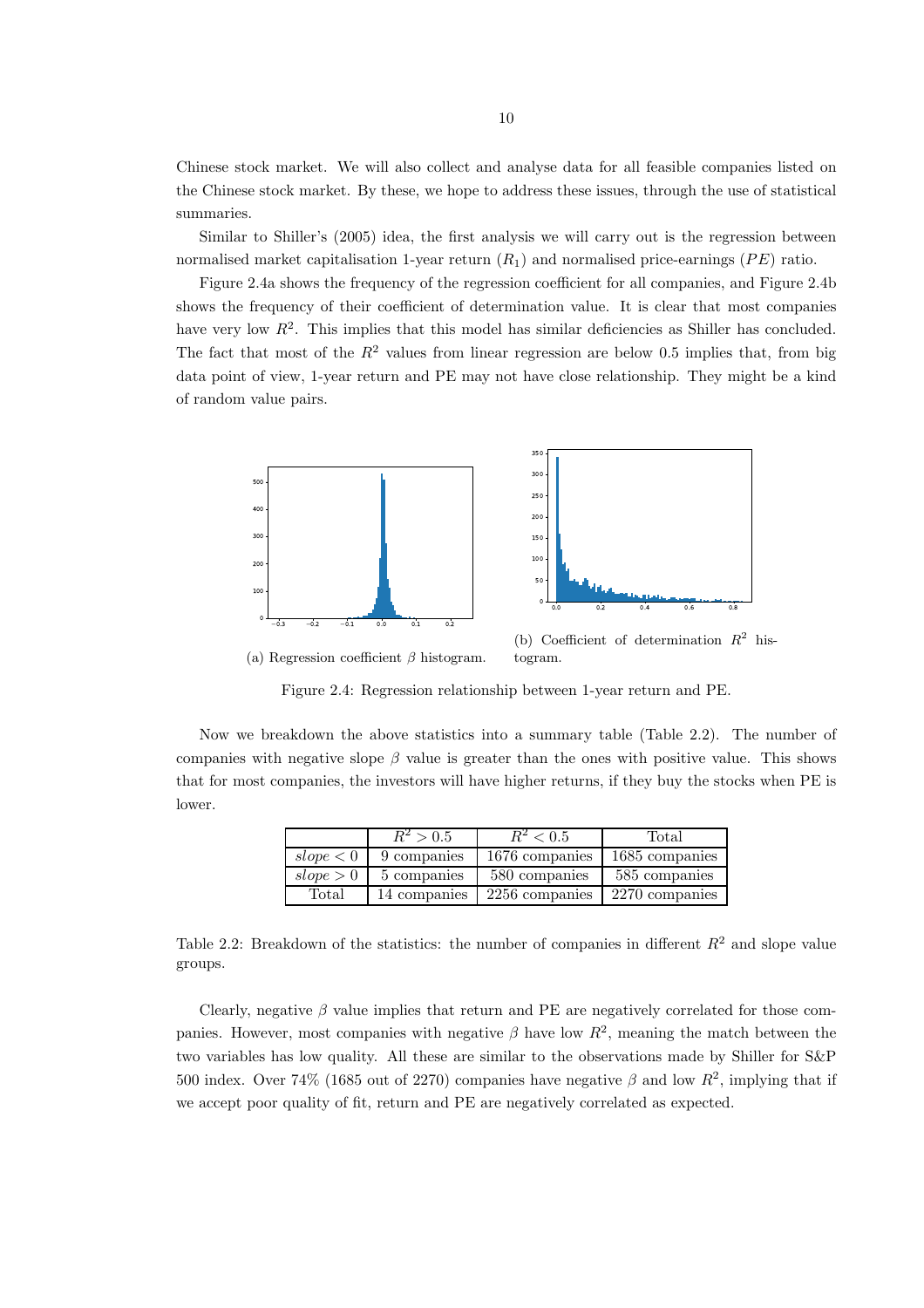Chinese stock market. We will also collect and analyse data for all feasible companies listed on the Chinese stock market. By these, we hope to address these issues, through the use of statistical summaries.

Similar to Shiller's (2005) idea, the first analysis we will carry out is the regression between normalised market capitalisation 1-year return ($R_1$) and normalised price-earnings ($PE$) ratio.

Figure 2.4a shows the frequency of the regression coefficient for all companies, and Figure 2.4b shows the frequency of their coefficient of determination value. It is clear that most companies have very low $R^2$. This implies that this model has similar deficiencies as Shiller has concluded. The fact that most of the $R^2$ values from linear regression are below 0.5 implies that, from big data point of view, 1-year return and PE may not have close relationship. They might be a kind of random value pairs.

(a) Regression coefficient $\beta$ histogram.

(b) Coefficient of determination $R^2$ histogram.

Figure 2.4: Regression relationship between 1-year return and PE.

Now we breakdown the above statistics into a summary table (Table 2.2). The number of companies with negative slope $\beta$ value is greater than the ones with positive value. This shows that for most companies, the investors will have higher returns, if they buy the stocks when PE is lower.

| | $R^2 > 0.5$ | $R^2 < 0.5$ | Total |
|---|---|---|---|
| $slope < 0$ | 9 companies | 1676 companies | 1685 companies |
| $slope > 0$ | 5 companies | 580 companies | 585 companies |
| Total | 14 companies | 2256 companies | 2270 companies |

Table 2.2: Breakdown of the statistics: the number of companies in different $R^2$ and slope value groups.

Clearly, negative $\beta$ value implies that return and PE are negatively correlated for those companies. However, most companies with negative $\beta$ have low $R^2$, meaning the match between the two variables has low quality. All these are similar to the observations made by Shiller for S&P 500 index. Over 74% (1685 out of 2270) companies have negative $\beta$ and low $R^2$, implying that if we accept poor quality of fit, return and PE are negatively correlated as expected.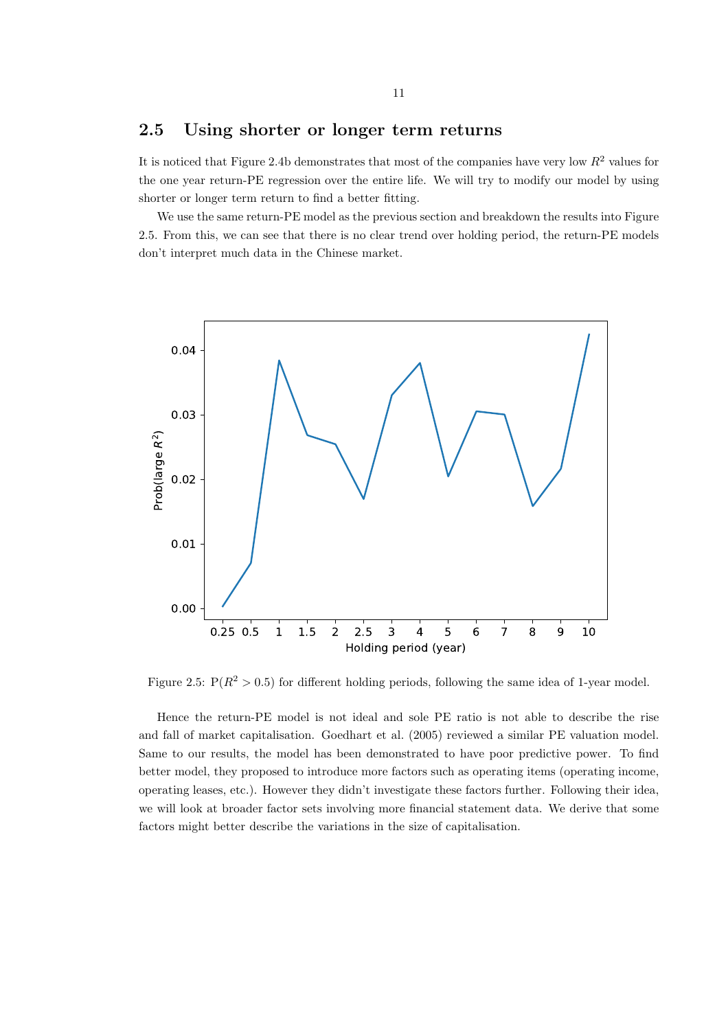## 2.5 Using shorter or longer term returns

It is noticed that Figure 2.4b demonstrates that most of the companies have very low $R^2$ values for the one year return-PE regression over the entire life. We will try to modify our model by using shorter or longer term return to find a better fitting.

We use the same return-PE model as the previous section and breakdown the results into Figure 2.5. From this, we can see that there is no clear trend over holding period, the return-PE models don't interpret much data in the Chinese market.

Figure 2.5: $\mathrm{P}(R^2 > 0.5)$ for different holding periods, following the same idea of 1-year model.

Hence the return-PE model is not ideal and sole PE ratio is not able to describe the rise and fall of market capitalisation. Goedhart et al. (2005) reviewed a similar PE valuation model. Same to our results, the model has been demonstrated to have poor predictive power. To find better model, they proposed to introduce more factors such as operating items (operating income, operating leases, etc.). However they didn't investigate these factors further. Following their idea, we will look at broader factor sets involving more financial statement data. We derive that some factors might better describe the variations in the size of capitalisation.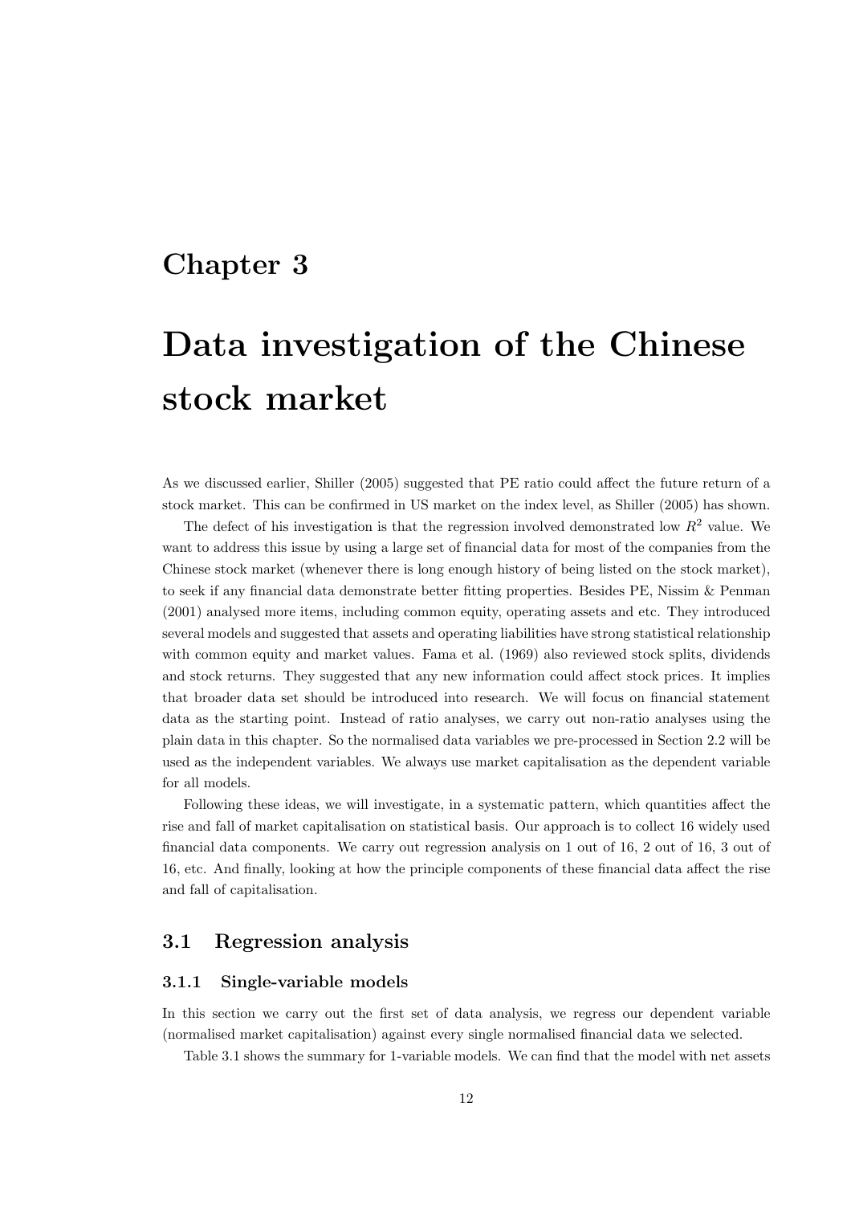# Chapter 3

# Data investigation of the Chinese stock market

As we discussed earlier, Shiller (2005) suggested that PE ratio could affect the future return of a stock market. This can be confirmed in US market on the index level, as Shiller (2005) has shown.

The defect of his investigation is that the regression involved demonstrated low $R^2$ value. We want to address this issue by using a large set of financial data for most of the companies from the Chinese stock market (whenever there is long enough history of being listed on the stock market), to seek if any financial data demonstrate better fitting properties. Besides PE, Nissim & Penman (2001) analysed more items, including common equity, operating assets and etc. They introduced several models and suggested that assets and operating liabilities have strong statistical relationship with common equity and market values. Fama et al. (1969) also reviewed stock splits, dividends and stock returns. They suggested that any new information could affect stock prices. It implies that broader data set should be introduced into research. We will focus on financial statement data as the starting point. Instead of ratio analyses, we carry out non-ratio analyses using the plain data in this chapter. So the normalised data variables we pre-processed in Section 2.2 will be used as the independent variables. We always use market capitalisation as the dependent variable for all models.

Following these ideas, we will investigate, in a systematic pattern, which quantities affect the rise and fall of market capitalisation on statistical basis. Our approach is to collect 16 widely used financial data components. We carry out regression analysis on 1 out of 16, 2 out of 16, 3 out of 16, etc. And finally, looking at how the principle components of these financial data affect the rise and fall of capitalisation.

## 3.1 Regression analysis

### 3.1.1 Single-variable models

In this section we carry out the first set of data analysis, we regress our dependent variable (normalised market capitalisation) against every single normalised financial data we selected.

Table 3.1 shows the summary for 1-variable models. We can find that the model with net assets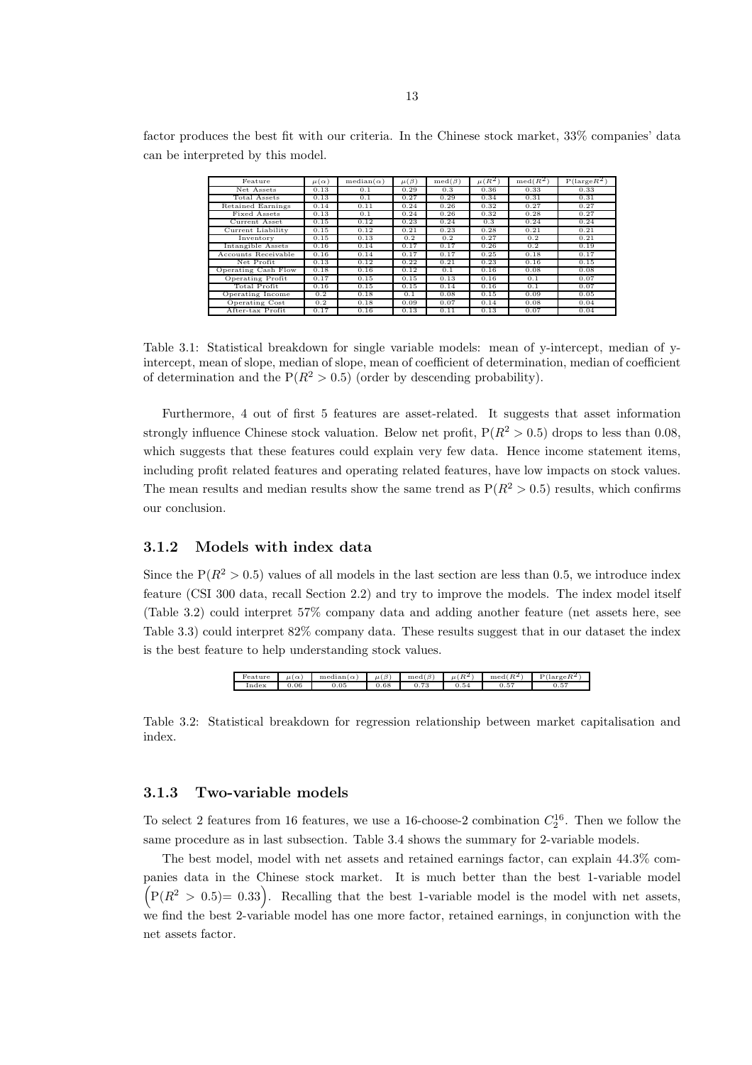factor produces the best fit with our criteria. In the Chinese stock market, 33% companies' data can be interpreted by this model.

| Feature | $\mu(\alpha)$ | median($\alpha$) | $\mu(\beta)$ | med($\beta$) | $\mu(R^2)$ | med($R^2$) | P(large$R^2$) |
|---|---|---|---|---|---|---|---|
| Net Assets | 0.13 | 0.1 | 0.29 | 0.3 | 0.36 | 0.33 | 0.33 |
| Total Assets | 0.13 | 0.1 | 0.27 | 0.29 | 0.34 | 0.31 | 0.31 |
| Retained Earnings | 0.14 | 0.11 | 0.24 | 0.26 | 0.32 | 0.27 | 0.27 |
| Fixed Assets | 0.13 | 0.1 | 0.24 | 0.26 | 0.32 | 0.28 | 0.27 |
| Current Asset | 0.15 | 0.12 | 0.23 | 0.24 | 0.3 | 0.24 | 0.24 |
| Current Liability | 0.15 | 0.12 | 0.21 | 0.23 | 0.28 | 0.21 | 0.21 |
| Inventory | 0.15 | 0.13 | 0.2 | 0.2 | 0.27 | 0.2 | 0.21 |
| Intangible Assets | 0.16 | 0.14 | 0.17 | 0.17 | 0.26 | 0.2 | 0.19 |
| Accounts Receivable | 0.16 | 0.14 | 0.17 | 0.17 | 0.25 | 0.18 | 0.17 |
| Net Profit | 0.13 | 0.12 | 0.22 | 0.21 | 0.23 | 0.16 | 0.15 |
| Operating Cash Flow | 0.18 | 0.16 | 0.12 | 0.1 | 0.16 | 0.08 | 0.08 |
| Operating Profit | 0.17 | 0.15 | 0.15 | 0.13 | 0.16 | 0.1 | 0.07 |
| Total Profit | 0.16 | 0.15 | 0.15 | 0.14 | 0.16 | 0.1 | 0.07 |
| Operating Income | 0.2 | 0.18 | 0.1 | 0.08 | 0.15 | 0.09 | 0.05 |
| Operating Cost | 0.2 | 0.18 | 0.09 | 0.07 | 0.14 | 0.08 | 0.04 |
| After-tax Profit | 0.17 | 0.16 | 0.13 | 0.11 | 0.13 | 0.07 | 0.04 |

Table 3.1: Statistical breakdown for single variable models: mean of y-intercept, median of y-intercept, mean of slope, median of slope, mean of coefficient of determination, median of coefficient of determination and the $\mathrm{P}(R^2 > 0.5)$ (order by descending probability).

Furthermore, 4 out of first 5 features are asset-related. It suggests that asset information strongly influence Chinese stock valuation. Below net profit, $\mathrm{P}(R^2 > 0.5)$ drops to less than 0.08, which suggests that these features could explain very few data. Hence income statement items, including profit related features and operating related features, have low impacts on stock values. The mean results and median results show the same trend as $\mathrm{P}(R^2 > 0.5)$ results, which confirms our conclusion.

### 3.1.2 Models with index data

Since the $\mathrm{P}(R^2 > 0.5)$ values of all models in the last section are less than 0.5, we introduce index feature (CSI 300 data, recall Section 2.2) and try to improve the models. The index model itself (Table 3.2) could interpret 57% company data and adding another feature (net assets here, see Table 3.3) could interpret 82% company data. These results suggest that in our dataset the index is the best feature to help understanding stock values.

| Feature | $\mu(\alpha)$ | median($\alpha$) | $\mu(\beta)$ | med($\beta$) | $\mu(R^2)$ | med($R^2$) | P(large$R^2$) |
|---|---|---|---|---|---|---|---|
| Index | 0.06 | 0.05 | 0.68 | 0.73 | 0.54 | 0.57 | 0.57 |

Table 3.2: Statistical breakdown for regression relationship between market capitalisation and index.

### 3.1.3 Two-variable models

To select 2 features from 16 features, we use a 16-choose-2 combination $C_2^{16}$. Then we follow the same procedure as in last subsection. Table 3.4 shows the summary for 2-variable models.

The best model, model with net assets and retained earnings factor, can explain 44.3% companies data in the Chinese stock market. It is much better than the best 1-variable model $\left(\mathrm{P}(R^2 > 0.5) = 0.33\right)$. Recalling that the best 1-variable model is the model with net assets, we find the best 2-variable model has one more factor, retained earnings, in conjunction with the net assets factor.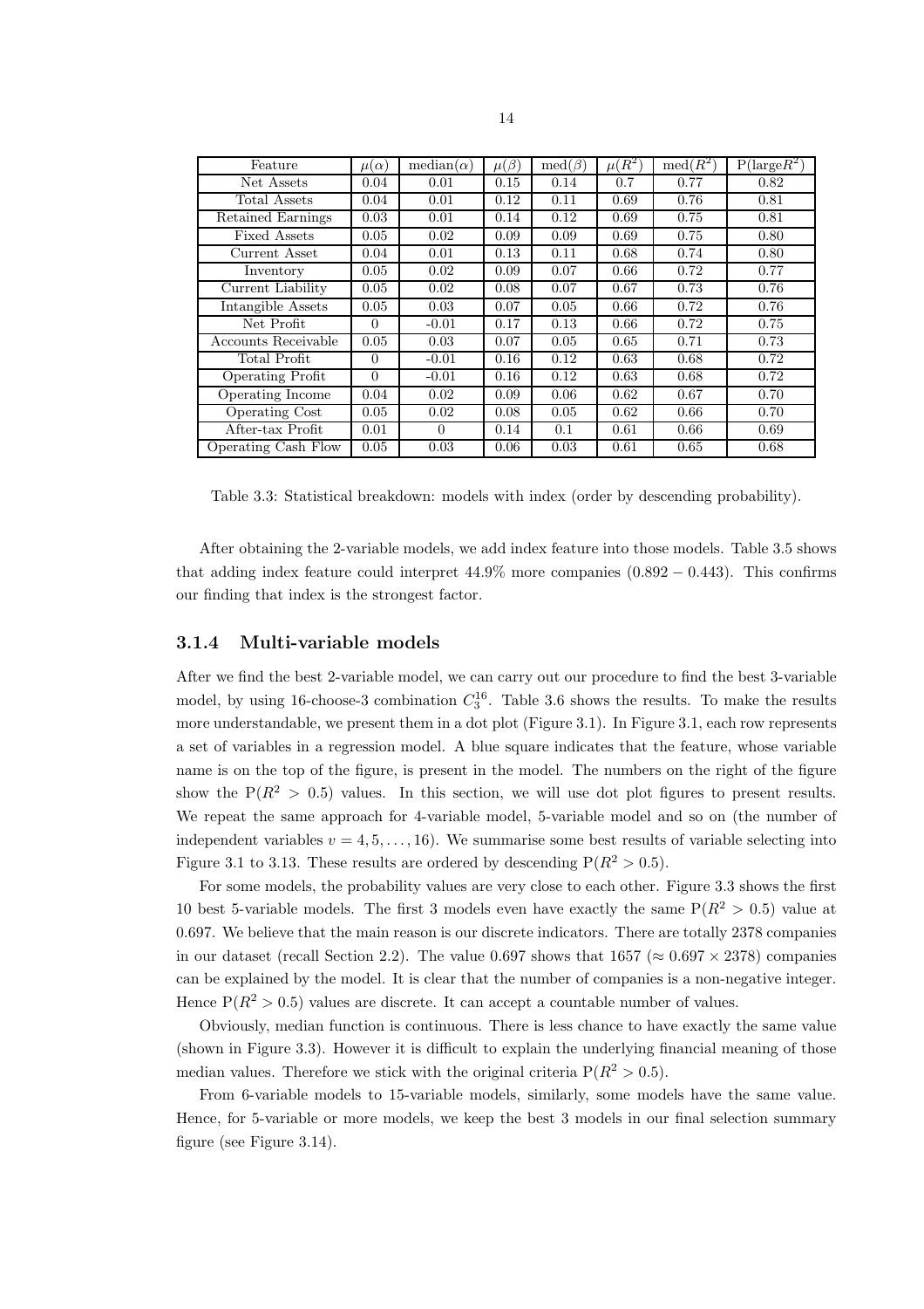| Feature | $\mu(\alpha)$ | median$(\alpha)$ | $\mu(\beta)$ | med$(\beta)$ | $\mu(R^2)$ | med$(R^2)$ | P(large$R^2$) |
|---|---|---|---|---|---|---|---|
| Net Assets | 0.04 | 0.01 | 0.15 | 0.14 | 0.7 | 0.77 | 0.82 |
| Total Assets | 0.04 | 0.01 | 0.12 | 0.11 | 0.69 | 0.76 | 0.81 |
| Retained Earnings | 0.03 | 0.01 | 0.14 | 0.12 | 0.69 | 0.75 | 0.81 |
| Fixed Assets | 0.05 | 0.02 | 0.09 | 0.09 | 0.69 | 0.75 | 0.80 |
| Current Asset | 0.04 | 0.01 | 0.13 | 0.11 | 0.68 | 0.74 | 0.80 |
| Inventory | 0.05 | 0.02 | 0.09 | 0.07 | 0.66 | 0.72 | 0.77 |
| Current Liability | 0.05 | 0.02 | 0.08 | 0.07 | 0.67 | 0.73 | 0.76 |
| Intangible Assets | 0.05 | 0.03 | 0.07 | 0.05 | 0.66 | 0.72 | 0.76 |
| Net Profit | 0 | -0.01 | 0.17 | 0.13 | 0.66 | 0.72 | 0.75 |
| Accounts Receivable | 0.05 | 0.03 | 0.07 | 0.05 | 0.65 | 0.71 | 0.73 |
| Total Profit | 0 | -0.01 | 0.16 | 0.12 | 0.63 | 0.68 | 0.72 |
| Operating Profit | 0 | -0.01 | 0.16 | 0.12 | 0.63 | 0.68 | 0.72 |
| Operating Income | 0.04 | 0.02 | 0.09 | 0.06 | 0.62 | 0.67 | 0.70 |
| Operating Cost | 0.05 | 0.02 | 0.08 | 0.05 | 0.62 | 0.66 | 0.70 |
| After-tax Profit | 0.01 | 0 | 0.14 | 0.1 | 0.61 | 0.66 | 0.69 |
| Operating Cash Flow | 0.05 | 0.03 | 0.06 | 0.03 | 0.61 | 0.65 | 0.68 |

Table 3.3: Statistical breakdown: models with index (order by descending probability).

After obtaining the 2-variable models, we add index feature into those models. Table 3.5 shows that adding index feature could interpret 44.9% more companies $(0.892 - 0.443)$. This confirms our finding that index is the strongest factor.

### 3.1.4 Multi-variable models

After we find the best 2-variable model, we can carry out our procedure to find the best 3-variable model, by using 16-choose-3 combination $C_3^{16}$. Table 3.6 shows the results. To make the results more understandable, we present them in a dot plot (Figure 3.1). In Figure 3.1, each row represents a set of variables in a regression model. A blue square indicates that the feature, whose variable name is on the top of the figure, is present in the model. The numbers on the right of the figure show the $P(R^2 > 0.5)$ values. In this section, we will use dot plot figures to present results. We repeat the same approach for 4-variable model, 5-variable model and so on (the number of independent variables $v = 4, 5, \ldots, 16$). We summarise some best results of variable selecting into Figure 3.1 to 3.13. These results are ordered by descending $P(R^2 > 0.5)$.

For some models, the probability values are very close to each other. Figure 3.3 shows the first 10 best 5-variable models. The first 3 models even have exactly the same $P(R^2 > 0.5)$ value at 0.697. We believe that the main reason is our discrete indicators. There are totally 2378 companies in our dataset (recall Section 2.2). The value 0.697 shows that 1657 ($\approx 0.697 \times 2378$) companies can be explained by the model. It is clear that the number of companies is a non-negative integer. Hence $P(R^2 > 0.5)$ values are discrete. It can accept a countable number of values.

Obviously, median function is continuous. There is less chance to have exactly the same value (shown in Figure 3.3). However it is difficult to explain the underlying financial meaning of those median values. Therefore we stick with the original criteria $P(R^2 > 0.5)$.

From 6-variable models to 15-variable models, similarly, some models have the same value. Hence, for 5-variable or more models, we keep the best 3 models in our final selection summary figure (see Figure 3.14).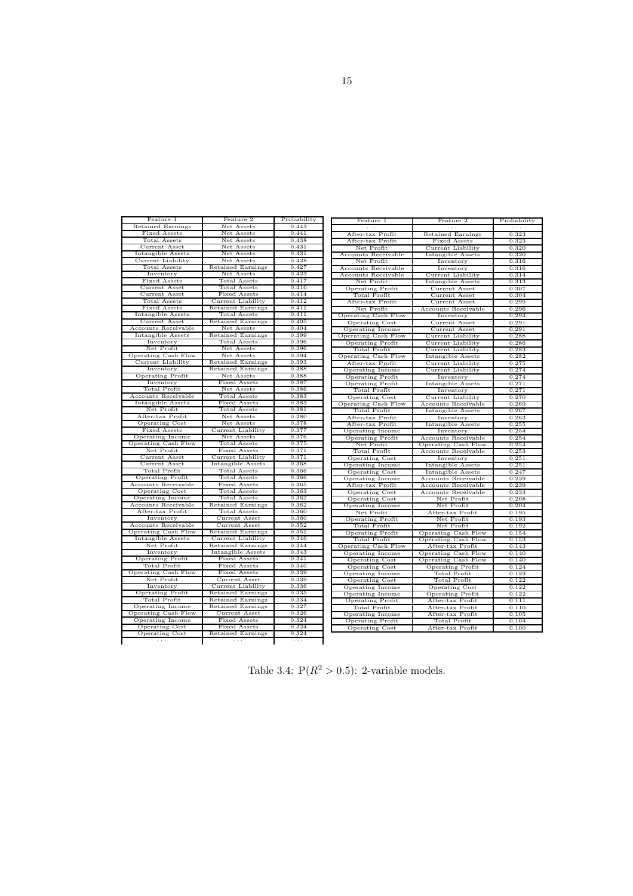| Feature 1 | Feature 2 | Probability |
|---|---|---|
| Retained Earnings | Net Assets | 0.443 |
| Fixed Assets | Net Assets | 0.441 |
| Total Assets | Net Assets | 0.438 |
| Current Asset | Net Assets | 0.431 |
| Intangible Assets | Net Assets | 0.431 |
| Current Liability | Net Assets | 0.428 |
| Total Assets | Retained Earnings | 0.427 |
| Inventory | Net Assets | 0.423 |
| Fixed Assets | Total Assets | 0.417 |
| Current Asset | Total Assets | 0.416 |
| Current Asset | Fixed Assets | 0.414 |
| Total Assets | Current Liability | 0.412 |
| Fixed Assets | Retained Earnings | 0.411 |
| Intangible Assets | Total Assets | 0.411 |
| Current Asset | Retained Earnings | 0.405 |
| Accounts Receivable | Net Assets | 0.404 |
| Intangible Assets | Retained Earnings | 0.399 |
| Inventory | Total Assets | 0.396 |
| Net Profit | Net Assets | 0.396 |
| Operating Cash Flow | Net Assets | 0.394 |
| Current Liability | Retained Earnings | 0.393 |
| Inventory | Retained Earnings | 0.388 |
| Operating Profit | Net Assets | 0.388 |
| Inventory | Fixed Assets | 0.387 |
| Total Profit | Net Assets | 0.386 |
| Accounts Receivable | Total Assets | 0.383 |
| Intangible Assets | Fixed Assets | 0.383 |
| Net Profit | Total Assets | 0.381 |
| After-tax Profit | Net Assets | 0.380 |
| Operating Cost | Net Assets | 0.378 |
| Fixed Assets | Current Liability | 0.377 |
| Operating Income | Net Assets | 0.376 |
| Operating Cash Flow | Total Assets | 0.375 |
| Net Profit | Fixed Assets | 0.371 |
| Current Asset | Current Liability | 0.371 |
| Current Asset | Intangible Assets | 0.368 |
| Total Profit | Total Assets | 0.366 |
| Operating Profit | Total Assets | 0.366 |
| Accounts Receivable | Fixed Assets | 0.365 |
| Operating Cost | Total Assets | 0.363 |
| Operating Income | Total Assets | 0.362 |
| Accounts Receivable | Retained Earnings | 0.362 |
| After-tax Profit | Total Assets | 0.360 |
| Inventory | Current Asset | 0.360 |
| Accounts Receivable | Current Asset | 0.352 |
| Operating Cash Flow | Retained Earnings | 0.351 |
| Intangible Assets | Current Liability | 0.346 |
| Net Profit | Retained Earnings | 0.344 |
| Inventory | Intangible Assets | 0.343 |
| Operating Profit | Fixed Assets | 0.341 |
| Total Profit | Fixed Assets | 0.340 |
| Operating Cash Flow | Fixed Assets | 0.339 |
| Net Profit | Current Asset | 0.339 |
| Inventory | Current Liability | 0.336 |
| Operating Profit | Retained Earnings | 0.335 |
| Total Profit | Retained Earnings | 0.334 |
| Operating Income | Retained Earnings | 0.327 |
| Operating Cash Flow | Current Asset | 0.326 |
| Operating Income | Fixed Assets | 0.324 |
| Operating Cost | Fixed Assets | 0.324 |
| Operating Cost | Retained Earnings | 0.324 |
| ... | ... | ... |
| After-tax Profit | Retained Earnings | 0.323 |
| After-tax Profit | Fixed Assets | 0.323 |
| Net Profit | Current Liability | 0.320 |
| Accounts Receivable | Intangible Assets | 0.320 |
| Net Profit | Inventory | 0.316 |
| Accounts Receivable | Inventory | 0.316 |
| Accounts Receivable | Current Liability | 0.314 |
| Net Profit | Intangible Assets | 0.313 |
| Operating Profit | Current Asset | 0.307 |
| Total Profit | Current Asset | 0.304 |
| After-tax Profit | Current Asset | 0.299 |
| Net Profit | Accounts Receivable | 0.296 |
| Operating Cash Flow | Inventory | 0.294 |
| Operating Cost | Current Asset | 0.291 |
| Operating Income | Current Asset | 0.291 |
| Operating Cash Flow | Current Liability | 0.288 |
| Operating Profit | Current Liability | 0.286 |
| Total Profit | Current Liability | 0.283 |
| Operating Cash Flow | Intangible Assets | 0.282 |
| After-tax Profit | Current Liability | 0.275 |
| Operating Income | Current Liability | 0.274 |
| Operating Profit | Inventory | 0.274 |
| Operating Profit | Intangible Assets | 0.271 |
| Total Profit | Inventory | 0.271 |
| Operating Cost | Current Liability | 0.270 |
| Operating Cash Flow | Accounts Receivable | 0.269 |
| Total Profit | Intangible Assets | 0.267 |
| After-tax Profit | Inventory | 0.263 |
| After-tax Profit | Intangible Assets | 0.255 |
| Operating Income | Inventory | 0.254 |
| Operating Profit | Accounts Receivable | 0.254 |
| Net Profit | Operating Cash Flow | 0.254 |
| Total Profit | Accounts Receivable | 0.253 |
| Operating Cost | Inventory | 0.251 |
| Operating Income | Intangible Assets | 0.251 |
| Operating Cost | Intangible Assets | 0.247 |
| Operating Income | Accounts Receivable | 0.239 |
| After-tax Profit | Accounts Receivable | 0.239 |
| Operating Cost | Accounts Receivable | 0.233 |
| Operating Cost | Net Profit | 0.208 |
| Operating Income | Net Profit | 0.204 |
| Net Profit | After-tax Profit | 0.195 |
| Operating Profit | Net Profit | 0.193 |
| Total Profit | Net Profit | 0.192 |
| Operating Profit | Operating Cash Flow | 0.154 |
| Total Profit | Operating Cash Flow | 0.153 |
| Operating Cash Flow | After-tax Profit | 0.143 |
| Operating Income | Operating Cash Flow | 0.140 |
| Operating Cost | Operating Cash Flow | 0.140 |
| Operating Cost | Operating Profit | 0.124 |
| Operating Income | Total Profit | 0.123 |
| Operating Cost | Total Profit | 0.122 |
| Operating Income | Operating Cost | 0.122 |
| Operating Income | Operating Profit | 0.122 |
| Operating Profit | After-tax Profit | 0.111 |
| Total Profit | After-tax Profit | 0.110 |
| Operating Income | After-tax Profit | 0.105 |
| Operating Profit | Total Profit | 0.104 |
| Operating Cost | After-tax Profit | 0.100 |

Table 3.4: $P(R^2 > 0.5)$: 2-variable models.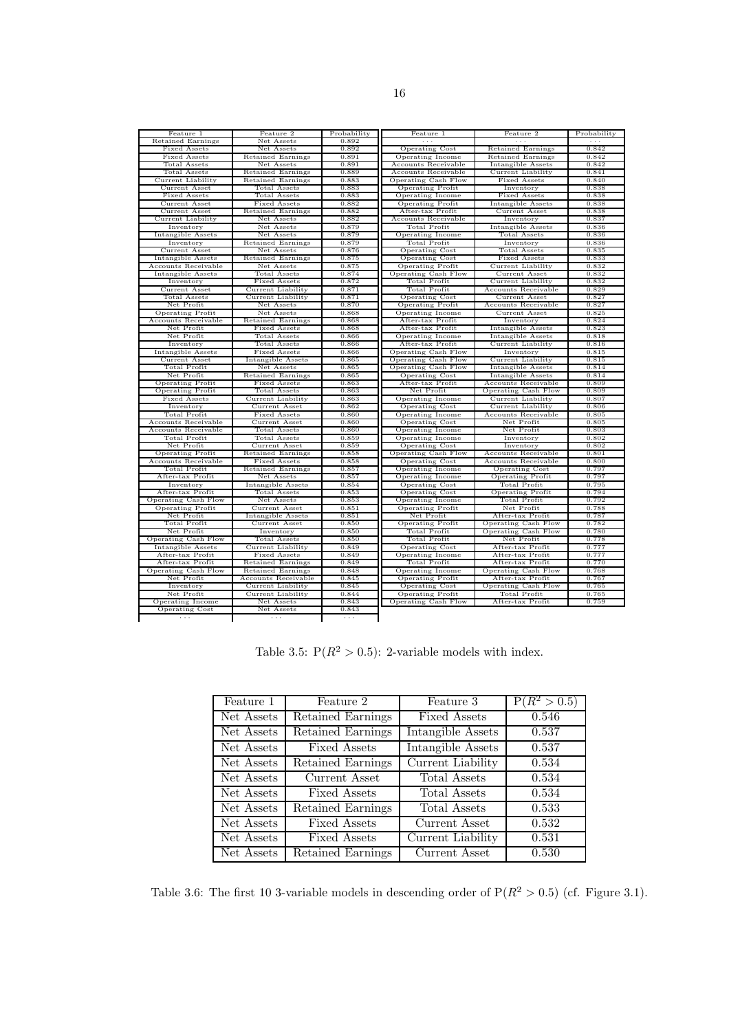| Feature 1 | Feature 2 | Probability | Feature 1 | Feature 2 | Probability |
|---|---|---|---|---|---|
| Retained Earnings | Net Assets | 0.892 | ... | ... | ... |
| Fixed Assets | Net Assets | 0.892 | Operating Cost | Retained Earnings | 0.842 |
| Fixed Assets | Retained Earnings | 0.891 | Operating Income | Retained Earnings | 0.842 |
| Total Assets | Net Assets | 0.891 | Accounts Receivable | Intangible Assets | 0.842 |
| Total Assets | Retained Earnings | 0.889 | Accounts Receivable | Current Liability | 0.841 |
| Current Liability | Retained Earnings | 0.883 | Operating Cash Flow | Fixed Assets | 0.840 |
| Current Asset | Total Assets | 0.883 | Operating Profit | Inventory | 0.838 |
| Fixed Assets | Total Assets | 0.883 | Operating Income | Fixed Assets | 0.838 |
| Current Asset | Fixed Assets | 0.882 | Operating Profit | Intangible Assets | 0.838 |
| Current Asset | Retained Earnings | 0.882 | After-tax Profit | Current Asset | 0.838 |
| Current Liability | Net Assets | 0.882 | Accounts Receivable | Inventory | 0.837 |
| Inventory | Net Assets | 0.879 | Total Profit | Intangible Assets | 0.836 |
| Intangible Assets | Net Assets | 0.879 | Operating Income | Total Assets | 0.836 |
| Inventory | Retained Earnings | 0.879 | Total Profit | Inventory | 0.836 |
| Current Asset | Net Assets | 0.876 | Operating Cost | Total Assets | 0.835 |
| Intangible Assets | Retained Earnings | 0.875 | Operating Cost | Fixed Assets | 0.833 |
| Accounts Receivable | Net Assets | 0.875 | Operating Profit | Current Liability | 0.832 |
| Intangible Assets | Total Assets | 0.874 | Operating Cash Flow | Current Asset | 0.832 |
| Inventory | Fixed Assets | 0.872 | Total Profit | Current Liability | 0.832 |
| Current Asset | Current Liability | 0.871 | Total Profit | Accounts Receivable | 0.829 |
| Total Assets | Current Liability | 0.871 | Operating Cost | Current Asset | 0.827 |
| Net Profit | Net Assets | 0.870 | Operating Profit | Accounts Receivable | 0.827 |
| Operating Profit | Net Assets | 0.868 | Operating Income | Current Asset | 0.825 |
| Accounts Receivable | Retained Earnings | 0.868 | After-tax Profit | Inventory | 0.824 |
| Net Profit | Fixed Assets | 0.868 | After-tax Profit | Intangible Assets | 0.823 |
| Net Profit | Total Assets | 0.866 | Operating Income | Intangible Assets | 0.818 |
| Inventory | Total Assets | 0.866 | After-tax Profit | Current Liability | 0.816 |
| Intangible Assets | Fixed Assets | 0.866 | Operating Cash Flow | Inventory | 0.815 |
| Current Asset | Intangible Assets | 0.865 | Operating Cash Flow | Current Liability | 0.815 |
| Total Profit | Net Assets | 0.865 | Operating Cash Flow | Intangible Assets | 0.814 |
| Net Profit | Retained Earnings | 0.865 | Operating Cost | Intangible Assets | 0.814 |
| Operating Profit | Fixed Assets | 0.863 | After-tax Profit | Accounts Receivable | 0.809 |
| Operating Profit | Total Assets | 0.863 | Net Profit | Operating Cash Flow | 0.809 |
| Fixed Assets | Current Liability | 0.863 | Operating Income | Current Liability | 0.807 |
| Inventory | Current Asset | 0.862 | Operating Cost | Current Liability | 0.806 |
| Total Profit | Fixed Assets | 0.860 | Operating Income | Accounts Receivable | 0.805 |
| Accounts Receivable | Current Asset | 0.860 | Operating Cost | Net Profit | 0.805 |
| Accounts Receivable | Total Assets | 0.860 | Operating Income | Net Profit | 0.803 |
| Total Profit | Total Assets | 0.859 | Operating Income | Inventory | 0.802 |
| Net Profit | Current Asset | 0.859 | Operating Cost | Inventory | 0.802 |
| Operating Profit | Retained Earnings | 0.858 | Operating Cash Flow | Accounts Receivable | 0.801 |
| Accounts Receivable | Fixed Assets | 0.858 | Operating Cost | Accounts Receivable | 0.800 |
| Total Profit | Retained Earnings | 0.857 | Operating Income | Operating Cost | 0.797 |
| After-tax Profit | Net Assets | 0.857 | Operating Income | Operating Profit | 0.797 |
| Inventory | Intangible Assets | 0.854 | Operating Cost | Total Profit | 0.795 |
| After-tax Profit | Total Assets | 0.853 | Operating Cost | Operating Profit | 0.794 |
| Operating Cash Flow | Net Assets | 0.853 | Operating Income | Total Profit | 0.792 |
| Operating Profit | Current Asset | 0.851 | Operating Profit | Net Profit | 0.788 |
| Net Profit | Intangible Assets | 0.851 | Net Profit | After-tax Profit | 0.787 |
| Total Profit | Current Asset | 0.850 | Operating Profit | Operating Cash Flow | 0.782 |
| Net Profit | Inventory | 0.850 | Total Profit | Operating Cash Flow | 0.780 |
| Operating Cash Flow | Total Assets | 0.850 | Total Profit | Net Profit | 0.778 |
| Intangible Assets | Current Liability | 0.849 | Operating Cost | After-tax Profit | 0.777 |
| After-tax Profit | Fixed Assets | 0.849 | Operating Income | After-tax Profit | 0.777 |
| After-tax Profit | Retained Earnings | 0.849 | Total Profit | After-tax Profit | 0.770 |
| Operating Cash Flow | Retained Earnings | 0.848 | Operating Income | Operating Cash Flow | 0.768 |
| Net Profit | Accounts Receivable | 0.845 | Operating Profit | After-tax Profit | 0.767 |
| Inventory | Current Liability | 0.845 | Operating Cost | Operating Cash Flow | 0.765 |
| Net Profit | Current Liability | 0.844 | Operating Profit | Total Profit | 0.765 |
| Operating Income | Net Assets | 0.843 | Operating Cash Flow | After-tax Profit | 0.759 |
| Operating Cost | Net Assets | 0.843 | | | |
| ... | ... | ... | | | |

Table 3.5: $P(R^2 > 0.5)$: 2-variable models with index.

| Feature 1 | Feature 2 | Feature 3 | $P(R^2 > 0.5)$ |
|---|---|---|---|
| Net Assets | Retained Earnings | Fixed Assets | 0.546 |
| Net Assets | Retained Earnings | Intangible Assets | 0.537 |
| Net Assets | Fixed Assets | Intangible Assets | 0.537 |
| Net Assets | Retained Earnings | Current Liability | 0.534 |
| Net Assets | Current Asset | Total Assets | 0.534 |
| Net Assets | Fixed Assets | Total Assets | 0.534 |
| Net Assets | Retained Earnings | Total Assets | 0.533 |
| Net Assets | Fixed Assets | Current Asset | 0.532 |
| Net Assets | Fixed Assets | Current Liability | 0.531 |
| Net Assets | Retained Earnings | Current Asset | 0.530 |

Table 3.6: The first 10 3-variable models in descending order of $P(R^2 > 0.5)$ (cf. Figure 3.1).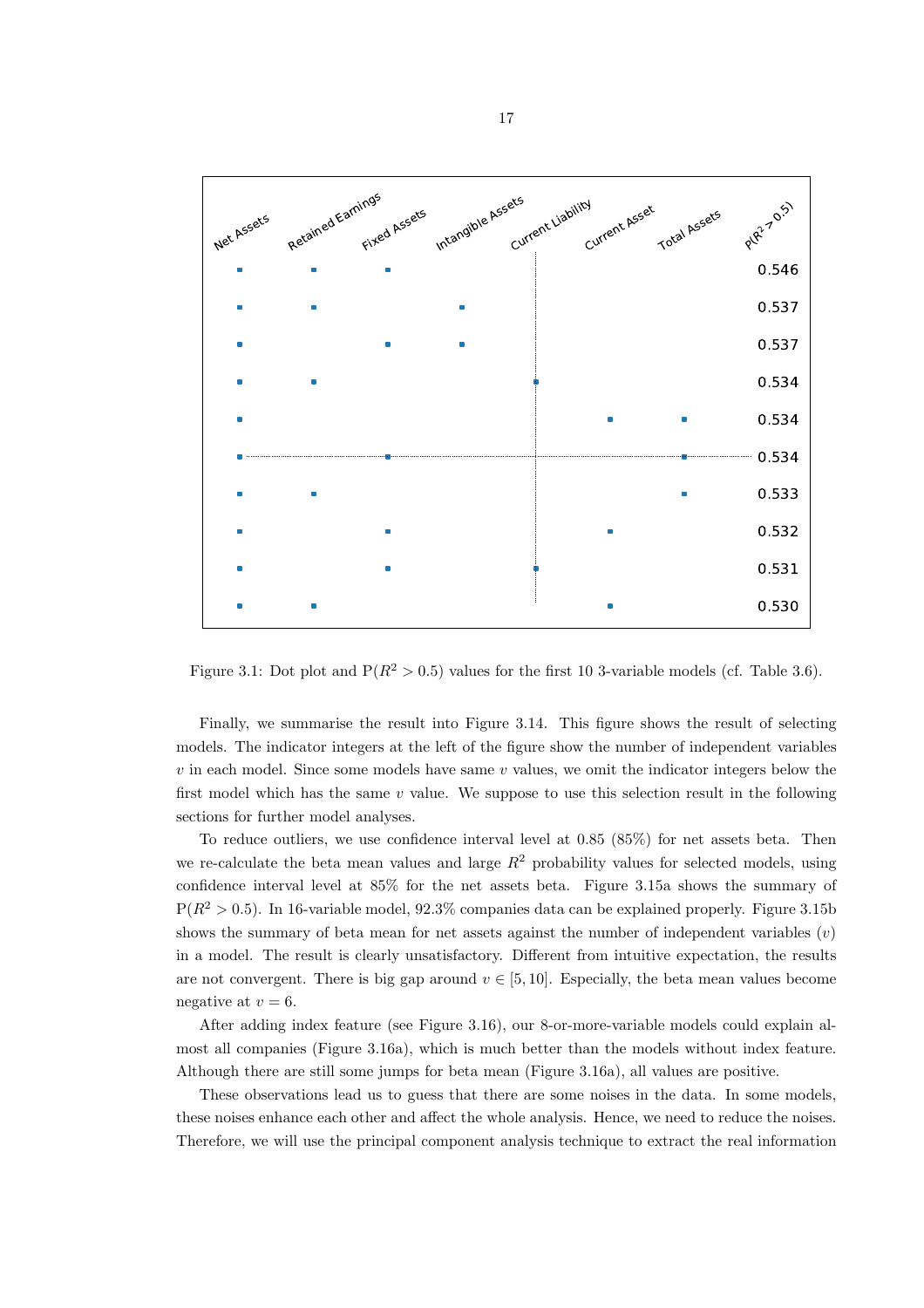| Net Assets | Retained Earnings | Fixed Assets | Intangible Assets | Current Liability | Current Asset | Total Assets | $P(R^2 > 0.5)$ |
|---|---|---|---|---|---|---|---|
| ■ | ■ | ■ | | | | | 0.546 |
| ■ | ■ | | ■ | | | | 0.537 |
| ■ | | ■ | ■ | | | | 0.537 |
| ■ | ■ | | | ■ | | | 0.534 |
| ■ | | | | | ■ | ■ | 0.534 |
| ■ | | ■ | | | | ■ | 0.534 |
| ■ | ■ | | | | | ■ | 0.533 |
| ■ | | ■ | | | ■ | | 0.532 |
| ■ | | ■ | | ■ | | | 0.531 |
| ■ | ■ | | | | ■ | | 0.530 |

Figure 3.1: Dot plot and $P(R^2 > 0.5)$ values for the first 10 3-variable models (cf. Table 3.6).

Finally, we summarise the result into Figure 3.14. This figure shows the result of selecting models. The indicator integers at the left of the figure show the number of independent variables $v$ in each model. Since some models have same $v$ values, we omit the indicator integers below the first model which has the same $v$ value. We suppose to use this selection result in the following sections for further model analyses.

To reduce outliers, we use confidence interval level at 0.85 (85%) for net assets beta. Then we re-calculate the beta mean values and large $R^2$ probability values for selected models, using confidence interval level at 85% for the net assets beta. Figure 3.15a shows the summary of $P(R^2 > 0.5)$. In 16-variable model, 92.3% companies data can be explained properly. Figure 3.15b shows the summary of beta mean for net assets against the number of independent variables ($v$) in a model. The result is clearly unsatisfactory. Different from intuitive expectation, the results are not convergent. There is big gap around $v \in [5, 10]$. Especially, the beta mean values become negative at $v = 6$.

After adding index feature (see Figure 3.16), our 8-or-more-variable models could explain almost all companies (Figure 3.16a), which is much better than the models without index feature. Although there are still some jumps for beta mean (Figure 3.16a), all values are positive.

These observations lead us to guess that there are some noises in the data. In some models, these noises enhance each other and affect the whole analysis. Hence, we need to reduce the noises. Therefore, we will use the principal component analysis technique to extract the real information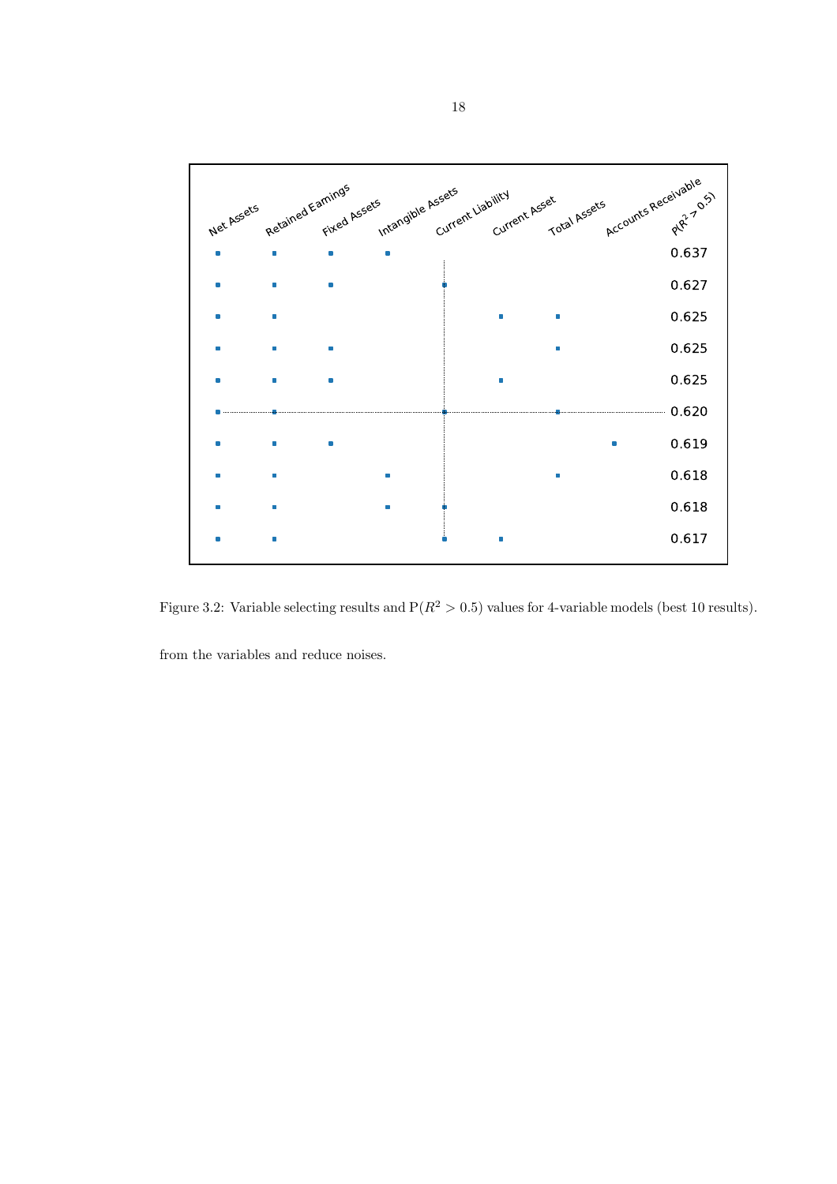| Net Assets | Retained Earnings | Fixed Assets | Intangible Assets | Current Liability | Current Asset | Total Assets | Accounts Receivable | $P(R^2 > 0.5)$ |
|---|---|---|---|---|---|---|---|---|
| • | • | • | • | | | | | 0.637 |
| • | • | • | | • | | | | 0.627 |
| • | • | | | | • | • | | 0.625 |
| • | • | • | | | | • | | 0.625 |
| • | • | • | | | • | | | 0.625 |
| • | • | | | • | | • | | 0.620 |
| • | • | • | | | | | • | 0.619 |
| • | • | | • | | | • | | 0.618 |
| • | • | | • | • | | | | 0.618 |
| • | • | | | • | • | | | 0.617 |

Figure 3.2: Variable selecting results and $P(R^2 > 0.5)$ values for 4-variable models (best 10 results).

from the variables and reduce noises.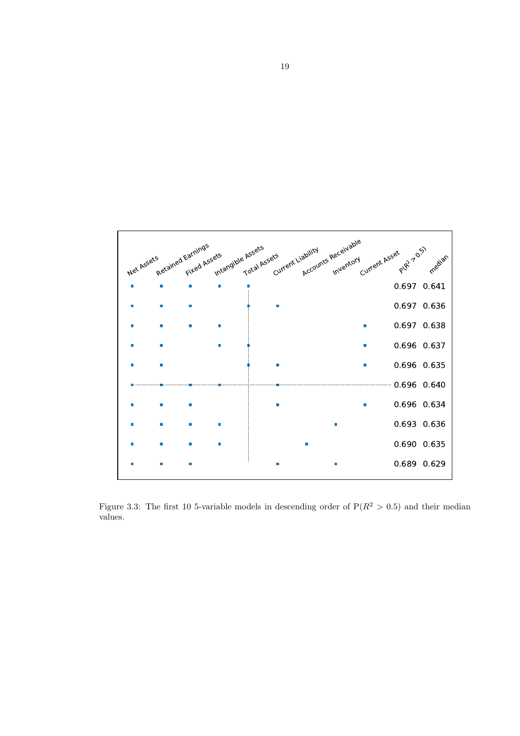| Net Assets | Retained Earnings | Fixed Assets | Intangible Assets | Total Assets | Current Liability | Accounts Receivable | Inventory | Current Asset | $P(R^2 > 0.5)$ | median |
|---|---|---|---|---|---|---|---|---|---|---|
| ■ | ■ | ■ | ■ | ■ | | | | | 0.697 | 0.641 |
| ■ | ■ | ■ | | ■ | ■ | | | | 0.697 | 0.636 |
| ■ | ■ | ■ | ■ | | | | | ■ | 0.697 | 0.638 |
| ■ | ■ | | ■ | ■ | | | | ■ | 0.696 | 0.637 |
| ■ | ■ | | | ■ | ■ | | | ■ | 0.696 | 0.635 |
| ■ | ■ | ■ | ■ | | ■ | | | | 0.696 | 0.640 |
| ■ | ■ | ■ | | | ■ | | | ■ | 0.696 | 0.634 |
| ■ | ■ | ■ | ■ | | | | ■ | | 0.693 | 0.636 |
| ■ | ■ | ■ | ■ | | | ■ | | | 0.690 | 0.635 |
| ■ | ■ | ■ | | | ■ | | ■ | | 0.689 | 0.629 |

Figure 3.3: The first 10 5-variable models in descending order of $P(R^2 > 0.5)$ and their median values.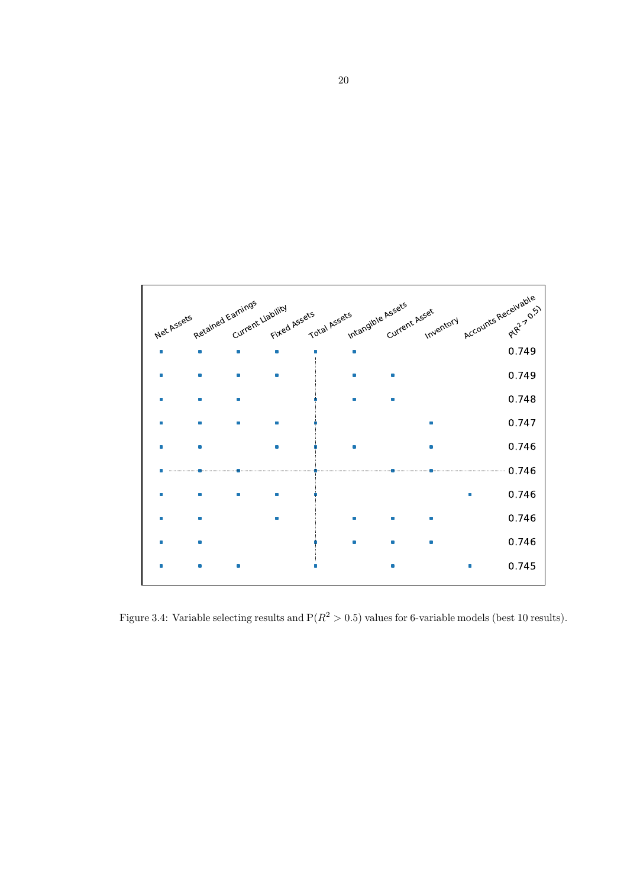| Net Assets | Retained Earnings | Current Liability | Fixed Assets | Total Assets | Intangible Assets | Current Asset | Inventory | Accounts Receivable | $P(R^2 > 0.5)$ |
|---|---|---|---|---|---|---|---|---|---|
| ■ | ■ | ■ | ■ | ■ | ■ | | | | 0.749 |
| ■ | ■ | ■ | ■ | | ■ | ■ | | | 0.749 |
| ■ | ■ | ■ | | ■ | ■ | ■ | | | 0.748 |
| ■ | ■ | ■ | ■ | ■ | | | ■ | | 0.747 |
| ■ | ■ | | ■ | ■ | ■ | | ■ | | 0.746 |
| ■ | ■ | ■ | | ■ | | ■ | ■ | | 0.746 |
| ■ | ■ | ■ | ■ | ■ | | | | ■ | 0.746 |
| ■ | ■ | | ■ | | ■ | ■ | ■ | | 0.746 |
| ■ | ■ | | | ■ | ■ | ■ | ■ | | 0.746 |
| ■ | ■ | ■ | | ■ | | ■ | | ■ | 0.745 |

Figure 3.4: Variable selecting results and $\mathrm{P}(R^2 > 0.5)$ values for 6-variable models (best 10 results).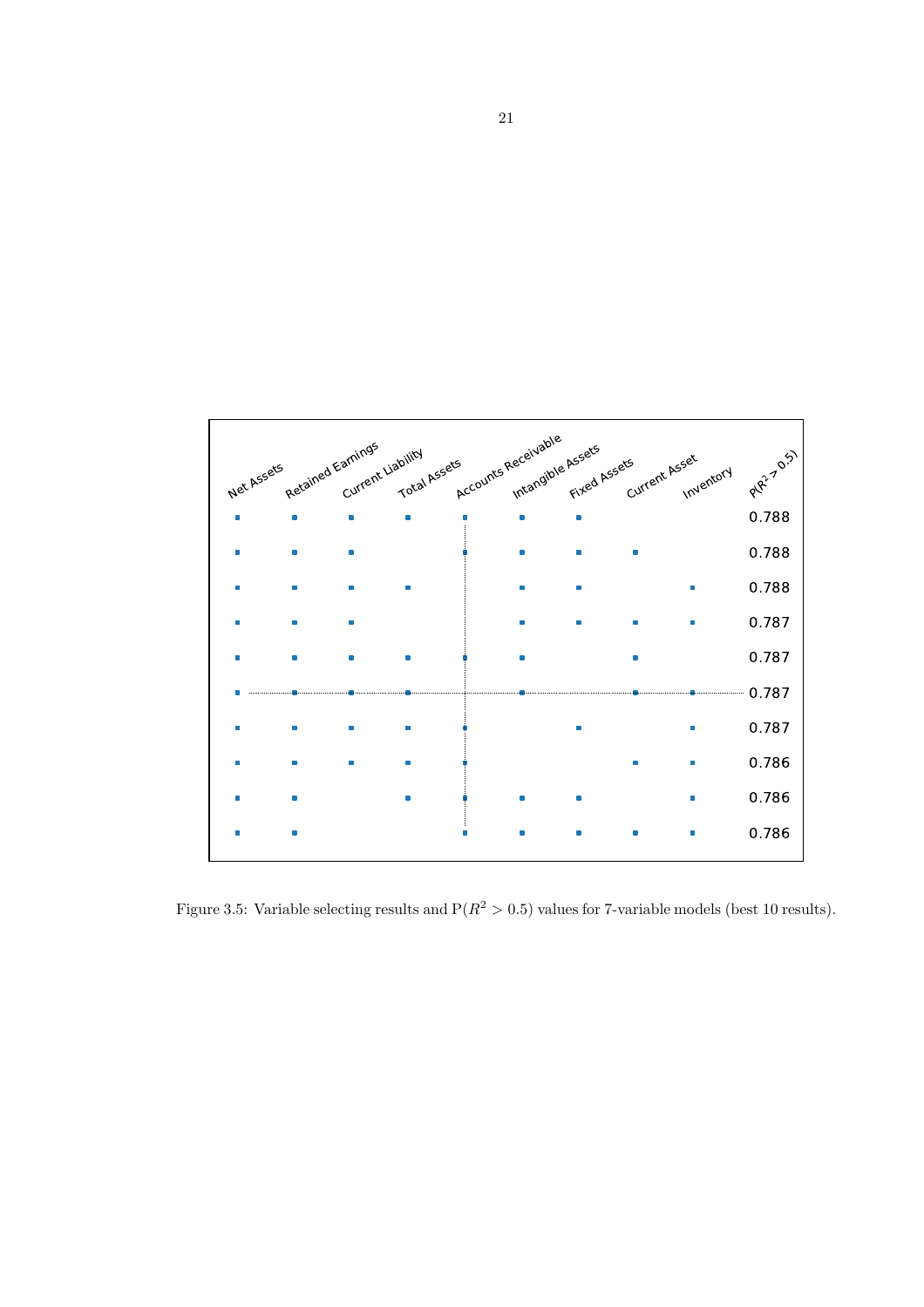| Net Assets | Retained Earnings | Current Liability | Total Assets | Accounts Receivable | Intangible Assets | Fixed Assets | Current Asset | Inventory | $P(R^2 > 0.5)$ |
|---|---|---|---|---|---|---|---|---|---|
| ■ | ■ | ■ | ■ | ■ | ■ | ■ | | | 0.788 |
| ■ | ■ | ■ | | ■ | ■ | ■ | ■ | | 0.788 |
| ■ | ■ | ■ | ■ | | ■ | ■ | | ■ | 0.788 |
| ■ | ■ | ■ | | | ■ | ■ | ■ | ■ | 0.787 |
| ■ | ■ | ■ | ■ | ■ | ■ | | ■ | | 0.787 |
| ■ | ■ | ■ | ■ | | ■ | | ■ | ■ | 0.787 |
| ■ | ■ | ■ | ■ | ■ | | ■ | | ■ | 0.787 |
| ■ | ■ | ■ | ■ | ■ | | | ■ | ■ | 0.786 |
| ■ | ■ | | ■ | ■ | ■ | ■ | | ■ | 0.786 |
| ■ | ■ | | | ■ | ■ | ■ | ■ | ■ | 0.786 |

Figure 3.5: Variable selecting results and $P(R^2 > 0.5)$ values for 7-variable models (best 10 results).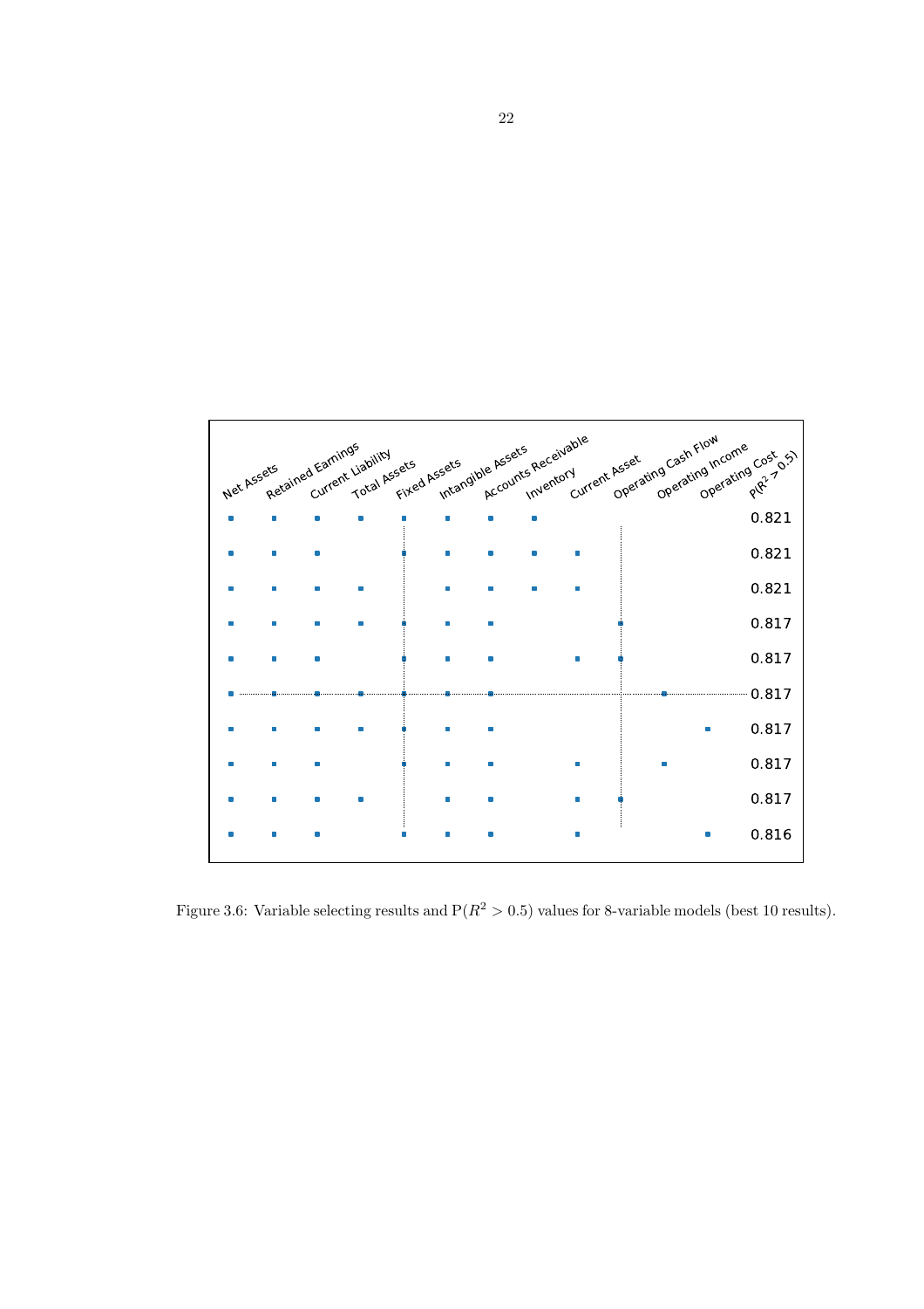| Net Assets | Retained Earnings | Current Liability | Total Assets | Fixed Assets | Intangible Assets | Accounts Receivable | Inventory | Current Asset | Operating Cash Flow | Operating Income | Operating Cost | $P(R^2 > 0.5)$ |
|---|---|---|---|---|---|---|---|---|---|---|---|---|
| ■ | ■ | ■ | ■ | ■ | ■ | ■ | ■ | | | | | 0.821 |
| ■ | ■ | ■ | | ■ | ■ | ■ | ■ | ■ | | | | 0.821 |
| ■ | ■ | ■ | ■ | | ■ | ■ | ■ | ■ | | | | 0.821 |
| ■ | ■ | ■ | ■ | ■ | ■ | ■ | | | ■ | | | 0.817 |
| ■ | ■ | ■ | | ■ | ■ | ■ | | ■ | ■ | | | 0.817 |
| ■ | ■ | ■ | ■ | ■ | ■ | ■ | | | | ■ | | 0.817 |
| ■ | ■ | ■ | ■ | ■ | ■ | ■ | | | | | ■ | 0.817 |
| ■ | ■ | ■ | | ■ | ■ | ■ | | ■ | | ■ | | 0.817 |
| ■ | ■ | ■ | ■ | | ■ | ■ | | ■ | ■ | | | 0.817 |
| ■ | ■ | ■ | | ■ | ■ | ■ | | ■ | | | ■ | 0.816 |

Figure 3.6: Variable selecting results and $\mathrm{P}(R^2 > 0.5)$ values for 8-variable models (best 10 results).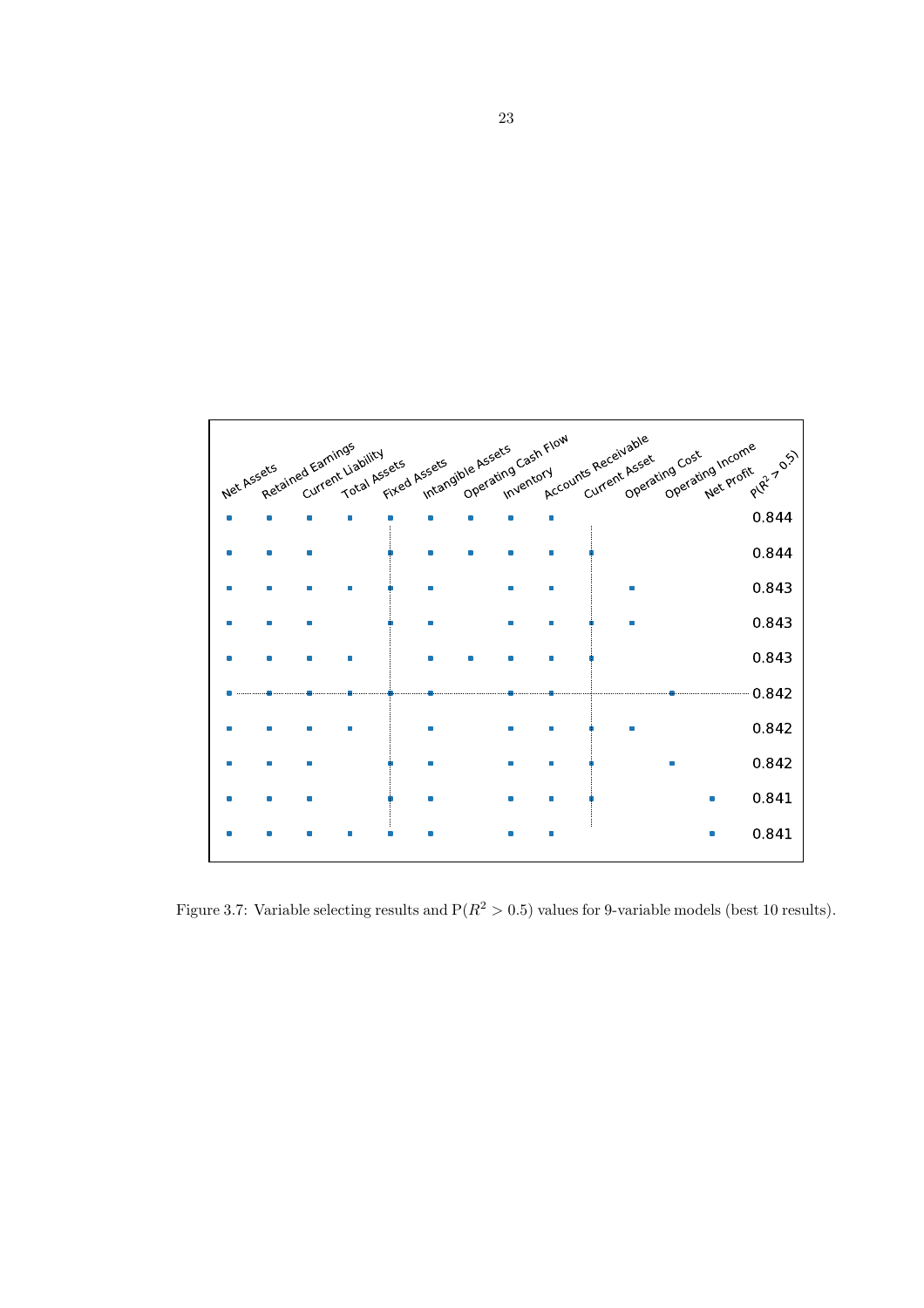| Net Assets | Retained Earnings | Current Liability | Total Assets | Fixed Assets | Intangible Assets | Operating Cash Flow | Inventory | Accounts Receivable | Current Asset | Operating Cost | Operating Income | Net Profit | $P(R^2 > 0.5)$ |
|---|---|---|---|---|---|---|---|---|---|---|---|---|---|
| ● | ● | ● | ● | ● | ● | ● | ● | ● | | | | | 0.844 |
| ● | ● | ● | | ● | ● | ● | ● | ● | ● | | | | 0.844 |
| ● | ● | ● | ● | ● | ● | | ● | ● | | ● | | | 0.843 |
| ● | ● | ● | | ● | ● | | ● | ● | ● | ● | | | 0.843 |
| ● | ● | ● | ● | | ● | ● | ● | ● | ● | | | | 0.843 |
| ● | ● | ● | ● | ● | ● | | ● | ● | | | ● | | 0.842 |
| ● | ● | ● | ● | | ● | | ● | ● | ● | ● | | | 0.842 |
| ● | ● | ● | | ● | ● | | ● | ● | ● | | ● | | 0.842 |
| ● | ● | ● | | ● | ● | | ● | ● | ● | | | ● | 0.841 |
| ● | ● | ● | ● | ● | ● | | ● | ● | | | | ● | 0.841 |

Figure 3.7: Variable selecting results and $\mathrm{P}(R^2 > 0.5)$ values for 9-variable models (best 10 results).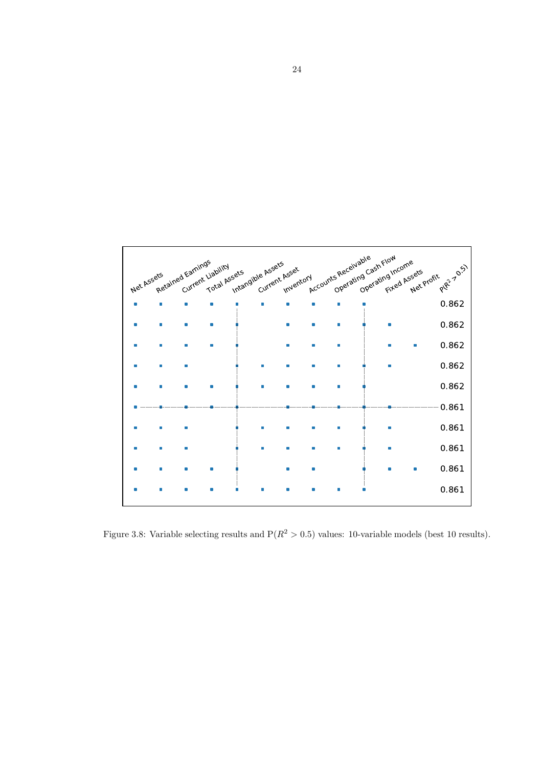| Net Assets | Retained Earnings | Current Liability | Total Assets | Intangible Assets | Current Asset | Inventory | Accounts Receivable | Operating Cash Flow | Operating Income | Fixed Assets | Net Profit | $P(R^2 > 0.5)$ |
|---|---|---|---|---|---|---|---|---|---|---|---|---|
| ■ | ■ | ■ | ■ | ■ | ■ | ■ | ■ | ■ | ■ | | | 0.862 |
| ■ | ■ | ■ | ■ | ■ | | ■ | ■ | ■ | ■ | ■ | | 0.862 |
| ■ | ■ | ■ | ■ | ■ | | ■ | ■ | ■ | | ■ | ■ | 0.862 |
| ■ | ■ | ■ | | ■ | ■ | ■ | ■ | ■ | ■ | ■ | | 0.862 |
| ■ | ■ | ■ | ■ | ■ | ■ | ■ | ■ | ■ | ■ | | | 0.862 |
| ■ | ■ | ■ | ■ | ■ | | ■ | ■ | ■ | ■ | ■ | | 0.861 |
| ■ | ■ | ■ | | ■ | ■ | ■ | ■ | ■ | ■ | ■ | | 0.861 |
| ■ | ■ | ■ | | ■ | ■ | ■ | ■ | ■ | ■ | ■ | | 0.861 |
| ■ | ■ | ■ | ■ | ■ | | ■ | ■ | | ■ | ■ | ■ | 0.861 |
| ■ | ■ | ■ | ■ | ■ | ■ | ■ | ■ | ■ | ■ | | | 0.861 |

Figure 3.8: Variable selecting results and $\mathrm{P}(R^2 > 0.5)$ values: 10-variable models (best 10 results).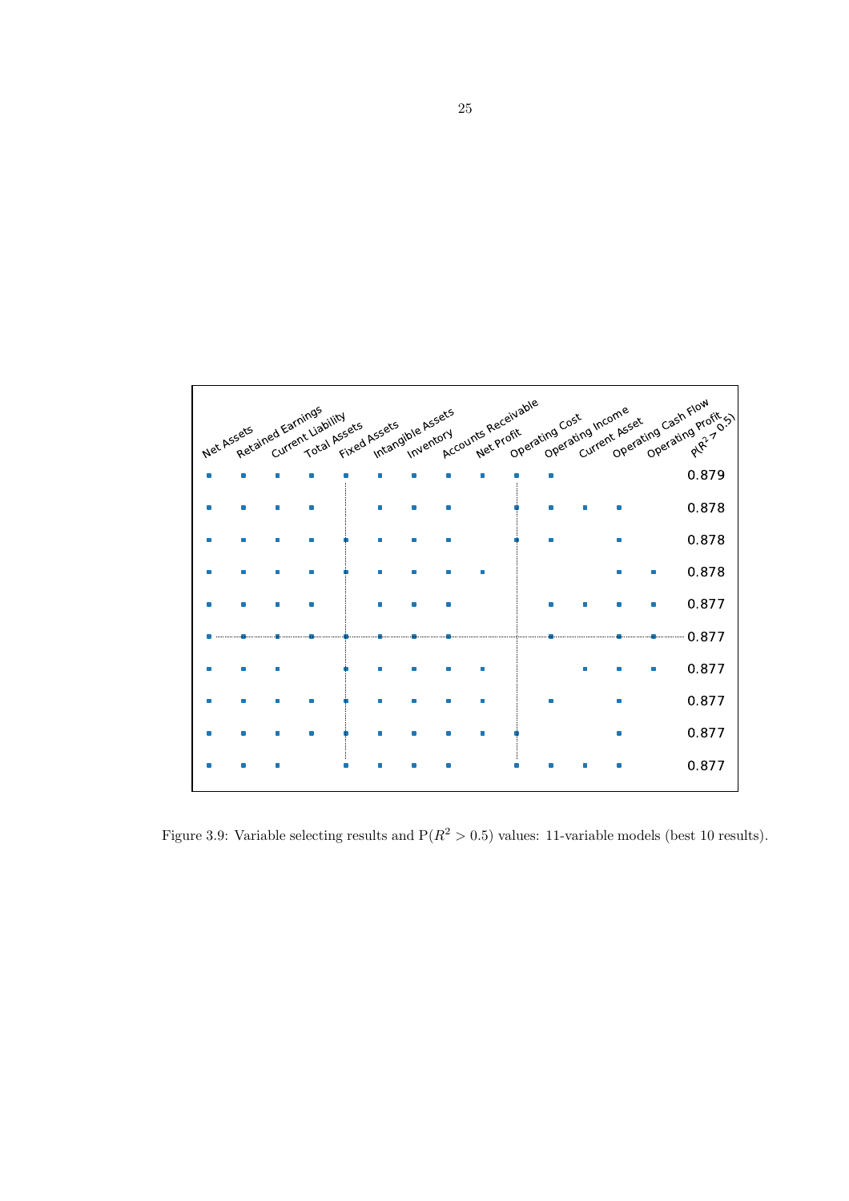| Net Assets | Retained Earnings | Current Liability | Total Assets | Fixed Assets | Intangible Assets | Inventory | Accounts Receivable | Net Profit | Operating Cost | Operating Income | Current Asset | Operating Cash Flow | Operating Profit | $P(R^2 > 0.5)$ |
|---|---|---|---|---|---|---|---|---|---|---|---|---|---|---|
| ● | ● | ● | ● | ● | ● | ● | ● | ● | ● | ● | | | | 0.879 |
| ● | ● | ● | ● | | ● | ● | ● | | ● | ● | ● | ● | | 0.878 |
| ● | ● | ● | ● | ● | ● | ● | ● | | ● | ● | | ● | | 0.878 |
| ● | ● | ● | ● | ● | ● | ● | ● | ● | | | | ● | ● | 0.878 |
| ● | ● | ● | ● | | ● | ● | ● | | | ● | ● | ● | ● | 0.877 |
| ● | ● | ● | ● | ● | ● | ● | ● | | | ● | | ● | ● | 0.877 |
| ● | ● | ● | | ● | ● | ● | ● | ● | | | ● | ● | ● | 0.877 |
| ● | ● | ● | ● | ● | ● | ● | ● | ● | | ● | | ● | | 0.877 |
| ● | ● | ● | ● | ● | ● | ● | ● | ● | ● | | | ● | | 0.877 |
| ● | ● | ● | | ● | ● | ● | ● | | ● | ● | ● | ● | | 0.877 |

Figure 3.9: Variable selecting results and $\mathrm{P}(R^2 > 0.5)$ values: 11-variable models (best 10 results).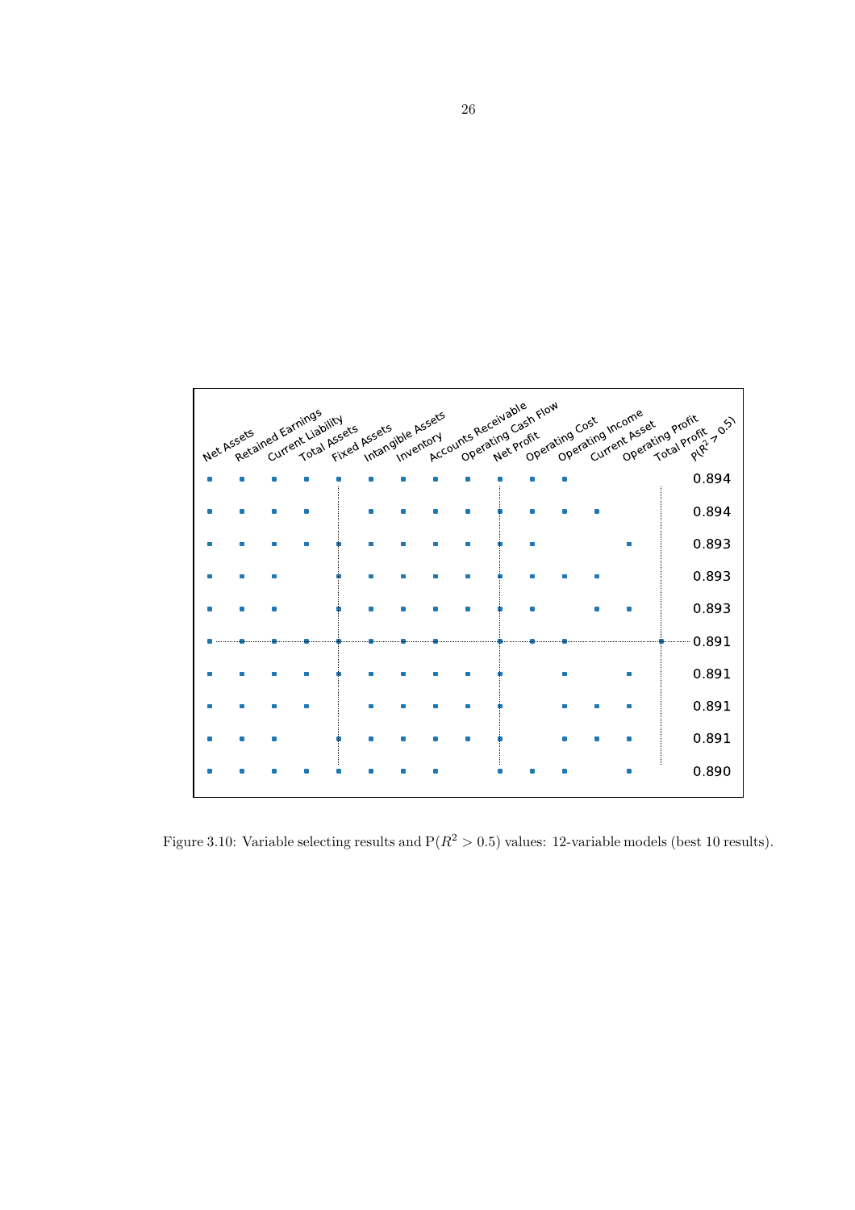| Net Assets | Retained Earnings | Current Liability | Total Assets | Fixed Assets | Intangible Assets | Inventory | Accounts Receivable | Operating Cash Flow | Net Profit | Operating Cost | Operating Income | Current Asset | Operating Profit | Total Profit | $P(R^2 > 0.5)$ |
|---|---|---|---|---|---|---|---|---|---|---|---|---|---|---|---|
| ● | ● | ● | ● | ● | ● | ● | ● | ● | ● | ● | ● | | | | 0.894 |
| ● | ● | ● | ● | | ● | ● | ● | ● | ● | ● | ● | ● | | | 0.894 |
| ● | ● | ● | ● | ● | ● | ● | ● | ● | ● | ● | | | ● | | 0.893 |
| ● | ● | ● | | ● | ● | ● | ● | ● | ● | ● | ● | ● | | | 0.893 |
| ● | ● | ● | | ● | ● | ● | ● | ● | ● | ● | | ● | ● | | 0.893 |
| ● | ● | ● | ● | ● | ● | ● | ● | | ● | ● | ● | | | ● | 0.891 |
| ● | ● | ● | ● | ● | ● | ● | ● | ● | ● | | ● | | ● | | 0.891 |
| ● | ● | ● | ● | | ● | ● | ● | ● | ● | | ● | ● | ● | | 0.891 |
| ● | ● | ● | | ● | ● | ● | ● | ● | ● | | ● | ● | ● | | 0.891 |
| ● | ● | ● | ● | ● | ● | ● | ● | | ● | ● | ● | | ● | | 0.890 |

Figure 3.10: Variable selecting results and $P(R^2 > 0.5)$ values: 12-variable models (best 10 results).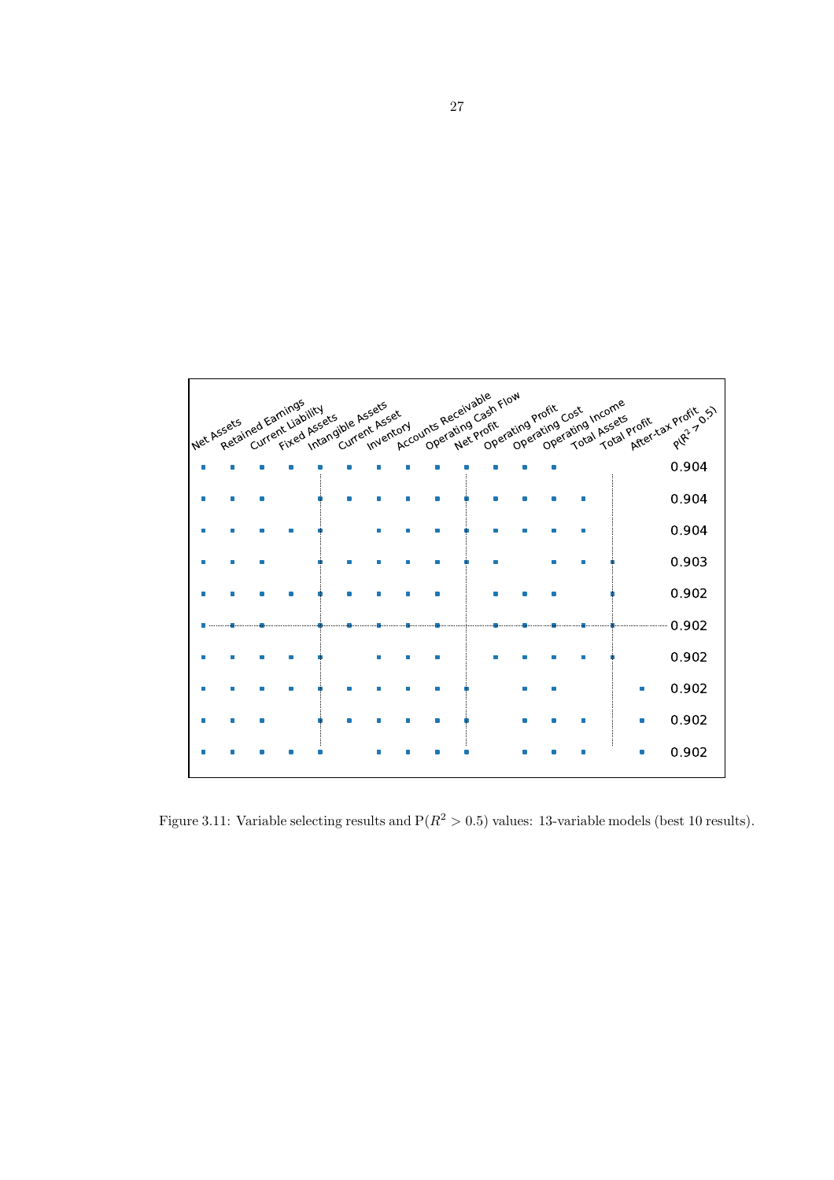| Net Assets | Retained Earnings | Current Liability | Fixed Assets | Intangible Assets | Current Asset | Inventory | Accounts Receivable | Operating Cash Flow | Net Profit | Operating Profit | Operating Cost | Operating Income | Total Assets | Total Profit | After-tax Profit | $P(R^2 > 0.5)$ |
|---|---|---|---|---|---|---|---|---|---|---|---|---|---|---|---|---|
| ■ | ■ | ■ | ■ | ■ | ■ | ■ | ■ | ■ | ■ | ■ | ■ | ■ | | | | 0.904 |
| ■ | ■ | ■ | | ■ | ■ | ■ | ■ | ■ | ■ | ■ | ■ | ■ | ■ | | | 0.904 |
| ■ | ■ | ■ | ■ | ■ | | ■ | ■ | ■ | ■ | ■ | ■ | ■ | ■ | | | 0.904 |
| ■ | ■ | ■ | | ■ | ■ | ■ | ■ | ■ | ■ | ■ | | ■ | ■ | ■ | | 0.903 |
| ■ | ■ | ■ | ■ | ■ | ■ | ■ | ■ | ■ | | ■ | ■ | ■ | | ■ | | 0.902 |
| ■ | ■ | ■ | | ■ | ■ | ■ | ■ | ■ | | ■ | ■ | ■ | ■ | ■ | | 0.902 |
| ■ | ■ | ■ | ■ | ■ | | ■ | ■ | ■ | | ■ | ■ | ■ | ■ | ■ | | 0.902 |
| ■ | ■ | ■ | ■ | ■ | ■ | ■ | ■ | ■ | ■ | | ■ | ■ | | | ■ | 0.902 |
| ■ | ■ | ■ | | ■ | ■ | ■ | ■ | ■ | ■ | | ■ | ■ | ■ | | ■ | 0.902 |
| ■ | ■ | ■ | ■ | ■ | | ■ | ■ | ■ | ■ | | ■ | ■ | ■ | | ■ | 0.902 |

Figure 3.11: Variable selecting results and $\mathrm{P}(R^2 > 0.5)$ values: 13-variable models (best 10 results).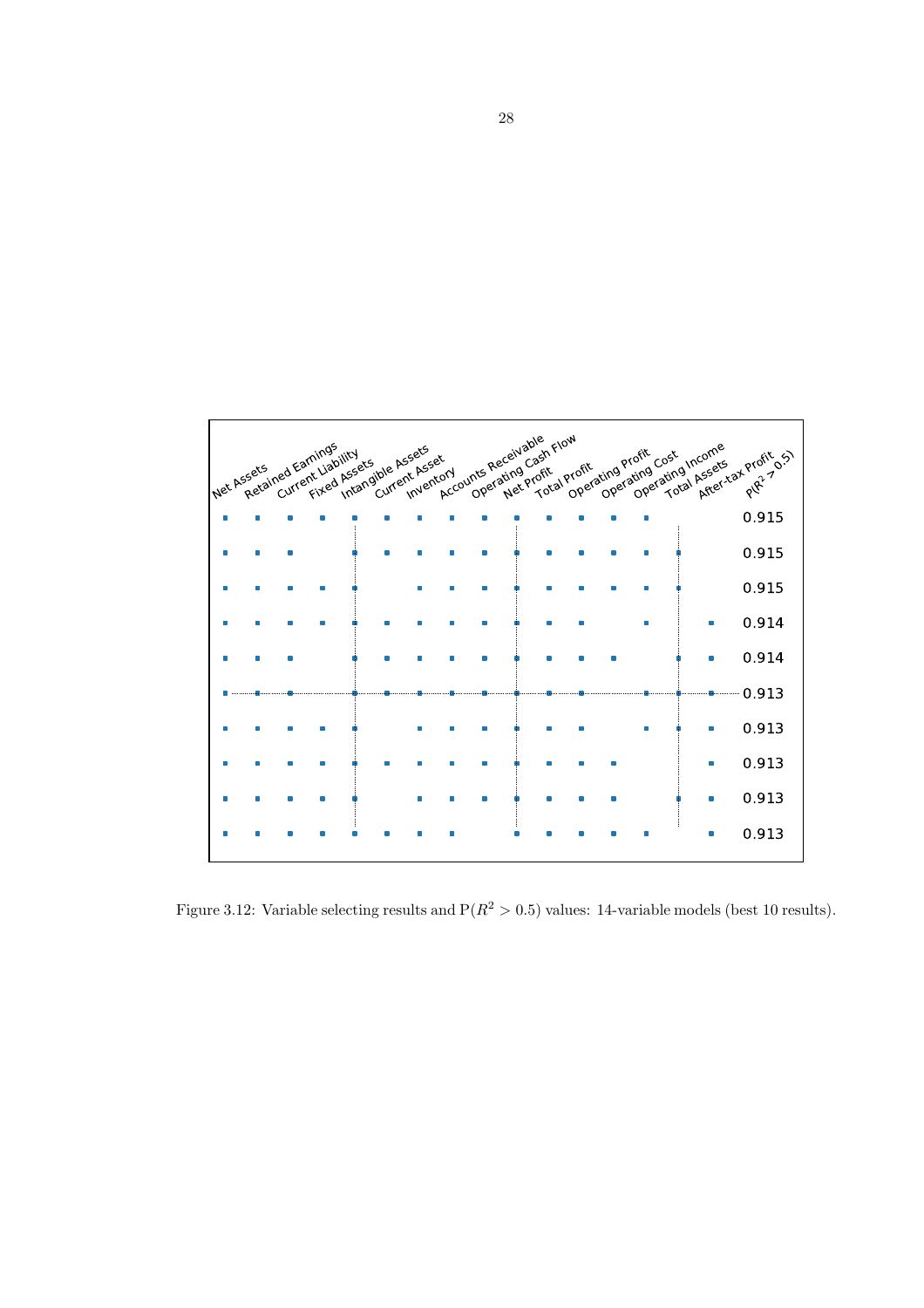| Net Assets | Retained Earnings | Current Liability | Fixed Assets | Intangible Assets | Current Asset | Inventory | Accounts Receivable | Operating Cash Flow | Net Profit | Total Profit | Operating Profit | Operating Cost | Operating Income | Total Assets | After-tax Profit | $P(R^2 > 0.5)$ |
|---|---|---|---|---|---|---|---|---|---|---|---|---|---|---|---|---|
| ■ | ■ | ■ | ■ | ■ | ■ | ■ | ■ | ■ | ■ | ■ | ■ | ■ | ■ | | | 0.915 |
| ■ | ■ | ■ | | ■ | ■ | ■ | ■ | ■ | ■ | ■ | ■ | ■ | ■ | ■ | | 0.915 |
| ■ | ■ | ■ | ■ | ■ | | ■ | ■ | ■ | ■ | ■ | ■ | ■ | ■ | ■ | | 0.915 |
| ■ | ■ | ■ | ■ | ■ | ■ | ■ | ■ | ■ | ■ | ■ | ■ | | ■ | | ■ | 0.914 |
| ■ | ■ | ■ | | ■ | ■ | ■ | ■ | ■ | ■ | ■ | ■ | ■ | | ■ | ■ | 0.914 |
| ■ | ■ | ■ | | ■ | ■ | ■ | ■ | ■ | ■ | ■ | ■ | | ■ | ■ | ■ | 0.913 |
| ■ | ■ | ■ | ■ | ■ | | ■ | ■ | ■ | ■ | ■ | ■ | | ■ | ■ | ■ | 0.913 |
| ■ | ■ | ■ | ■ | ■ | ■ | ■ | ■ | ■ | ■ | ■ | ■ | ■ | | | ■ | 0.913 |
| ■ | ■ | ■ | ■ | ■ | | ■ | ■ | ■ | ■ | ■ | ■ | ■ | | ■ | ■ | 0.913 |
| ■ | ■ | ■ | ■ | ■ | ■ | ■ | ■ | | ■ | ■ | ■ | ■ | ■ | | ■ | 0.913 |

Figure 3.12: Variable selecting results and $P(R^2 > 0.5)$ values: 14-variable models (best 10 results).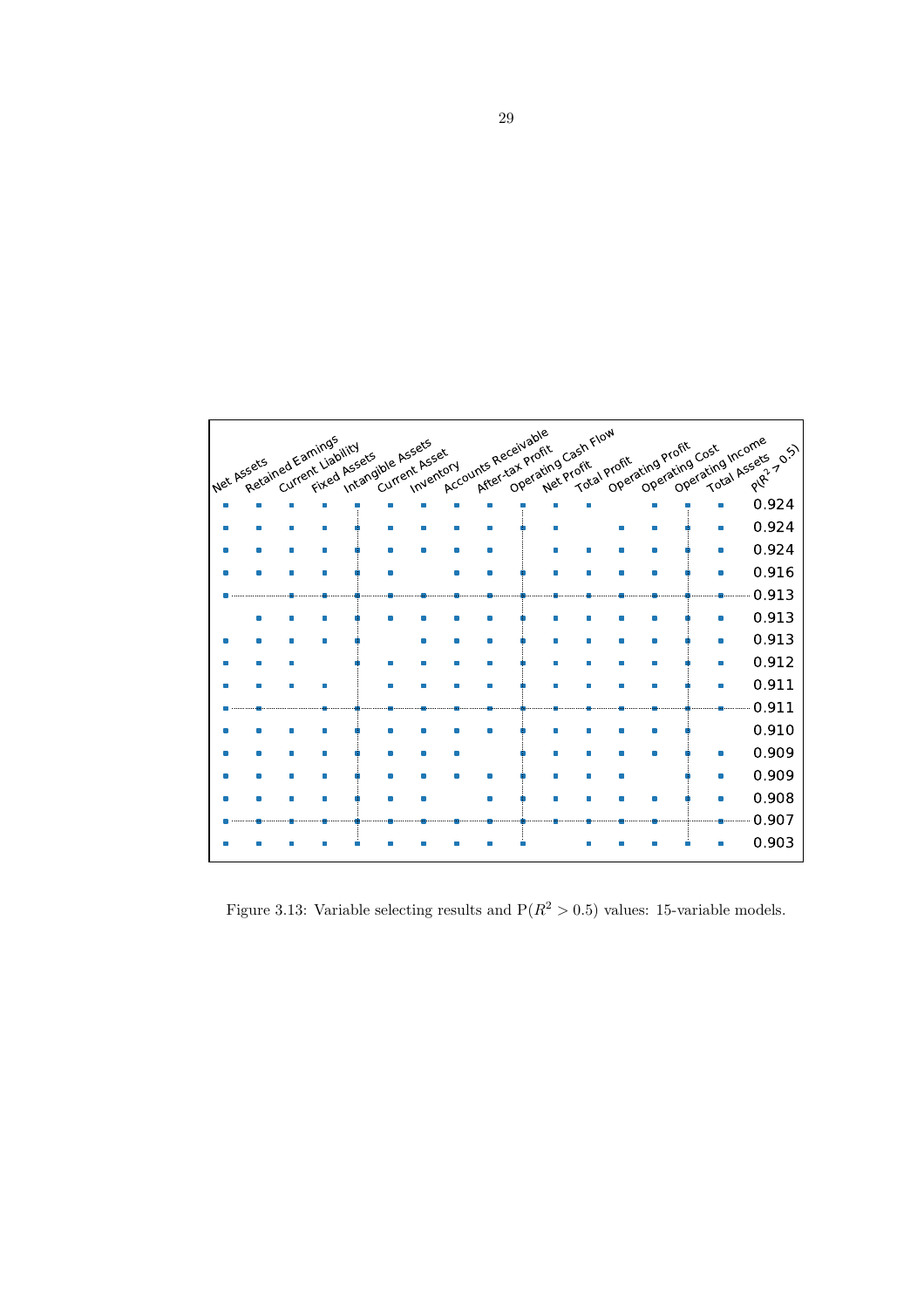| Net Assets | Retained Earnings | Current Liability | Fixed Assets | Intangible Assets | Current Asset | Inventory | Accounts Receivable | After-tax Profit | Operating Cash Flow | Net Profit | Total Profit | Operating Profit | Operating Cost | Operating Income | Total Assets | $P(R^2 > 0.5)$ |
|---|---|---|---|---|---|---|---|---|---|---|---|---|---|---|---|---|
| ■ | ■ | ■ | ■ | ■ | ■ | ■ | ■ | ■ | ■ | ■ | ■ | | ■ | ■ | ■ | 0.924 |
| ■ | ■ | ■ | ■ | ■ | ■ | ■ | ■ | ■ | ■ | ■ | | ■ | ■ | ■ | ■ | 0.924 |
| ■ | ■ | ■ | ■ | ■ | ■ | ■ | ■ | ■ | | ■ | ■ | ■ | ■ | ■ | ■ | 0.924 |
| ■ | ■ | ■ | ■ | ■ | ■ | | ■ | ■ | ■ | ■ | ■ | ■ | ■ | ■ | ■ | 0.916 |
| ■ | | ■ | ■ | ■ | ■ | ■ | ■ | ■ | ■ | ■ | ■ | ■ | ■ | ■ | ■ | 0.913 |
| | ■ | ■ | ■ | ■ | ■ | ■ | ■ | ■ | ■ | ■ | ■ | ■ | ■ | ■ | ■ | 0.913 |
| ■ | ■ | ■ | ■ | ■ | | ■ | ■ | ■ | ■ | ■ | ■ | ■ | ■ | ■ | ■ | 0.913 |
| ■ | ■ | ■ | | ■ | ■ | ■ | ■ | ■ | ■ | ■ | ■ | ■ | ■ | ■ | ■ | 0.912 |
| ■ | ■ | ■ | ■ | | ■ | ■ | ■ | ■ | ■ | ■ | ■ | ■ | ■ | ■ | ■ | 0.911 |
| ■ | ■ | | ■ | ■ | ■ | ■ | ■ | ■ | ■ | ■ | ■ | ■ | ■ | ■ | ■ | 0.911 |
| ■ | ■ | ■ | ■ | ■ | ■ | ■ | ■ | ■ | ■ | ■ | ■ | ■ | ■ | ■ | | 0.910 |
| ■ | ■ | ■ | ■ | ■ | ■ | ■ | ■ | | ■ | ■ | ■ | ■ | ■ | ■ | ■ | 0.909 |
| ■ | ■ | ■ | ■ | ■ | ■ | ■ | ■ | ■ | ■ | ■ | ■ | ■ | | ■ | ■ | 0.909 |
| ■ | ■ | ■ | ■ | ■ | ■ | ■ | | ■ | ■ | ■ | ■ | ■ | ■ | ■ | ■ | 0.908 |
| ■ | ■ | ■ | ■ | ■ | ■ | ■ | ■ | ■ | ■ | ■ | ■ | ■ | ■ | | ■ | 0.907 |
| ■ | ■ | ■ | ■ | ■ | ■ | ■ | ■ | ■ | ■ | | ■ | ■ | ■ | ■ | ■ | 0.903 |

Figure 3.13: Variable selecting results and $P(R^2 > 0.5)$ values: 15-variable models.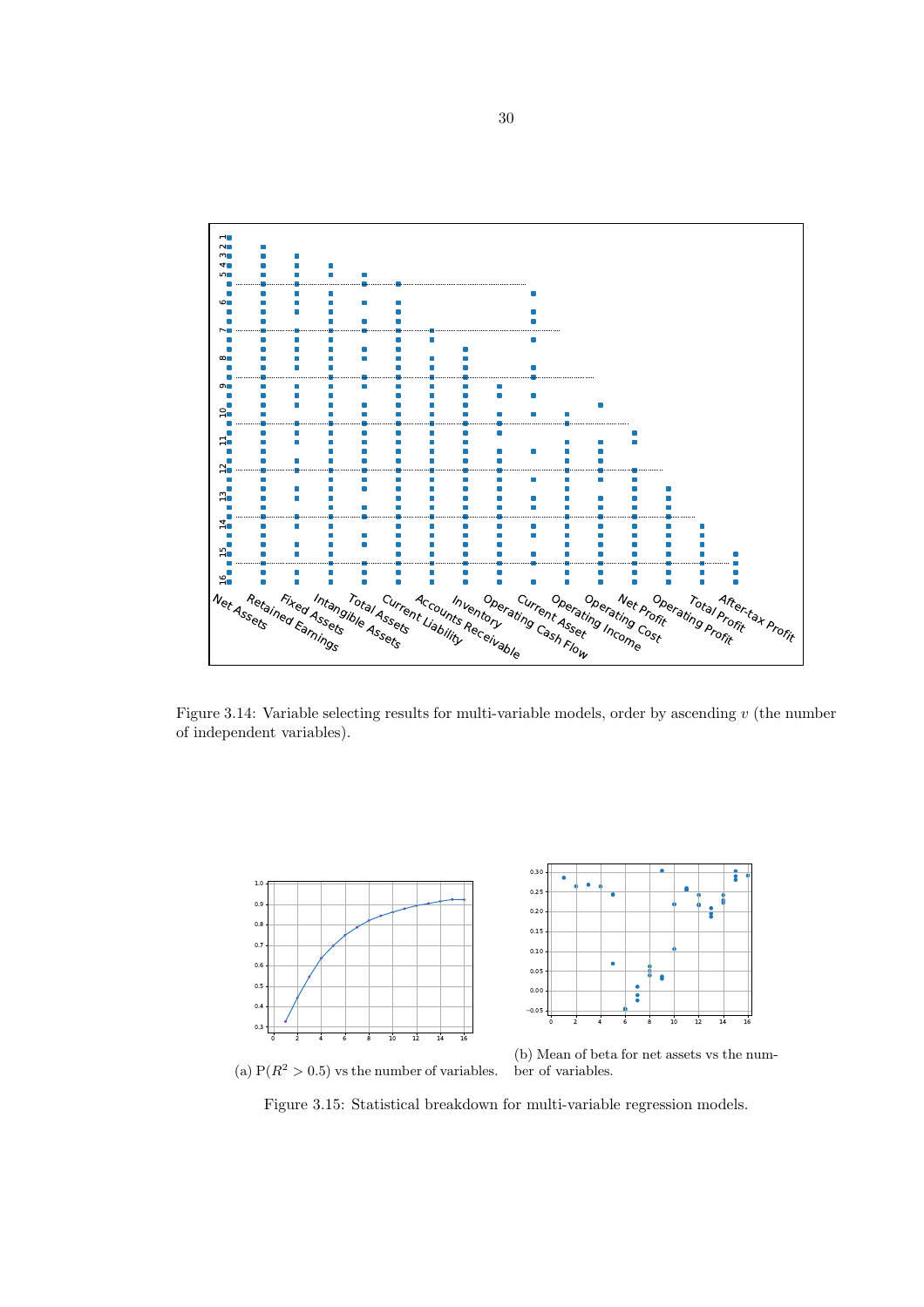Figure 3.14: Variable selecting results for multi-variable models, order by ascending $v$ (the number of independent variables).

(a) $\mathrm{P}(R^2 > 0.5)$ vs the number of variables.

(b) Mean of beta for net assets vs the number of variables.

Figure 3.15: Statistical breakdown for multi-variable regression models.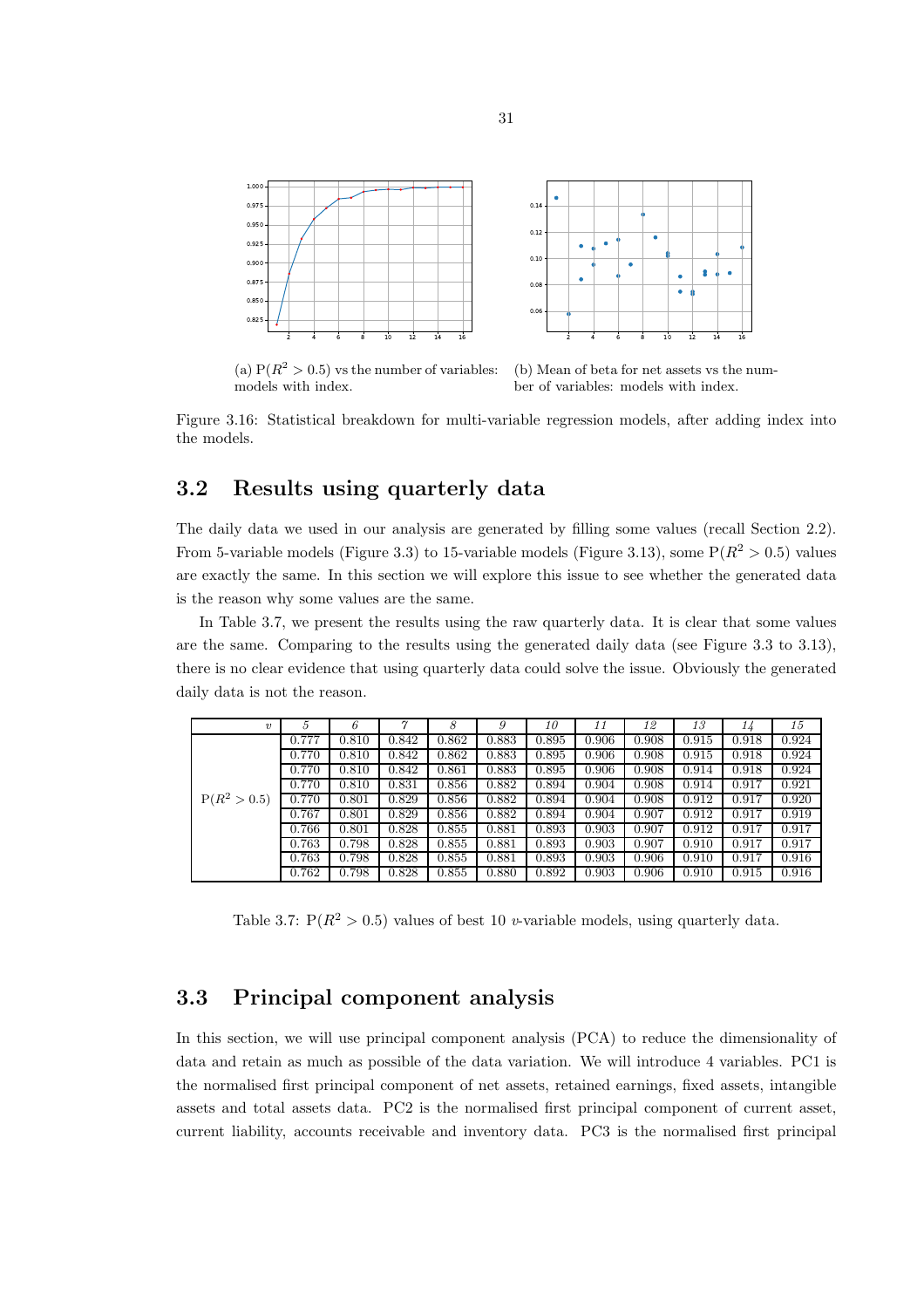(a) $\mathrm{P}(R^2 > 0.5)$ vs the number of variables: models with index.

(b) Mean of beta for net assets vs the number of variables: models with index.

Figure 3.16: Statistical breakdown for multi-variable regression models, after adding index into the models.

## 3.2 Results using quarterly data

The daily data we used in our analysis are generated by filling some values (recall Section 2.2). From 5-variable models (Figure 3.3) to 15-variable models (Figure 3.13), some $\mathrm{P}(R^2 > 0.5)$ values are exactly the same. In this section we will explore this issue to see whether the generated data is the reason why some values are the same.

In Table 3.7, we present the results using the raw quarterly data. It is clear that some values are the same. Comparing to the results using the generated daily data (see Figure 3.3 to 3.13), there is no clear evidence that using quarterly data could solve the issue. Obviously the generated daily data is not the reason.

| $v$ | *5* | *6* | *7* | *8* | *9* | *10* | *11* | *12* | *13* | *14* | *15* |
|---|---|---|---|---|---|---|---|---|---|---|---|
| $\mathrm{P}(R^2 > 0.5)$ | 0.777 | 0.810 | 0.842 | 0.862 | 0.883 | 0.895 | 0.906 | 0.908 | 0.915 | 0.918 | 0.924 |
| | 0.770 | 0.810 | 0.842 | 0.862 | 0.883 | 0.895 | 0.906 | 0.908 | 0.915 | 0.918 | 0.924 |
| | 0.770 | 0.810 | 0.842 | 0.861 | 0.883 | 0.895 | 0.906 | 0.908 | 0.914 | 0.918 | 0.924 |
| | 0.770 | 0.810 | 0.831 | 0.856 | 0.882 | 0.894 | 0.904 | 0.908 | 0.914 | 0.917 | 0.921 |
| | 0.770 | 0.801 | 0.829 | 0.856 | 0.882 | 0.894 | 0.904 | 0.908 | 0.912 | 0.917 | 0.920 |
| | 0.767 | 0.801 | 0.829 | 0.856 | 0.882 | 0.894 | 0.904 | 0.907 | 0.912 | 0.917 | 0.919 |
| | 0.766 | 0.801 | 0.828 | 0.855 | 0.881 | 0.893 | 0.903 | 0.907 | 0.912 | 0.917 | 0.917 |
| | 0.763 | 0.798 | 0.828 | 0.855 | 0.881 | 0.893 | 0.903 | 0.907 | 0.910 | 0.917 | 0.917 |
| | 0.763 | 0.798 | 0.828 | 0.855 | 0.881 | 0.893 | 0.903 | 0.906 | 0.910 | 0.917 | 0.916 |
| | 0.762 | 0.798 | 0.828 | 0.855 | 0.880 | 0.892 | 0.903 | 0.906 | 0.910 | 0.915 | 0.916 |

Table 3.7: $\mathrm{P}(R^2 > 0.5)$ values of best 10 $v$-variable models, using quarterly data.

## 3.3 Principal component analysis

In this section, we will use principal component analysis (PCA) to reduce the dimensionality of data and retain as much as possible of the data variation. We will introduce 4 variables. PC1 is the normalised first principal component of net assets, retained earnings, fixed assets, intangible assets and total assets data. PC2 is the normalised first principal component of current asset, current liability, accounts receivable and inventory data. PC3 is the normalised first principal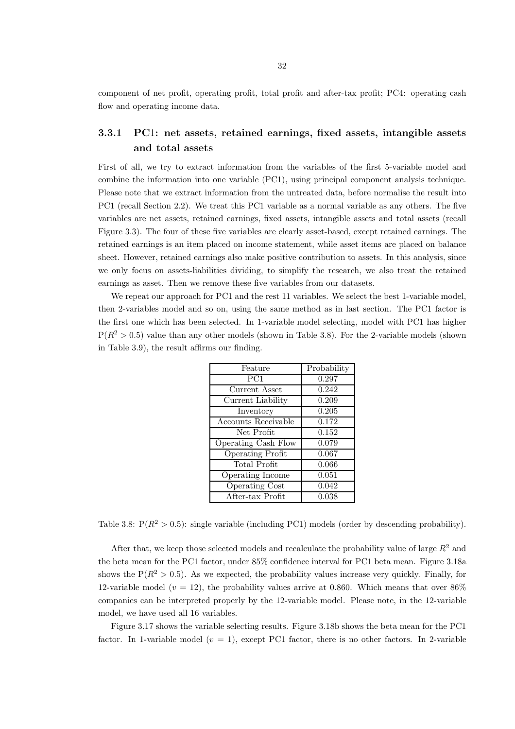component of net profit, operating profit, total profit and after-tax profit; PC4: operating cash flow and operating income data.

### 3.3.1 PC1: net assets, retained earnings, fixed assets, intangible assets and total assets

First of all, we try to extract information from the variables of the first 5-variable model and combine the information into one variable (PC1), using principal component analysis technique. Please note that we extract information from the untreated data, before normalise the result into PC1 (recall Section 2.2). We treat this PC1 variable as a normal variable as any others. The five variables are net assets, retained earnings, fixed assets, intangible assets and total assets (recall Figure 3.3). The four of these five variables are clearly asset-based, except retained earnings. The retained earnings is an item placed on income statement, while asset items are placed on balance sheet. However, retained earnings also make positive contribution to assets. In this analysis, since we only focus on assets-liabilities dividing, to simplify the research, we also treat the retained earnings as asset. Then we remove these five variables from our datasets.

We repeat our approach for PC1 and the rest 11 variables. We select the best 1-variable model, then 2-variables model and so on, using the same method as in last section. The PC1 factor is the first one which has been selected. In 1-variable model selecting, model with PC1 has higher $P(R^2 > 0.5)$ value than any other models (shown in Table 3.8). For the 2-variable models (shown in Table 3.9), the result affirms our finding.

| Feature | Probability |
|---|---|
| PC1 | 0.297 |
| Current Asset | 0.242 |
| Current Liability | 0.209 |
| Inventory | 0.205 |
| Accounts Receivable | 0.172 |
| Net Profit | 0.152 |
| Operating Cash Flow | 0.079 |
| Operating Profit | 0.067 |
| Total Profit | 0.066 |
| Operating Income | 0.051 |
| Operating Cost | 0.042 |
| After-tax Profit | 0.038 |

Table 3.8: $P(R^2 > 0.5)$: single variable (including PC1) models (order by descending probability).

After that, we keep those selected models and recalculate the probability value of large $R^2$ and the beta mean for the PC1 factor, under 85% confidence interval for PC1 beta mean. Figure 3.18a shows the $P(R^2 > 0.5)$. As we expected, the probability values increase very quickly. Finally, for 12-variable model ($v = 12$), the probability values arrive at 0.860. Which means that over 86% companies can be interpreted properly by the 12-variable model. Please note, in the 12-variable model, we have used all 16 variables.

Figure 3.17 shows the variable selecting results. Figure 3.18b shows the beta mean for the PC1 factor. In 1-variable model ($v = 1$), except PC1 factor, there is no other factors. In 2-variable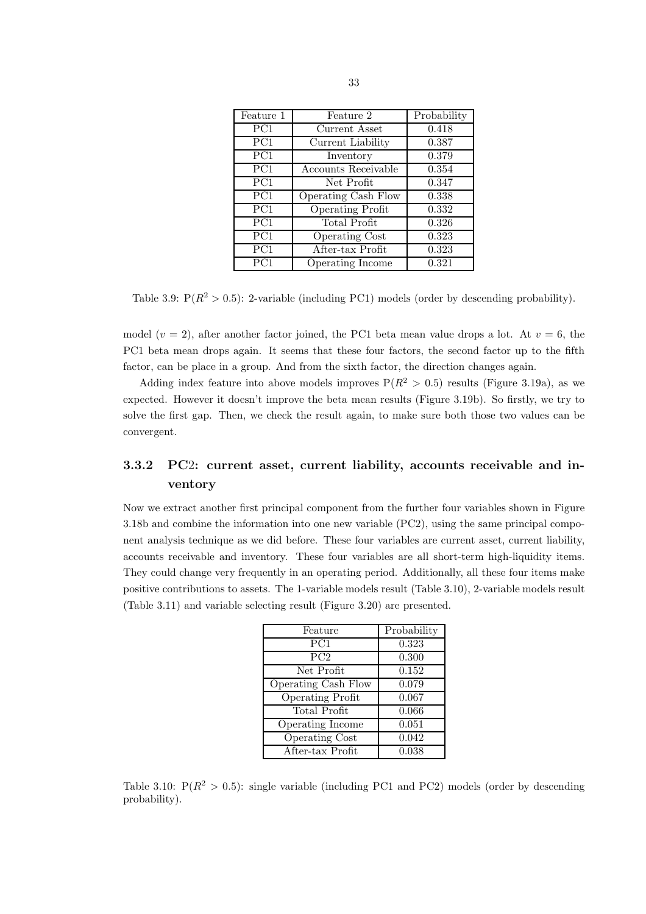| Feature 1 | Feature 2 | Probability |
|---|---|---|
| PC1 | Current Asset | 0.418 |
| PC1 | Current Liability | 0.387 |
| PC1 | Inventory | 0.379 |
| PC1 | Accounts Receivable | 0.354 |
| PC1 | Net Profit | 0.347 |
| PC1 | Operating Cash Flow | 0.338 |
| PC1 | Operating Profit | 0.332 |
| PC1 | Total Profit | 0.326 |
| PC1 | Operating Cost | 0.323 |
| PC1 | After-tax Profit | 0.323 |
| PC1 | Operating Income | 0.321 |

Table 3.9: $P(R^2 > 0.5)$: 2-variable (including PC1) models (order by descending probability).

model ($v = 2$), after another factor joined, the PC1 beta mean value drops a lot. At $v = 6$, the PC1 beta mean drops again. It seems that these four factors, the second factor up to the fifth factor, can be place in a group. And from the sixth factor, the direction changes again.

Adding index feature into above models improves $P(R^2 > 0.5)$ results (Figure 3.19a), as we expected. However it doesn't improve the beta mean results (Figure 3.19b). So firstly, we try to solve the first gap. Then, we check the result again, to make sure both those two values can be convergent.

### 3.3.2 PC2: current asset, current liability, accounts receivable and inventory

Now we extract another first principal component from the further four variables shown in Figure 3.18b and combine the information into one new variable (PC2), using the same principal component analysis technique as we did before. These four variables are current asset, current liability, accounts receivable and inventory. These four variables are all short-term high-liquidity items. They could change very frequently in an operating period. Additionally, all these four items make positive contributions to assets. The 1-variable models result (Table 3.10), 2-variable models result (Table 3.11) and variable selecting result (Figure 3.20) are presented.

| Feature | Probability |
|---|---|
| PC1 | 0.323 |
| PC2 | 0.300 |
| Net Profit | 0.152 |
| Operating Cash Flow | 0.079 |
| Operating Profit | 0.067 |
| Total Profit | 0.066 |
| Operating Income | 0.051 |
| Operating Cost | 0.042 |
| After-tax Profit | 0.038 |

Table 3.10: $P(R^2 > 0.5)$: single variable (including PC1 and PC2) models (order by descending probability).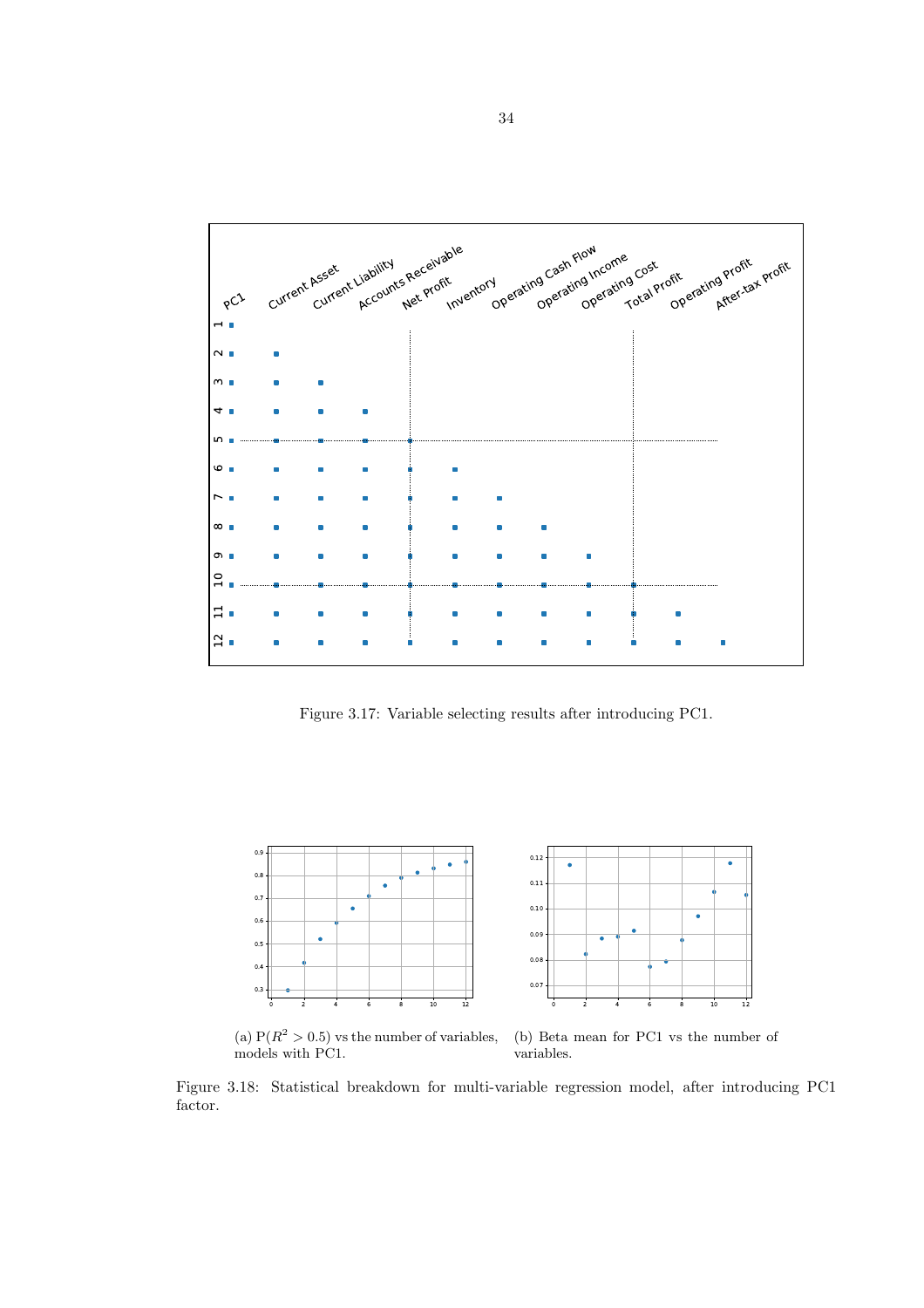Figure 3.17: Variable selecting results after introducing PC1.

(a) $P(R^2 > 0.5)$ vs the number of variables, models with PC1.

(b) Beta mean for PC1 vs the number of variables.

Figure 3.18: Statistical breakdown for multi-variable regression model, after introducing PC1 factor.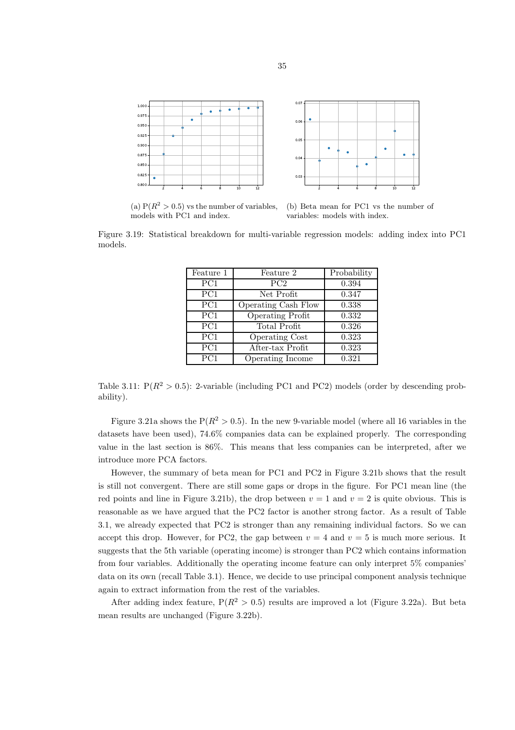(a) $P(R^2 > 0.5)$ vs the number of variables, models with PC1 and index.

(b) Beta mean for PC1 vs the number of variables: models with index.

Figure 3.19: Statistical breakdown for multi-variable regression models: adding index into PC1 models.

| Feature 1 | Feature 2 | Probability |
|---|---|---|
| PC1 | PC2 | 0.394 |
| PC1 | Net Profit | 0.347 |
| PC1 | Operating Cash Flow | 0.338 |
| PC1 | Operating Profit | 0.332 |
| PC1 | Total Profit | 0.326 |
| PC1 | Operating Cost | 0.323 |
| PC1 | After-tax Profit | 0.323 |
| PC1 | Operating Income | 0.321 |

Table 3.11: $P(R^2 > 0.5)$: 2-variable (including PC1 and PC2) models (order by descending probability).

Figure 3.21a shows the $P(R^2 > 0.5)$. In the new 9-variable model (where all 16 variables in the datasets have been used), 74.6% companies data can be explained properly. The corresponding value in the last section is 86%. This means that less companies can be interpreted, after we introduce more PCA factors.

However, the summary of beta mean for PC1 and PC2 in Figure 3.21b shows that the result is still not convergent. There are still some gaps or drops in the figure. For PC1 mean line (the red points and line in Figure 3.21b), the drop between $v = 1$ and $v = 2$ is quite obvious. This is reasonable as we have argued that the PC2 factor is another strong factor. As a result of Table 3.1, we already expected that PC2 is stronger than any remaining individual factors. So we can accept this drop. However, for PC2, the gap between $v = 4$ and $v = 5$ is much more serious. It suggests that the 5th variable (operating income) is stronger than PC2 which contains information from four variables. Additionally the operating income feature can only interpret 5% companies' data on its own (recall Table 3.1). Hence, we decide to use principal component analysis technique again to extract information from the rest of the variables.

After adding index feature, $P(R^2 > 0.5)$ results are improved a lot (Figure 3.22a). But beta mean results are unchanged (Figure 3.22b).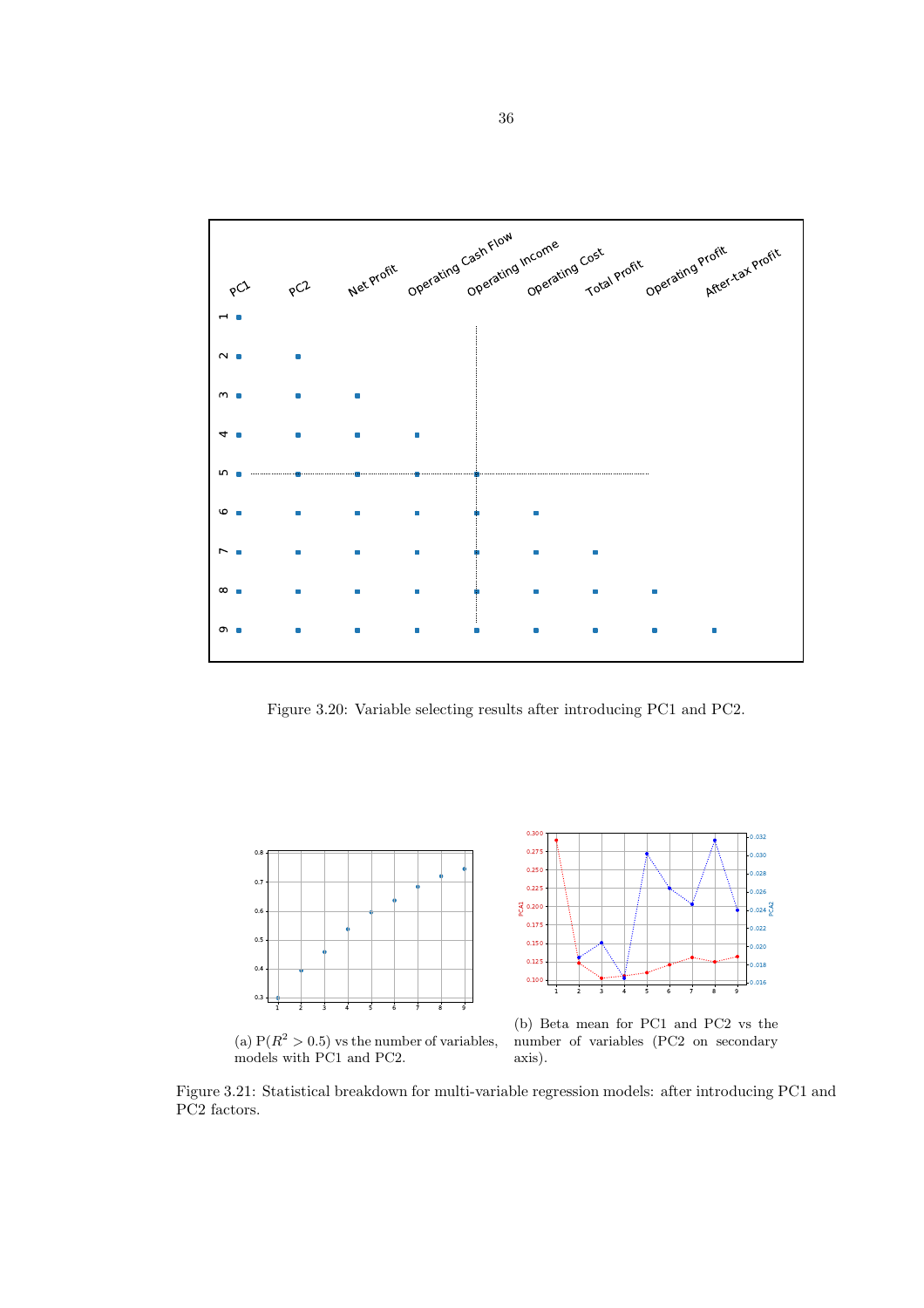Figure 3.20: Variable selecting results after introducing PC1 and PC2.

(a) $P(R^2 > 0.5)$ vs the number of variables, models with PC1 and PC2.

(b) Beta mean for PC1 and PC2 vs the number of variables (PC2 on secondary axis).

Figure 3.21: Statistical breakdown for multi-variable regression models: after introducing PC1 and PC2 factors.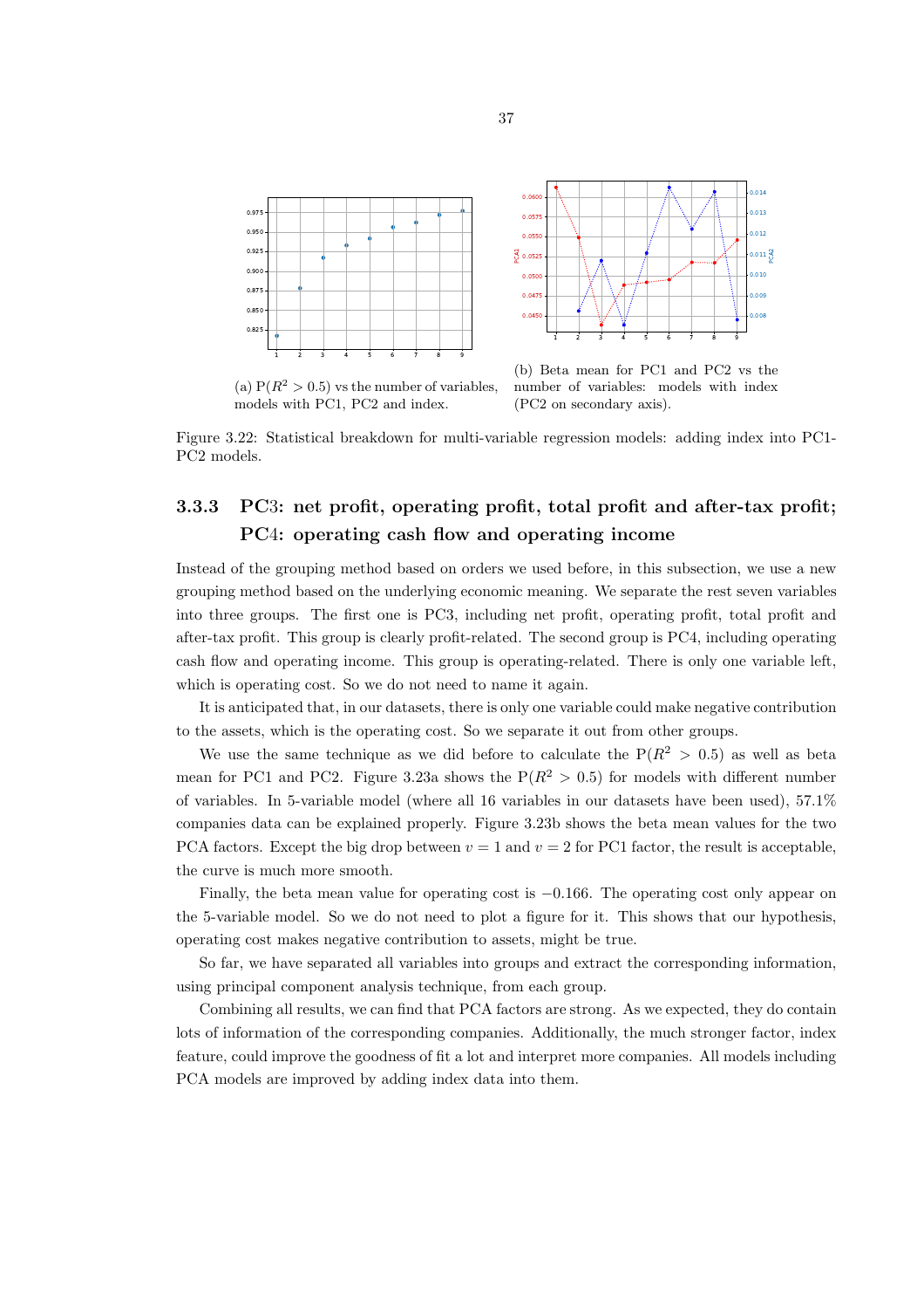(a) $P(R^2 > 0.5)$ vs the number of variables, models with PC1, PC2 and index.

(b) Beta mean for PC1 and PC2 vs the number of variables: models with index (PC2 on secondary axis).

Figure 3.22: Statistical breakdown for multi-variable regression models: adding index into PC1-PC2 models.

### 3.3.3 PC3: net profit, operating profit, total profit and after-tax profit; PC4: operating cash flow and operating income

Instead of the grouping method based on orders we used before, in this subsection, we use a new grouping method based on the underlying economic meaning. We separate the rest seven variables into three groups. The first one is PC3, including net profit, operating profit, total profit and after-tax profit. This group is clearly profit-related. The second group is PC4, including operating cash flow and operating income. This group is operating-related. There is only one variable left, which is operating cost. So we do not need to name it again.

It is anticipated that, in our datasets, there is only one variable could make negative contribution to the assets, which is the operating cost. So we separate it out from other groups.

We use the same technique as we did before to calculate the $P(R^2 > 0.5)$ as well as beta mean for PC1 and PC2. Figure 3.23a shows the $P(R^2 > 0.5)$ for models with different number of variables. In 5-variable model (where all 16 variables in our datasets have been used), 57.1% companies data can be explained properly. Figure 3.23b shows the beta mean values for the two PCA factors. Except the big drop between $v = 1$ and $v = 2$ for PC1 factor, the result is acceptable, the curve is much more smooth.

Finally, the beta mean value for operating cost is $-0.166$. The operating cost only appear on the 5-variable model. So we do not need to plot a figure for it. This shows that our hypothesis, operating cost makes negative contribution to assets, might be true.

So far, we have separated all variables into groups and extract the corresponding information, using principal component analysis technique, from each group.

Combining all results, we can find that PCA factors are strong. As we expected, they do contain lots of information of the corresponding companies. Additionally, the much stronger factor, index feature, could improve the goodness of fit a lot and interpret more companies. All models including PCA models are improved by adding index data into them.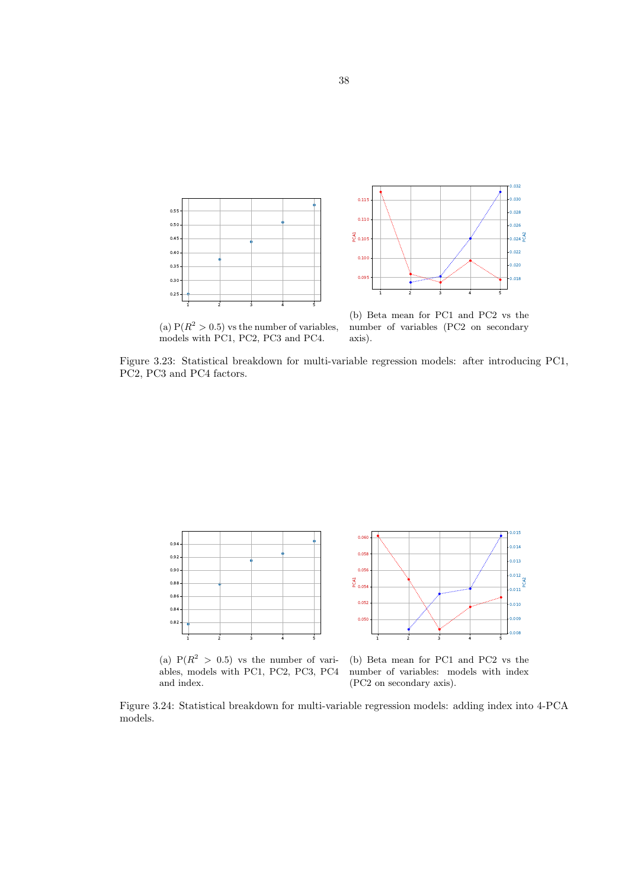(a) $P(R^2 > 0.5)$ vs the number of variables, models with PC1, PC2, PC3 and PC4.

(b) Beta mean for PC1 and PC2 vs the number of variables (PC2 on secondary axis).

Figure 3.23: Statistical breakdown for multi-variable regression models: after introducing PC1, PC2, PC3 and PC4 factors.

(a) $P(R^2 > 0.5)$ vs the number of variables, models with PC1, PC2, PC3, PC4 and index.

(b) Beta mean for PC1 and PC2 vs the number of variables: models with index (PC2 on secondary axis).

Figure 3.24: Statistical breakdown for multi-variable regression models: adding index into 4-PCA models.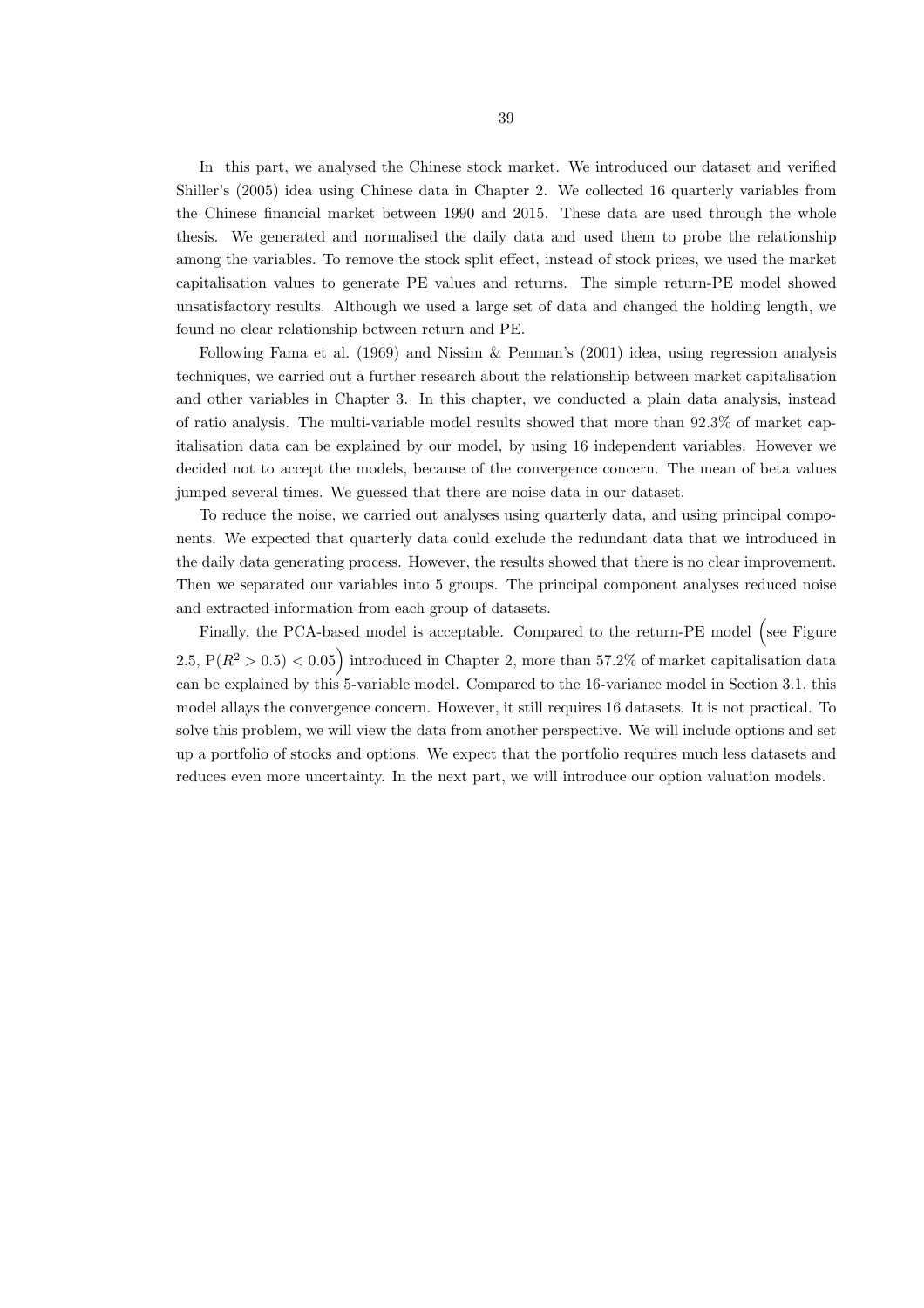In this part, we analysed the Chinese stock market. We introduced our dataset and verified Shiller's (2005) idea using Chinese data in Chapter 2. We collected 16 quarterly variables from the Chinese financial market between 1990 and 2015. These data are used through the whole thesis. We generated and normalised the daily data and used them to probe the relationship among the variables. To remove the stock split effect, instead of stock prices, we used the market capitalisation values to generate PE values and returns. The simple return-PE model showed unsatisfactory results. Although we used a large set of data and changed the holding length, we found no clear relationship between return and PE.

Following Fama et al. (1969) and Nissim & Penman's (2001) idea, using regression analysis techniques, we carried out a further research about the relationship between market capitalisation and other variables in Chapter 3. In this chapter, we conducted a plain data analysis, instead of ratio analysis. The multi-variable model results showed that more than 92.3% of market capitalisation data can be explained by our model, by using 16 independent variables. However we decided not to accept the models, because of the convergence concern. The mean of beta values jumped several times. We guessed that there are noise data in our dataset.

To reduce the noise, we carried out analyses using quarterly data, and using principal components. We expected that quarterly data could exclude the redundant data that we introduced in the daily data generating process. However, the results showed that there is no clear improvement. Then we separated our variables into 5 groups. The principal component analyses reduced noise and extracted information from each group of datasets.

Finally, the PCA-based model is acceptable. Compared to the return-PE model $\Big($see Figure 2.5, $P(R^2 > 0.5) < 0.05\Big)$ introduced in Chapter 2, more than 57.2% of market capitalisation data can be explained by this 5-variable model. Compared to the 16-variance model in Section 3.1, this model allays the convergence concern. However, it still requires 16 datasets. It is not practical. To solve this problem, we will view the data from another perspective. We will include options and set up a portfolio of stocks and options. We expect that the portfolio requires much less datasets and reduces even more uncertainty. In the next part, we will introduce our option valuation models.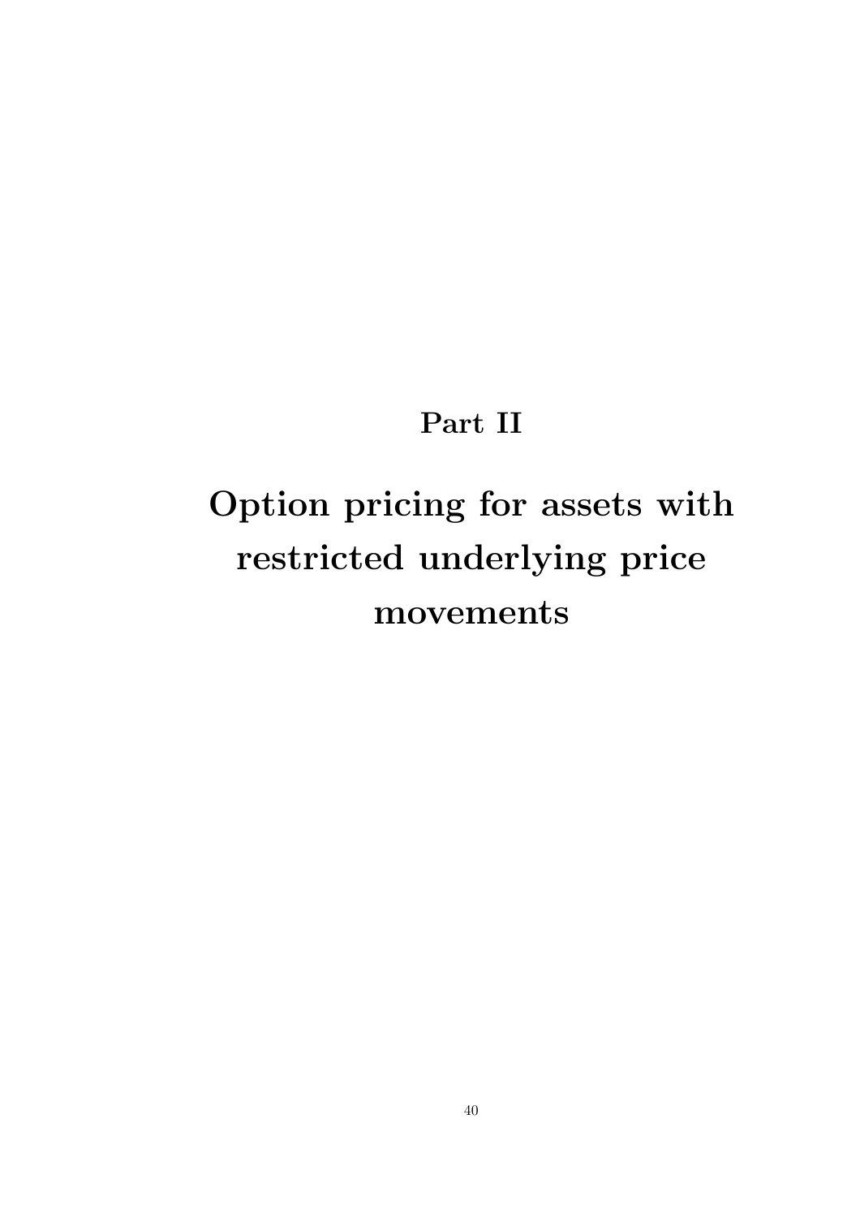# Part II

# Option pricing for assets with restricted underlying price movements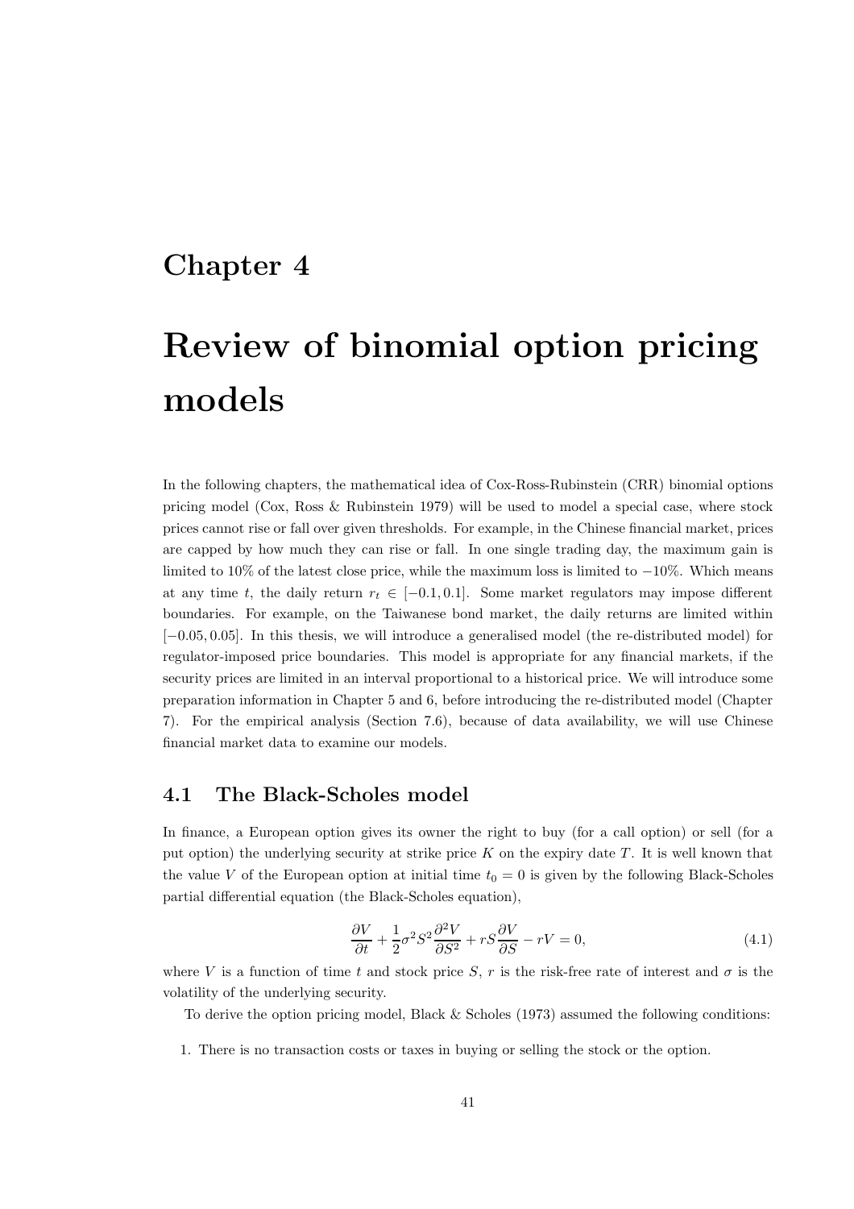# Chapter 4

# Review of binomial option pricing models

In the following chapters, the mathematical idea of Cox-Ross-Rubinstein (CRR) binomial options pricing model (Cox, Ross & Rubinstein 1979) will be used to model a special case, where stock prices cannot rise or fall over given thresholds. For example, in the Chinese financial market, prices are capped by how much they can rise or fall. In one single trading day, the maximum gain is limited to 10% of the latest close price, while the maximum loss is limited to −10%. Which means at any time $t$, the daily return $r_t \in [-0.1, 0.1]$. Some market regulators may impose different boundaries. For example, on the Taiwanese bond market, the daily returns are limited within $[-0.05, 0.05]$. In this thesis, we will introduce a generalised model (the re-distributed model) for regulator-imposed price boundaries. This model is appropriate for any financial markets, if the security prices are limited in an interval proportional to a historical price. We will introduce some preparation information in Chapter 5 and 6, before introducing the re-distributed model (Chapter 7). For the empirical analysis (Section 7.6), because of data availability, we will use Chinese financial market data to examine our models.

## 4.1 The Black-Scholes model

In finance, a European option gives its owner the right to buy (for a call option) or sell (for a put option) the underlying security at strike price $K$ on the expiry date $T$. It is well known that the value $V$ of the European option at initial time $t_0 = 0$ is given by the following Black-Scholes partial differential equation (the Black-Scholes equation),

$$\frac{\partial V}{\partial t} + \frac{1}{2}\sigma^2 S^2 \frac{\partial^2 V}{\partial S^2} + rS\frac{\partial V}{\partial S} - rV = 0, \tag{4.1}$$

where $V$ is a function of time $t$ and stock price $S$, $r$ is the risk-free rate of interest and $\sigma$ is the volatility of the underlying security.

To derive the option pricing model, Black & Scholes (1973) assumed the following conditions:

1. There is no transaction costs or taxes in buying or selling the stock or the option.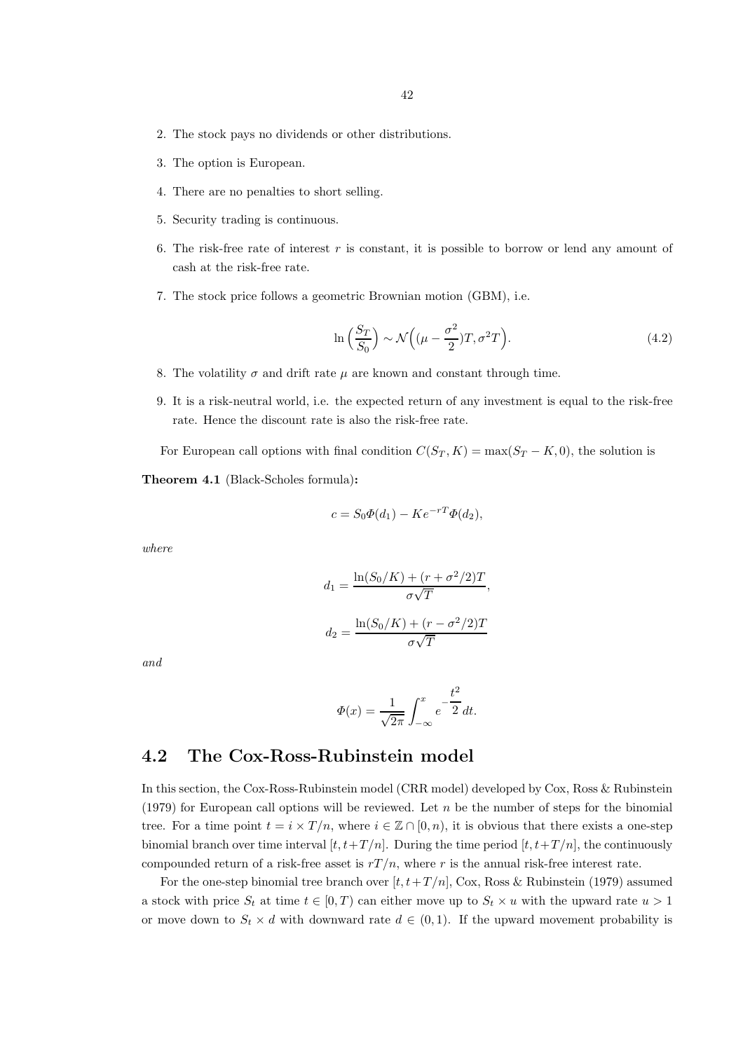2. The stock pays no dividends or other distributions.
3. The option is European.
4. There are no penalties to short selling.
5. Security trading is continuous.
6. The risk-free rate of interest $r$ is constant, it is possible to borrow or lend any amount of cash at the risk-free rate.
7. The stock price follows a geometric Brownian motion (GBM), i.e.

$$\ln\Big(\frac{S_T}{S_0}\Big) \sim \mathcal{N}\Big((\mu - \frac{\sigma^2}{2})T, \sigma^2 T\Big). \tag{4.2}$$

8. The volatility $\sigma$ and drift rate $\mu$ are known and constant through time.
9. It is a risk-neutral world, i.e. the expected return of any investment is equal to the risk-free rate. Hence the discount rate is also the risk-free rate.

For European call options with final condition $C(S_T, K) = \max(S_T - K, 0)$, the solution is

**Theorem 4.1** (Black-Scholes formula)**:**

$$c = S_0 \Phi(d_1) - K e^{-rT} \Phi(d_2),$$

*where*

$$d_1 = \frac{\ln(S_0/K) + (r + \sigma^2/2)T}{\sigma\sqrt{T}},$$

$$d_2 = \frac{\ln(S_0/K) + (r - \sigma^2/2)T}{\sigma\sqrt{T}}$$

*and*

$$\Phi(x) = \frac{1}{\sqrt{2\pi}} \int_{-\infty}^{x} e^{-\frac{t^2}{2}} \, dt.$$

## 4.2 The Cox-Ross-Rubinstein model

In this section, the Cox-Ross-Rubinstein model (CRR model) developed by Cox, Ross & Rubinstein (1979) for European call options will be reviewed. Let $n$ be the number of steps for the binomial tree. For a time point $t = i \times T/n$, where $i \in \mathbb{Z} \cap [0, n)$, it is obvious that there exists a one-step binomial branch over time interval $[t, t+T/n]$. During the time period $[t, t+T/n]$, the continuously compounded return of a risk-free asset is $rT/n$, where $r$ is the annual risk-free interest rate.

For the one-step binomial tree branch over $[t, t+T/n]$, Cox, Ross & Rubinstein (1979) assumed a stock with price $S_t$ at time $t \in [0, T)$ can either move up to $S_t \times u$ with the upward rate $u > 1$ or move down to $S_t \times d$ with downward rate $d \in (0, 1)$. If the upward movement probability is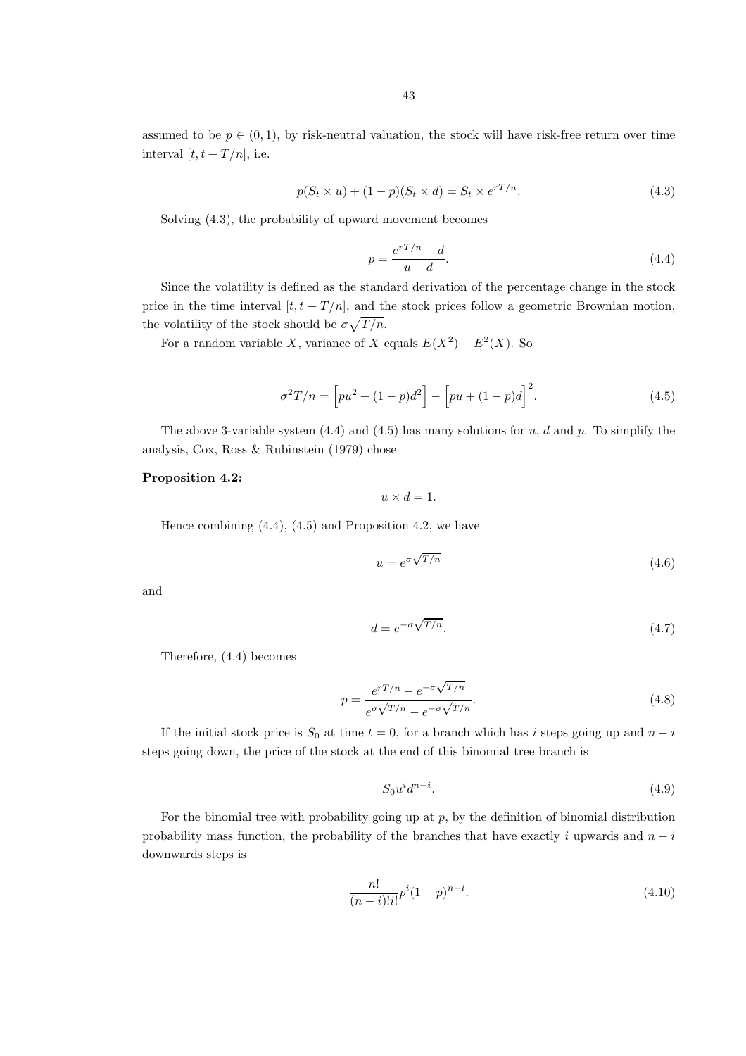assumed to be $p \in (0, 1)$, by risk-neutral valuation, the stock will have risk-free return over time interval $[t, t + T/n]$, i.e.

$$p(S_t \times u) + (1 - p)(S_t \times d) = S_t \times e^{rT/n}. \tag{4.3}$$

Solving (4.3), the probability of upward movement becomes

$$p = \frac{e^{rT/n} - d}{u - d}. \tag{4.4}$$

Since the volatility is defined as the standard derivation of the percentage change in the stock price in the time interval $[t, t + T/n]$, and the stock prices follow a geometric Brownian motion, the volatility of the stock should be $\sigma\sqrt{T/n}$.

For a random variable $X$, variance of $X$ equals $E(X^2) - E^2(X)$. So

$$\sigma^2 T/n = \Big[pu^2 + (1 - p)d^2\Big] - \Big[pu + (1 - p)d\Big]^2. \tag{4.5}$$

The above 3-variable system (4.4) and (4.5) has many solutions for $u$, $d$ and $p$. To simplify the analysis, Cox, Ross & Rubinstein (1979) chose

**Proposition 4.2:**

$$u \times d = 1.$$

Hence combining (4.4), (4.5) and Proposition 4.2, we have

$$u = e^{\sigma\sqrt{T/n}} \tag{4.6}$$

and

$$d = e^{-\sigma\sqrt{T/n}}. \tag{4.7}$$

Therefore, (4.4) becomes

$$p = \frac{e^{rT/n} - e^{-\sigma\sqrt{T/n}}}{e^{\sigma\sqrt{T/n}} - e^{-\sigma\sqrt{T/n}}}. \tag{4.8}$$

If the initial stock price is $S_0$ at time $t = 0$, for a branch which has $i$ steps going up and $n - i$ steps going down, the price of the stock at the end of this binomial tree branch is

$$S_0 u^i d^{n-i}. \tag{4.9}$$

For the binomial tree with probability going up at $p$, by the definition of binomial distribution probability mass function, the probability of the branches that have exactly $i$ upwards and $n - i$ downwards steps is

$$\frac{n!}{(n - i)!i!} p^i (1 - p)^{n-i}. \tag{4.10}$$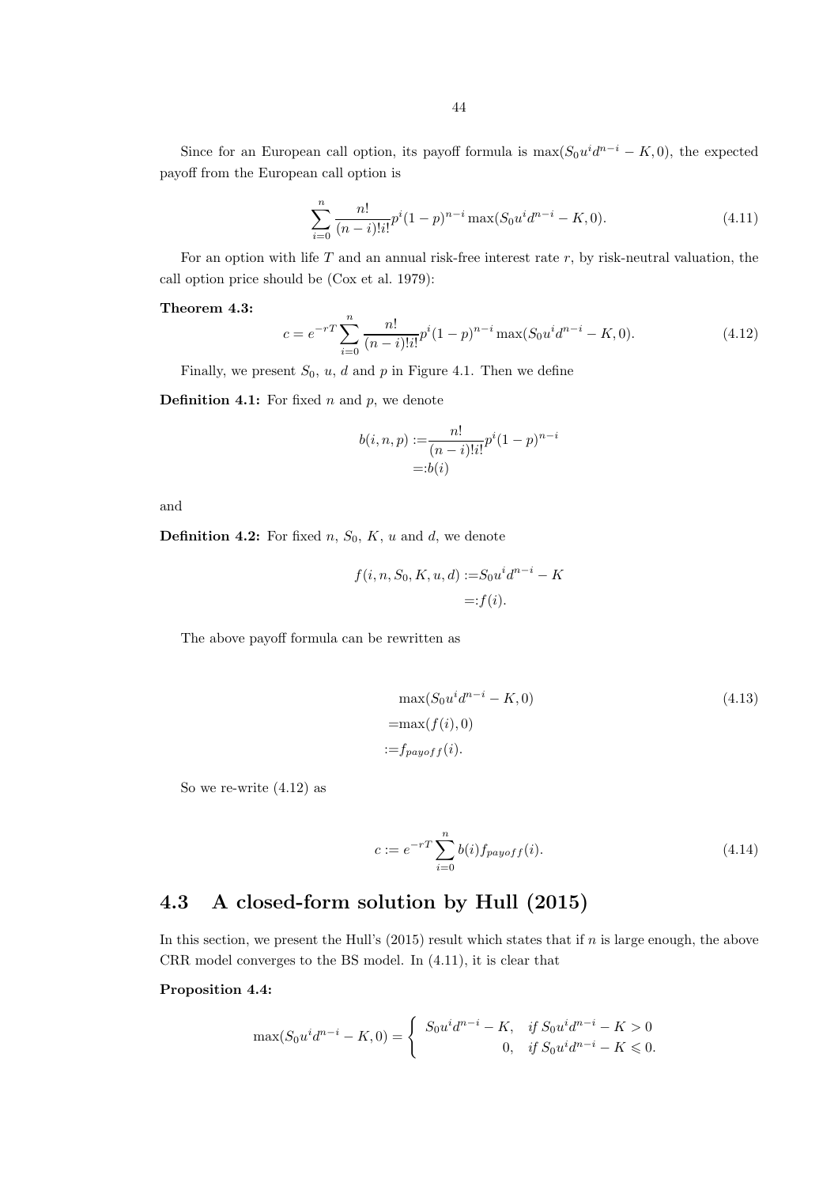Since for an European call option, its payoff formula is $\max(S_0u^id^{n-i}-K,0)$, the expected payoff from the European call option is

$$\sum_{i=0}^{n}\frac{n!}{(n-i)!i!}p^i(1-p)^{n-i}\max(S_0u^id^{n-i}-K,0). \tag{4.11}$$

For an option with life $T$ and an annual risk-free interest rate $r$, by risk-neutral valuation, the call option price should be (Cox et al. 1979):

**Theorem 4.3:**

$$c=e^{-rT}\sum_{i=0}^{n}\frac{n!}{(n-i)!i!}p^i(1-p)^{n-i}\max(S_0u^id^{n-i}-K,0). \tag{4.12}$$

Finally, we present $S_0$, $u$, $d$ and $p$ in Figure 4.1. Then we define

**Definition 4.1:** For fixed $n$ and $p$, we denote

$$\begin{aligned}b(i,n,p):=&\frac{n!}{(n-i)!i!}p^i(1-p)^{n-i}\\=:&b(i)\end{aligned}$$

and

**Definition 4.2:** For fixed $n$, $S_0$, $K$, $u$ and $d$, we denote

$$\begin{aligned}f(i,n,S_0,K,u,d):=&S_0u^id^{n-i}-K\\=:&f(i).\end{aligned}$$

The above payoff formula can be rewritten as

$$\begin{aligned}&\max(S_0u^id^{n-i}-K,0)\\=&\max(f(i),0)\\:=&f_{payoff}(i).\end{aligned} \tag{4.13}$$

So we re-write (4.12) as

$$c:=e^{-rT}\sum_{i=0}^{n}b(i)f_{payoff}(i). \tag{4.14}$$

## 4.3 A closed-form solution by Hull (2015)

In this section, we present the Hull's (2015) result which states that if $n$ is large enough, the above CRR model converges to the BS model. In (4.11), it is clear that

**Proposition 4.4:**

$$\max(S_0u^id^{n-i}-K,0)=\begin{cases}S_0u^id^{n-i}-K, & \text{if } S_0u^id^{n-i}-K>0\\ 0, & \text{if } S_0u^id^{n-i}-K\leqslant 0.\end{cases}$$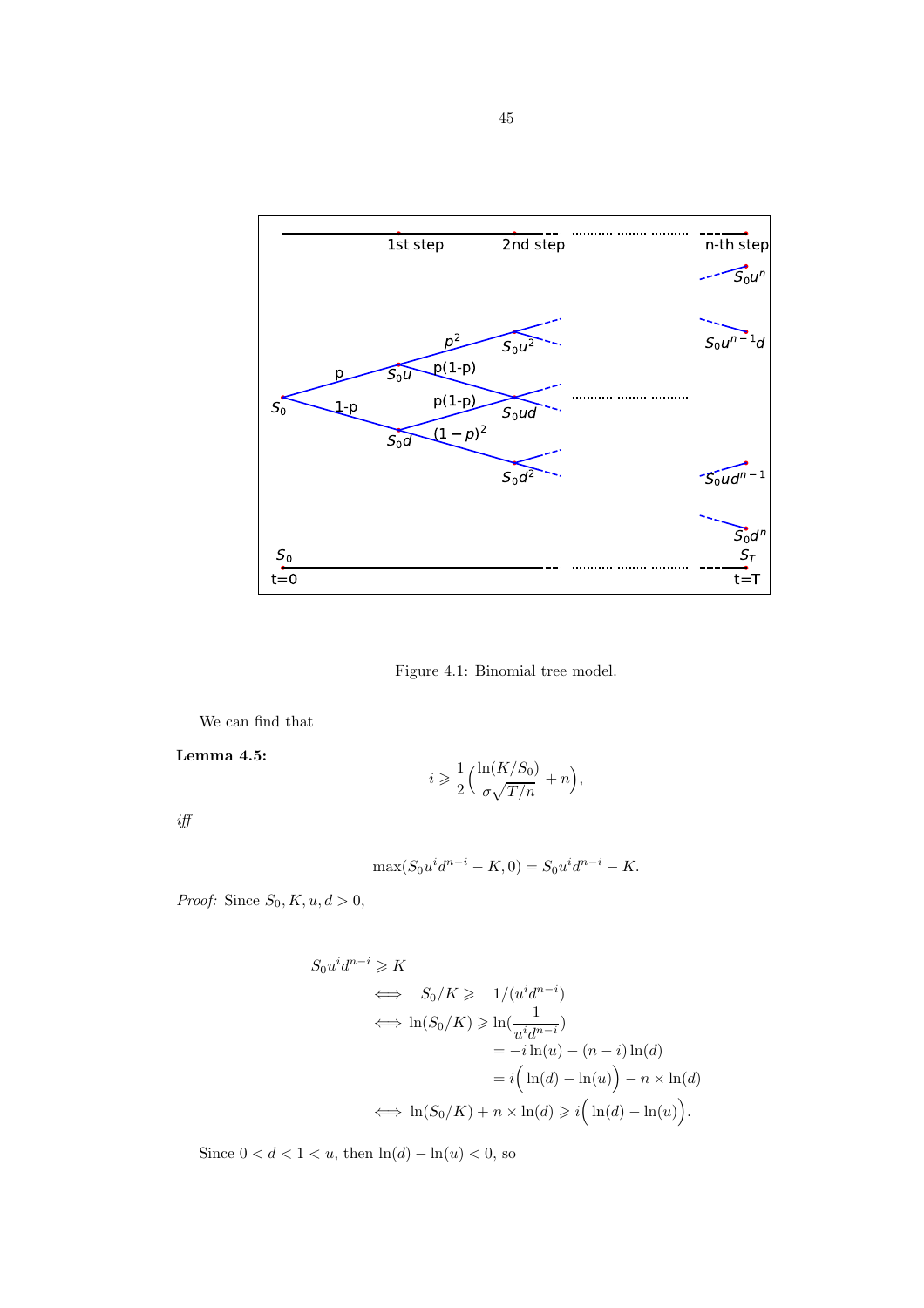Figure 4.1: Binomial tree model.

We can find that

**Lemma 4.5:**

$$i \geqslant \frac{1}{2}\Big(\frac{\ln(K/S_0)}{\sigma\sqrt{T/n}} + n\Big),$$

*iff*

$$\max(S_0 u^i d^{n-i} - K, 0) = S_0 u^i d^{n-i} - K.$$

*Proof:* Since $S_0, K, u, d > 0$,

$$\begin{aligned}
& S_0 u^i d^{n-i} \geqslant K \\
& \iff \quad S_0/K \geqslant \quad 1/(u^i d^{n-i}) \\
& \iff \ln(S_0/K) \geqslant \ln(\frac{1}{u^i d^{n-i}}) \\
& \qquad\qquad\qquad = -i\ln(u) - (n-i)\ln(d) \\
& \qquad\qquad\qquad = i\Big(\ln(d) - \ln(u)\Big) - n \times \ln(d) \\
& \iff \ln(S_0/K) + n \times \ln(d) \geqslant i\Big(\ln(d) - \ln(u)\Big).
\end{aligned}$$

Since $0 < d < 1 < u$, then $\ln(d) - \ln(u) < 0$, so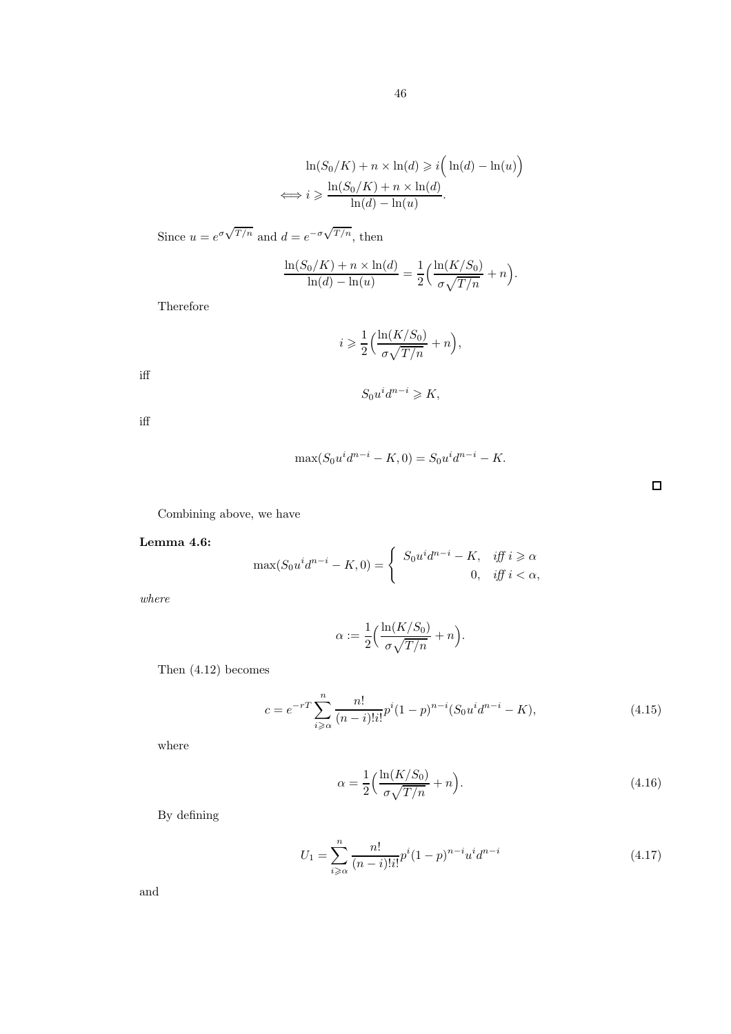$$\ln(S_0/K) + n \times \ln(d) \geqslant i\Big(\ln(d) - \ln(u)\Big)$$
$$\iff i \geqslant \frac{\ln(S_0/K) + n \times \ln(d)}{\ln(d) - \ln(u)}.$$

Since $u = e^{\sigma\sqrt{T/n}}$ and $d = e^{-\sigma\sqrt{T/n}}$, then

$$\frac{\ln(S_0/K) + n \times \ln(d)}{\ln(d) - \ln(u)} = \frac{1}{2}\Big(\frac{\ln(K/S_0)}{\sigma\sqrt{T/n}} + n\Big).$$

Therefore

$$i \geqslant \frac{1}{2}\Big(\frac{\ln(K/S_0)}{\sigma\sqrt{T/n}} + n\Big),$$

iff

$$S_0 u^i d^{n-i} \geqslant K,$$

iff

$$\max(S_0 u^i d^{n-i} - K, 0) = S_0 u^i d^{n-i} - K.$$

□

Combining above, we have

**Lemma 4.6:**

$$\max(S_0 u^i d^{n-i} - K, 0) = \begin{cases} S_0 u^i d^{n-i} - K, & \textit{iff } i \geqslant \alpha \\ 0, & \textit{iff } i < \alpha, \end{cases}$$

*where*

$$\alpha := \frac{1}{2}\Big(\frac{\ln(K/S_0)}{\sigma\sqrt{T/n}} + n\Big).$$

Then (4.12) becomes

$$c = e^{-rT}\sum_{i \geqslant \alpha}^{n} \frac{n!}{(n-i)!i!} p^i (1-p)^{n-i} (S_0 u^i d^{n-i} - K), \tag{4.15}$$

where

$$\alpha = \frac{1}{2}\Big(\frac{\ln(K/S_0)}{\sigma\sqrt{T/n}} + n\Big). \tag{4.16}$$

By defining

$$U_1 = \sum_{i \geqslant \alpha}^{n} \frac{n!}{(n-i)!i!} p^i (1-p)^{n-i} u^i d^{n-i} \tag{4.17}$$

and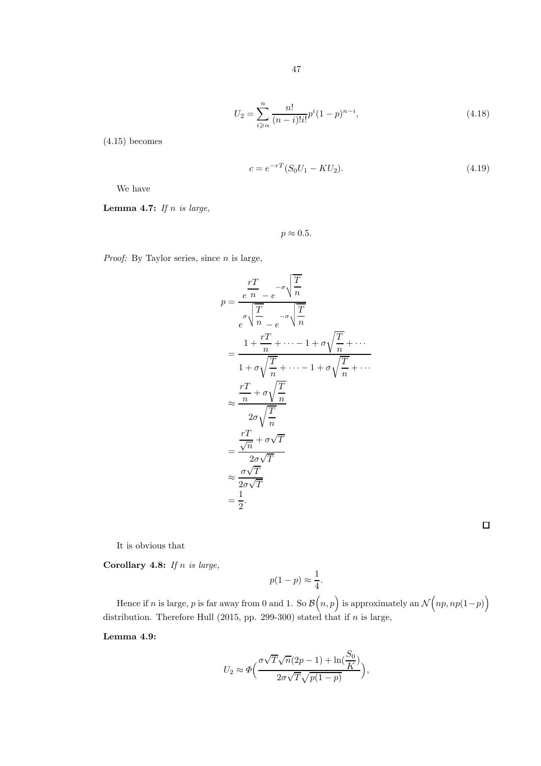$$U_2 = \sum_{i \geqslant \alpha}^{n} \frac{n!}{(n-i)!i!} p^i (1-p)^{n-i}, \tag{4.18}$$

(4.15) becomes

$$c = e^{-rT}(S_0 U_1 - K U_2). \tag{4.19}$$

We have

**Lemma 4.7:** *If $n$ is large,*

$$p \approx 0.5.$$

*Proof:* By Taylor series, since $n$ is large,

$$
\begin{aligned}
p &= \frac{e^{\frac{rT}{n}} - e^{-\sigma\sqrt{\frac{T}{n}}}}{e^{\sigma\sqrt{\frac{T}{n}}} - e^{-\sigma\sqrt{\frac{T}{n}}}} \\
&= \frac{1 + \frac{rT}{n} + \cdots - 1 + \sigma\sqrt{\frac{T}{n}} + \cdots}{1 + \sigma\sqrt{\frac{T}{n}} + \cdots - 1 + \sigma\sqrt{\frac{T}{n}} + \cdots} \\
&\approx \frac{\frac{rT}{n} + \sigma\sqrt{\frac{T}{n}}}{2\sigma\sqrt{\frac{T}{n}}} \\
&= \frac{\frac{rT}{\sqrt{n}} + \sigma\sqrt{T}}{2\sigma\sqrt{T}} \\
&\approx \frac{\sigma\sqrt{T}}{2\sigma\sqrt{T}} \\
&= \frac{1}{2}.
\end{aligned}
$$

□

It is obvious that

**Corollary 4.8:** *If $n$ is large,*

$$p(1-p) \approx \frac{1}{4}.$$

Hence if $n$ is large, $p$ is far away from 0 and 1. So $\mathcal{B}\Big(n, p\Big)$ is approximately an $\mathcal{N}\Big(np, np(1-p)\Big)$ distribution. Therefore Hull (2015, pp. 299-300) stated that if $n$ is large,

**Lemma 4.9:**

$$U_2 \approx \Phi\Big(\frac{\sigma\sqrt{T}\sqrt{n}(2p-1) + \ln(\frac{S_0}{K})}{2\sigma\sqrt{T}\sqrt{p(1-p)}}\Big),$$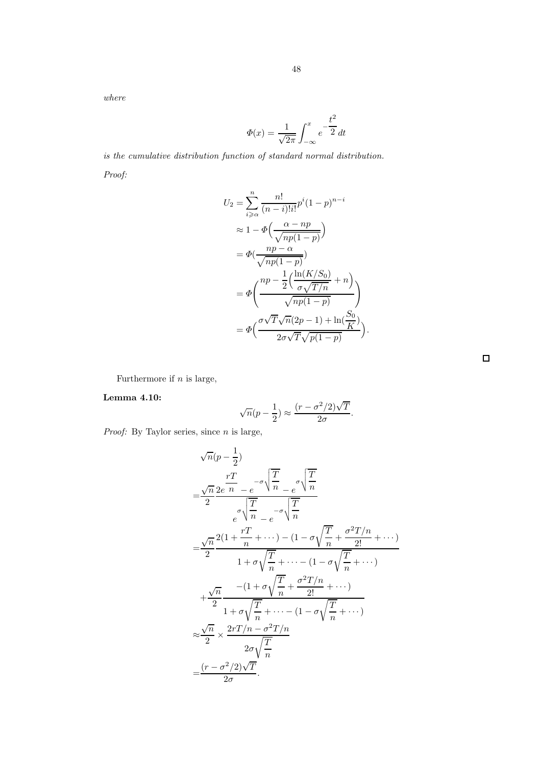*where*

$$\Phi(x) = \frac{1}{\sqrt{2\pi}} \int_{-\infty}^{x} e^{-\frac{t^2}{2}} \, dt$$

*is the cumulative distribution function of standard normal distribution.*

*Proof:*

$$\begin{aligned}
U_2 &= \sum_{i \geqslant \alpha}^{n} \frac{n!}{(n-i)!i!} p^i (1-p)^{n-i} \\
&\approx 1 - \Phi\Big(\frac{\alpha - np}{\sqrt{np(1-p)}}\Big) \\
&= \Phi(\frac{np - \alpha}{\sqrt{np(1-p)}}) \\
&= \Phi\left(\frac{np - \frac{1}{2}\Big(\frac{\ln(K/S_0)}{\sigma\sqrt{T/n}} + n\Big)}{\sqrt{np(1-p)}}\right) \\
&= \Phi\Big(\frac{\sigma\sqrt{T}\sqrt{n}(2p-1) + \ln(\frac{S_0}{K})}{2\sigma\sqrt{T}\sqrt{p(1-p)}}\Big).
\end{aligned}$$

□

Furthermore if $n$ is large,

**Lemma 4.10:**

$$\sqrt{n}(p - \frac{1}{2}) \approx \frac{(r - \sigma^2/2)\sqrt{T}}{2\sigma}.$$

*Proof:* By Taylor series, since $n$ is large,

$$\begin{aligned}
&\sqrt{n}(p - \frac{1}{2}) \\
=& \frac{\sqrt{n}}{2} \frac{2e^{\frac{rT}{n}} - e^{-\sigma\sqrt{\frac{T}{n}}} - e^{\sigma\sqrt{\frac{T}{n}}}}{e^{\sigma\sqrt{\frac{T}{n}}} - e^{-\sigma\sqrt{\frac{T}{n}}}} \\
=& \frac{\sqrt{n}}{2} \frac{2(1 + \frac{rT}{n} + \cdots) - (1 - \sigma\sqrt{\frac{T}{n}} + \frac{\sigma^2 T/n}{2!} + \cdots)}{1 + \sigma\sqrt{\frac{T}{n}} + \cdots - (1 - \sigma\sqrt{\frac{T}{n}} + \cdots)} \\
&+ \frac{\sqrt{n}}{2} \frac{-(1 + \sigma\sqrt{\frac{T}{n}} + \frac{\sigma^2 T/n}{2!} + \cdots)}{1 + \sigma\sqrt{\frac{T}{n}} + \cdots - (1 - \sigma\sqrt{\frac{T}{n}} + \cdots)} \\
\approx& \frac{\sqrt{n}}{2} \times \frac{2rT/n - \sigma^2 T/n}{2\sigma\sqrt{\frac{T}{n}}} \\
=& \frac{(r - \sigma^2/2)\sqrt{T}}{2\sigma}.
\end{aligned}$$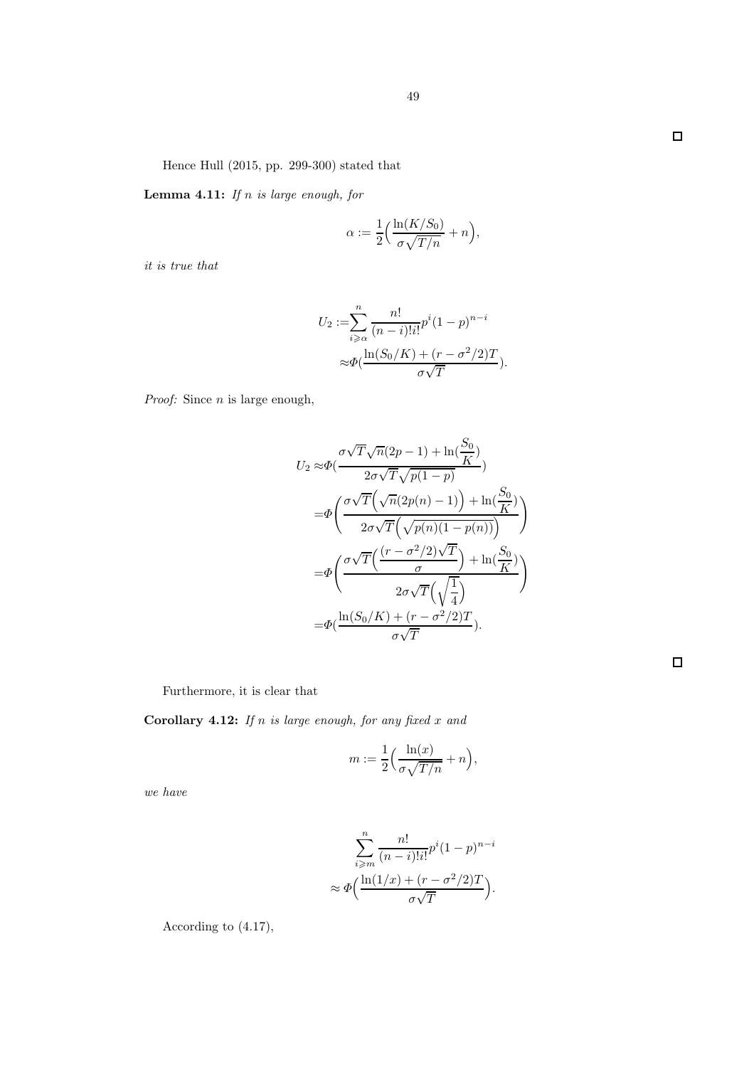□

Hence Hull (2015, pp. 299-300) stated that

**Lemma 4.11:** *If $n$ is large enough, for*

$$\alpha := \frac{1}{2}\Big(\frac{\ln(K/S_0)}{\sigma\sqrt{T/n}} + n\Big),$$

*it is true that*

$$\begin{aligned} U_2 :=& \sum_{i\geqslant\alpha}^{n} \frac{n!}{(n-i)!i!}p^i(1-p)^{n-i} \\ \approx& \varPhi(\frac{\ln(S_0/K) + (r - \sigma^2/2)T}{\sigma\sqrt{T}}). \end{aligned}$$

*Proof:* Since $n$ is large enough,

$$\begin{aligned} U_2 \approx& \varPhi(\frac{\sigma\sqrt{T}\sqrt{n}(2p-1) + \ln(\frac{S_0}{K})}{2\sigma\sqrt{T}\sqrt{p(1-p)}}) \\ =& \varPhi\left(\frac{\sigma\sqrt{T}\Big(\sqrt{n}(2p(n)-1)\Big) + \ln(\frac{S_0}{K})}{2\sigma\sqrt{T}\Big(\sqrt{p(n)(1-p(n))}\Big)}\right) \\ =& \varPhi\left(\frac{\sigma\sqrt{T}\Big(\frac{(r-\sigma^2/2)\sqrt{T}}{\sigma}\Big) + \ln(\frac{S_0}{K})}{2\sigma\sqrt{T}\Big(\sqrt{\frac{1}{4}}\Big)}\right) \\ =& \varPhi(\frac{\ln(S_0/K) + (r - \sigma^2/2)T}{\sigma\sqrt{T}}). \end{aligned}$$

□

Furthermore, it is clear that

**Corollary 4.12:** *If $n$ is large enough, for any fixed $x$ and*

$$m := \frac{1}{2}\Big(\frac{\ln(x)}{\sigma\sqrt{T/n}} + n\Big),$$

*we have*

$$\begin{aligned} &\sum_{i\geqslant m}^{n} \frac{n!}{(n-i)!i!}p^i(1-p)^{n-i} \\ \approx& \varPhi\Big(\frac{\ln(1/x) + (r - \sigma^2/2)T}{\sigma\sqrt{T}}\Big). \end{aligned}$$

According to (4.17),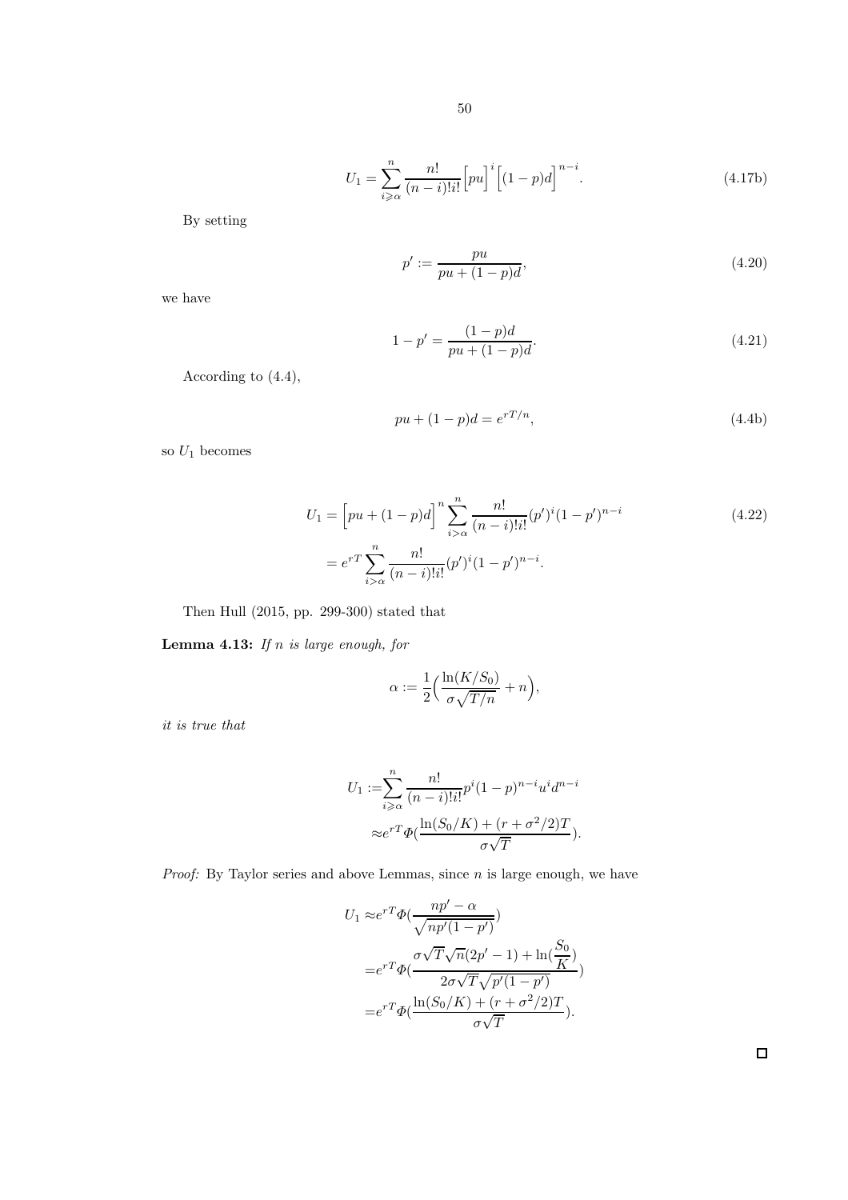$$U_1 = \sum_{i \geqslant \alpha}^{n} \frac{n!}{(n-i)!i!} \Big[pu\Big]^i \Big[(1-p)d\Big]^{n-i}. \tag{4.17b}$$

By setting

$$p' := \frac{pu}{pu + (1-p)d}, \tag{4.20}$$

we have

$$1 - p' = \frac{(1-p)d}{pu + (1-p)d}. \tag{4.21}$$

According to (4.4),

$$pu + (1-p)d = e^{rT/n}, \tag{4.4b}$$

so $U_1$ becomes

$$\begin{aligned} U_1 &= \Big[pu + (1-p)d\Big]^n \sum_{i > \alpha}^{n} \frac{n!}{(n-i)!i!} (p')^i (1-p')^{n-i} \\ &= e^{rT} \sum_{i > \alpha}^{n} \frac{n!}{(n-i)!i!} (p')^i (1-p')^{n-i}. \end{aligned} \tag{4.22}$$

Then Hull (2015, pp. 299-300) stated that

**Lemma 4.13:** *If $n$ is large enough, for*

$$\alpha := \frac{1}{2}\Big(\frac{\ln(K/S_0)}{\sigma\sqrt{T/n}} + n\Big),$$

*it is true that*

$$\begin{aligned} U_1 :=& \sum_{i \geqslant \alpha}^{n} \frac{n!}{(n-i)!i!} p^i (1-p)^{n-i} u^i d^{n-i} \\ \approx& e^{rT} \Phi\big(\frac{\ln(S_0/K) + (r + \sigma^2/2)T}{\sigma\sqrt{T}}\big). \end{aligned}$$

*Proof:* By Taylor series and above Lemmas, since $n$ is large enough, we have

$$\begin{aligned} U_1 \approx& e^{rT} \Phi\big(\frac{np' - \alpha}{\sqrt{np'(1-p')}}\big) \\ =& e^{rT} \Phi\big(\frac{\sigma\sqrt{T}\sqrt{n}(2p'-1) + \ln(\frac{S_0}{K})}{2\sigma\sqrt{T}\sqrt{p'(1-p')}}\big) \\ =& e^{rT} \Phi\big(\frac{\ln(S_0/K) + (r + \sigma^2/2)T}{\sigma\sqrt{T}}\big). \end{aligned}$$

□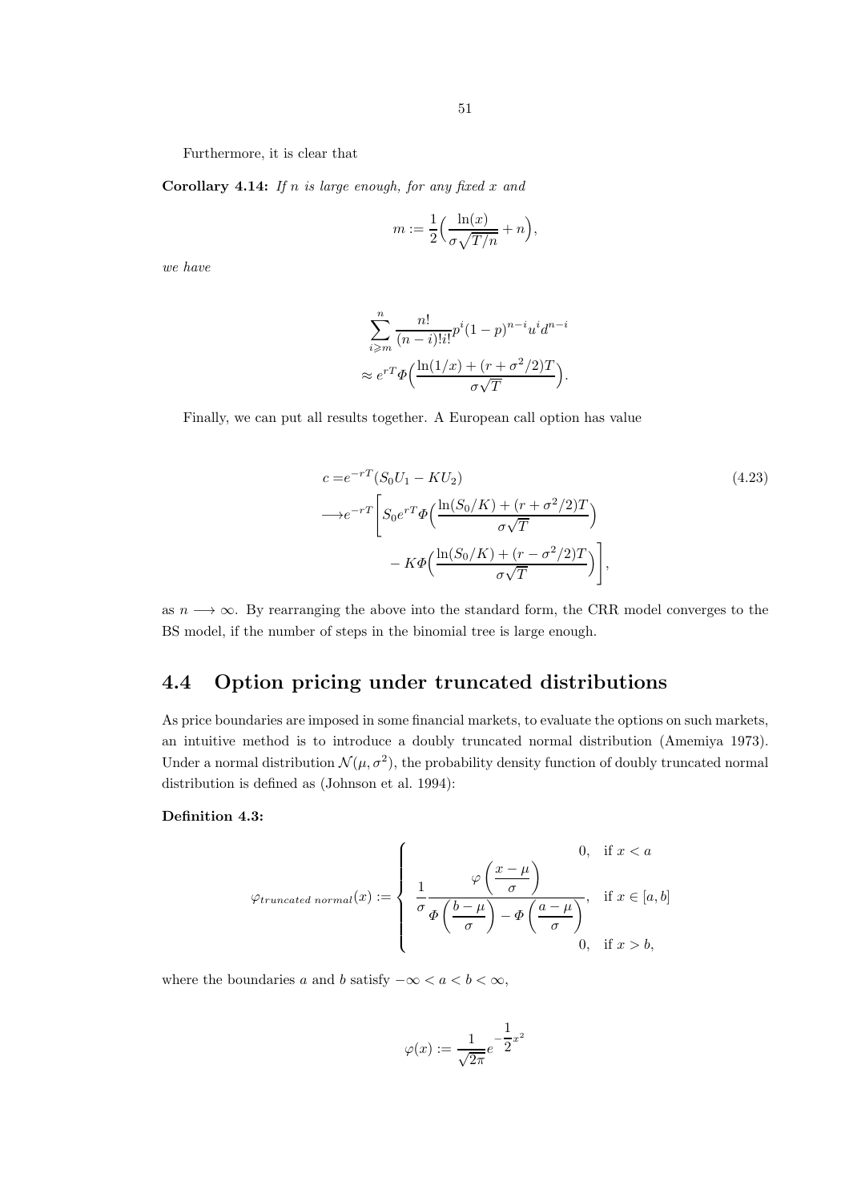Furthermore, it is clear that

**Corollary 4.14:** *If $n$ is large enough, for any fixed $x$ and*

$$m := \frac{1}{2}\Big(\frac{\ln(x)}{\sigma\sqrt{T/n}} + n\Big),$$

*we have*

$$\sum_{i\geqslant m}^{n} \frac{n!}{(n-i)!i!} p^i (1-p)^{n-i} u^i d^{n-i}$$
$$\approx e^{rT} \Phi\Big(\frac{\ln(1/x) + (r + \sigma^2/2)T}{\sigma\sqrt{T}}\Big).$$

Finally, we can put all results together. A European call option has value

$$\begin{aligned} c =& e^{-rT}(S_0 U_1 - K U_2) \\ \longrightarrow& e^{-rT}\Bigg[S_0 e^{rT} \Phi\Big(\frac{\ln(S_0/K) + (r + \sigma^2/2)T}{\sigma\sqrt{T}}\Big) \\ &- K\Phi\Big(\frac{\ln(S_0/K) + (r - \sigma^2/2)T}{\sigma\sqrt{T}}\Big)\Bigg], \end{aligned} \tag{4.23}$$

as $n \longrightarrow \infty$. By rearranging the above into the standard form, the CRR model converges to the BS model, if the number of steps in the binomial tree is large enough.

## 4.4 Option pricing under truncated distributions

As price boundaries are imposed in some financial markets, to evaluate the options on such markets, an intuitive method is to introduce a doubly truncated normal distribution (Amemiya 1973). Under a normal distribution $\mathcal{N}(\mu, \sigma^2)$, the probability density function of doubly truncated normal distribution is defined as (Johnson et al. 1994):

**Definition 4.3:**

$$\varphi_{truncated\ normal}(x) := \begin{cases} 0, & \text{if } x < a \\ \dfrac{1}{\sigma}\dfrac{\varphi\left(\dfrac{x-\mu}{\sigma}\right)}{\Phi\left(\dfrac{b-\mu}{\sigma}\right) - \Phi\left(\dfrac{a-\mu}{\sigma}\right)}, & \text{if } x \in [a, b] \\ 0, & \text{if } x > b, \end{cases}$$

where the boundaries $a$ and $b$ satisfy $-\infty < a < b < \infty$,

$$\varphi(x) := \frac{1}{\sqrt{2\pi}} e^{-\frac{1}{2}x^2}$$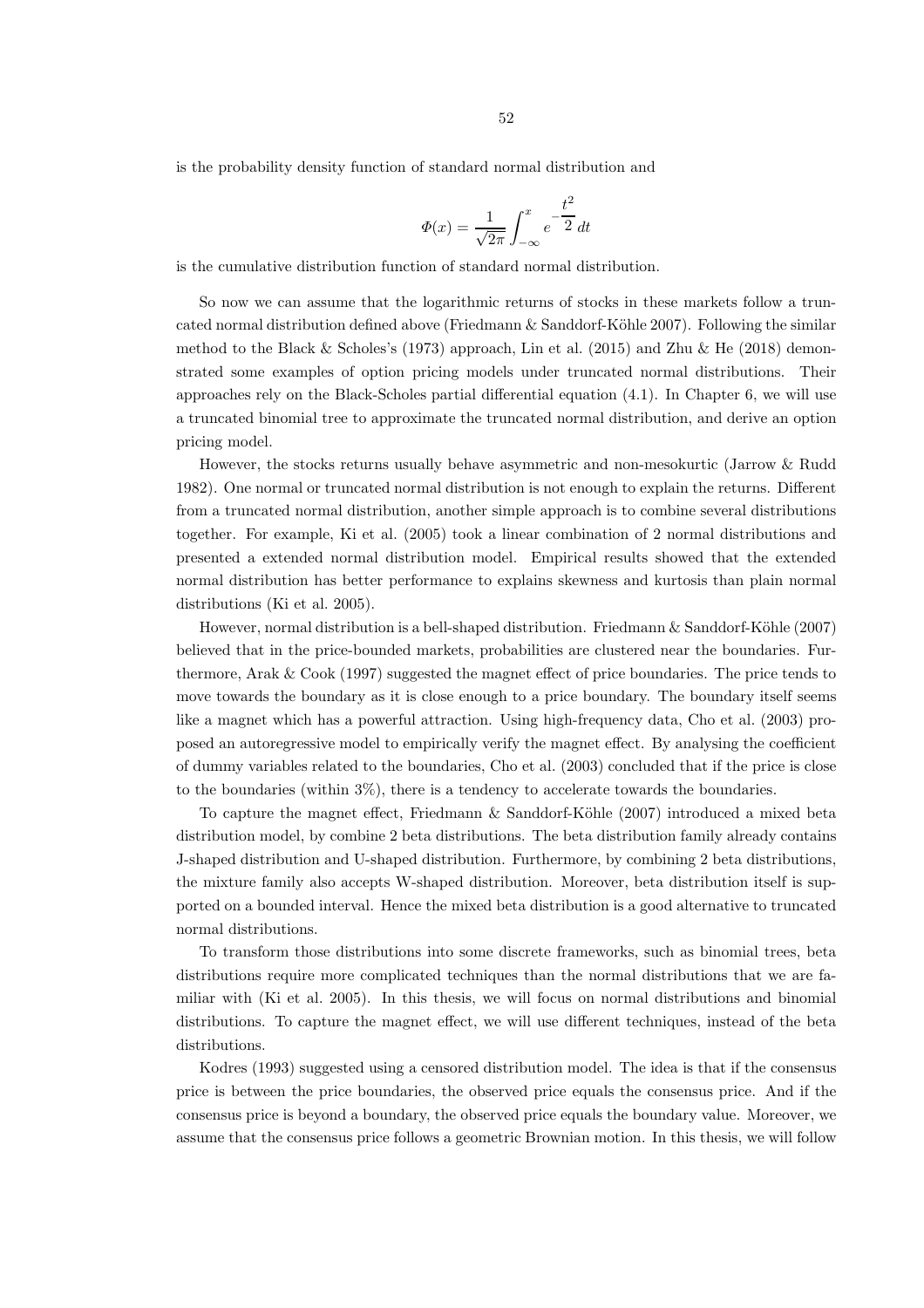is the probability density function of standard normal distribution and

$$\varPhi(x) = \frac{1}{\sqrt{2\pi}} \int_{-\infty}^{x} e^{-\dfrac{t^2}{2}} \, dt$$

is the cumulative distribution function of standard normal distribution.

So now we can assume that the logarithmic returns of stocks in these markets follow a truncated normal distribution defined above (Friedmann & Sanddorf-Köhle 2007). Following the similar method to the Black & Scholes's (1973) approach, Lin et al. (2015) and Zhu & He (2018) demonstrated some examples of option pricing models under truncated normal distributions. Their approaches rely on the Black-Scholes partial differential equation (4.1). In Chapter 6, we will use a truncated binomial tree to approximate the truncated normal distribution, and derive an option pricing model.

However, the stocks returns usually behave asymmetric and non-mesokurtic (Jarrow & Rudd 1982). One normal or truncated normal distribution is not enough to explain the returns. Different from a truncated normal distribution, another simple approach is to combine several distributions together. For example, Ki et al. (2005) took a linear combination of 2 normal distributions and presented a extended normal distribution model. Empirical results showed that the extended normal distribution has better performance to explains skewness and kurtosis than plain normal distributions (Ki et al. 2005).

However, normal distribution is a bell-shaped distribution. Friedmann & Sanddorf-Köhle (2007) believed that in the price-bounded markets, probabilities are clustered near the boundaries. Furthermore, Arak & Cook (1997) suggested the magnet effect of price boundaries. The price tends to move towards the boundary as it is close enough to a price boundary. The boundary itself seems like a magnet which has a powerful attraction. Using high-frequency data, Cho et al. (2003) proposed an autoregressive model to empirically verify the magnet effect. By analysing the coefficient of dummy variables related to the boundaries, Cho et al. (2003) concluded that if the price is close to the boundaries (within 3%), there is a tendency to accelerate towards the boundaries.

To capture the magnet effect, Friedmann & Sanddorf-Köhle (2007) introduced a mixed beta distribution model, by combine 2 beta distributions. The beta distribution family already contains J-shaped distribution and U-shaped distribution. Furthermore, by combining 2 beta distributions, the mixture family also accepts W-shaped distribution. Moreover, beta distribution itself is supported on a bounded interval. Hence the mixed beta distribution is a good alternative to truncated normal distributions.

To transform those distributions into some discrete frameworks, such as binomial trees, beta distributions require more complicated techniques than the normal distributions that we are familiar with (Ki et al. 2005). In this thesis, we will focus on normal distributions and binomial distributions. To capture the magnet effect, we will use different techniques, instead of the beta distributions.

Kodres (1993) suggested using a censored distribution model. The idea is that if the consensus price is between the price boundaries, the observed price equals the consensus price. And if the consensus price is beyond a boundary, the observed price equals the boundary value. Moreover, we assume that the consensus price follows a geometric Brownian motion. In this thesis, we will follow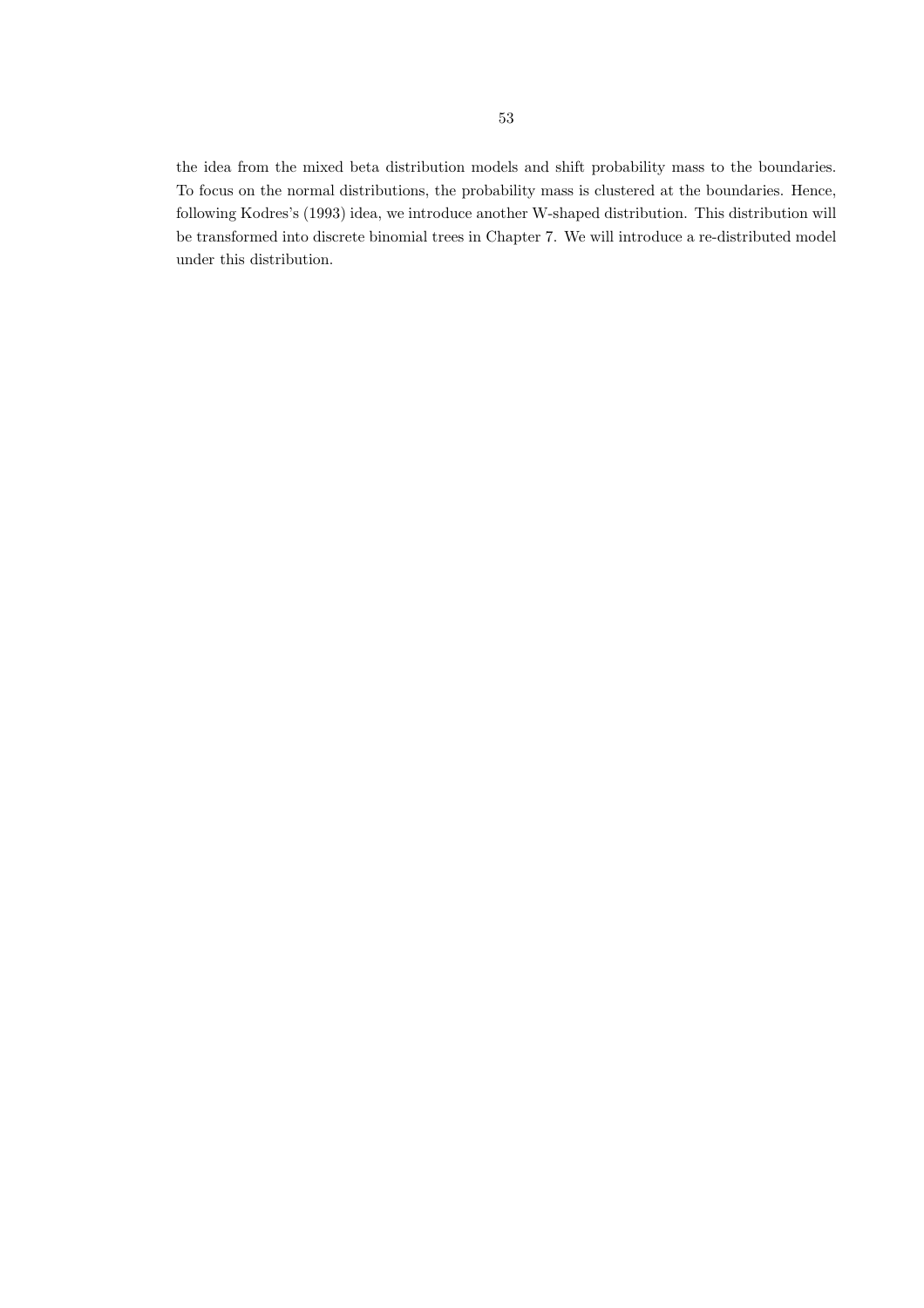the idea from the mixed beta distribution models and shift probability mass to the boundaries. To focus on the normal distributions, the probability mass is clustered at the boundaries. Hence, following Kodres's (1993) idea, we introduce another W-shaped distribution. This distribution will be transformed into discrete binomial trees in Chapter 7. We will introduce a re-distributed model under this distribution.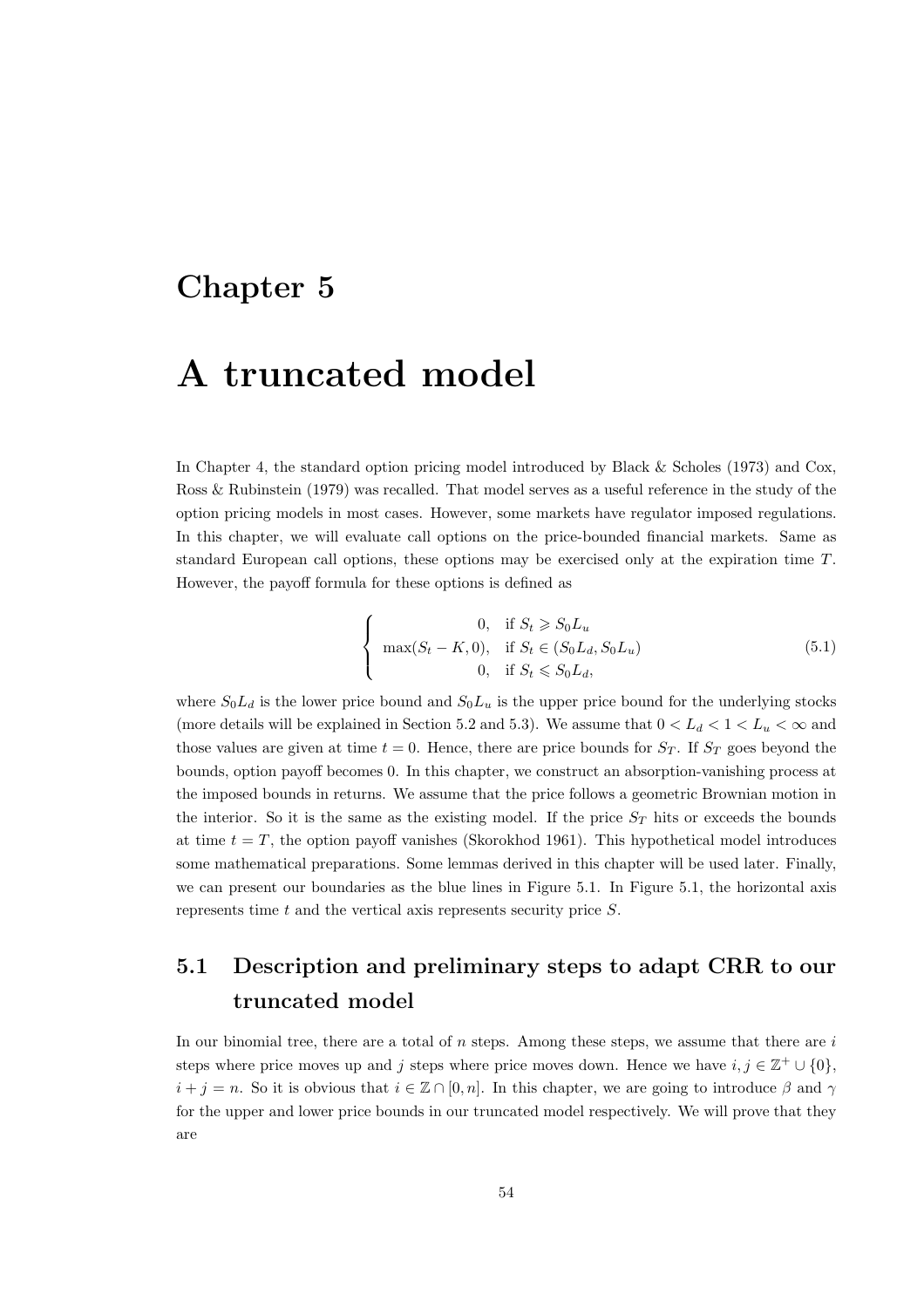# Chapter 5

# A truncated model

In Chapter 4, the standard option pricing model introduced by Black & Scholes (1973) and Cox, Ross & Rubinstein (1979) was recalled. That model serves as a useful reference in the study of the option pricing models in most cases. However, some markets have regulator imposed regulations. In this chapter, we will evaluate call options on the price-bounded financial markets. Same as standard European call options, these options may be exercised only at the expiration time $T$. However, the payoff formula for these options is defined as

$$
\begin{cases} 0, & \text{if } S_t \geqslant S_0 L_u \\ \max(S_t - K, 0), & \text{if } S_t \in (S_0 L_d, S_0 L_u) \\ 0, & \text{if } S_t \leqslant S_0 L_d, \end{cases} \tag{5.1}
$$

where $S_0 L_d$ is the lower price bound and $S_0 L_u$ is the upper price bound for the underlying stocks (more details will be explained in Section 5.2 and 5.3). We assume that $0 < L_d < 1 < L_u < \infty$ and those values are given at time $t = 0$. Hence, there are price bounds for $S_T$. If $S_T$ goes beyond the bounds, option payoff becomes 0. In this chapter, we construct an absorption-vanishing process at the imposed bounds in returns. We assume that the price follows a geometric Brownian motion in the interior. So it is the same as the existing model. If the price $S_T$ hits or exceeds the bounds at time $t = T$, the option payoff vanishes (Skorokhod 1961). This hypothetical model introduces some mathematical preparations. Some lemmas derived in this chapter will be used later. Finally, we can present our boundaries as the blue lines in Figure 5.1. In Figure 5.1, the horizontal axis represents time $t$ and the vertical axis represents security price $S$.

## 5.1 Description and preliminary steps to adapt CRR to our truncated model

In our binomial tree, there are a total of $n$ steps. Among these steps, we assume that there are $i$ steps where price moves up and $j$ steps where price moves down. Hence we have $i, j \in \mathbb{Z}^+ \cup \{0\}$, $i + j = n$. So it is obvious that $i \in \mathbb{Z} \cap [0, n]$. In this chapter, we are going to introduce $\beta$ and $\gamma$ for the upper and lower price bounds in our truncated model respectively. We will prove that they are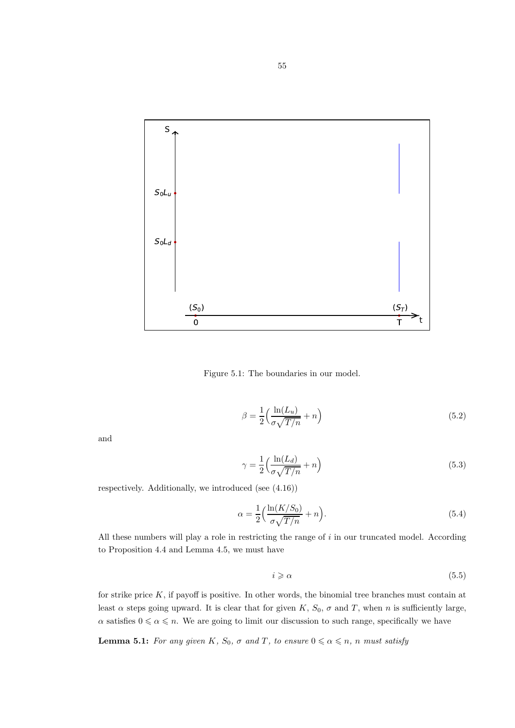Figure 5.1: The boundaries in our model.

$$\beta = \frac{1}{2}\Big(\frac{\ln(L_u)}{\sigma\sqrt{T/n}} + n\Big) \tag{5.2}$$

and

$$\gamma = \frac{1}{2}\Big(\frac{\ln(L_d)}{\sigma\sqrt{T/n}} + n\Big) \tag{5.3}$$

respectively. Additionally, we introduced (see (4.16))

$$\alpha = \frac{1}{2}\Big(\frac{\ln(K/S_0)}{\sigma\sqrt{T/n}} + n\Big). \tag{5.4}$$

All these numbers will play a role in restricting the range of $i$ in our truncated model. According to Proposition 4.4 and Lemma 4.5, we must have

$$i \geqslant \alpha \tag{5.5}$$

for strike price $K$, if payoff is positive. In other words, the binomial tree branches must contain at least $\alpha$ steps going upward. It is clear that for given $K$, $S_0$, $\sigma$ and $T$, when $n$ is sufficiently large, $\alpha$ satisfies $0 \leqslant \alpha \leqslant n$. We are going to limit our discussion to such range, specifically we have

**Lemma 5.1:** *For any given $K$, $S_0$, $\sigma$ and $T$, to ensure $0 \leqslant \alpha \leqslant n$, $n$ must satisfy*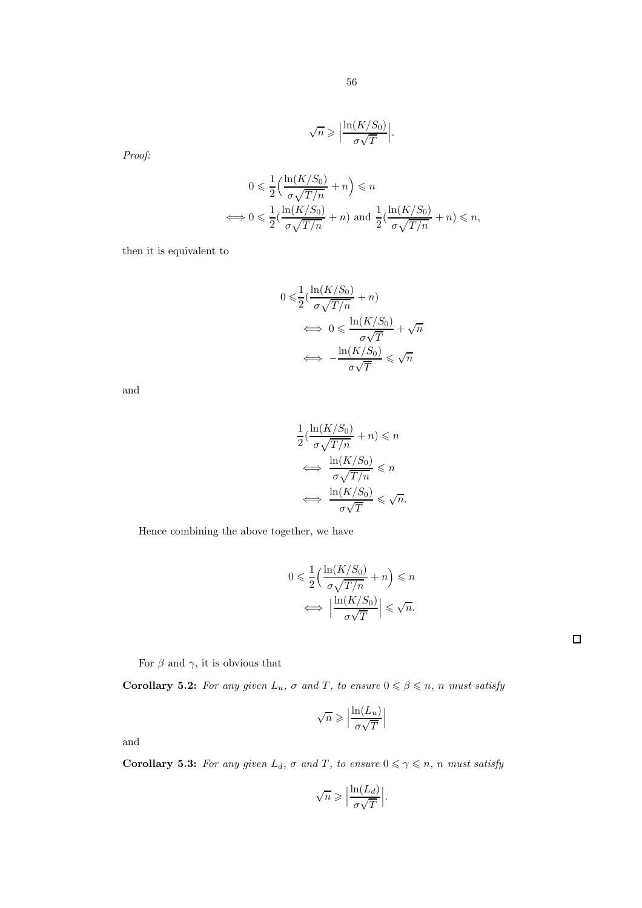$$\sqrt{n} \geqslant \Big|\frac{\ln(K/S_0)}{\sigma\sqrt{T}}\Big|.$$

*Proof:*

$$0 \leqslant \frac{1}{2}\Big(\frac{\ln(K/S_0)}{\sigma\sqrt{T/n}} + n\Big) \leqslant n$$
$$\Longleftrightarrow 0 \leqslant \frac{1}{2}(\frac{\ln(K/S_0)}{\sigma\sqrt{T/n}} + n) \text{ and } \frac{1}{2}(\frac{\ln(K/S_0)}{\sigma\sqrt{T/n}} + n) \leqslant n,$$

then it is equivalent to

$$\begin{aligned} 0 \leqslant & \frac{1}{2}(\frac{\ln(K/S_0)}{\sigma\sqrt{T/n}} + n) \\ & \Longleftrightarrow \ 0 \leqslant \frac{\ln(K/S_0)}{\sigma\sqrt{T}} + \sqrt{n} \\ & \Longleftrightarrow \ -\frac{\ln(K/S_0)}{\sigma\sqrt{T}} \leqslant \sqrt{n} \end{aligned}$$

and

$$\begin{aligned} & \frac{1}{2}(\frac{\ln(K/S_0)}{\sigma\sqrt{T/n}} + n) \leqslant n \\ & \Longleftrightarrow \ \frac{\ln(K/S_0)}{\sigma\sqrt{T/n}} \leqslant n \\ & \Longleftrightarrow \ \frac{\ln(K/S_0)}{\sigma\sqrt{T}} \leqslant \sqrt{n}. \end{aligned}$$

Hence combining the above together, we have

$$\begin{aligned} 0 \leqslant & \frac{1}{2}\Big(\frac{\ln(K/S_0)}{\sigma\sqrt{T/n}} + n\Big) \leqslant n \\ & \Longleftrightarrow \ \Big|\frac{\ln(K/S_0)}{\sigma\sqrt{T}}\Big| \leqslant \sqrt{n}. \end{aligned}$$

□

For $\beta$ and $\gamma$, it is obvious that

**Corollary 5.2:** *For any given $L_u$, $\sigma$ and $T$, to ensure $0 \leqslant \beta \leqslant n$, $n$ must satisfy*

$$\sqrt{n} \geqslant \Big|\frac{\ln(L_u)}{\sigma\sqrt{T}}\Big|$$

and

**Corollary 5.3:** *For any given $L_d$, $\sigma$ and $T$, to ensure $0 \leqslant \gamma \leqslant n$, $n$ must satisfy*

$$\sqrt{n} \geqslant \Big|\frac{\ln(L_d)}{\sigma\sqrt{T}}\Big|.$$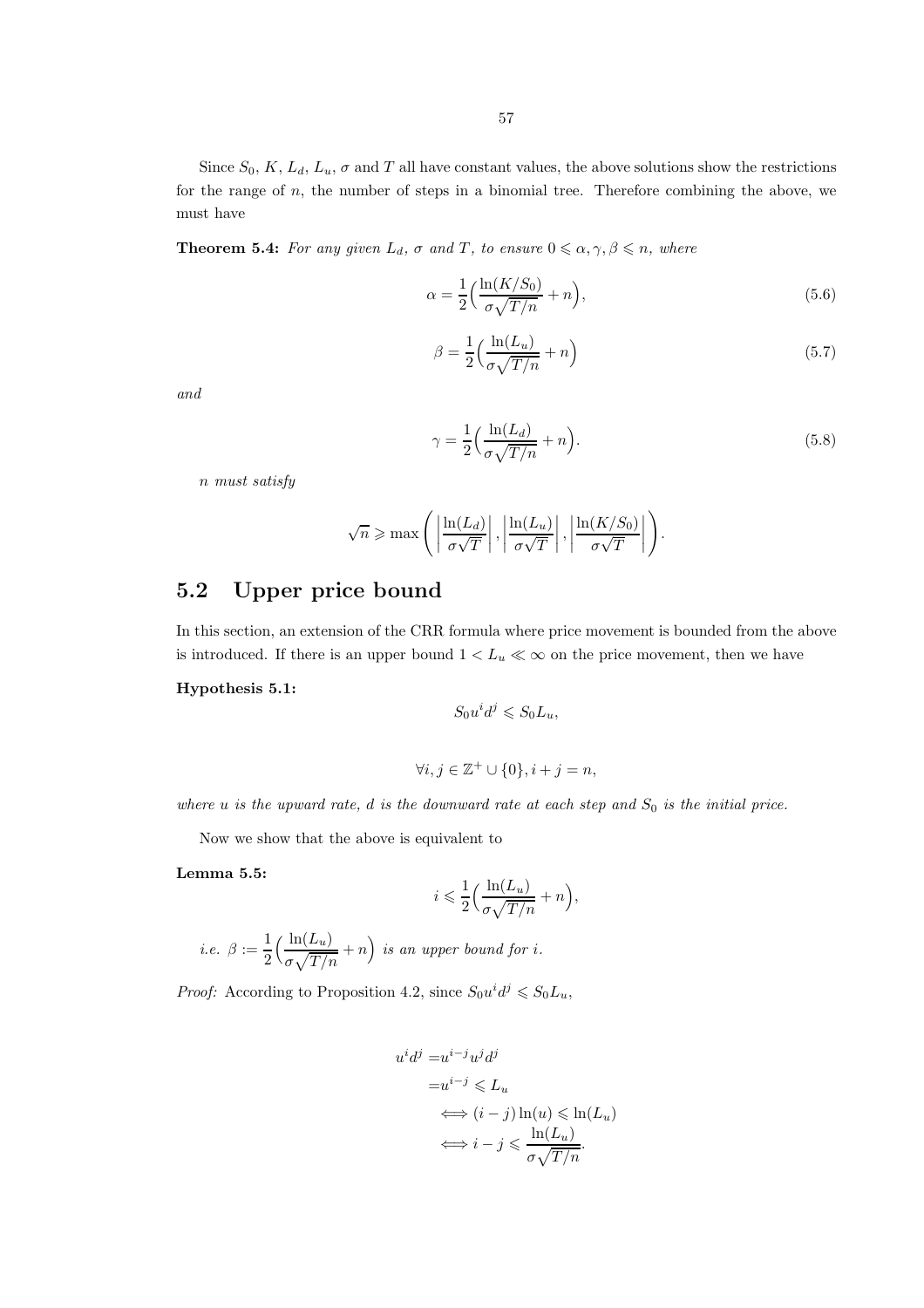Since $S_0$, $K$, $L_d$, $L_u$, $\sigma$ and $T$ all have constant values, the above solutions show the restrictions for the range of $n$, the number of steps in a binomial tree. Therefore combining the above, we must have

**Theorem 5.4:** *For any given $L_d$, $\sigma$ and $T$, to ensure $0 \leqslant \alpha, \gamma, \beta \leqslant n$, where*

$$\alpha = \frac{1}{2}\Big(\frac{\ln(K/S_0)}{\sigma\sqrt{T/n}} + n\Big), \tag{5.6}$$

$$\beta = \frac{1}{2}\Big(\frac{\ln(L_u)}{\sigma\sqrt{T/n}} + n\Big) \tag{5.7}$$

*and*

$$\gamma = \frac{1}{2}\Big(\frac{\ln(L_d)}{\sigma\sqrt{T/n}} + n\Big). \tag{5.8}$$

*$n$ must satisfy*

$$\sqrt{n} \geqslant \max\left( \left|\frac{\ln(L_d)}{\sigma\sqrt{T}}\right|, \left|\frac{\ln(L_u)}{\sigma\sqrt{T}}\right|, \left|\frac{\ln(K/S_0)}{\sigma\sqrt{T}}\right| \right).$$

## 5.2 Upper price bound

In this section, an extension of the CRR formula where price movement is bounded from the above is introduced. If there is an upper bound $1 < L_u \ll \infty$ on the price movement, then we have

**Hypothesis 5.1:**

$$S_0 u^i d^j \leqslant S_0 L_u,$$

$$\forall i, j \in \mathbb{Z}^+ \cup \{0\}, i + j = n,$$

*where $u$ is the upward rate, $d$ is the downward rate at each step and $S_0$ is the initial price.*

Now we show that the above is equivalent to

**Lemma 5.5:**

$$i \leqslant \frac{1}{2}\Big(\frac{\ln(L_u)}{\sigma\sqrt{T/n}} + n\Big),$$

*i.e. $\beta := \frac{1}{2}\Big(\frac{\ln(L_u)}{\sigma\sqrt{T/n}} + n\Big)$ is an upper bound for $i$.*

*Proof:* According to Proposition 4.2, since $S_0 u^i d^j \leqslant S_0 L_u$,

$$\begin{aligned}
u^i d^j =& u^{i-j} u^j d^j \\
=& u^{i-j} \leqslant L_u \\
&\iff (i-j)\ln(u) \leqslant \ln(L_u) \\
&\iff i - j \leqslant \frac{\ln(L_u)}{\sigma\sqrt{T/n}}.
\end{aligned}$$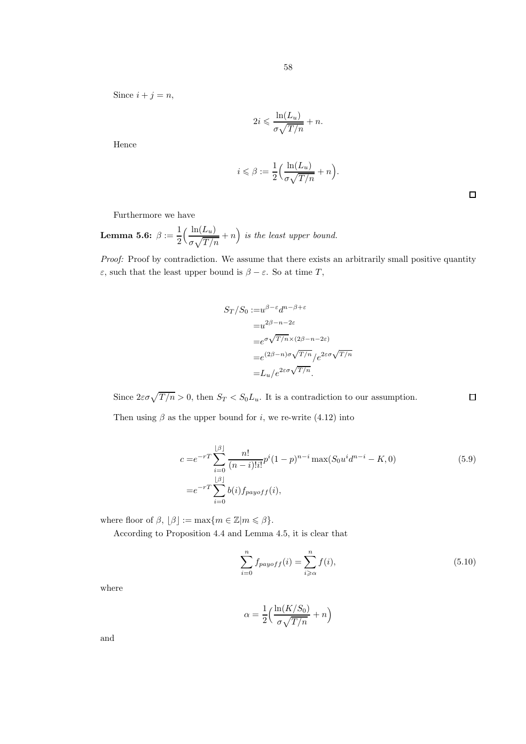Since $i + j = n$,

$$2i \leqslant \frac{\ln(L_u)}{\sigma\sqrt{T/n}} + n.$$

Hence

$$i \leqslant \beta := \frac{1}{2}\Big(\frac{\ln(L_u)}{\sigma\sqrt{T/n}} + n\Big).$$

□

Furthermore we have

**Lemma 5.6:** $\beta := \frac{1}{2}\Big(\frac{\ln(L_u)}{\sigma\sqrt{T/n}} + n\Big)$ *is the least upper bound.*

*Proof:* Proof by contradiction. We assume that there exists an arbitrarily small positive quantity $\varepsilon$, such that the least upper bound is $\beta - \varepsilon$. So at time $T$,

$$\begin{aligned}
S_T/S_0 :=& u^{\beta-\varepsilon} d^{n-\beta+\varepsilon} \\
=& u^{2\beta-n-2\varepsilon} \\
=& e^{\sigma\sqrt{T/n}\times(2\beta-n-2\varepsilon)} \\
=& e^{(2\beta-n)\sigma\sqrt{T/n}} / e^{2\varepsilon\sigma\sqrt{T/n}} \\
=& L_u / e^{2\varepsilon\sigma\sqrt{T/n}}.
\end{aligned}$$

Since $2\varepsilon\sigma\sqrt{T/n} > 0$, then $S_T < S_0 L_u$. It is a contradiction to our assumption. □

Then using $\beta$ as the upper bound for $i$, we re-write (4.12) into

$$\begin{aligned}
c =& e^{-rT} \sum_{i=0}^{\lfloor\beta\rfloor} \frac{n!}{(n-i)!i!} p^i (1-p)^{n-i} \max(S_0 u^i d^{n-i} - K, 0) \\
=& e^{-rT} \sum_{i=0}^{\lfloor\beta\rfloor} b(i) f_{payoff}(i),
\end{aligned} \tag{5.9}$$

where floor of $\beta$, $\lfloor\beta\rfloor := \max\{m \in \mathbb{Z} | m \leqslant \beta\}$.

According to Proposition 4.4 and Lemma 4.5, it is clear that

$$\sum_{i=0}^{n} f_{payoff}(i) = \sum_{i \geqslant \alpha}^{n} f(i), \tag{5.10}$$

where

$$\alpha = \frac{1}{2}\Big(\frac{\ln(K/S_0)}{\sigma\sqrt{T/n}} + n\Big)$$

and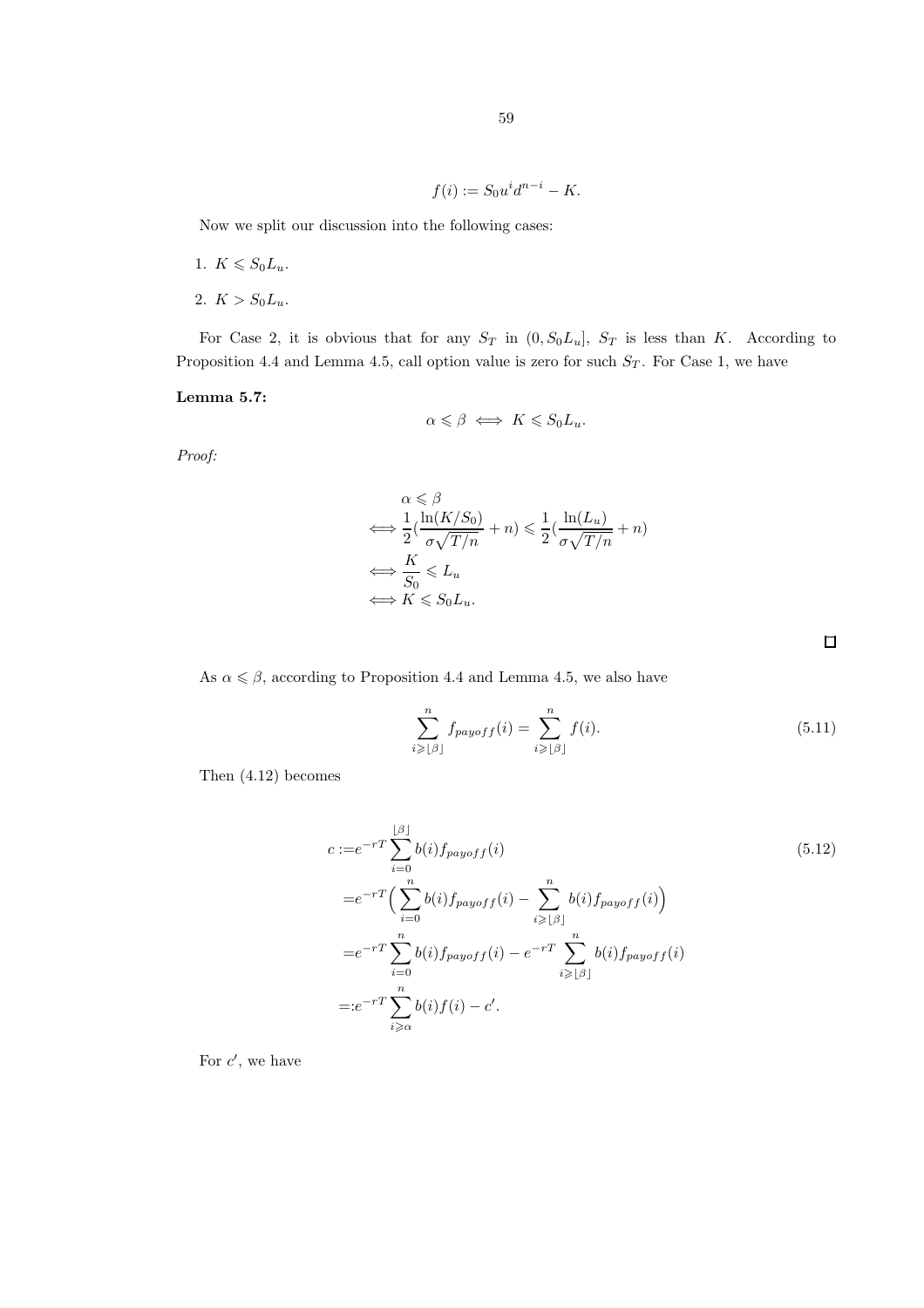$$f(i) := S_0 u^i d^{n-i} - K.$$

Now we split our discussion into the following cases:

1. $K \leqslant S_0 L_u$.
2. $K > S_0 L_u$.

For Case 2, it is obvious that for any $S_T$ in $(0, S_0 L_u]$, $S_T$ is less than $K$. According to Proposition 4.4 and Lemma 4.5, call option value is zero for such $S_T$. For Case 1, we have

**Lemma 5.7:**

$$\alpha \leqslant \beta \iff K \leqslant S_0 L_u.$$

*Proof:*

$$\begin{aligned}
& \alpha \leqslant \beta \\
\iff & \frac{1}{2}\Big(\frac{\ln(K/S_0)}{\sigma\sqrt{T/n}} + n\Big) \leqslant \frac{1}{2}\Big(\frac{\ln(L_u)}{\sigma\sqrt{T/n}} + n\Big) \\
\iff & \frac{K}{S_0} \leqslant L_u \\
\iff & K \leqslant S_0 L_u.
\end{aligned}$$

□

As $\alpha \leqslant \beta$, according to Proposition 4.4 and Lemma 4.5, we also have

$$\sum_{i \geqslant \lfloor \beta \rfloor}^{n} f_{payoff}(i) = \sum_{i \geqslant \lfloor \beta \rfloor}^{n} f(i). \tag{5.11}$$

Then (4.12) becomes

$$\begin{aligned}
c :=& e^{-rT} \sum_{i=0}^{\lfloor \beta \rfloor} b(i) f_{payoff}(i) \\
=& e^{-rT} \Big( \sum_{i=0}^{n} b(i) f_{payoff}(i) - \sum_{i \geqslant \lfloor \beta \rfloor}^{n} b(i) f_{payoff}(i) \Big) \\
=& e^{-rT} \sum_{i=0}^{n} b(i) f_{payoff}(i) - e^{-rT} \sum_{i \geqslant \lfloor \beta \rfloor}^{n} b(i) f_{payoff}(i) \\
=:& e^{-rT} \sum_{i \geqslant \alpha}^{n} b(i) f(i) - c'.
\end{aligned} \tag{5.12}$$

For $c'$, we have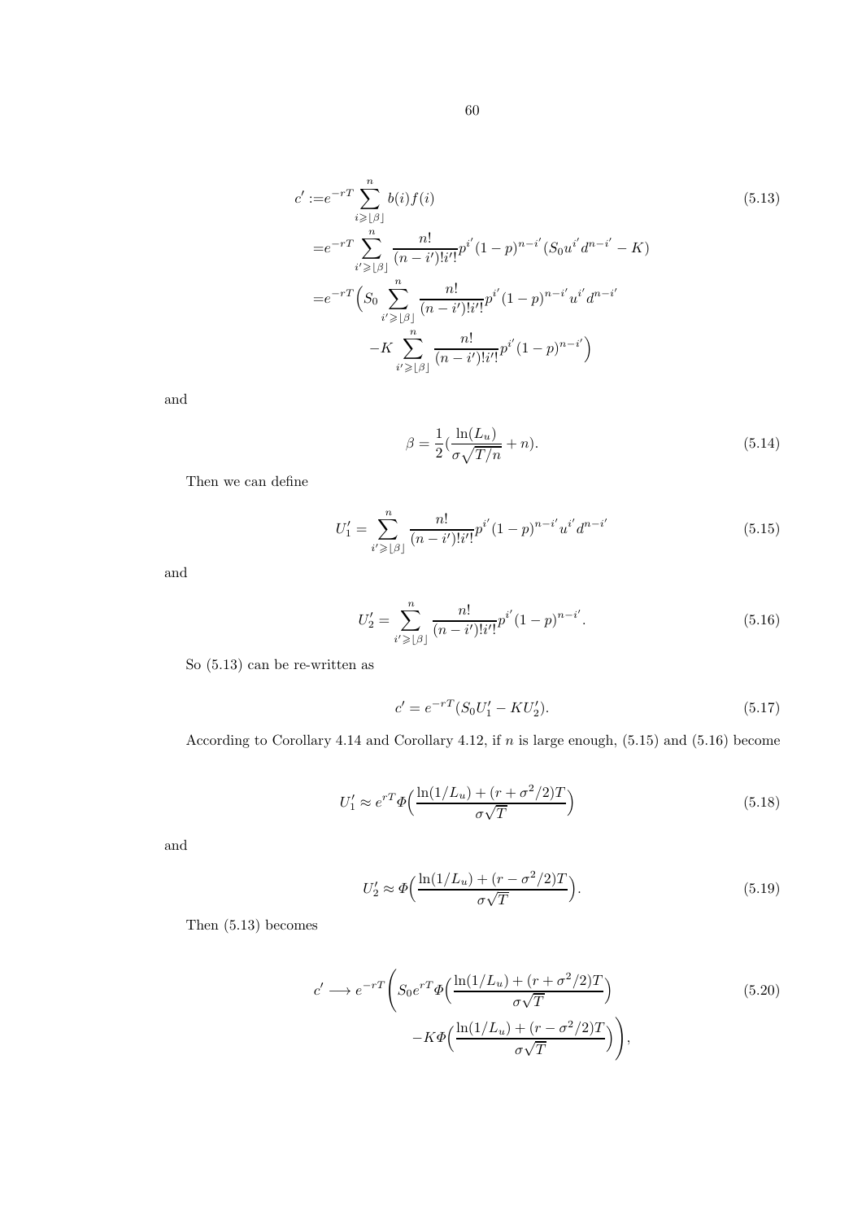$$
\begin{aligned}
c' :=& e^{-rT} \sum_{i \geqslant \lfloor \beta \rfloor}^{n} b(i) f(i) \\
=& e^{-rT} \sum_{i' \geqslant \lfloor \beta \rfloor}^{n} \frac{n!}{(n-i')!i'!} p^{i'} (1-p)^{n-i'} (S_0 u^{i'} d^{n-i'} - K) \\
=& e^{-rT} \Big( S_0 \sum_{i' \geqslant \lfloor \beta \rfloor}^{n} \frac{n!}{(n-i')!i'!} p^{i'} (1-p)^{n-i'} u^{i'} d^{n-i'} \\
& - K \sum_{i' \geqslant \lfloor \beta \rfloor}^{n} \frac{n!}{(n-i')!i'!} p^{i'} (1-p)^{n-i'} \Big)
\end{aligned}
\tag{5.13}
$$

and

$$
\beta = \frac{1}{2} \left( \frac{\ln(L_u)}{\sigma \sqrt{T/n}} + n \right). \tag{5.14}
$$

Then we can define

$$
U_1' = \sum_{i' \geqslant \lfloor \beta \rfloor}^{n} \frac{n!}{(n-i')!i'!} p^{i'} (1-p)^{n-i'} u^{i'} d^{n-i'} \tag{5.15}
$$

and

$$
U_2' = \sum_{i' \geqslant \lfloor \beta \rfloor}^{n} \frac{n!}{(n-i')!i'!} p^{i'} (1-p)^{n-i'}. \tag{5.16}
$$

So (5.13) can be re-written as

$$
c' = e^{-rT} (S_0 U_1' - K U_2'). \tag{5.17}
$$

According to Corollary 4.14 and Corollary 4.12, if $n$ is large enough, (5.15) and (5.16) become

$$
U_1' \approx e^{rT} \Phi \Big( \frac{\ln(1/L_u) + (r + \sigma^2/2)T}{\sigma \sqrt{T}} \Big) \tag{5.18}
$$

and

$$
U_2' \approx \Phi \Big( \frac{\ln(1/L_u) + (r - \sigma^2/2)T}{\sigma \sqrt{T}} \Big). \tag{5.19}
$$

Then (5.13) becomes

$$
\begin{aligned}
c' \longrightarrow e^{-rT} \Bigg( & S_0 e^{rT} \Phi \Big( \frac{\ln(1/L_u) + (r + \sigma^2/2)T}{\sigma \sqrt{T}} \Big) \\
& - K \Phi \Big( \frac{\ln(1/L_u) + (r - \sigma^2/2)T}{\sigma \sqrt{T}} \Big) \Bigg),
\end{aligned}
\tag{5.20}
$$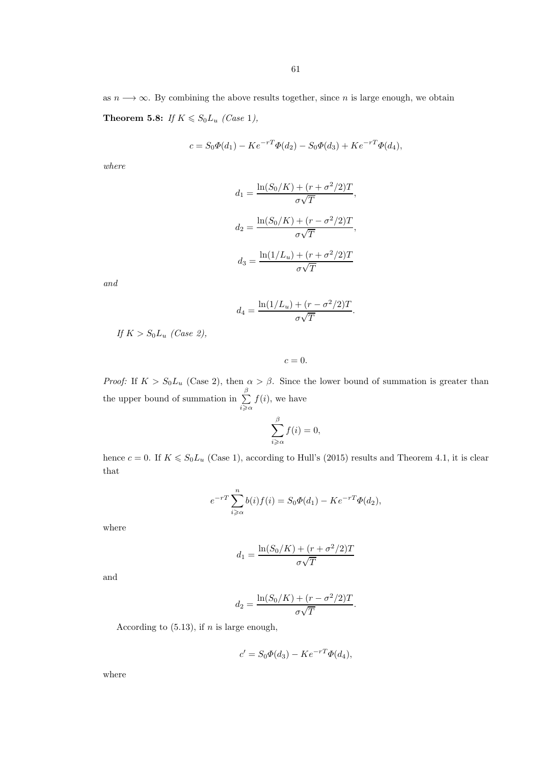as $n \longrightarrow \infty$. By combining the above results together, since $n$ is large enough, we obtain

**Theorem 5.8:** *If $K \leqslant S_0 L_u$ (Case 1),*

$$c = S_0 \Phi(d_1) - K e^{-rT} \Phi(d_2) - S_0 \Phi(d_3) + K e^{-rT} \Phi(d_4),$$

*where*

$$d_1 = \frac{\ln(S_0/K) + (r + \sigma^2/2)T}{\sigma\sqrt{T}},$$

$$d_2 = \frac{\ln(S_0/K) + (r - \sigma^2/2)T}{\sigma\sqrt{T}},$$

$$d_3 = \frac{\ln(1/L_u) + (r + \sigma^2/2)T}{\sigma\sqrt{T}}$$

*and*

$$d_4 = \frac{\ln(1/L_u) + (r - \sigma^2/2)T}{\sigma\sqrt{T}}.$$

*If $K > S_0 L_u$ (Case 2),*

$$c = 0.$$

*Proof:* If $K > S_0 L_u$ (Case 2), then $\alpha > \beta$. Since the lower bound of summation is greater than the upper bound of summation in $\sum\limits_{i \geqslant \alpha}^{\beta} f(i)$, we have

$$\sum_{i \geqslant \alpha}^{\beta} f(i) = 0,$$

hence $c = 0$. If $K \leqslant S_0 L_u$ (Case 1), according to Hull's (2015) results and Theorem 4.1, it is clear that

$$e^{-rT} \sum_{i \geqslant \alpha}^{n} b(i) f(i) = S_0 \Phi(d_1) - K e^{-rT} \Phi(d_2),$$

where

$$d_1 = \frac{\ln(S_0/K) + (r + \sigma^2/2)T}{\sigma\sqrt{T}}$$

and

$$d_2 = \frac{\ln(S_0/K) + (r - \sigma^2/2)T}{\sigma\sqrt{T}}.$$

According to (5.13), if $n$ is large enough,

$$c' = S_0 \Phi(d_3) - K e^{-rT} \Phi(d_4),$$

where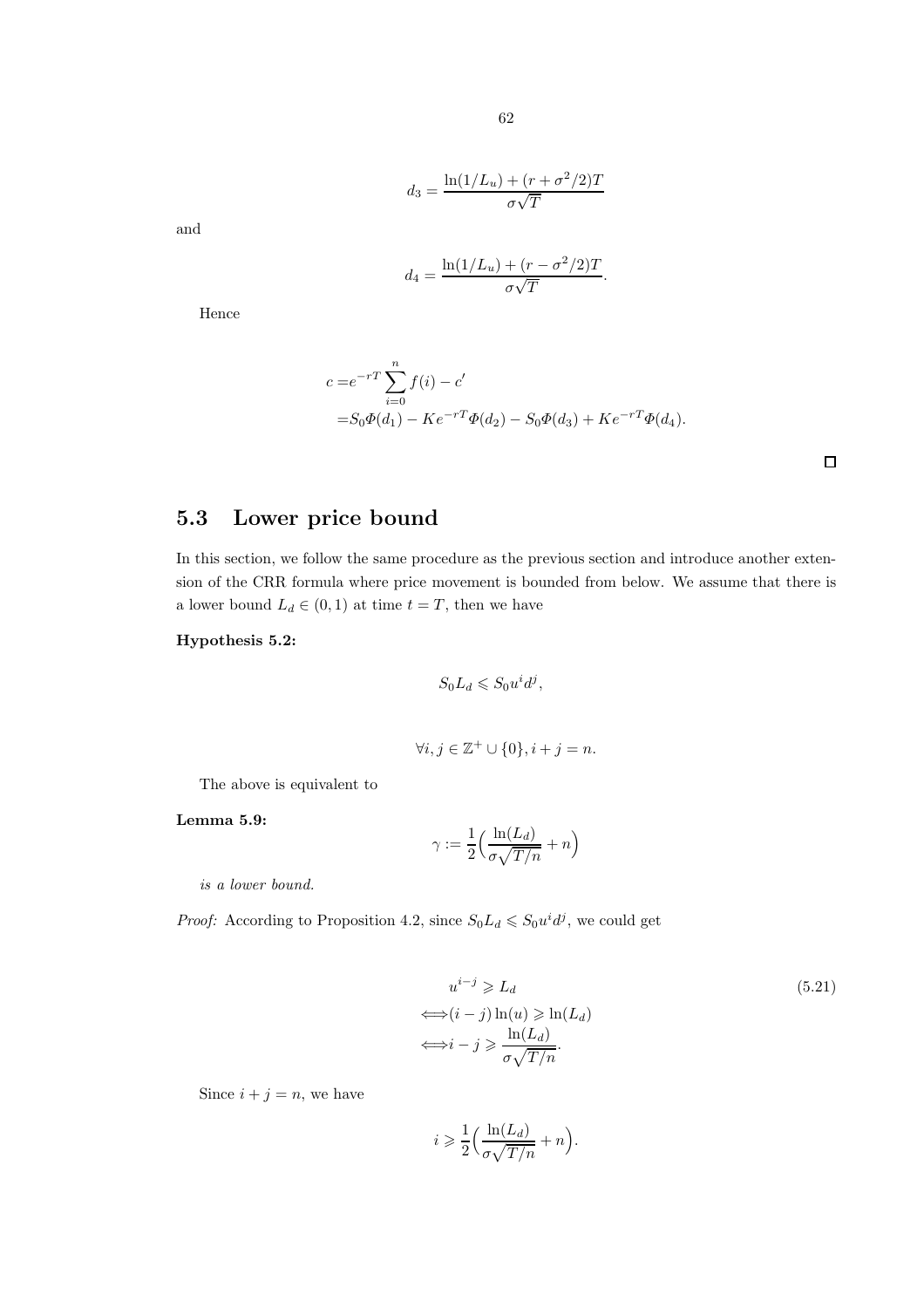$$d_3 = \frac{\ln(1/L_u) + (r + \sigma^2/2)T}{\sigma\sqrt{T}}$$

and

$$d_4 = \frac{\ln(1/L_u) + (r - \sigma^2/2)T}{\sigma\sqrt{T}}.$$

Hence

$$\begin{aligned}
c =& e^{-rT} \sum_{i=0}^{n} f(i) - c' \\
=& S_0 \Phi(d_1) - K e^{-rT} \Phi(d_2) - S_0 \Phi(d_3) + K e^{-rT} \Phi(d_4).
\end{aligned}$$

□

## 5.3 Lower price bound

In this section, we follow the same procedure as the previous section and introduce another extension of the CRR formula where price movement is bounded from below. We assume that there is a lower bound $L_d \in (0, 1)$ at time $t = T$, then we have

**Hypothesis 5.2:**

$$S_0 L_d \leqslant S_0 u^i d^j,$$

$$\forall i, j \in \mathbb{Z}^+ \cup \{0\}, i + j = n.$$

The above is equivalent to

**Lemma 5.9:**

$$\gamma := \frac{1}{2}\Big(\frac{\ln(L_d)}{\sigma\sqrt{T/n}} + n\Big)$$

*is a lower bound.*

*Proof:* According to Proposition 4.2, since $S_0 L_d \leqslant S_0 u^i d^j$, we could get

$$\begin{aligned}
& u^{i-j} \geqslant L_d \\
\Longleftrightarrow & (i - j)\ln(u) \geqslant \ln(L_d) \\
\Longleftrightarrow & i - j \geqslant \frac{\ln(L_d)}{\sigma\sqrt{T/n}}.
\end{aligned} \tag{5.21}$$

Since $i + j = n$, we have

$$i \geqslant \frac{1}{2}\Big(\frac{\ln(L_d)}{\sigma\sqrt{T/n}} + n\Big).$$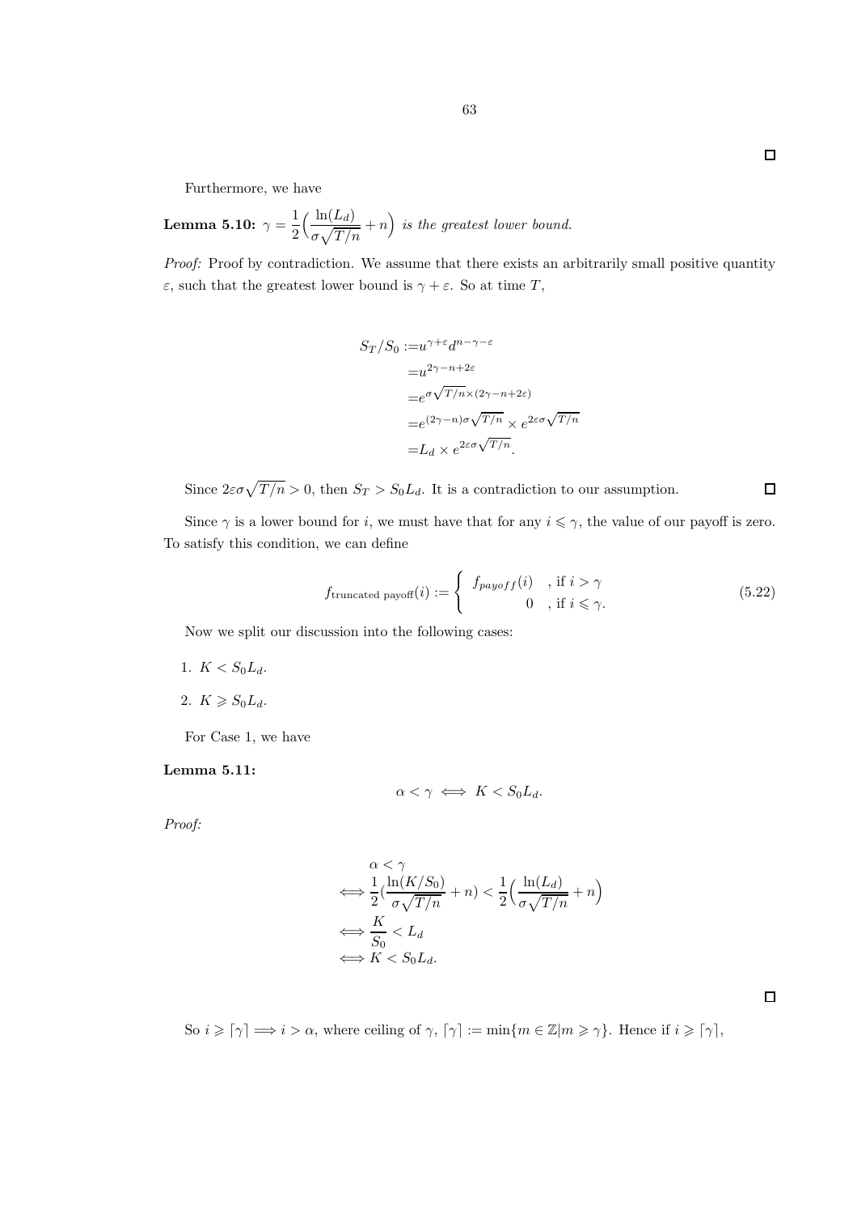□

Furthermore, we have

**Lemma 5.10:** $\gamma = \dfrac{1}{2}\Big(\dfrac{\ln(L_d)}{\sigma\sqrt{T/n}} + n\Big)$ *is the greatest lower bound.*

*Proof:* Proof by contradiction. We assume that there exists an arbitrarily small positive quantity $\varepsilon$, such that the greatest lower bound is $\gamma + \varepsilon$. So at time $T$,

$$
\begin{aligned}
S_T/S_0 :=& u^{\gamma+\varepsilon} d^{n-\gamma-\varepsilon} \\
=& u^{2\gamma-n+2\varepsilon} \\
=& e^{\sigma\sqrt{T/n}\times(2\gamma-n+2\varepsilon)} \\
=& e^{(2\gamma-n)\sigma\sqrt{T/n}} \times e^{2\varepsilon\sigma\sqrt{T/n}} \\
=& L_d \times e^{2\varepsilon\sigma\sqrt{T/n}}.
\end{aligned}
$$

Since $2\varepsilon\sigma\sqrt{T/n} > 0$, then $S_T > S_0 L_d$. It is a contradiction to our assumption. □

Since $\gamma$ is a lower bound for $i$, we must have that for any $i \leqslant \gamma$, the value of our payoff is zero. To satisfy this condition, we can define

$$
f_{\text{truncated payoff}}(i) := \begin{cases} f_{payoff}(i) & , \text{if } i > \gamma \\ 0 & , \text{if } i \leqslant \gamma. \end{cases} \tag{5.22}
$$

Now we split our discussion into the following cases:

1. $K < S_0 L_d$.
2. $K \geqslant S_0 L_d$.

For Case 1, we have

**Lemma 5.11:**

$$
\alpha < \gamma \iff K < S_0 L_d.
$$

*Proof:*

$$
\begin{aligned}
& \alpha < \gamma \\
\iff & \frac{1}{2}\Big(\frac{\ln(K/S_0)}{\sigma\sqrt{T/n}} + n\Big) < \frac{1}{2}\Big(\frac{\ln(L_d)}{\sigma\sqrt{T/n}} + n\Big) \\
\iff & \frac{K}{S_0} < L_d \\
\iff & K < S_0 L_d.
\end{aligned}
$$

□

So $i \geqslant \lceil\gamma\rceil \implies i > \alpha$, where ceiling of $\gamma$, $\lceil\gamma\rceil := \min\{m \in \mathbb{Z} | m \geqslant \gamma\}$. Hence if $i \geqslant \lceil\gamma\rceil$,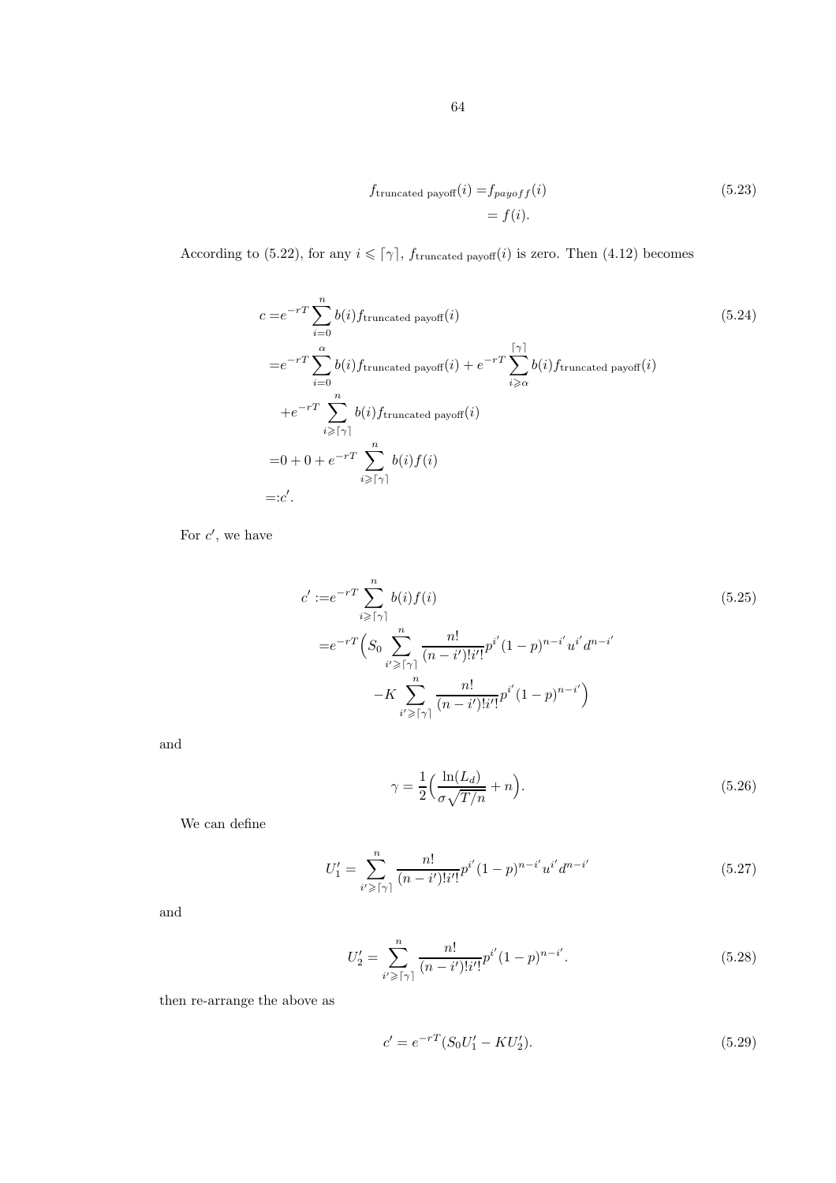$$
\begin{aligned}
f_{\text{truncated payoff}}(i) =& f_{payoff}(i) \\
=& f(i).
\end{aligned}
\tag{5.23}
$$

According to (5.22), for any $i \leqslant \lceil \gamma \rceil$, $f_{\text{truncated payoff}}(i)$ is zero. Then (4.12) becomes

$$
\begin{aligned}
c =& e^{-rT} \sum_{i=0}^{n} b(i) f_{\text{truncated payoff}}(i) \\
=& e^{-rT} \sum_{i=0}^{\alpha} b(i) f_{\text{truncated payoff}}(i) + e^{-rT} \sum_{i \geqslant \alpha}^{\lceil \gamma \rceil} b(i) f_{\text{truncated payoff}}(i) \\
&+ e^{-rT} \sum_{i \geqslant \lceil \gamma \rceil}^{n} b(i) f_{\text{truncated payoff}}(i) \\
=& 0 + 0 + e^{-rT} \sum_{i \geqslant \lceil \gamma \rceil}^{n} b(i) f(i) \\
=:& c'.
\end{aligned}
\tag{5.24}
$$

For $c'$, we have

$$
\begin{aligned}
c' :=& e^{-rT} \sum_{i \geqslant \lceil \gamma \rceil}^{n} b(i) f(i) \\
=& e^{-rT} \Big( S_0 \sum_{i' \geqslant \lceil \gamma \rceil}^{n} \frac{n!}{(n-i')! i'!} p^{i'} (1-p)^{n-i'} u^{i'} d^{n-i'} \\
& - K \sum_{i' \geqslant \lceil \gamma \rceil}^{n} \frac{n!}{(n-i')! i'!} p^{i'} (1-p)^{n-i'} \Big)
\end{aligned}
\tag{5.25}
$$

and

$$
\gamma = \frac{1}{2} \Big( \frac{\ln(L_d)}{\sigma \sqrt{T/n}} + n \Big). \tag{5.26}
$$

We can define

$$
U_1' = \sum_{i' \geqslant \lceil \gamma \rceil}^{n} \frac{n!}{(n-i')! i'!} p^{i'} (1-p)^{n-i'} u^{i'} d^{n-i'} \tag{5.27}
$$

and

$$
U_2' = \sum_{i' \geqslant \lceil \gamma \rceil}^{n} \frac{n!}{(n-i')! i'!} p^{i'} (1-p)^{n-i'}. \tag{5.28}
$$

then re-arrange the above as

$$
c' = e^{-rT} (S_0 U_1' - K U_2'). \tag{5.29}
$$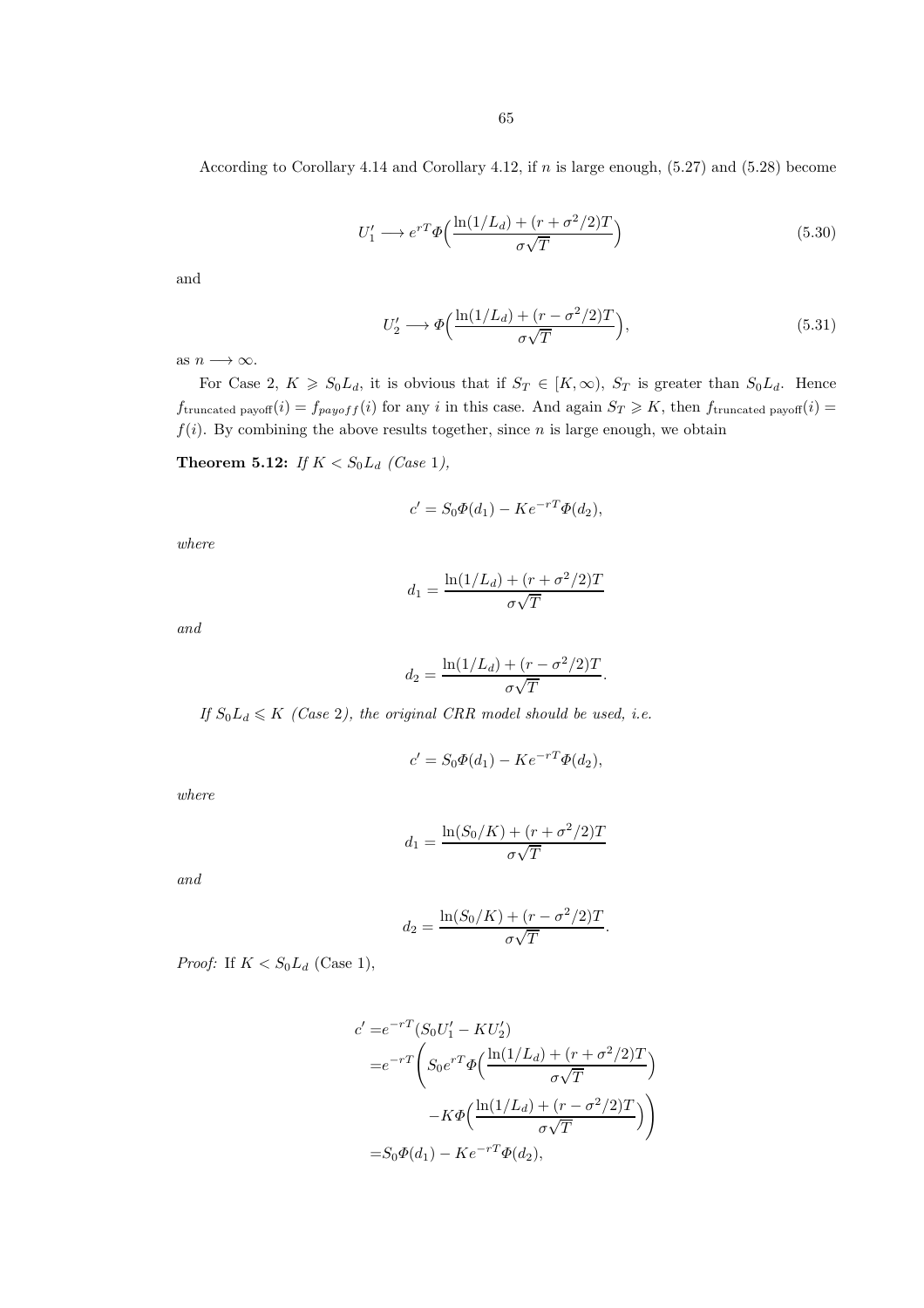According to Corollary 4.14 and Corollary 4.12, if $n$ is large enough, (5.27) and (5.28) become

$$U_1' \longrightarrow e^{rT}\Phi\Big(\frac{\ln(1/L_d) + (r + \sigma^2/2)T}{\sigma\sqrt{T}}\Big) \tag{5.30}$$

and

$$U_2' \longrightarrow \Phi\Big(\frac{\ln(1/L_d) + (r - \sigma^2/2)T}{\sigma\sqrt{T}}\Big), \tag{5.31}$$

as $n \longrightarrow \infty$.

For Case 2, $K \geqslant S_0 L_d$, it is obvious that if $S_T \in [K, \infty)$, $S_T$ is greater than $S_0 L_d$. Hence $f_{\text{truncated payoff}}(i) = f_{payoff}(i)$ for any $i$ in this case. And again $S_T \geqslant K$, then $f_{\text{truncated payoff}}(i) = f(i)$. By combining the above results together, since $n$ is large enough, we obtain

**Theorem 5.12:** *If $K < S_0 L_d$ (Case 1),*

$$c' = S_0\Phi(d_1) - Ke^{-rT}\Phi(d_2),$$

*where*

$$d_1 = \frac{\ln(1/L_d) + (r + \sigma^2/2)T}{\sigma\sqrt{T}}$$

*and*

$$d_2 = \frac{\ln(1/L_d) + (r - \sigma^2/2)T}{\sigma\sqrt{T}}.$$

*If $S_0 L_d \leqslant K$ (Case 2), the original CRR model should be used, i.e.*

$$c' = S_0\Phi(d_1) - Ke^{-rT}\Phi(d_2),$$

*where*

$$d_1 = \frac{\ln(S_0/K) + (r + \sigma^2/2)T}{\sigma\sqrt{T}}$$

*and*

$$d_2 = \frac{\ln(S_0/K) + (r - \sigma^2/2)T}{\sigma\sqrt{T}}.$$

*Proof:* If $K < S_0 L_d$ (Case 1),

$$\begin{aligned}
c' =& e^{-rT}(S_0 U_1' - K U_2') \\
=& e^{-rT}\Bigg(S_0 e^{rT}\Phi\Big(\frac{\ln(1/L_d) + (r + \sigma^2/2)T}{\sigma\sqrt{T}}\Big) \\
& \qquad - K\Phi\Big(\frac{\ln(1/L_d) + (r - \sigma^2/2)T}{\sigma\sqrt{T}}\Big)\Bigg) \\
=& S_0\Phi(d_1) - Ke^{-rT}\Phi(d_2),
\end{aligned}$$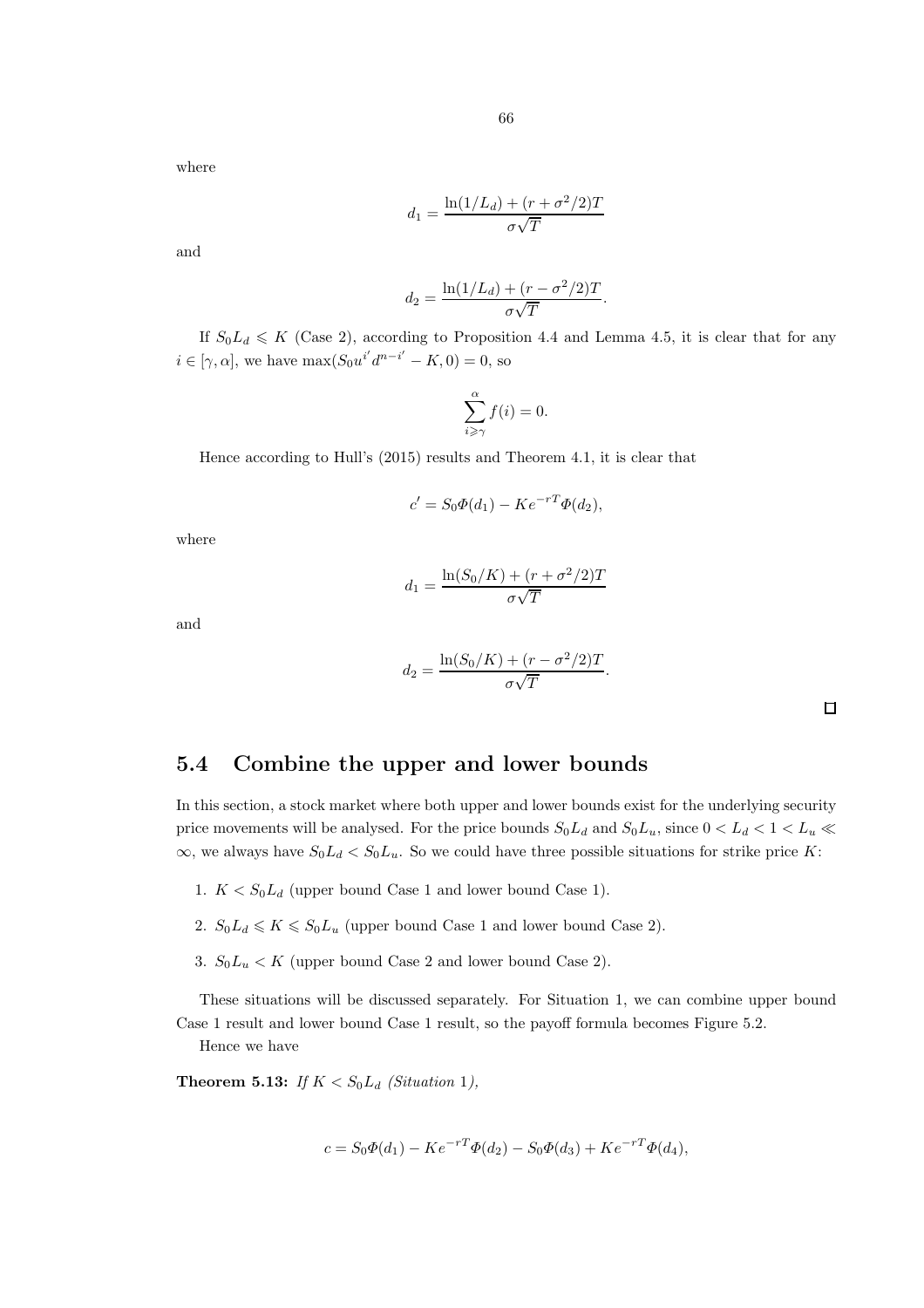where

$$d_1 = \frac{\ln(1/L_d) + (r + \sigma^2/2)T}{\sigma\sqrt{T}}$$

and

$$d_2 = \frac{\ln(1/L_d) + (r - \sigma^2/2)T}{\sigma\sqrt{T}}.$$

If $S_0L_d \leqslant K$ (Case 2), according to Proposition 4.4 and Lemma 4.5, it is clear that for any $i \in [\gamma, \alpha]$, we have $\max(S_0u^{i'}d^{n-i'} - K, 0) = 0$, so

$$\sum_{i \geqslant \gamma}^{\alpha} f(i) = 0.$$

Hence according to Hull's (2015) results and Theorem 4.1, it is clear that

$$c' = S_0\Phi(d_1) - Ke^{-rT}\Phi(d_2),$$

where

$$d_1 = \frac{\ln(S_0/K) + (r + \sigma^2/2)T}{\sigma\sqrt{T}}$$

and

$$d_2 = \frac{\ln(S_0/K) + (r - \sigma^2/2)T}{\sigma\sqrt{T}}.$$

□

## 5.4 Combine the upper and lower bounds

In this section, a stock market where both upper and lower bounds exist for the underlying security price movements will be analysed. For the price bounds $S_0L_d$ and $S_0L_u$, since $0 < L_d < 1 < L_u \ll \infty$, we always have $S_0L_d < S_0L_u$. So we could have three possible situations for strike price $K$:

1. $K < S_0L_d$ (upper bound Case 1 and lower bound Case 1).
2. $S_0L_d \leqslant K \leqslant S_0L_u$ (upper bound Case 1 and lower bound Case 2).
3. $S_0L_u < K$ (upper bound Case 2 and lower bound Case 2).

These situations will be discussed separately. For Situation 1, we can combine upper bound Case 1 result and lower bound Case 1 result, so the payoff formula becomes Figure 5.2.

Hence we have

**Theorem 5.13:** *If $K < S_0L_d$ (Situation 1),*

$$c = S_0\Phi(d_1) - Ke^{-rT}\Phi(d_2) - S_0\Phi(d_3) + Ke^{-rT}\Phi(d_4),$$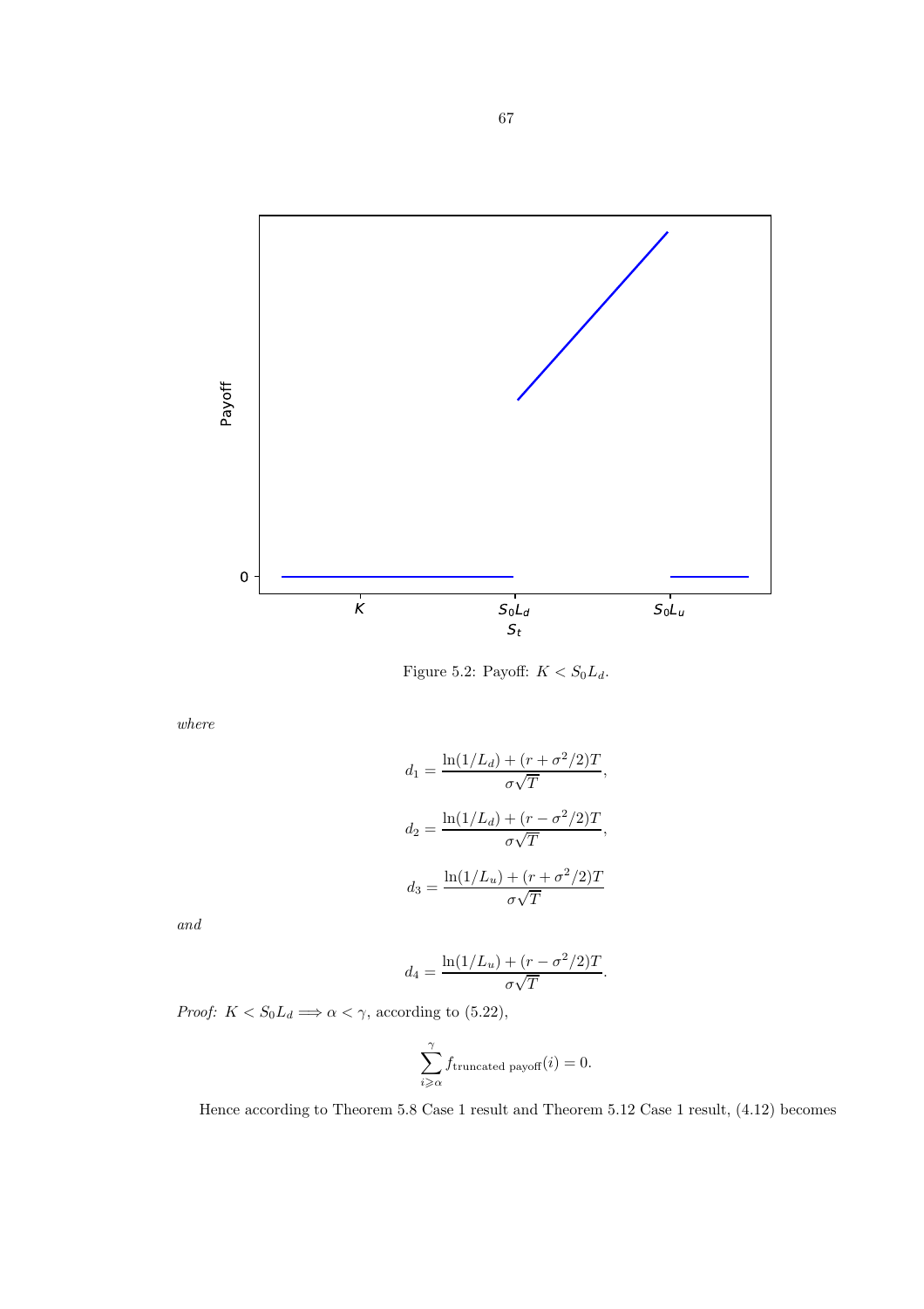Figure 5.2: Payoff: $K < S_0 L_d$.

*where*

$$d_1 = \frac{\ln(1/L_d) + (r + \sigma^2/2)T}{\sigma\sqrt{T}},$$

$$d_2 = \frac{\ln(1/L_d) + (r - \sigma^2/2)T}{\sigma\sqrt{T}},$$

$$d_3 = \frac{\ln(1/L_u) + (r + \sigma^2/2)T}{\sigma\sqrt{T}}$$

*and*

$$d_4 = \frac{\ln(1/L_u) + (r - \sigma^2/2)T}{\sigma\sqrt{T}}.$$

*Proof:* $K < S_0 L_d \Longrightarrow \alpha < \gamma$, according to (5.22),

$$\sum_{i \geqslant \alpha}^{\gamma} f_{\text{truncated payoff}}(i) = 0.$$

Hence according to Theorem 5.8 Case 1 result and Theorem 5.12 Case 1 result, (4.12) becomes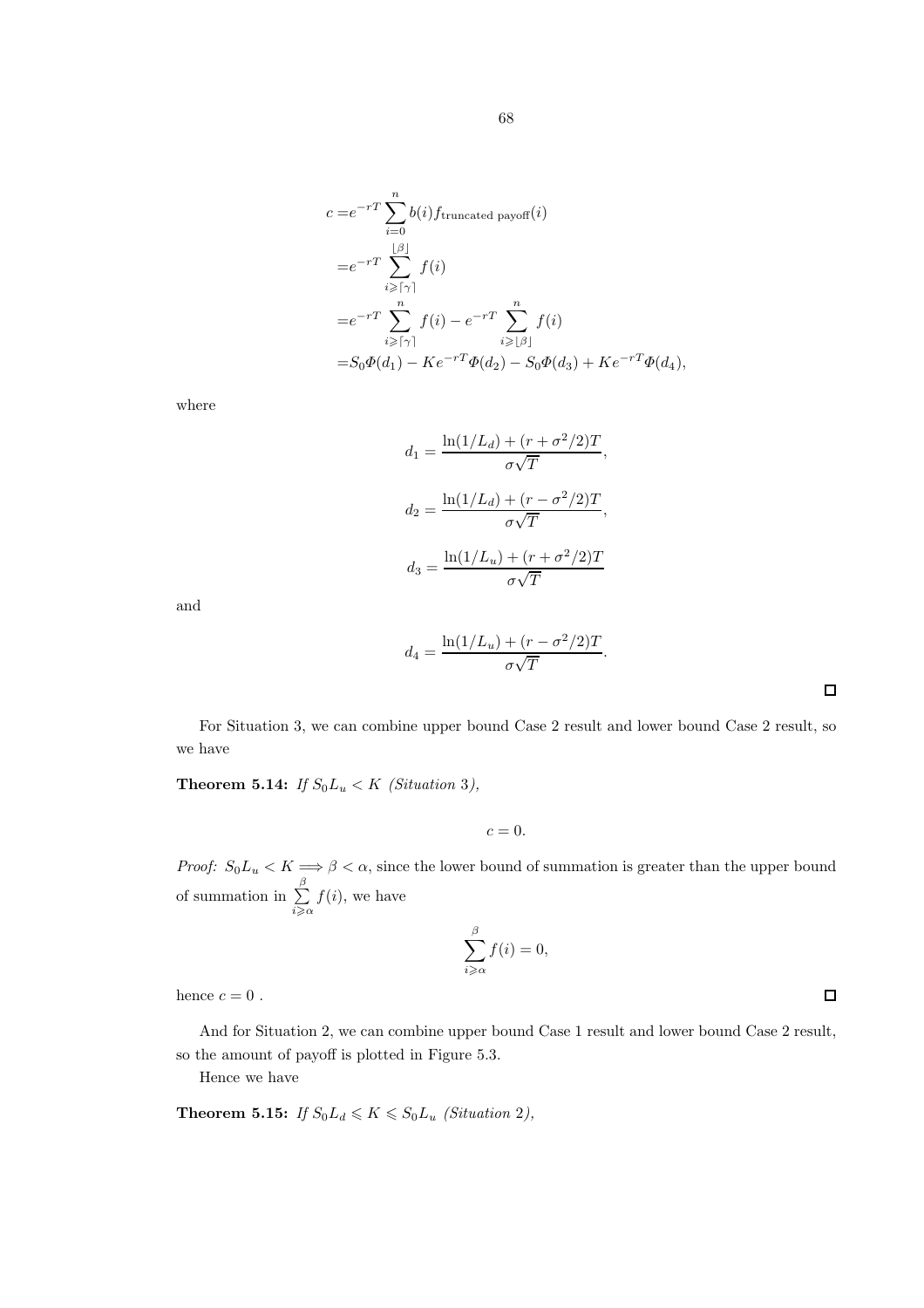$$
\begin{aligned}
c =& e^{-rT} \sum_{i=0}^{n} b(i) f_{\text{truncated payoff}}(i) \\
=& e^{-rT} \sum_{i \geqslant \lceil \gamma \rceil}^{\lfloor \beta \rfloor} f(i) \\
=& e^{-rT} \sum_{i \geqslant \lceil \gamma \rceil}^{n} f(i) - e^{-rT} \sum_{i \geqslant \lfloor \beta \rfloor}^{n} f(i) \\
=& S_0 \Phi(d_1) - K e^{-rT} \Phi(d_2) - S_0 \Phi(d_3) + K e^{-rT} \Phi(d_4),
\end{aligned}
$$

where

$$
d_1 = \frac{\ln(1/L_d) + (r + \sigma^2/2)T}{\sigma\sqrt{T}},
$$

$$
d_2 = \frac{\ln(1/L_d) + (r - \sigma^2/2)T}{\sigma\sqrt{T}},
$$

$$
d_3 = \frac{\ln(1/L_u) + (r + \sigma^2/2)T}{\sigma\sqrt{T}}
$$

and

$$
d_4 = \frac{\ln(1/L_u) + (r - \sigma^2/2)T}{\sigma\sqrt{T}}.
$$

□

For Situation 3, we can combine upper bound Case 2 result and lower bound Case 2 result, so we have

**Theorem 5.14:** *If $S_0 L_u < K$ (Situation 3),*

$$
c = 0.
$$

*Proof:* $S_0 L_u < K \Longrightarrow \beta < \alpha$, since the lower bound of summation is greater than the upper bound of summation in $\sum\limits_{i \geqslant \alpha}^{\beta} f(i)$, we have

$$
\sum_{i \geqslant \alpha}^{\beta} f(i) = 0,
$$

hence $c = 0$ . □

And for Situation 2, we can combine upper bound Case 1 result and lower bound Case 2 result, so the amount of payoff is plotted in Figure 5.3.

Hence we have

**Theorem 5.15:** *If $S_0 L_d \leqslant K \leqslant S_0 L_u$ (Situation 2),*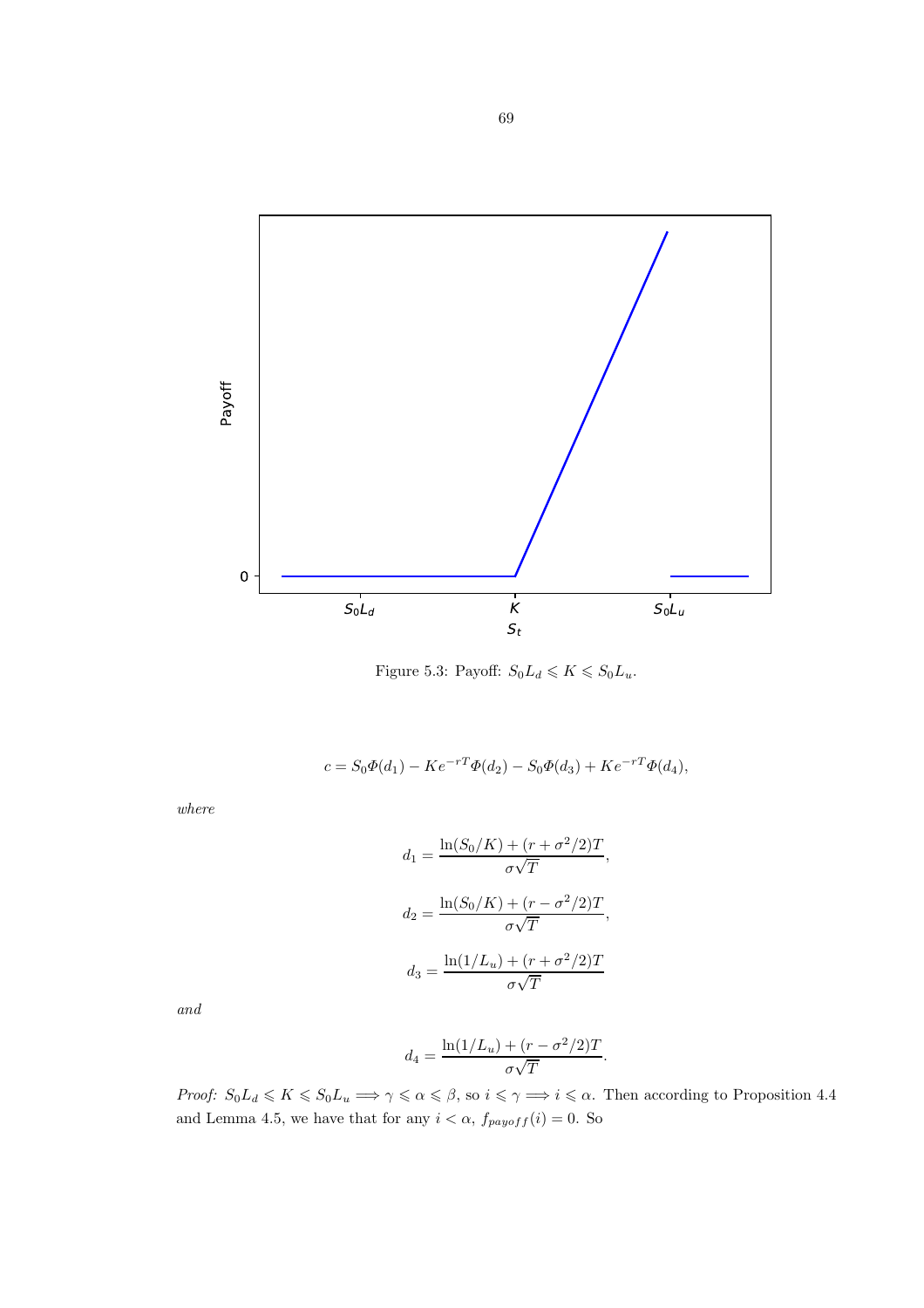Figure 5.3: Payoff: $S_0 L_d \leqslant K \leqslant S_0 L_u$.

$$c = S_0 \Phi(d_1) - K e^{-rT} \Phi(d_2) - S_0 \Phi(d_3) + K e^{-rT} \Phi(d_4),$$

*where*

$$d_1 = \frac{\ln(S_0/K) + (r + \sigma^2/2)T}{\sigma\sqrt{T}},$$

$$d_2 = \frac{\ln(S_0/K) + (r - \sigma^2/2)T}{\sigma\sqrt{T}},$$

$$d_3 = \frac{\ln(1/L_u) + (r + \sigma^2/2)T}{\sigma\sqrt{T}}$$

*and*

$$d_4 = \frac{\ln(1/L_u) + (r - \sigma^2/2)T}{\sigma\sqrt{T}}.$$

*Proof:* $S_0 L_d \leqslant K \leqslant S_0 L_u \Longrightarrow \gamma \leqslant \alpha \leqslant \beta$, so $i \leqslant \gamma \Longrightarrow i \leqslant \alpha$. Then according to Proposition 4.4 and Lemma 4.5, we have that for any $i < \alpha$, $f_{payoff}(i) = 0$. So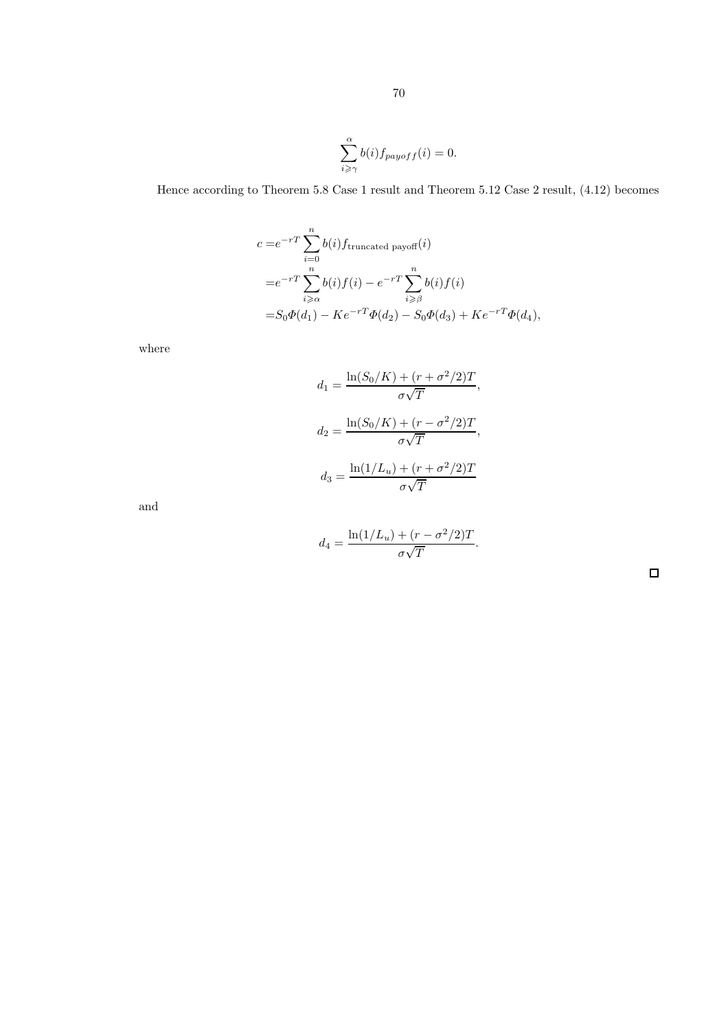$$\sum_{i \geqslant \gamma}^{\alpha} b(i) f_{payoff}(i) = 0.$$

Hence according to Theorem 5.8 Case 1 result and Theorem 5.12 Case 2 result, (4.12) becomes

$$\begin{aligned}
c =& e^{-rT} \sum_{i=0}^{n} b(i) f_{\text{truncated payoff}}(i) \\
=& e^{-rT} \sum_{i \geqslant \alpha}^{n} b(i) f(i) - e^{-rT} \sum_{i \geqslant \beta}^{n} b(i) f(i) \\
=& S_0 \Phi(d_1) - K e^{-rT} \Phi(d_2) - S_0 \Phi(d_3) + K e^{-rT} \Phi(d_4),
\end{aligned}$$

where

$$d_1 = \frac{\ln(S_0/K) + (r + \sigma^2/2)T}{\sigma\sqrt{T}},$$

$$d_2 = \frac{\ln(S_0/K) + (r - \sigma^2/2)T}{\sigma\sqrt{T}},$$

$$d_3 = \frac{\ln(1/L_u) + (r + \sigma^2/2)T}{\sigma\sqrt{T}}$$

and

$$d_4 = \frac{\ln(1/L_u) + (r - \sigma^2/2)T}{\sigma\sqrt{T}}.$$

□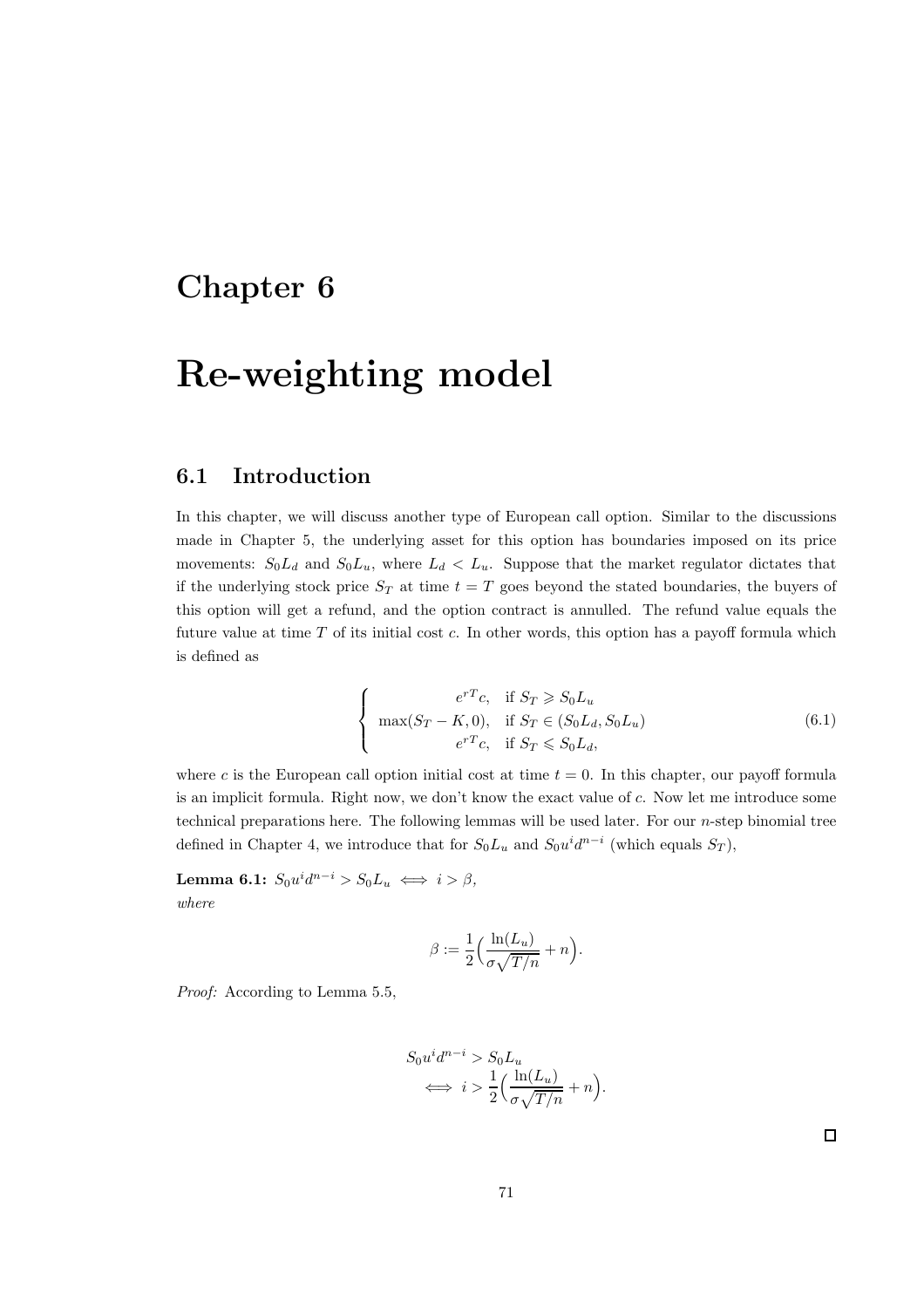# Chapter 6

# Re-weighting model

## 6.1 Introduction

In this chapter, we will discuss another type of European call option. Similar to the discussions made in Chapter 5, the underlying asset for this option has boundaries imposed on its price movements: $S_0 L_d$ and $S_0 L_u$, where $L_d < L_u$. Suppose that the market regulator dictates that if the underlying stock price $S_T$ at time $t = T$ goes beyond the stated boundaries, the buyers of this option will get a refund, and the option contract is annulled. The refund value equals the future value at time $T$ of its initial cost $c$. In other words, this option has a payoff formula which is defined as

$$
\begin{cases}
e^{rT}c, & \text{if } S_T \geqslant S_0 L_u \\
\max(S_T - K, 0), & \text{if } S_T \in (S_0 L_d, S_0 L_u) \\
e^{rT}c, & \text{if } S_T \leqslant S_0 L_d,
\end{cases}
\tag{6.1}
$$

where $c$ is the European call option initial cost at time $t = 0$. In this chapter, our payoff formula is an implicit formula. Right now, we don't know the exact value of $c$. Now let me introduce some technical preparations here. The following lemmas will be used later. For our $n$-step binomial tree defined in Chapter 4, we introduce that for $S_0 L_u$ and $S_0 u^i d^{n-i}$ (which equals $S_T$),

**Lemma 6.1:** *$S_0 u^i d^{n-i} > S_0 L_u \iff i > \beta$,*
*where*

$$
\beta := \frac{1}{2}\Big(\frac{\ln(L_u)}{\sigma\sqrt{T/n}} + n\Big).
$$

*Proof:* According to Lemma 5.5,

$$
\begin{aligned}
& S_0 u^i d^{n-i} > S_0 L_u \\
& \quad \iff i > \frac{1}{2}\Big(\frac{\ln(L_u)}{\sigma\sqrt{T/n}} + n\Big).
\end{aligned}
$$

□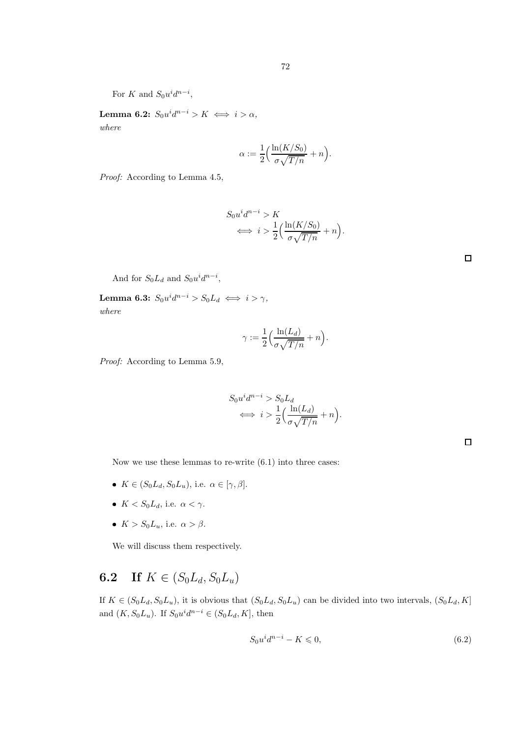For $K$ and $S_0u^id^{n-i}$,

**Lemma 6.2:** $S_0u^id^{n-i} > K \iff i > \alpha$,
*where*

$$\alpha := \frac{1}{2}\Big(\frac{\ln(K/S_0)}{\sigma\sqrt{T/n}} + n\Big).$$

*Proof:* According to Lemma 4.5,

$$\begin{aligned} & S_0u^id^{n-i} > K \\ & \quad \iff i > \frac{1}{2}\Big(\frac{\ln(K/S_0)}{\sigma\sqrt{T/n}} + n\Big). \end{aligned}$$

□

And for $S_0L_d$ and $S_0u^id^{n-i}$,

**Lemma 6.3:** $S_0u^id^{n-i} > S_0L_d \iff i > \gamma$,
*where*

$$\gamma := \frac{1}{2}\Big(\frac{\ln(L_d)}{\sigma\sqrt{T/n}} + n\Big).$$

*Proof:* According to Lemma 5.9,

$$\begin{aligned} & S_0u^id^{n-i} > S_0L_d \\ & \quad \iff i > \frac{1}{2}\Big(\frac{\ln(L_d)}{\sigma\sqrt{T/n}} + n\Big). \end{aligned}$$

□

Now we use these lemmas to re-write (6.1) into three cases:

- $K \in (S_0L_d, S_0L_u)$, i.e. $\alpha \in [\gamma, \beta]$.
- $K < S_0L_d$, i.e. $\alpha < \gamma$.
- $K > S_0L_u$, i.e. $\alpha > \beta$.

We will discuss them respectively.

## 6.2 If $K \in (S_0L_d, S_0L_u)$

If $K \in (S_0L_d, S_0L_u)$, it is obvious that $(S_0L_d, S_0L_u)$ can be divided into two intervals, $(S_0L_d, K]$ and $(K, S_0L_u)$. If $S_0u^id^{n-i} \in (S_0L_d, K]$, then

$$S_0u^id^{n-i} - K \leqslant 0, \tag{6.2}$$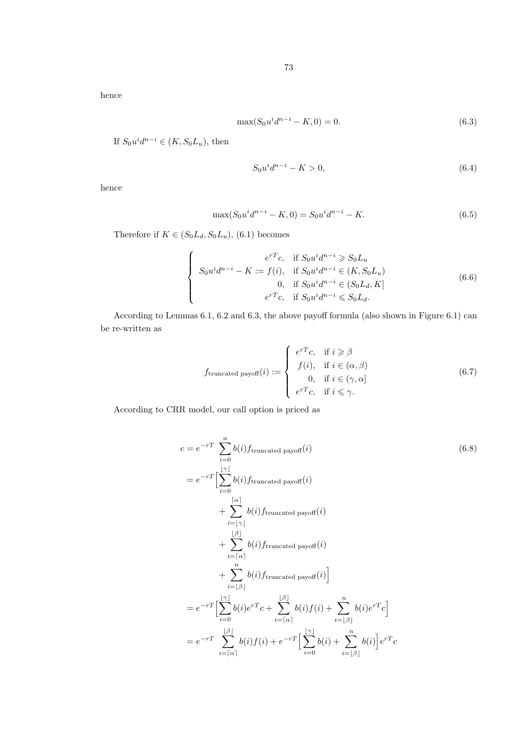hence

$$\max(S_0u^id^{n-i} - K, 0) = 0. \tag{6.3}$$

If $S_0u^id^{n-i} \in (K, S_0L_u)$, then

$$S_0u^id^{n-i} - K > 0, \tag{6.4}$$

hence

$$\max(S_0u^id^{n-i} - K, 0) = S_0u^id^{n-i} - K. \tag{6.5}$$

Therefore if $K \in (S_0L_d, S_0L_u)$, (6.1) becomes

$$\begin{cases} e^{rT}c, & \text{if } S_0u^id^{n-i} \geqslant S_0L_u \\ S_0u^id^{n-i} - K := f(i), & \text{if } S_0u^id^{n-i} \in (K, S_0L_u) \\ 0, & \text{if } S_0u^id^{n-i} \in (S_0L_d, K] \\ e^{rT}c, & \text{if } S_0u^id^{n-i} \leqslant S_0L_d. \end{cases} \tag{6.6}$$

According to Lemmas 6.1, 6.2 and 6.3, the above payoff formula (also shown in Figure 6.1) can be re-written as

$$f_{\text{truncated payoff}}(i) := \begin{cases} e^{rT}c, & \text{if } i \geqslant \beta \\ f(i), & \text{if } i \in (\alpha, \beta) \\ 0, & \text{if } i \in (\gamma, \alpha] \\ e^{rT}c, & \text{if } i \leqslant \gamma. \end{cases} \tag{6.7}$$

According to CRR model, our call option is priced as

$$\begin{aligned} c &= e^{-rT} \sum_{i=0}^{n} b(i) f_{\text{truncated payoff}}(i) \qquad (6.8)\\ &= e^{-rT} \Big[ \sum_{i=0}^{\lfloor \gamma \rfloor} b(i) f_{\text{truncated payoff}}(i) \\ &\quad + \sum_{i=\lfloor \gamma \rfloor}^{\lceil \alpha \rceil} b(i) f_{\text{truncated payoff}}(i) \\ &\quad + \sum_{i=\lceil \alpha \rceil}^{\lfloor \beta \rfloor} b(i) f_{\text{truncated payoff}}(i) \\ &\quad + \sum_{i=\lfloor \beta \rfloor}^{n} b(i) f_{\text{truncated payoff}}(i) \Big] \\ &= e^{-rT} \Big[ \sum_{i=0}^{\lfloor \gamma \rfloor} b(i) e^{rT} c + \sum_{i=\lceil \alpha \rceil}^{\lfloor \beta \rfloor} b(i) f(i) + \sum_{i=\lfloor \beta \rfloor}^{n} b(i) e^{rT} c \Big] \\ &= e^{-rT} \sum_{i=\lceil \alpha \rceil}^{\lfloor \beta \rfloor} b(i) f(i) + e^{-rT} \Big[ \sum_{i=0}^{\lfloor \gamma \rfloor} b(i) + \sum_{i=\lfloor \beta \rfloor}^{n} b(i) \Big] e^{rT} c \end{aligned}$$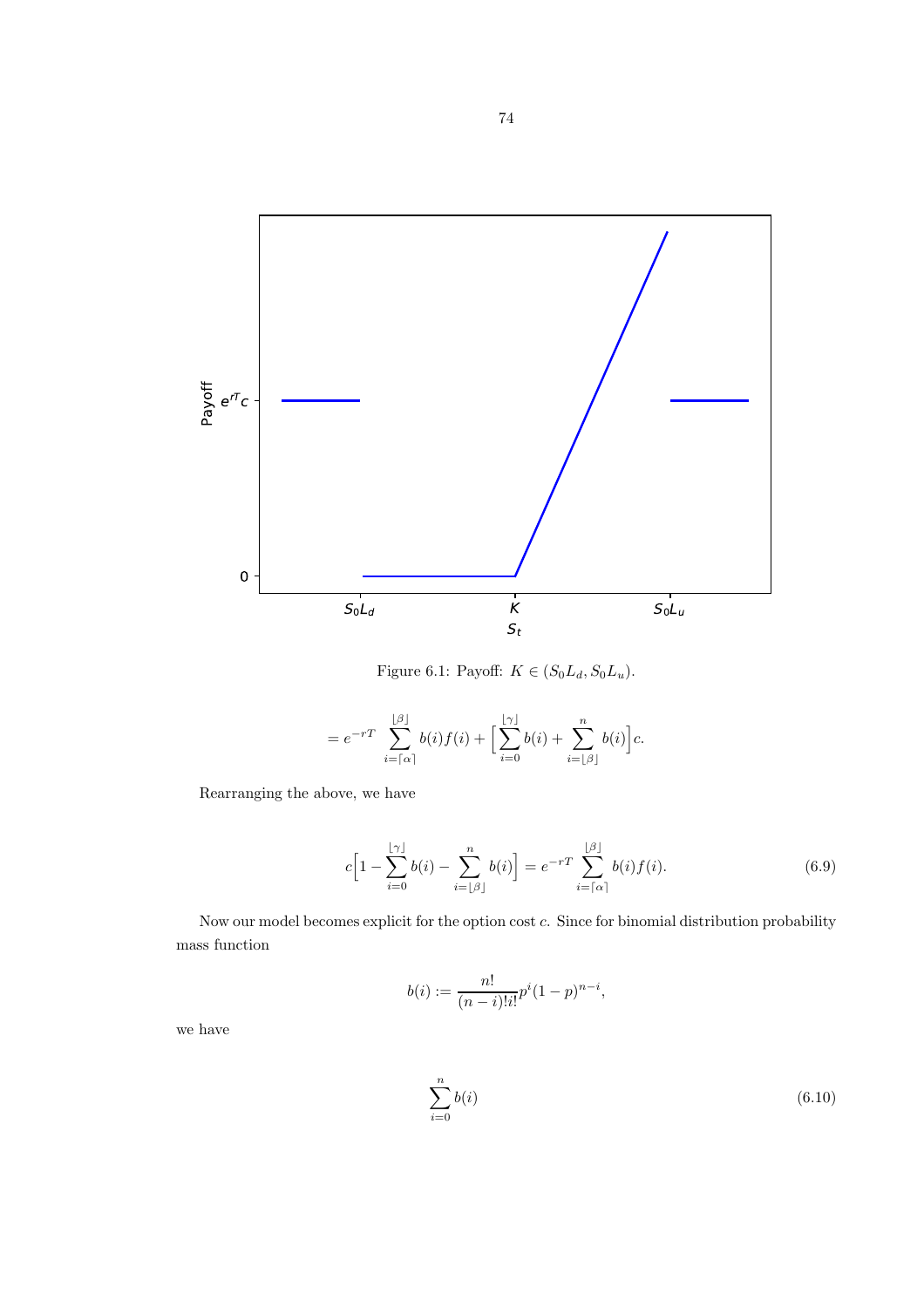Figure 6.1: Payoff: $K \in (S_0L_d, S_0L_u)$.

$$= e^{-rT} \sum_{i=\lceil \alpha \rceil}^{\lfloor \beta \rfloor} b(i) f(i) + \Big[ \sum_{i=0}^{\lfloor \gamma \rfloor} b(i) + \sum_{i=\lfloor \beta \rfloor}^{n} b(i) \Big] c.$$

Rearranging the above, we have

$$c\Big[1 - \sum_{i=0}^{\lfloor \gamma \rfloor} b(i) - \sum_{i=\lfloor \beta \rfloor}^{n} b(i)\Big] = e^{-rT} \sum_{i=\lceil \alpha \rceil}^{\lfloor \beta \rfloor} b(i) f(i). \tag{6.9}$$

Now our model becomes explicit for the option cost $c$. Since for binomial distribution probability mass function

$$b(i) := \frac{n!}{(n-i)!i!} p^i (1-p)^{n-i},$$

we have

$$\sum_{i=0}^{n} b(i) \tag{6.10}$$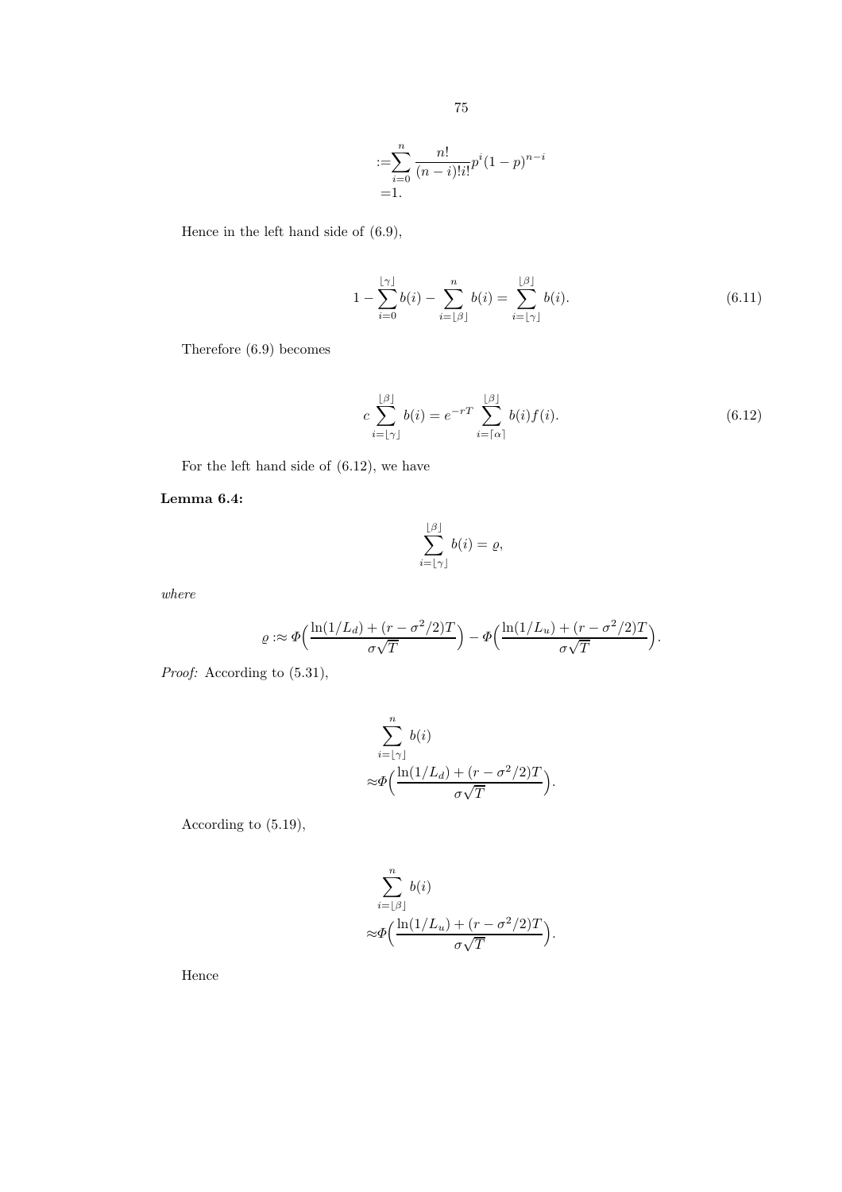$$:=\sum_{i=0}^{n} \frac{n!}{(n-i)!i!} p^i (1-p)^{n-i}$$
$$=1.$$

Hence in the left hand side of (6.9),

$$1 - \sum_{i=0}^{\lfloor\gamma\rfloor} b(i) - \sum_{i=\lfloor\beta\rfloor}^{n} b(i) = \sum_{i=\lfloor\gamma\rfloor}^{\lfloor\beta\rfloor} b(i). \tag{6.11}$$

Therefore (6.9) becomes

$$c \sum_{i=\lfloor\gamma\rfloor}^{\lfloor\beta\rfloor} b(i) = e^{-rT} \sum_{i=\lceil\alpha\rceil}^{\lfloor\beta\rfloor} b(i) f(i). \tag{6.12}$$

For the left hand side of (6.12), we have

**Lemma 6.4:**

$$\sum_{i=\lfloor\gamma\rfloor}^{\lfloor\beta\rfloor} b(i) = \varrho,$$

*where*

$$\varrho :\approx \Phi\Big(\frac{\ln(1/L_d) + (r - \sigma^2/2)T}{\sigma\sqrt{T}}\Big) - \Phi\Big(\frac{\ln(1/L_u) + (r - \sigma^2/2)T}{\sigma\sqrt{T}}\Big).$$

*Proof:* According to (5.31),

$$\sum_{i=\lfloor\gamma\rfloor}^{n} b(i)$$
$$\approx \Phi\Big(\frac{\ln(1/L_d) + (r - \sigma^2/2)T}{\sigma\sqrt{T}}\Big).$$

According to (5.19),

$$\sum_{i=\lfloor\beta\rfloor}^{n} b(i)$$
$$\approx \Phi\Big(\frac{\ln(1/L_u) + (r - \sigma^2/2)T}{\sigma\sqrt{T}}\Big).$$

Hence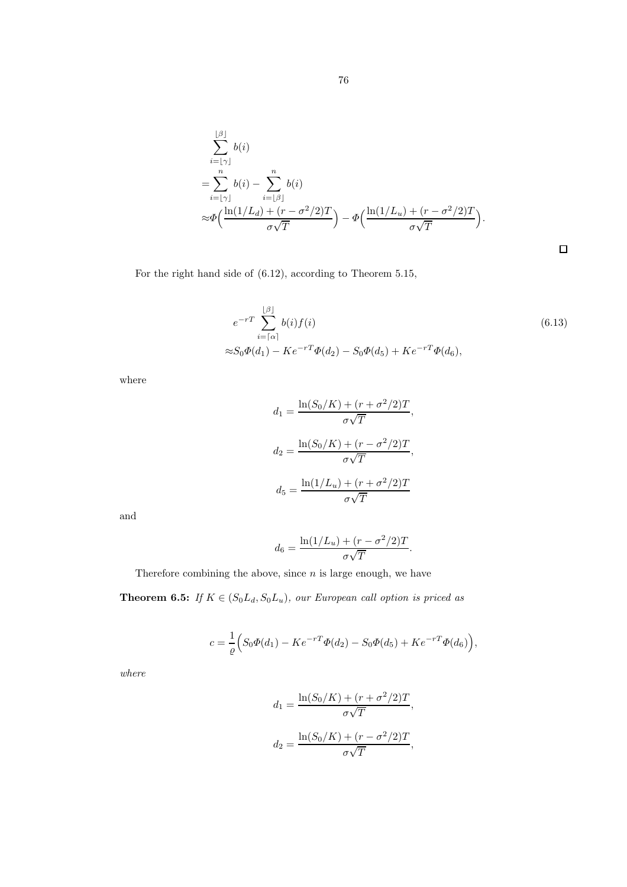$$
\begin{aligned}
&\sum_{i=\lfloor\gamma\rfloor}^{\lfloor\beta\rfloor} b(i) \\
=&\sum_{i=\lfloor\gamma\rfloor}^{n} b(i) - \sum_{i=\lfloor\beta\rfloor}^{n} b(i) \\
\approx&\Phi\Big(\frac{\ln(1/L_d)+(r-\sigma^2/2)T}{\sigma\sqrt{T}}\Big) - \Phi\Big(\frac{\ln(1/L_u)+(r-\sigma^2/2)T}{\sigma\sqrt{T}}\Big).
\end{aligned}
$$

□

For the right hand side of (6.12), according to Theorem 5.15,

$$
\begin{aligned}
&e^{-rT}\sum_{i=\lceil\alpha\rceil}^{\lfloor\beta\rfloor} b(i)f(i) \\
\approx&S_0\Phi(d_1) - Ke^{-rT}\Phi(d_2) - S_0\Phi(d_5) + Ke^{-rT}\Phi(d_6),
\end{aligned}
\tag{6.13}
$$

where

$$
d_1 = \frac{\ln(S_0/K)+(r+\sigma^2/2)T}{\sigma\sqrt{T}},
$$

$$
d_2 = \frac{\ln(S_0/K)+(r-\sigma^2/2)T}{\sigma\sqrt{T}},
$$

$$
d_5 = \frac{\ln(1/L_u)+(r+\sigma^2/2)T}{\sigma\sqrt{T}}
$$

and

$$
d_6 = \frac{\ln(1/L_u)+(r-\sigma^2/2)T}{\sigma\sqrt{T}}.
$$

Therefore combining the above, since $n$ is large enough, we have

**Theorem 6.5:** *If $K \in (S_0L_d, S_0L_u)$, our European call option is priced as*

$$
c = \frac{1}{\varrho}\Big(S_0\Phi(d_1) - Ke^{-rT}\Phi(d_2) - S_0\Phi(d_5) + Ke^{-rT}\Phi(d_6)\Big),
$$

*where*

$$
d_1 = \frac{\ln(S_0/K)+(r+\sigma^2/2)T}{\sigma\sqrt{T}},
$$

$$
d_2 = \frac{\ln(S_0/K)+(r-\sigma^2/2)T}{\sigma\sqrt{T}},
$$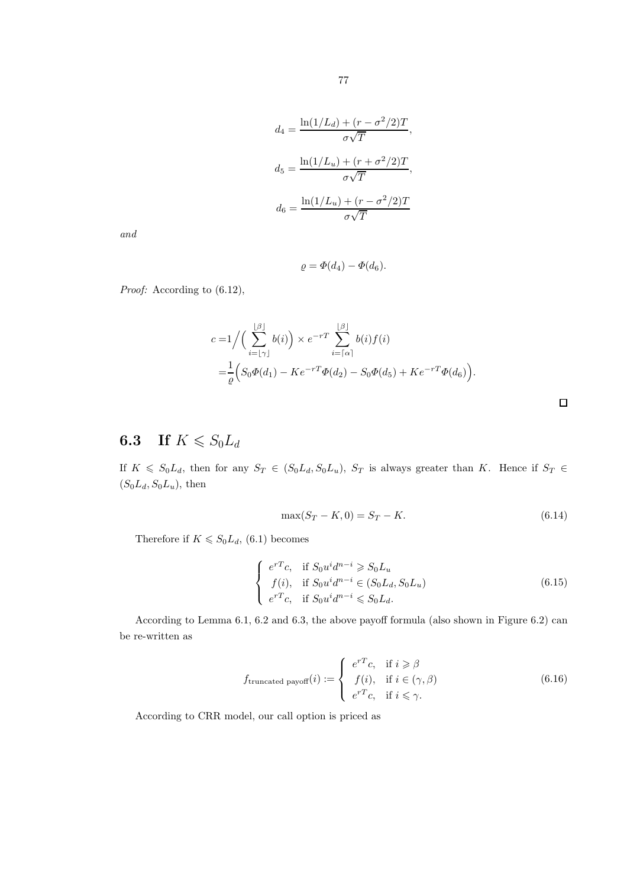$$d_4 = \frac{\ln(1/L_d) + (r - \sigma^2/2)T}{\sigma\sqrt{T}},$$

$$d_5 = \frac{\ln(1/L_u) + (r + \sigma^2/2)T}{\sigma\sqrt{T}},$$

$$d_6 = \frac{\ln(1/L_u) + (r - \sigma^2/2)T}{\sigma\sqrt{T}}$$

*and*

$$\varrho = \Phi(d_4) - \Phi(d_6).$$

*Proof:* According to (6.12),

$$\begin{aligned}
c =& 1\Big/\Big(\sum_{i=\lfloor\gamma\rfloor}^{\lfloor\beta\rfloor} b(i)\Big) \times e^{-rT} \sum_{i=\lceil\alpha\rceil}^{\lfloor\beta\rfloor} b(i)f(i) \\
=& \frac{1}{\varrho}\Big(S_0\Phi(d_1) - Ke^{-rT}\Phi(d_2) - S_0\Phi(d_5) + Ke^{-rT}\Phi(d_6)\Big).
\end{aligned}$$

□

## 6.3 If $K \leqslant S_0L_d$

If $K \leqslant S_0L_d$, then for any $S_T \in (S_0L_d, S_0L_u)$, $S_T$ is always greater than $K$. Hence if $S_T \in (S_0L_d, S_0L_u)$, then

$$\max(S_T - K, 0) = S_T - K. \tag{6.14}$$

Therefore if $K \leqslant S_0L_d$, (6.1) becomes

$$\begin{cases} e^{rT}c, & \text{if } S_0u^id^{n-i} \geqslant S_0L_u \\ f(i), & \text{if } S_0u^id^{n-i} \in (S_0L_d, S_0L_u) \\ e^{rT}c, & \text{if } S_0u^id^{n-i} \leqslant S_0L_d. \end{cases} \tag{6.15}$$

According to Lemma 6.1, 6.2 and 6.3, the above payoff formula (also shown in Figure 6.2) can be re-written as

$$f_{\text{truncated payoff}}(i) := \begin{cases} e^{rT}c, & \text{if } i \geqslant \beta \\ f(i), & \text{if } i \in (\gamma, \beta) \\ e^{rT}c, & \text{if } i \leqslant \gamma. \end{cases} \tag{6.16}$$

According to CRR model, our call option is priced as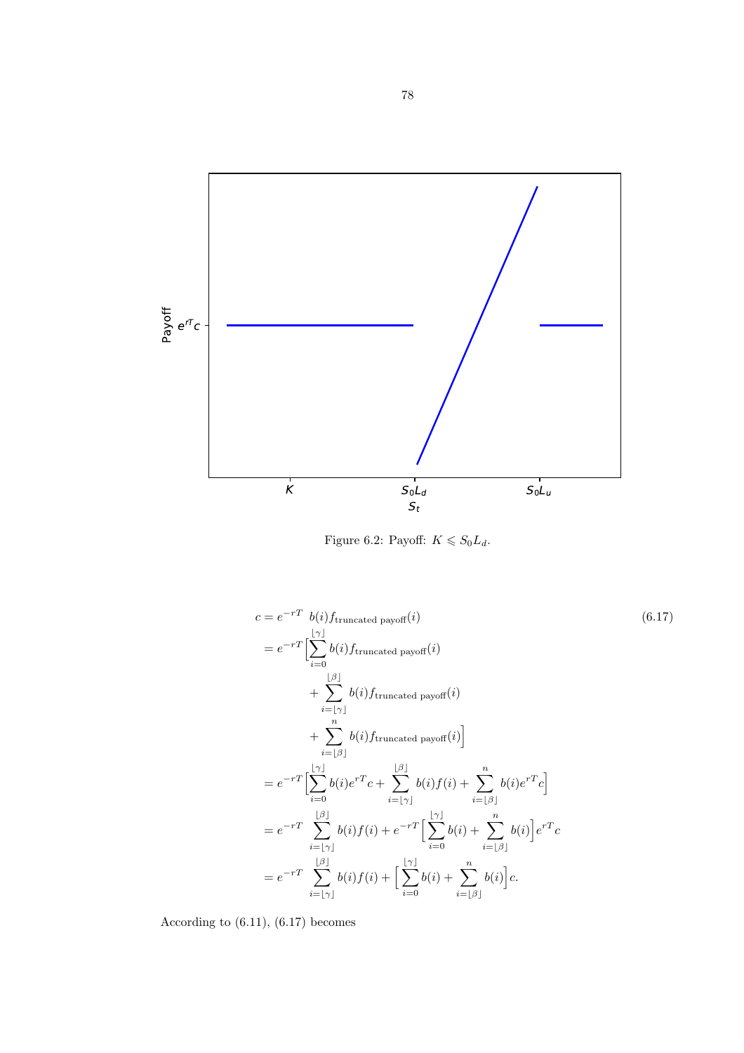Figure 6.2: Payoff: $K \leqslant S_0 L_d$.

$$
\begin{aligned}
c &= e^{-rT} \ \ b(i) f_{\text{truncated payoff}}(i) \\
&= e^{-rT} \Big[ \sum_{i=0}^{\lfloor \gamma \rfloor} b(i) f_{\text{truncated payoff}}(i) \\
&\qquad + \sum_{i=\lfloor \gamma \rfloor}^{\lfloor \beta \rfloor} b(i) f_{\text{truncated payoff}}(i) \\
&\qquad + \sum_{i=\lfloor \beta \rfloor}^{n} b(i) f_{\text{truncated payoff}}(i) \Big] \\
&= e^{-rT} \Big[ \sum_{i=0}^{\lfloor \gamma \rfloor} b(i) e^{rT} c + \sum_{i=\lfloor \gamma \rfloor}^{\lfloor \beta \rfloor} b(i) f(i) + \sum_{i=\lfloor \beta \rfloor}^{n} b(i) e^{rT} c \Big] \\
&= e^{-rT} \ \ \sum_{i=\lfloor \gamma \rfloor}^{\lfloor \beta \rfloor} b(i) f(i) + e^{-rT} \Big[ \sum_{i=0}^{\lfloor \gamma \rfloor} b(i) + \sum_{i=\lfloor \beta \rfloor}^{n} b(i) \Big] e^{rT} c \\
&= e^{-rT} \ \ \sum_{i=\lfloor \gamma \rfloor}^{\lfloor \beta \rfloor} b(i) f(i) + \Big[ \sum_{i=0}^{\lfloor \gamma \rfloor} b(i) + \sum_{i=\lfloor \beta \rfloor}^{n} b(i) \Big] c.
\end{aligned}
\tag{6.17}
$$

According to (6.11), (6.17) becomes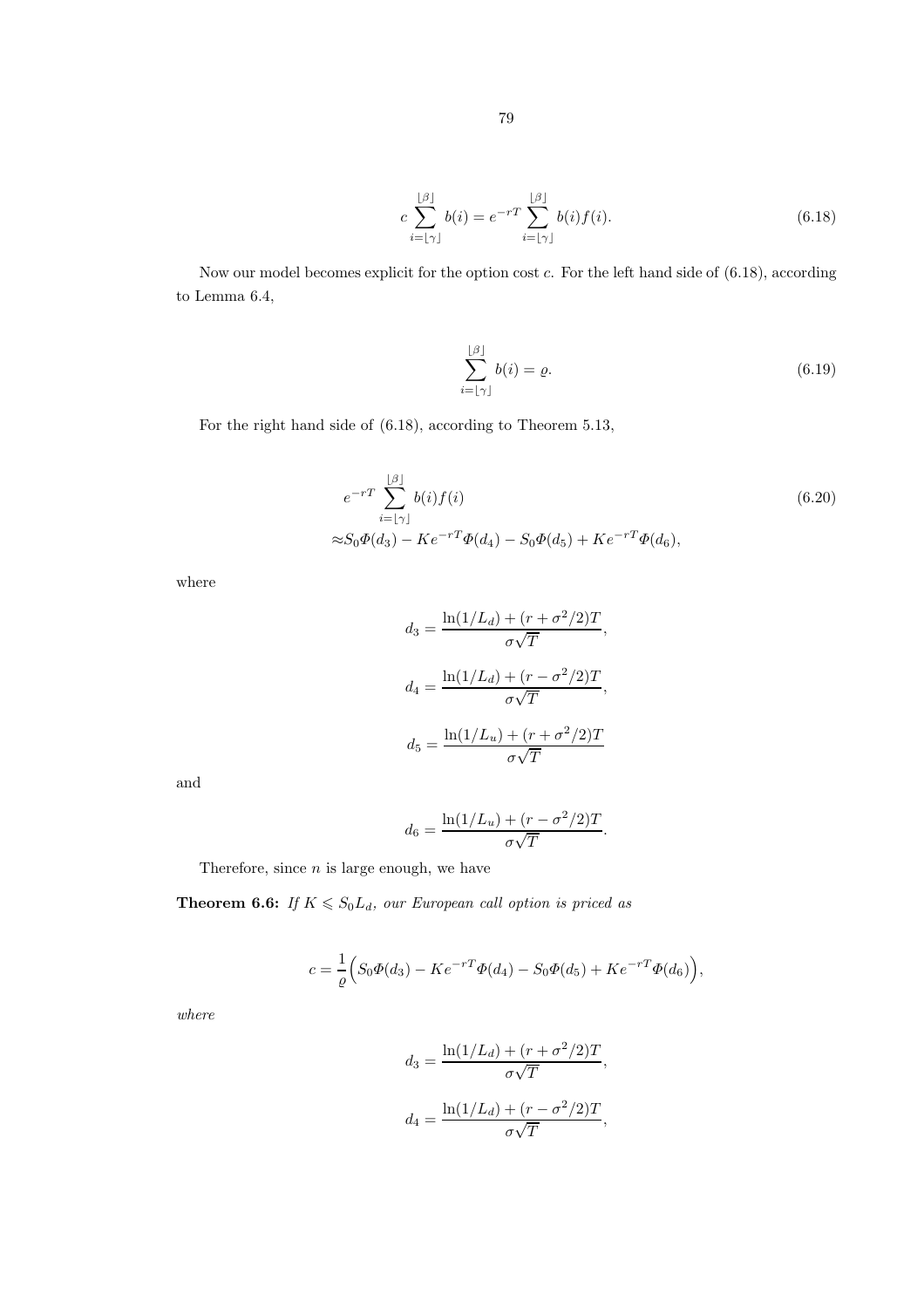$$c\sum_{i=\lfloor\gamma\rfloor}^{\lfloor\beta\rfloor} b(i) = e^{-rT}\sum_{i=\lfloor\gamma\rfloor}^{\lfloor\beta\rfloor} b(i)f(i). \tag{6.18}$$

Now our model becomes explicit for the option cost $c$. For the left hand side of (6.18), according to Lemma 6.4,

$$\sum_{i=\lfloor\gamma\rfloor}^{\lfloor\beta\rfloor} b(i) = \varrho. \tag{6.19}$$

For the right hand side of (6.18), according to Theorem 5.13,

$$\begin{aligned}
&e^{-rT}\sum_{i=\lfloor\gamma\rfloor}^{\lfloor\beta\rfloor} b(i)f(i) \\
\approx &S_0\Phi(d_3) - Ke^{-rT}\Phi(d_4) - S_0\Phi(d_5) + Ke^{-rT}\Phi(d_6),
\end{aligned} \tag{6.20}$$

where

$$d_3 = \frac{\ln(1/L_d) + (r + \sigma^2/2)T}{\sigma\sqrt{T}},$$

$$d_4 = \frac{\ln(1/L_d) + (r - \sigma^2/2)T}{\sigma\sqrt{T}},$$

$$d_5 = \frac{\ln(1/L_u) + (r + \sigma^2/2)T}{\sigma\sqrt{T}}$$

and

$$d_6 = \frac{\ln(1/L_u) + (r - \sigma^2/2)T}{\sigma\sqrt{T}}.$$

Therefore, since $n$ is large enough, we have

**Theorem 6.6:** *If $K \leqslant S_0L_d$, our European call option is priced as*

$$c = \frac{1}{\varrho}\Big(S_0\Phi(d_3) - Ke^{-rT}\Phi(d_4) - S_0\Phi(d_5) + Ke^{-rT}\Phi(d_6)\Big),$$

*where*

$$d_3 = \frac{\ln(1/L_d) + (r + \sigma^2/2)T}{\sigma\sqrt{T}},$$

$$d_4 = \frac{\ln(1/L_d) + (r - \sigma^2/2)T}{\sigma\sqrt{T}},$$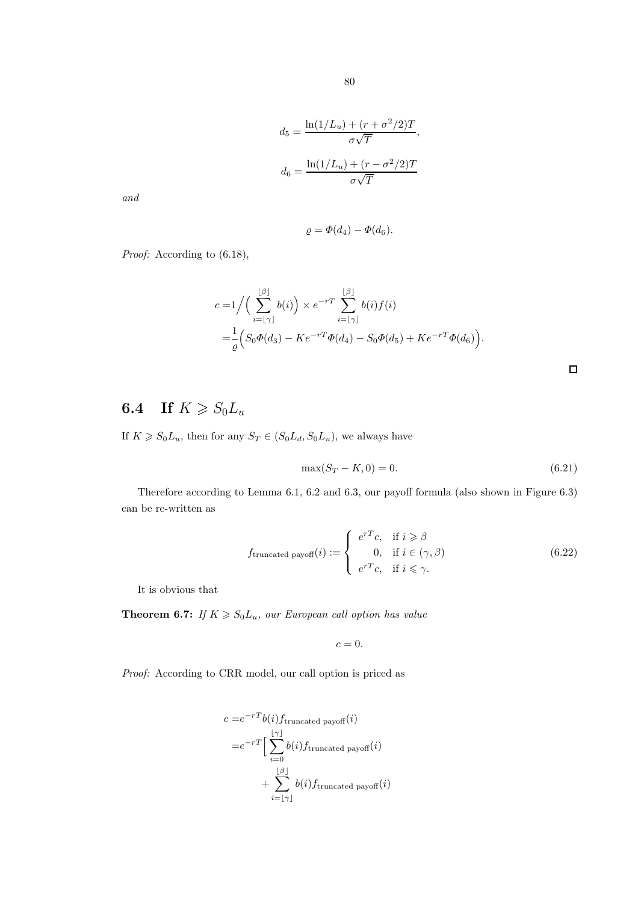$$d_5 = \frac{\ln(1/L_u) + (r + \sigma^2/2)T}{\sigma\sqrt{T}},$$

$$d_6 = \frac{\ln(1/L_u) + (r - \sigma^2/2)T}{\sigma\sqrt{T}}$$

*and*

$$\varrho = \Phi(d_4) - \Phi(d_6).$$

*Proof:* According to (6.18),

$$\begin{aligned}
c =& 1 \Big/ \Big( \sum_{i=\lfloor\gamma\rfloor}^{\lfloor\beta\rfloor} b(i) \Big) \times e^{-rT} \sum_{i=\lfloor\gamma\rfloor}^{\lfloor\beta\rfloor} b(i) f(i) \\
=& \frac{1}{\varrho} \Big( S_0 \Phi(d_3) - K e^{-rT} \Phi(d_4) - S_0 \Phi(d_5) + K e^{-rT} \Phi(d_6) \Big).
\end{aligned}$$

□

## 6.4 If $K \geqslant S_0 L_u$

If $K \geqslant S_0 L_u$, then for any $S_T \in (S_0 L_d, S_0 L_u)$, we always have

$$\max(S_T - K, 0) = 0. \tag{6.21}$$

Therefore according to Lemma 6.1, 6.2 and 6.3, our payoff formula (also shown in Figure 6.3) can be re-written as

$$f_{\text{truncated payoff}}(i) := \begin{cases} e^{rT} c, & \text{if } i \geqslant \beta \\ 0, & \text{if } i \in (\gamma, \beta) \\ e^{rT} c, & \text{if } i \leqslant \gamma. \end{cases} \tag{6.22}$$

It is obvious that

**Theorem 6.7:** *If $K \geqslant S_0 L_u$, our European call option has value*

$$c = 0.$$

*Proof:* According to CRR model, our call option is priced as

$$\begin{aligned}
c =& e^{-rT} b(i) f_{\text{truncated payoff}}(i) \\
=& e^{-rT} \Big[ \sum_{i=0}^{\lfloor\gamma\rfloor} b(i) f_{\text{truncated payoff}}(i) \\
&+ \sum_{i=\lfloor\gamma\rfloor}^{\lfloor\beta\rfloor} b(i) f_{\text{truncated payoff}}(i)
\end{aligned}$$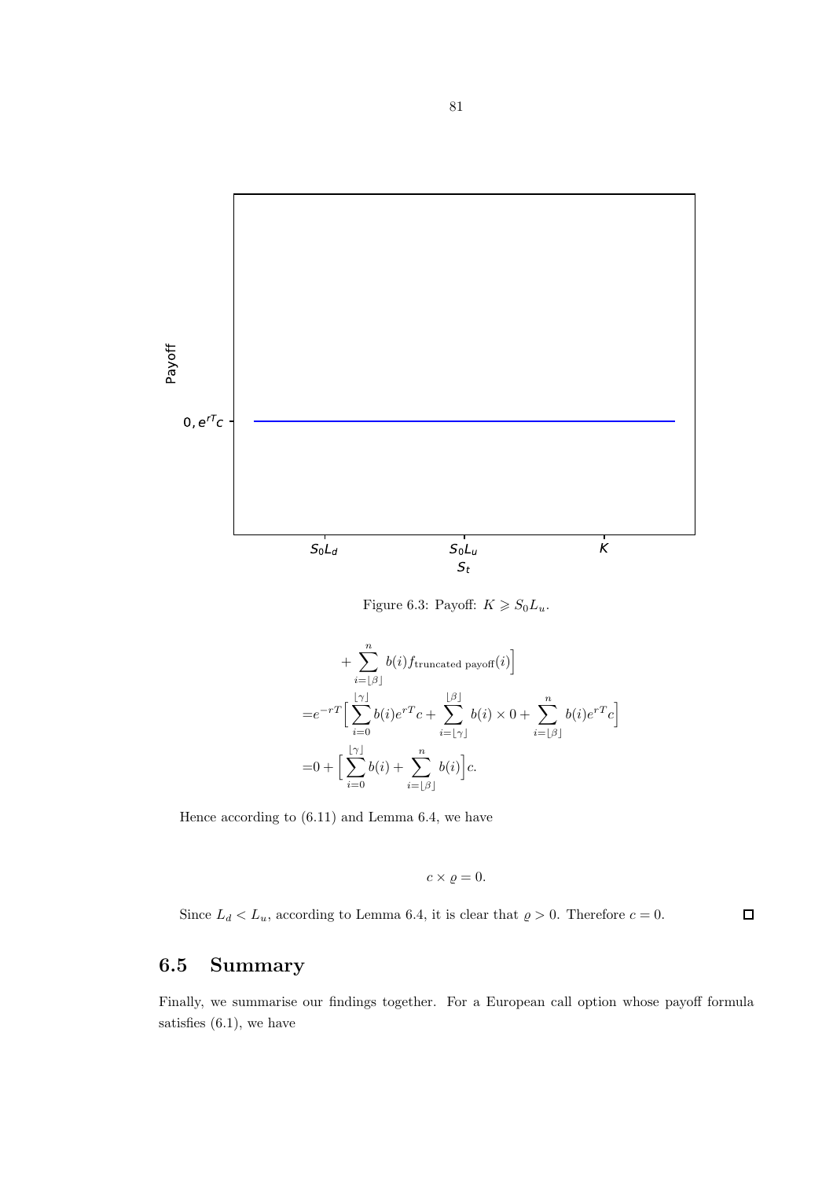Figure 6.3: Payoff: $K \geqslant S_0 L_u$.

$$
\begin{aligned}
&+ \sum_{i=\lfloor \beta \rfloor}^{n} b(i) f_{\text{truncated payoff}}(i) \Big] \\
=& e^{-rT} \Big[ \sum_{i=0}^{\lfloor \gamma \rfloor} b(i) e^{rT} c + \sum_{i=\lfloor \gamma \rfloor}^{\lfloor \beta \rfloor} b(i) \times 0 + \sum_{i=\lfloor \beta \rfloor}^{n} b(i) e^{rT} c \Big] \\
=& 0 + \Big[ \sum_{i=0}^{\lfloor \gamma \rfloor} b(i) + \sum_{i=\lfloor \beta \rfloor}^{n} b(i) \Big] c.
\end{aligned}
$$

Hence according to (6.11) and Lemma 6.4, we have

$$
c \times \varrho = 0.
$$

Since $L_d < L_u$, according to Lemma 6.4, it is clear that $\varrho > 0$. Therefore $c = 0$. $\square$

## 6.5 Summary

Finally, we summarise our findings together. For a European call option whose payoff formula satisfies (6.1), we have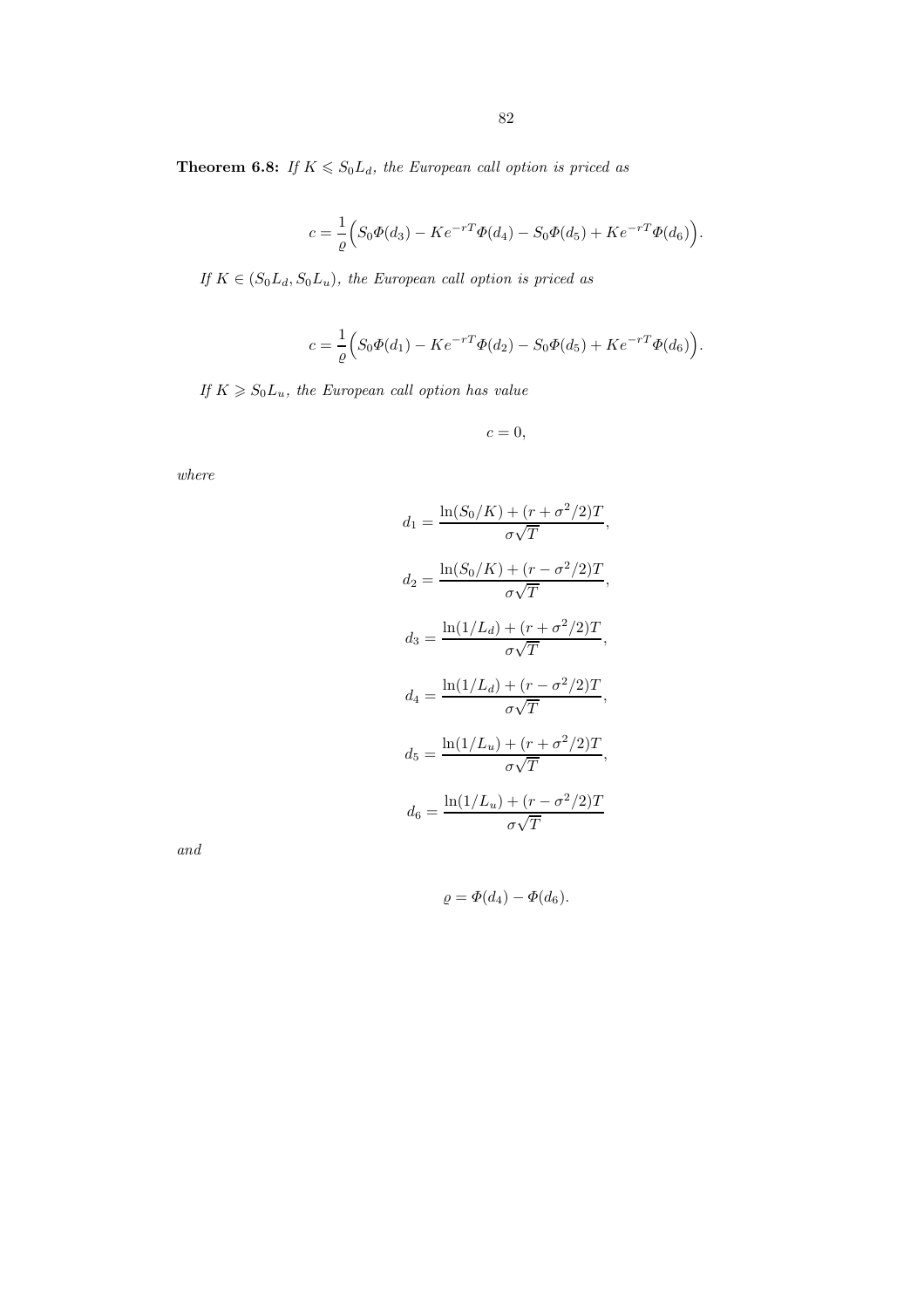**Theorem 6.8:** *If $K \leqslant S_0 L_d$, the European call option is priced as*

$$c = \frac{1}{\varrho}\Big(S_0 \Phi(d_3) - Ke^{-rT}\Phi(d_4) - S_0\Phi(d_5) + Ke^{-rT}\Phi(d_6)\Big).$$

*If $K \in (S_0 L_d, S_0 L_u)$, the European call option is priced as*

$$c = \frac{1}{\varrho}\Big(S_0 \Phi(d_1) - Ke^{-rT}\Phi(d_2) - S_0\Phi(d_5) + Ke^{-rT}\Phi(d_6)\Big).$$

*If $K \geqslant S_0 L_u$, the European call option has value*

$$c = 0,$$

*where*

$$d_1 = \frac{\ln(S_0/K) + (r + \sigma^2/2)T}{\sigma\sqrt{T}},$$

$$d_2 = \frac{\ln(S_0/K) + (r - \sigma^2/2)T}{\sigma\sqrt{T}},$$

$$d_3 = \frac{\ln(1/L_d) + (r + \sigma^2/2)T}{\sigma\sqrt{T}},$$

$$d_4 = \frac{\ln(1/L_d) + (r - \sigma^2/2)T}{\sigma\sqrt{T}},$$

$$d_5 = \frac{\ln(1/L_u) + (r + \sigma^2/2)T}{\sigma\sqrt{T}},$$

$$d_6 = \frac{\ln(1/L_u) + (r - \sigma^2/2)T}{\sigma\sqrt{T}}$$

*and*

$$\varrho = \Phi(d_4) - \Phi(d_6).$$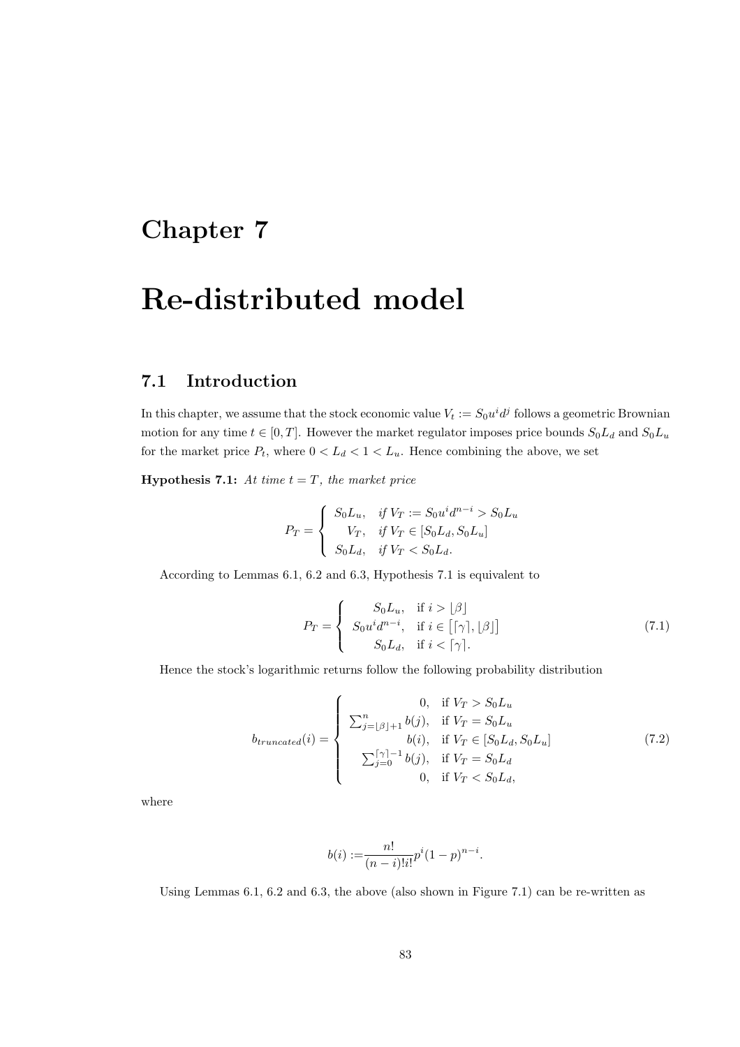# Chapter 7

# Re-distributed model

## 7.1 Introduction

In this chapter, we assume that the stock economic value $V_t := S_0 u^i d^j$ follows a geometric Brownian motion for any time $t \in [0, T]$. However the market regulator imposes price bounds $S_0 L_d$ and $S_0 L_u$ for the market price $P_t$, where $0 < L_d < 1 < L_u$. Hence combining the above, we set

**Hypothesis 7.1:** *At time $t = T$, the market price*

$$P_T = \begin{cases} S_0 L_u, & \textit{if } V_T := S_0 u^i d^{n-i} > S_0 L_u \\ V_T, & \textit{if } V_T \in [S_0 L_d, S_0 L_u] \\ S_0 L_d, & \textit{if } V_T < S_0 L_d. \end{cases}$$

According to Lemmas 6.1, 6.2 and 6.3, Hypothesis 7.1 is equivalent to

$$P_T = \begin{cases} S_0 L_u, & \text{if } i > \lfloor \beta \rfloor \\ S_0 u^i d^{n-i}, & \text{if } i \in \left[ \lceil \gamma \rceil, \lfloor \beta \rfloor \right] \\ S_0 L_d, & \text{if } i < \lceil \gamma \rceil. \end{cases} \tag{7.1}$$

Hence the stock's logarithmic returns follow the following probability distribution

$$b_{truncated}(i) = \begin{cases} 0, & \text{if } V_T > S_0 L_u \\ \sum_{j=\lfloor \beta \rfloor + 1}^{n} b(j), & \text{if } V_T = S_0 L_u \\ b(i), & \text{if } V_T \in [S_0 L_d, S_0 L_u] \\ \sum_{j=0}^{\lceil \gamma \rceil - 1} b(j), & \text{if } V_T = S_0 L_d \\ 0, & \text{if } V_T < S_0 L_d, \end{cases} \tag{7.2}$$

where

$$b(i) := \frac{n!}{(n-i)! i!} p^i (1-p)^{n-i}.$$

Using Lemmas 6.1, 6.2 and 6.3, the above (also shown in Figure 7.1) can be re-written as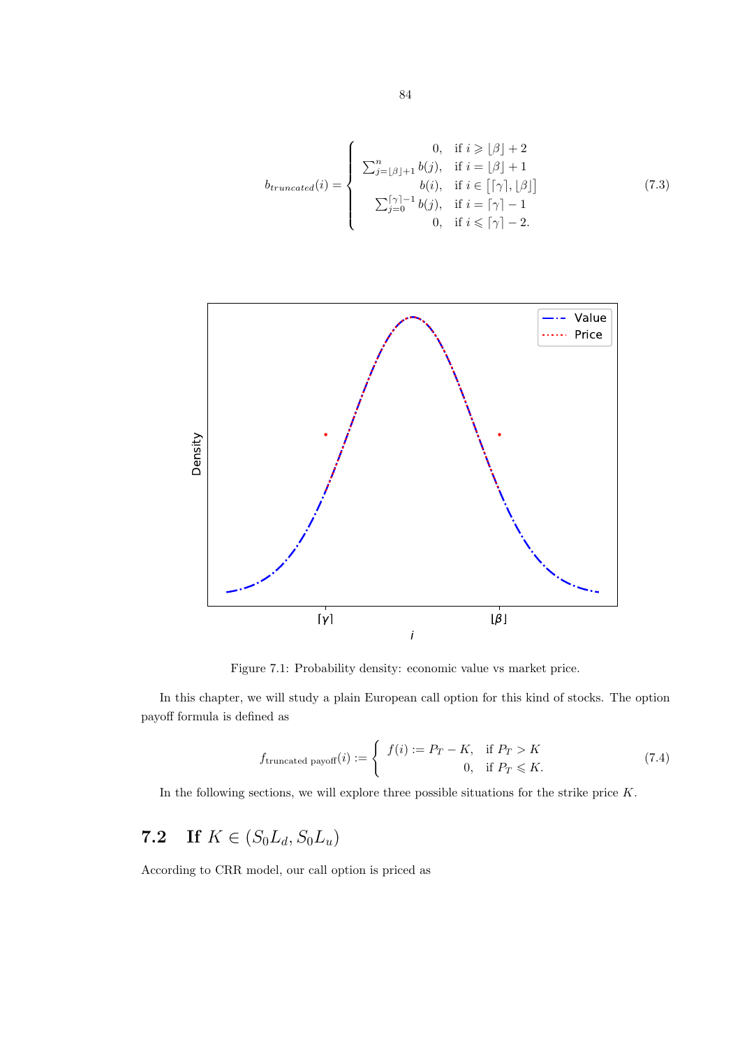$$
b_{truncated}(i) = \begin{cases} 0, & \text{if } i \geqslant \lfloor \beta \rfloor + 2 \\ \sum_{j=\lfloor \beta \rfloor + 1}^{n} b(j), & \text{if } i = \lfloor \beta \rfloor + 1 \\ b(i), & \text{if } i \in \left[ \lceil \gamma \rceil, \lfloor \beta \rfloor \right] \\ \sum_{j=0}^{\lceil \gamma \rceil - 1} b(j), & \text{if } i = \lceil \gamma \rceil - 1 \\ 0, & \text{if } i \leqslant \lceil \gamma \rceil - 2. \end{cases} \tag{7.3}
$$

Figure 7.1: Probability density: economic value vs market price.

In this chapter, we will study a plain European call option for this kind of stocks. The option payoff formula is defined as

$$
f_{\text{truncated payoff}}(i) := \begin{cases} f(i) := P_T - K, & \text{if } P_T > K \\ 0, & \text{if } P_T \leqslant K. \end{cases} \tag{7.4}
$$

In the following sections, we will explore three possible situations for the strike price $K$.

## 7.2 If $K \in (S_0 L_d, S_0 L_u)$

According to CRR model, our call option is priced as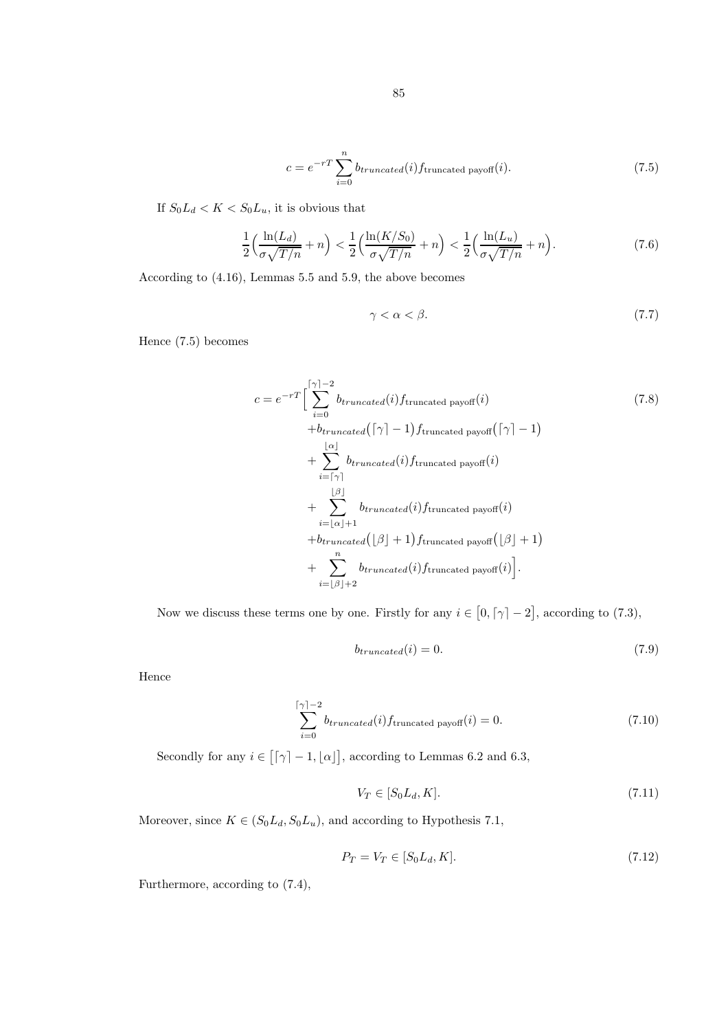$$c = e^{-rT} \sum_{i=0}^{n} b_{truncated}(i) f_{\text{truncated payoff}}(i). \tag{7.5}$$

If $S_0 L_d < K < S_0 L_u$, it is obvious that

$$\frac{1}{2}\Big(\frac{\ln(L_d)}{\sigma\sqrt{T/n}} + n\Big) < \frac{1}{2}\Big(\frac{\ln(K/S_0)}{\sigma\sqrt{T/n}} + n\Big) < \frac{1}{2}\Big(\frac{\ln(L_u)}{\sigma\sqrt{T/n}} + n\Big). \tag{7.6}$$

According to (4.16), Lemmas 5.5 and 5.9, the above becomes

$$\gamma < \alpha < \beta. \tag{7.7}$$

Hence (7.5) becomes

$$\begin{aligned} c = e^{-rT}\Big[ & \sum_{i=0}^{\lceil\gamma\rceil-2} b_{truncated}(i) f_{\text{truncated payoff}}(i) \\ & + b_{truncated}\big(\lceil\gamma\rceil-1\big) f_{\text{truncated payoff}}\big(\lceil\gamma\rceil-1\big) \\ & + \sum_{i=\lceil\gamma\rceil}^{\lfloor\alpha\rfloor} b_{truncated}(i) f_{\text{truncated payoff}}(i) \\ & + \sum_{i=\lfloor\alpha\rfloor+1}^{\lfloor\beta\rfloor} b_{truncated}(i) f_{\text{truncated payoff}}(i) \\ & + b_{truncated}\big(\lfloor\beta\rfloor+1\big) f_{\text{truncated payoff}}\big(\lfloor\beta\rfloor+1\big) \\ & + \sum_{i=\lfloor\beta\rfloor+2}^{n} b_{truncated}(i) f_{\text{truncated payoff}}(i)\Big]. \end{aligned} \tag{7.8}$$

Now we discuss these terms one by one. Firstly for any $i \in \big[0, \lceil\gamma\rceil - 2\big]$, according to (7.3),

$$b_{truncated}(i) = 0. \tag{7.9}$$

Hence

$$\sum_{i=0}^{\lceil\gamma\rceil-2} b_{truncated}(i) f_{\text{truncated payoff}}(i) = 0. \tag{7.10}$$

Secondly for any $i \in \big[\lceil\gamma\rceil - 1, \lfloor\alpha\rfloor\big]$, according to Lemmas 6.2 and 6.3,

$$V_T \in [S_0 L_d, K]. \tag{7.11}$$

Moreover, since $K \in (S_0 L_d, S_0 L_u)$, and according to Hypothesis 7.1,

$$P_T = V_T \in [S_0 L_d, K]. \tag{7.12}$$

Furthermore, according to (7.4),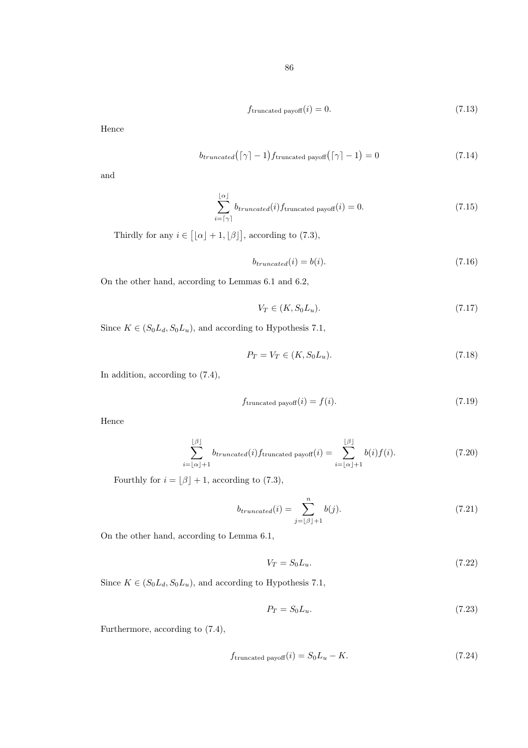$$f_{\text{truncated payoff}}(i) = 0. \tag{7.13}$$

Hence

$$b_{truncated}\big(\lceil\gamma\rceil - 1\big) f_{\text{truncated payoff}}\big(\lceil\gamma\rceil - 1\big) = 0 \tag{7.14}$$

and

$$\sum_{i=\lceil\gamma\rceil}^{\lfloor\alpha\rfloor} b_{truncated}(i) f_{\text{truncated payoff}}(i) = 0. \tag{7.15}$$

Thirdly for any $i \in \big[\lfloor\alpha\rfloor + 1, \lfloor\beta\rfloor\big]$, according to (7.3),

$$b_{truncated}(i) = b(i). \tag{7.16}$$

On the other hand, according to Lemmas 6.1 and 6.2,

$$V_T \in (K, S_0 L_u). \tag{7.17}$$

Since $K \in (S_0 L_d, S_0 L_u)$, and according to Hypothesis 7.1,

$$P_T = V_T \in (K, S_0 L_u). \tag{7.18}$$

In addition, according to (7.4),

$$f_{\text{truncated payoff}}(i) = f(i). \tag{7.19}$$

Hence

$$\sum_{i=\lfloor\alpha\rfloor+1}^{\lfloor\beta\rfloor} b_{truncated}(i) f_{\text{truncated payoff}}(i) = \sum_{i=\lfloor\alpha\rfloor+1}^{\lfloor\beta\rfloor} b(i) f(i). \tag{7.20}$$

Fourthly for $i = \lfloor\beta\rfloor + 1$, according to (7.3),

$$b_{truncated}(i) = \sum_{j=\lfloor\beta\rfloor+1}^{n} b(j). \tag{7.21}$$

On the other hand, according to Lemma 6.1,

$$V_T = S_0 L_u. \tag{7.22}$$

Since $K \in (S_0 L_d, S_0 L_u)$, and according to Hypothesis 7.1,

$$P_T = S_0 L_u. \tag{7.23}$$

Furthermore, according to (7.4),

$$f_{\text{truncated payoff}}(i) = S_0 L_u - K. \tag{7.24}$$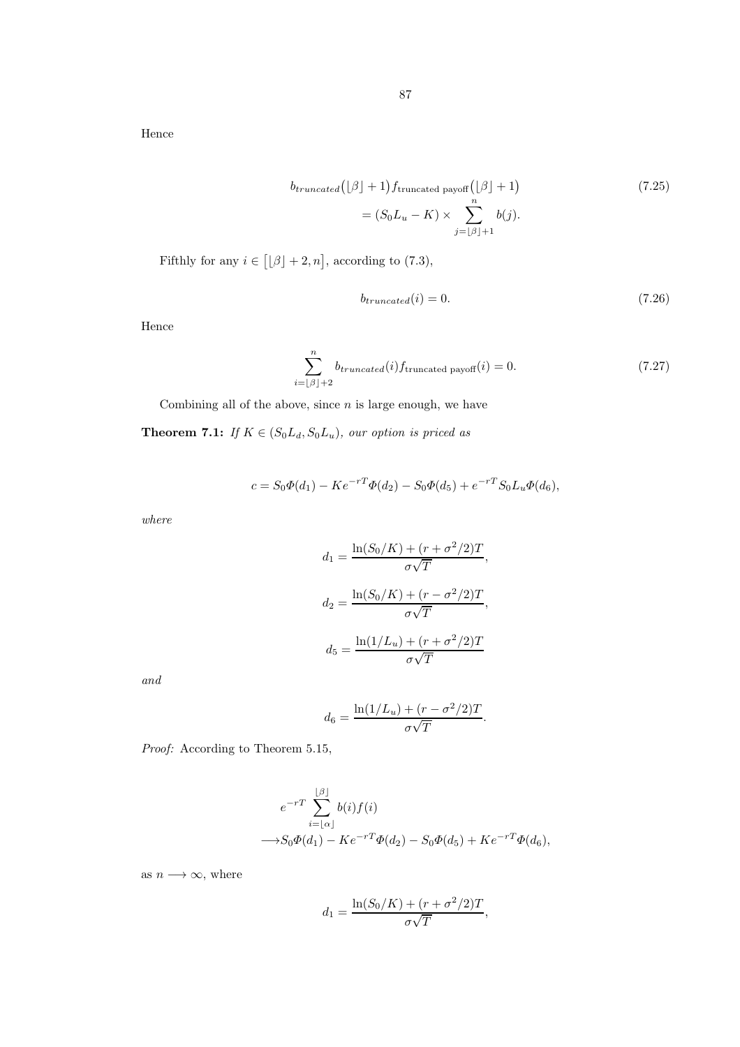Hence

$$b_{truncated}\big(\lfloor\beta\rfloor+1\big)f_{\text{truncated payoff}}\big(\lfloor\beta\rfloor+1\big) = (S_0L_u - K) \times \sum_{j=\lfloor\beta\rfloor+1}^{n} b(j). \tag{7.25}$$

Fifthly for any $i \in \big[\lfloor\beta\rfloor+2, n\big]$, according to (7.3),

$$b_{truncated}(i) = 0. \tag{7.26}$$

Hence

$$\sum_{i=\lfloor\beta\rfloor+2}^{n} b_{truncated}(i)f_{\text{truncated payoff}}(i) = 0. \tag{7.27}$$

Combining all of the above, since $n$ is large enough, we have

**Theorem 7.1:** *If $K \in (S_0L_d, S_0L_u)$, our option is priced as*

$$c = S_0\Phi(d_1) - Ke^{-rT}\Phi(d_2) - S_0\Phi(d_5) + e^{-rT}S_0L_u\Phi(d_6),$$

*where*

$$d_1 = \frac{\ln(S_0/K) + (r + \sigma^2/2)T}{\sigma\sqrt{T}},$$

$$d_2 = \frac{\ln(S_0/K) + (r - \sigma^2/2)T}{\sigma\sqrt{T}},$$

$$d_5 = \frac{\ln(1/L_u) + (r + \sigma^2/2)T}{\sigma\sqrt{T}}$$

*and*

$$d_6 = \frac{\ln(1/L_u) + (r - \sigma^2/2)T}{\sigma\sqrt{T}}.$$

*Proof:* According to Theorem 5.15,

$$e^{-rT}\sum_{i=\lfloor\alpha\rfloor}^{\lfloor\beta\rfloor} b(i)f(i) \longrightarrow S_0\Phi(d_1) - Ke^{-rT}\Phi(d_2) - S_0\Phi(d_5) + Ke^{-rT}\Phi(d_6),$$

as $n \longrightarrow \infty$, where

$$d_1 = \frac{\ln(S_0/K) + (r + \sigma^2/2)T}{\sigma\sqrt{T}},$$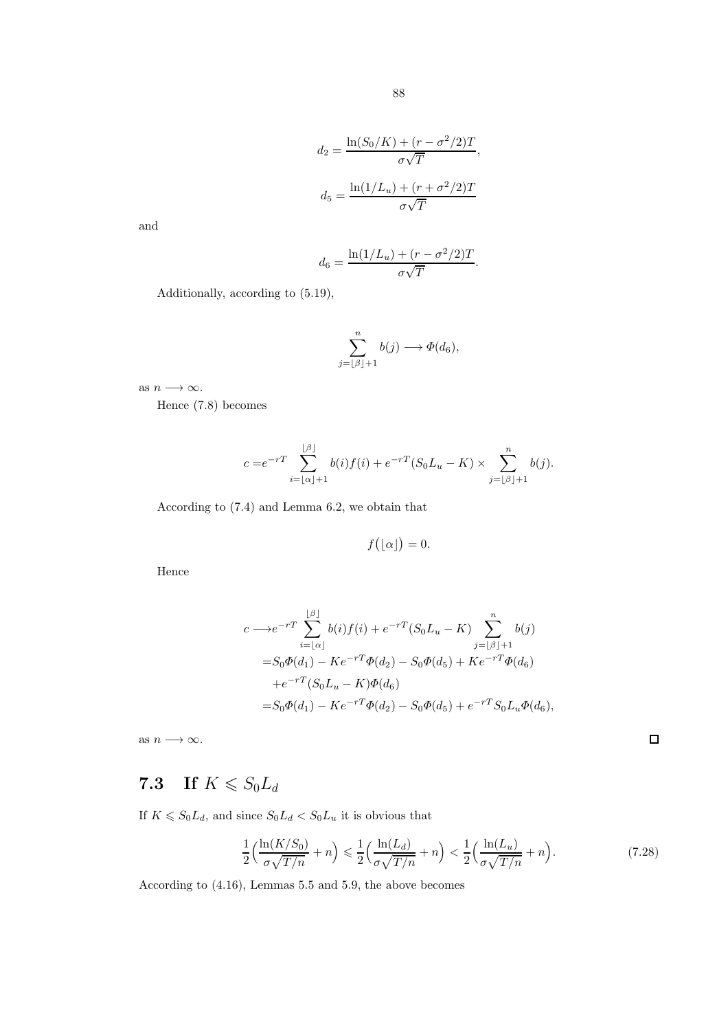$$d_2 = \frac{\ln(S_0/K) + (r - \sigma^2/2)T}{\sigma\sqrt{T}},$$

$$d_5 = \frac{\ln(1/L_u) + (r + \sigma^2/2)T}{\sigma\sqrt{T}}$$

and

$$d_6 = \frac{\ln(1/L_u) + (r - \sigma^2/2)T}{\sigma\sqrt{T}}.$$

Additionally, according to (5.19),

$$\sum_{j=\lfloor\beta\rfloor+1}^{n} b(j) \longrightarrow \Phi(d_6),$$

as $n \longrightarrow \infty$.

Hence (7.8) becomes

$$c = e^{-rT} \sum_{i=\lfloor\alpha\rfloor+1}^{\lfloor\beta\rfloor} b(i)f(i) + e^{-rT}(S_0L_u - K) \times \sum_{j=\lfloor\beta\rfloor+1}^{n} b(j).$$

According to (7.4) and Lemma 6.2, we obtain that

$$f\big(\lfloor\alpha\rfloor\big) = 0.$$

Hence

$$\begin{aligned}
c \longrightarrow & e^{-rT} \sum_{i=\lfloor\alpha\rfloor}^{\lfloor\beta\rfloor} b(i)f(i) + e^{-rT}(S_0L_u - K) \sum_{j=\lfloor\beta\rfloor+1}^{n} b(j) \\
= & S_0\Phi(d_1) - Ke^{-rT}\Phi(d_2) - S_0\Phi(d_5) + Ke^{-rT}\Phi(d_6) \\
& + e^{-rT}(S_0L_u - K)\Phi(d_6) \\
= & S_0\Phi(d_1) - Ke^{-rT}\Phi(d_2) - S_0\Phi(d_5) + e^{-rT}S_0L_u\Phi(d_6),
\end{aligned}$$

as $n \longrightarrow \infty$. □

## 7.3 If $K \leqslant S_0L_d$

If $K \leqslant S_0L_d$, and since $S_0L_d < S_0L_u$ it is obvious that

$$\frac{1}{2}\Big(\frac{\ln(K/S_0)}{\sigma\sqrt{T/n}} + n\Big) \leqslant \frac{1}{2}\Big(\frac{\ln(L_d)}{\sigma\sqrt{T/n}} + n\Big) < \frac{1}{2}\Big(\frac{\ln(L_u)}{\sigma\sqrt{T/n}} + n\Big). \tag{7.28}$$

According to (4.16), Lemmas 5.5 and 5.9, the above becomes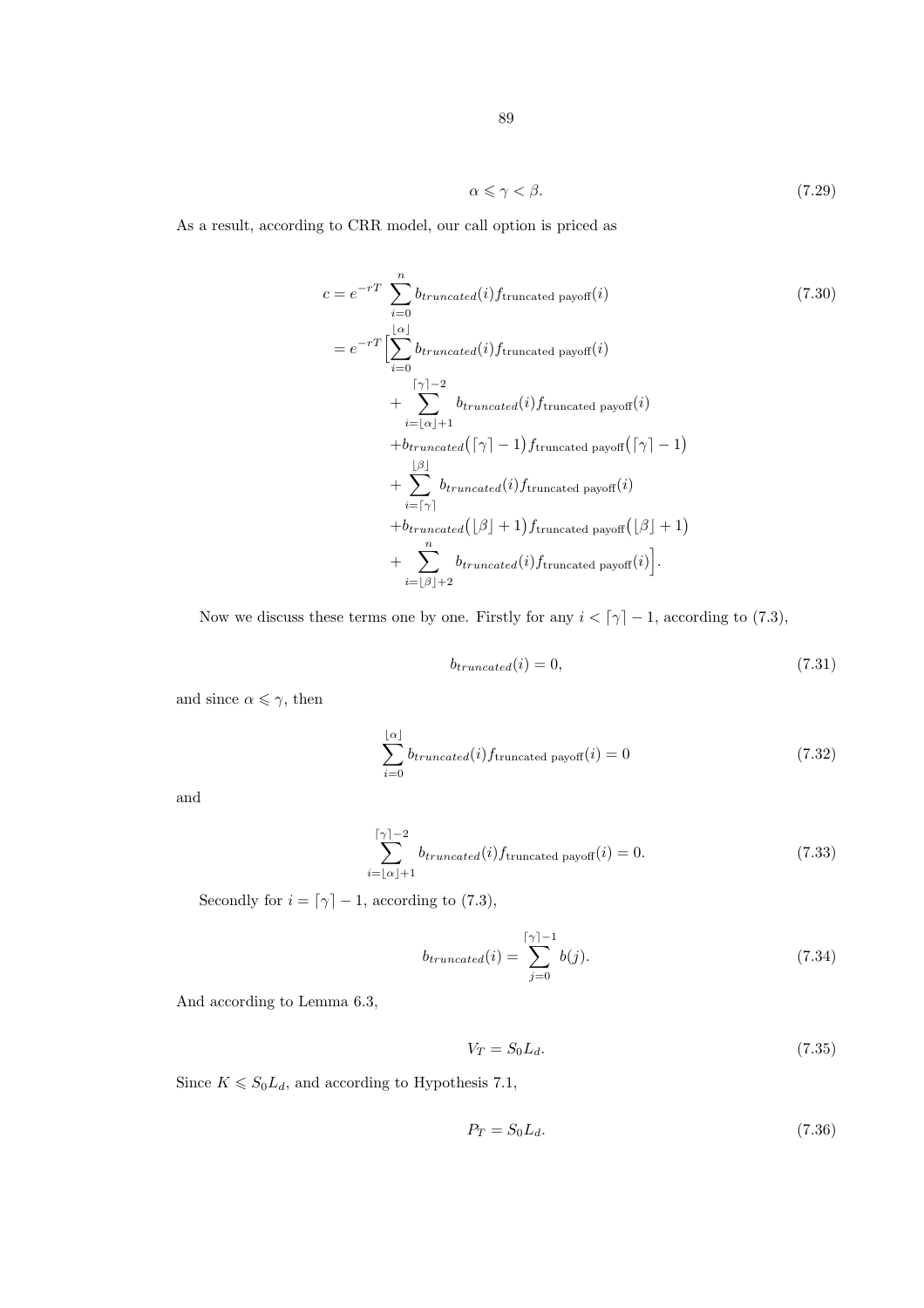$$\alpha \leqslant \gamma < \beta. \tag{7.29}$$

As a result, according to CRR model, our call option is priced as

$$\begin{aligned}
c &= e^{-rT} \sum_{i=0}^{n} b_{truncated}(i) f_{\text{truncated payoff}}(i) \\
&= e^{-rT} \Big[ \sum_{i=0}^{\lfloor \alpha \rfloor} b_{truncated}(i) f_{\text{truncated payoff}}(i) \\
&\quad + \sum_{i=\lfloor \alpha \rfloor + 1}^{\lceil \gamma \rceil - 2} b_{truncated}(i) f_{\text{truncated payoff}}(i) \\
&\quad + b_{truncated}\big(\lceil \gamma \rceil - 1\big) f_{\text{truncated payoff}}\big(\lceil \gamma \rceil - 1\big) \\
&\quad + \sum_{i=\lceil \gamma \rceil}^{\lfloor \beta \rfloor} b_{truncated}(i) f_{\text{truncated payoff}}(i) \\
&\quad + b_{truncated}\big(\lfloor \beta \rfloor + 1\big) f_{\text{truncated payoff}}\big(\lfloor \beta \rfloor + 1\big) \\
&\quad + \sum_{i=\lfloor \beta \rfloor + 2}^{n} b_{truncated}(i) f_{\text{truncated payoff}}(i) \Big].
\end{aligned} \tag{7.30}$$

Now we discuss these terms one by one. Firstly for any $i < \lceil \gamma \rceil - 1$, according to (7.3),

$$b_{truncated}(i) = 0, \tag{7.31}$$

and since $\alpha \leqslant \gamma$, then

$$\sum_{i=0}^{\lfloor \alpha \rfloor} b_{truncated}(i) f_{\text{truncated payoff}}(i) = 0 \tag{7.32}$$

and

$$\sum_{i=\lfloor \alpha \rfloor + 1}^{\lceil \gamma \rceil - 2} b_{truncated}(i) f_{\text{truncated payoff}}(i) = 0. \tag{7.33}$$

Secondly for $i = \lceil \gamma \rceil - 1$, according to (7.3),

$$b_{truncated}(i) = \sum_{j=0}^{\lceil \gamma \rceil - 1} b(j). \tag{7.34}$$

And according to Lemma 6.3,

$$V_T = S_0 L_d. \tag{7.35}$$

Since $K \leqslant S_0 L_d$, and according to Hypothesis 7.1,

$$P_T = S_0 L_d. \tag{7.36}$$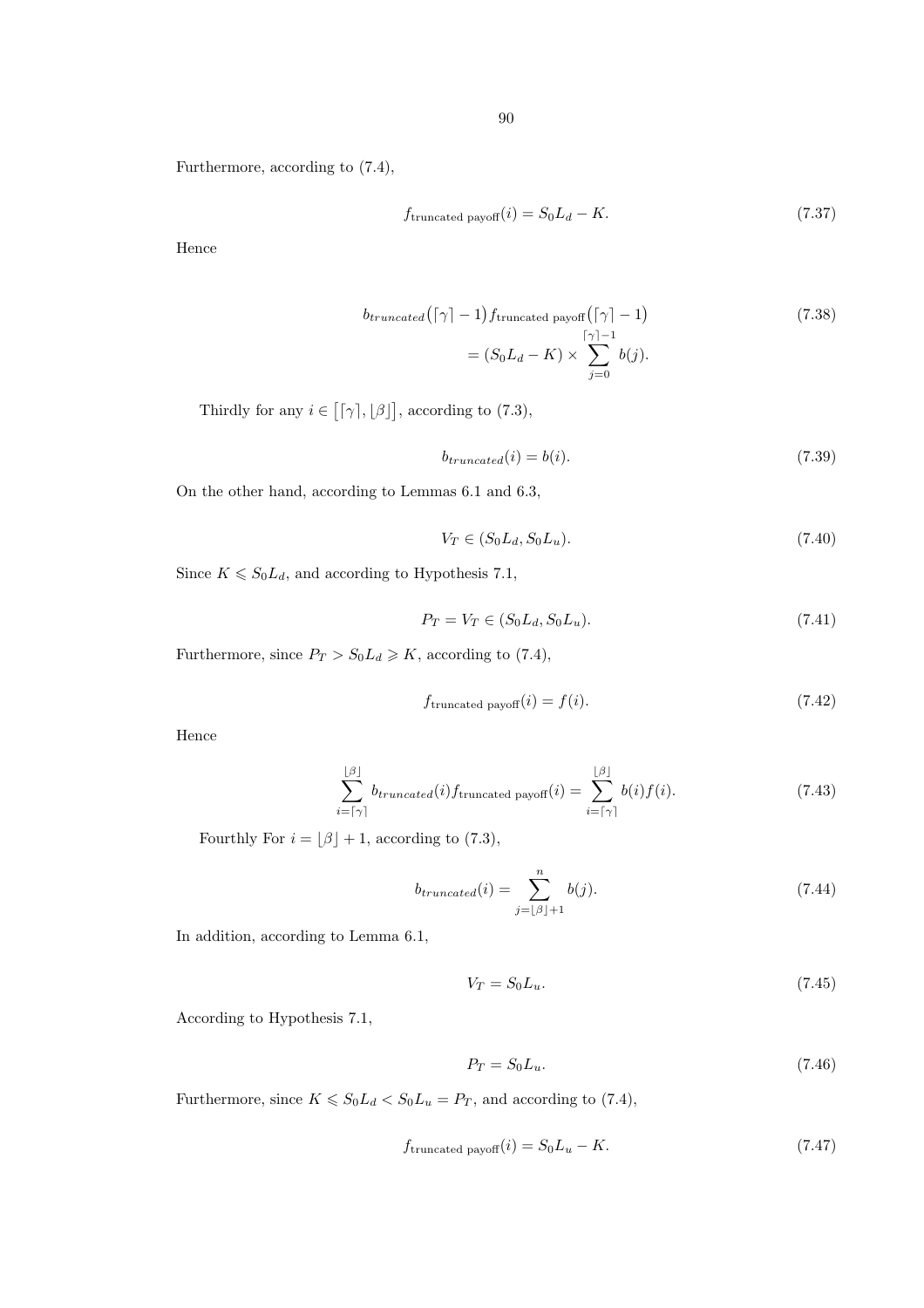Furthermore, according to (7.4),

$$f_{\text{truncated payoff}}(i) = S_0 L_d - K. \tag{7.37}$$

Hence

$$\begin{aligned} & b_{truncated}\big(\lceil \gamma \rceil - 1\big) f_{\text{truncated payoff}}\big(\lceil \gamma \rceil - 1\big) \\ & \qquad = (S_0 L_d - K) \times \sum_{j=0}^{\lceil \gamma \rceil - 1} b(j). \end{aligned} \tag{7.38}$$

Thirdly for any $i \in \big[\lceil \gamma \rceil, \lfloor \beta \rfloor\big]$, according to (7.3),

$$b_{truncated}(i) = b(i). \tag{7.39}$$

On the other hand, according to Lemmas 6.1 and 6.3,

$$V_T \in (S_0 L_d, S_0 L_u). \tag{7.40}$$

Since $K \leqslant S_0 L_d$, and according to Hypothesis 7.1,

$$P_T = V_T \in (S_0 L_d, S_0 L_u). \tag{7.41}$$

Furthermore, since $P_T > S_0 L_d \geqslant K$, according to (7.4),

$$f_{\text{truncated payoff}}(i) = f(i). \tag{7.42}$$

Hence

$$\sum_{i=\lceil \gamma \rceil}^{\lfloor \beta \rfloor} b_{truncated}(i) f_{\text{truncated payoff}}(i) = \sum_{i=\lceil \gamma \rceil}^{\lfloor \beta \rfloor} b(i) f(i). \tag{7.43}$$

Fourthly For $i = \lfloor \beta \rfloor + 1$, according to (7.3),

$$b_{truncated}(i) = \sum_{j=\lfloor \beta \rfloor + 1}^{n} b(j). \tag{7.44}$$

In addition, according to Lemma 6.1,

$$V_T = S_0 L_u. \tag{7.45}$$

According to Hypothesis 7.1,

$$P_T = S_0 L_u. \tag{7.46}$$

Furthermore, since $K \leqslant S_0 L_d < S_0 L_u = P_T$, and according to (7.4),

$$f_{\text{truncated payoff}}(i) = S_0 L_u - K. \tag{7.47}$$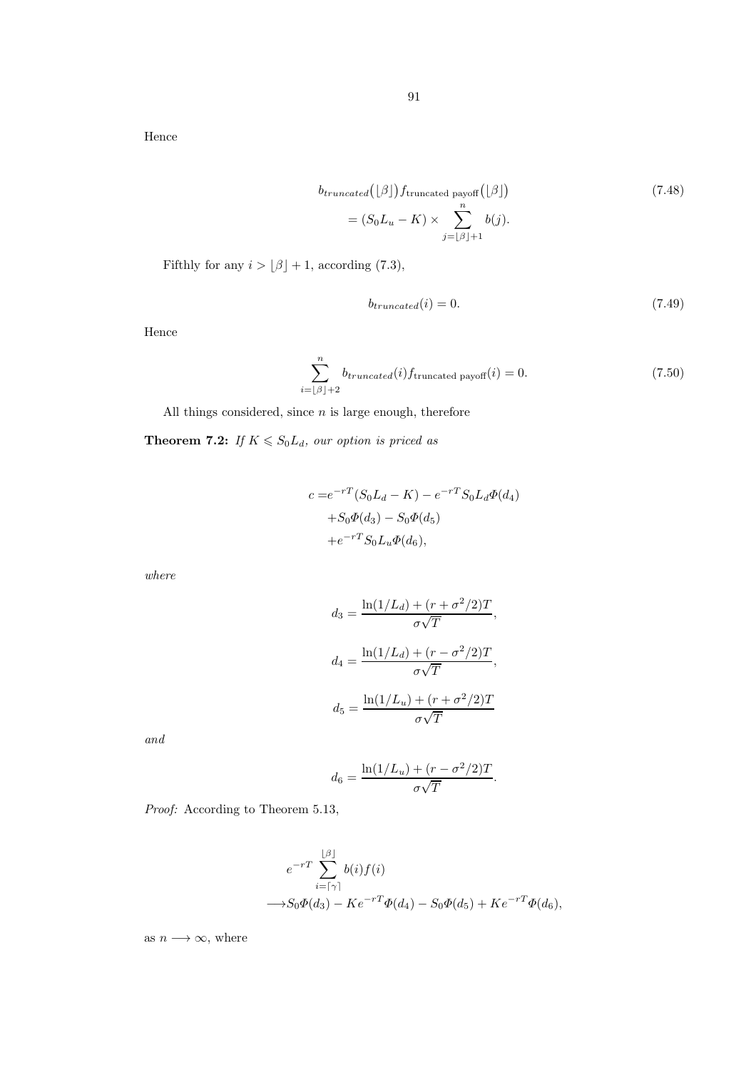Hence

$$
\begin{aligned}
&b_{truncated}\big(\lfloor\beta\rfloor\big) f_{\text{truncated payoff}}\big(\lfloor\beta\rfloor\big) \\
&\quad= (S_0 L_u - K) \times \sum_{j=\lfloor\beta\rfloor+1}^{n} b(j).
\end{aligned}
\tag{7.48}
$$

Fifthly for any $i > \lfloor\beta\rfloor + 1$, according (7.3),

$$
b_{truncated}(i) = 0. \tag{7.49}
$$

Hence

$$
\sum_{i=\lfloor\beta\rfloor+2}^{n} b_{truncated}(i) f_{\text{truncated payoff}}(i) = 0. \tag{7.50}
$$

All things considered, since $n$ is large enough, therefore

**Theorem 7.2:** *If $K \leqslant S_0 L_d$, our option is priced as*

$$
\begin{aligned}
c =& e^{-rT}(S_0 L_d - K) - e^{-rT} S_0 L_d \Phi(d_4) \\
&+ S_0 \Phi(d_3) - S_0 \Phi(d_5) \\
&+ e^{-rT} S_0 L_u \Phi(d_6),
\end{aligned}
$$

*where*

$$
d_3 = \frac{\ln(1/L_d) + (r + \sigma^2/2)T}{\sigma\sqrt{T}},
$$

$$
d_4 = \frac{\ln(1/L_d) + (r - \sigma^2/2)T}{\sigma\sqrt{T}},
$$

$$
d_5 = \frac{\ln(1/L_u) + (r + \sigma^2/2)T}{\sigma\sqrt{T}}
$$

*and*

$$
d_6 = \frac{\ln(1/L_u) + (r - \sigma^2/2)T}{\sigma\sqrt{T}}.
$$

*Proof:* According to Theorem 5.13,

$$
\begin{aligned}
&e^{-rT} \sum_{i=\lceil\gamma\rceil}^{\lfloor\beta\rfloor} b(i) f(i) \\
\longrightarrow & S_0 \Phi(d_3) - K e^{-rT} \Phi(d_4) - S_0 \Phi(d_5) + K e^{-rT} \Phi(d_6),
\end{aligned}
$$

as $n \longrightarrow \infty$, where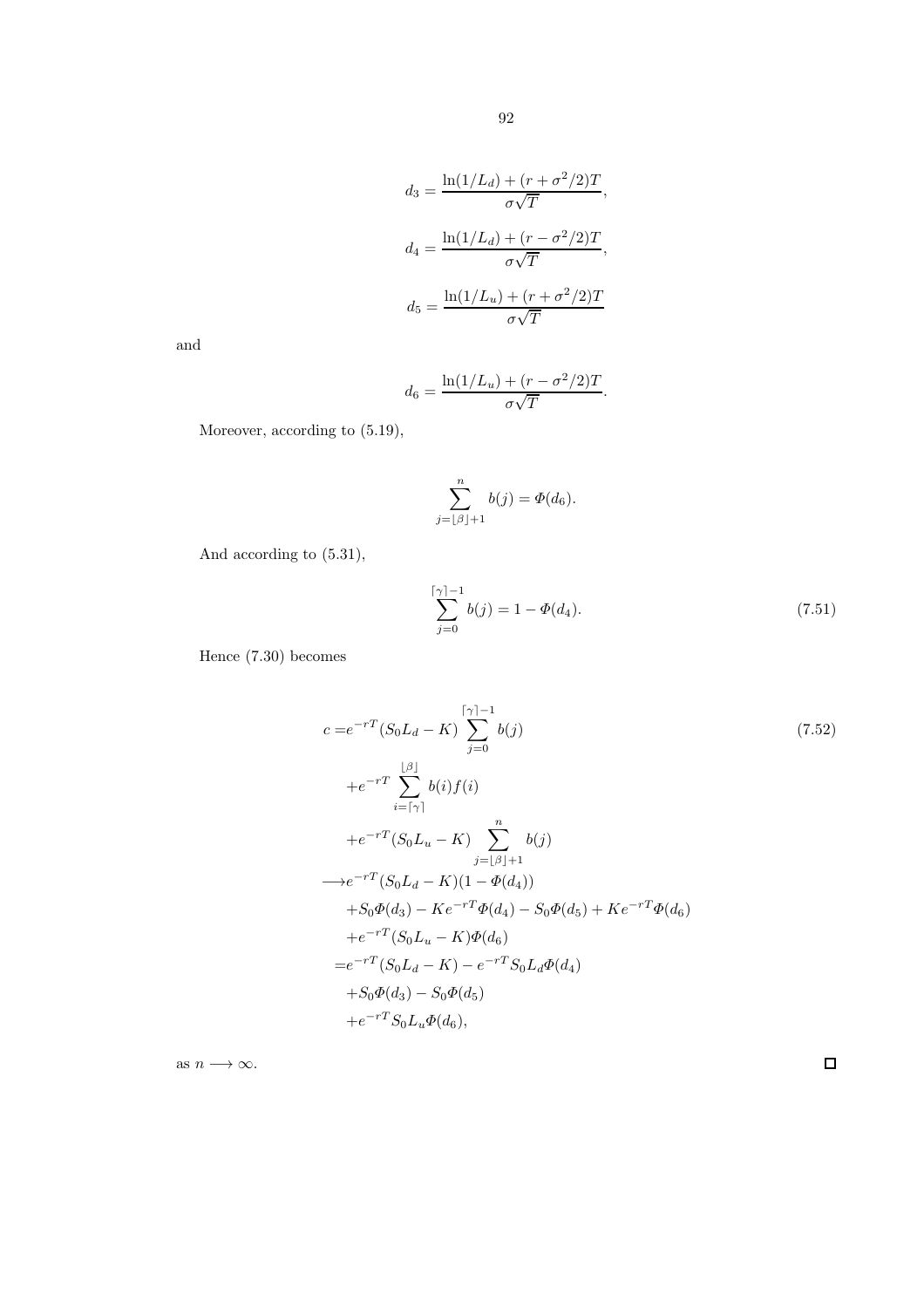$$d_3 = \frac{\ln(1/L_d) + (r + \sigma^2/2)T}{\sigma\sqrt{T}},$$

$$d_4 = \frac{\ln(1/L_d) + (r - \sigma^2/2)T}{\sigma\sqrt{T}},$$

$$d_5 = \frac{\ln(1/L_u) + (r + \sigma^2/2)T}{\sigma\sqrt{T}}$$

and

$$d_6 = \frac{\ln(1/L_u) + (r - \sigma^2/2)T}{\sigma\sqrt{T}}.$$

Moreover, according to (5.19),

$$\sum_{j=\lfloor\beta\rfloor+1}^{n} b(j) = \Phi(d_6).$$

And according to (5.31),

$$\sum_{j=0}^{\lceil\gamma\rceil-1} b(j) = 1 - \Phi(d_4). \tag{7.51}$$

Hence (7.30) becomes

$$\begin{aligned}
c =& e^{-rT}(S_0 L_d - K) \sum_{j=0}^{\lceil\gamma\rceil-1} b(j) \\
&+ e^{-rT} \sum_{i=\lceil\gamma\rceil}^{\lfloor\beta\rfloor} b(i) f(i) \\
&+ e^{-rT}(S_0 L_u - K) \sum_{j=\lfloor\beta\rfloor+1}^{n} b(j) \\
\longrightarrow & e^{-rT}(S_0 L_d - K)(1 - \Phi(d_4)) \\
&+ S_0 \Phi(d_3) - K e^{-rT} \Phi(d_4) - S_0 \Phi(d_5) + K e^{-rT} \Phi(d_6) \\
&+ e^{-rT}(S_0 L_u - K) \Phi(d_6) \\
=& e^{-rT}(S_0 L_d - K) - e^{-rT} S_0 L_d \Phi(d_4) \\
&+ S_0 \Phi(d_3) - S_0 \Phi(d_5) \\
&+ e^{-rT} S_0 L_u \Phi(d_6),
\end{aligned} \tag{7.52}$$

as $n \longrightarrow \infty$. □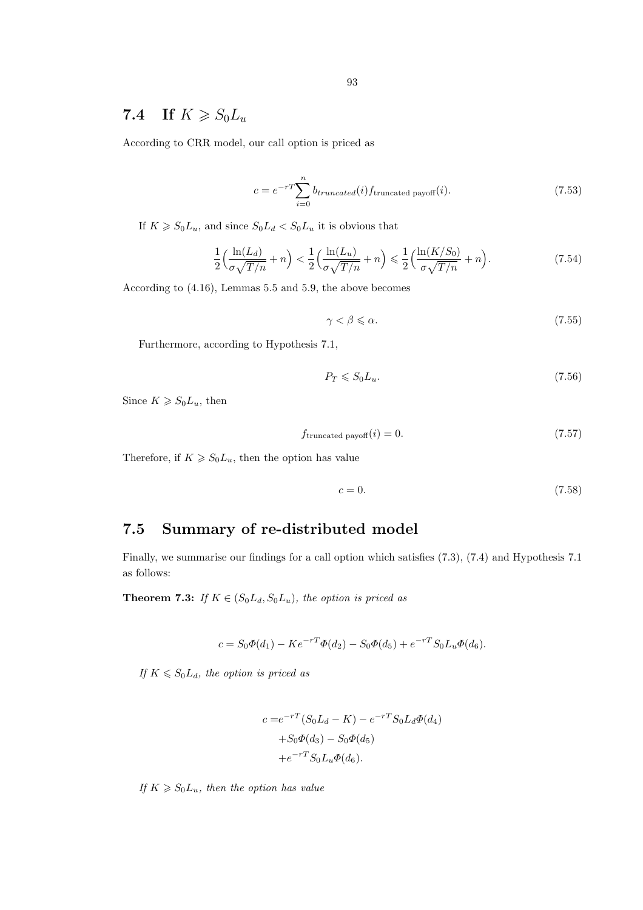## 7.4 If $K \geqslant S_0 L_u$

According to CRR model, our call option is priced as

$$c = e^{-rT}\sum_{i=0}^{n} b_{truncated}(i) f_{\text{truncated payoff}}(i). \tag{7.53}$$

If $K \geqslant S_0 L_u$, and since $S_0 L_d < S_0 L_u$ it is obvious that

$$\frac{1}{2}\Big(\frac{\ln(L_d)}{\sigma\sqrt{T/n}} + n\Big) < \frac{1}{2}\Big(\frac{\ln(L_u)}{\sigma\sqrt{T/n}} + n\Big) \leqslant \frac{1}{2}\Big(\frac{\ln(K/S_0)}{\sigma\sqrt{T/n}} + n\Big). \tag{7.54}$$

According to (4.16), Lemmas 5.5 and 5.9, the above becomes

$$\gamma < \beta \leqslant \alpha. \tag{7.55}$$

Furthermore, according to Hypothesis 7.1,

$$P_T \leqslant S_0 L_u. \tag{7.56}$$

Since $K \geqslant S_0 L_u$, then

$$f_{\text{truncated payoff}}(i) = 0. \tag{7.57}$$

Therefore, if $K \geqslant S_0 L_u$, then the option has value

$$c = 0. \tag{7.58}$$

## 7.5 Summary of re-distributed model

Finally, we summarise our findings for a call option which satisfies (7.3), (7.4) and Hypothesis 7.1 as follows:

**Theorem 7.3:** *If $K \in (S_0 L_d, S_0 L_u)$, the option is priced as*

$$c = S_0 \Phi(d_1) - K e^{-rT} \Phi(d_2) - S_0 \Phi(d_5) + e^{-rT} S_0 L_u \Phi(d_6).$$

*If $K \leqslant S_0 L_d$, the option is priced as*

$$\begin{aligned} c =& e^{-rT}(S_0 L_d - K) - e^{-rT} S_0 L_d \Phi(d_4) \\ &+ S_0 \Phi(d_3) - S_0 \Phi(d_5) \\ &+ e^{-rT} S_0 L_u \Phi(d_6). \end{aligned}$$

*If $K \geqslant S_0 L_u$, then the option has value*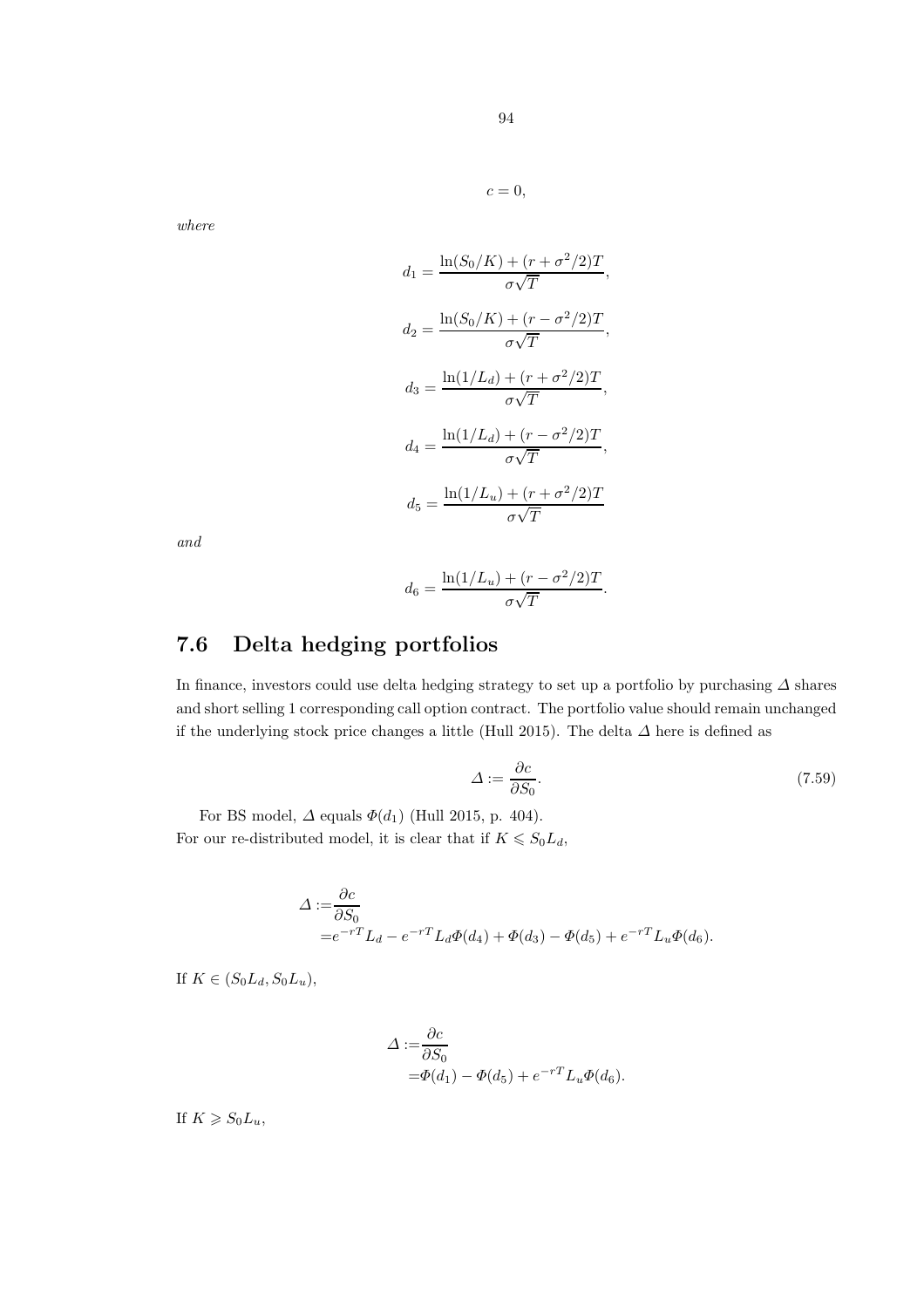$$c = 0,$$

*where*

$$d_1 = \frac{\ln(S_0/K) + (r + \sigma^2/2)T}{\sigma\sqrt{T}},$$

$$d_2 = \frac{\ln(S_0/K) + (r - \sigma^2/2)T}{\sigma\sqrt{T}},$$

$$d_3 = \frac{\ln(1/L_d) + (r + \sigma^2/2)T}{\sigma\sqrt{T}},$$

$$d_4 = \frac{\ln(1/L_d) + (r - \sigma^2/2)T}{\sigma\sqrt{T}},$$

$$d_5 = \frac{\ln(1/L_u) + (r + \sigma^2/2)T}{\sigma\sqrt{T}}$$

*and*

$$d_6 = \frac{\ln(1/L_u) + (r - \sigma^2/2)T}{\sigma\sqrt{T}}.$$

## 7.6 Delta hedging portfolios

In finance, investors could use delta hedging strategy to set up a portfolio by purchasing $\Delta$ shares and short selling 1 corresponding call option contract. The portfolio value should remain unchanged if the underlying stock price changes a little (Hull 2015). The delta $\Delta$ here is defined as

$$\Delta := \frac{\partial c}{\partial S_0}. \tag{7.59}$$

For BS model, $\Delta$ equals $\Phi(d_1)$ (Hull 2015, p. 404).
For our re-distributed model, it is clear that if $K \leqslant S_0 L_d$,

$$\begin{aligned}
\Delta :=& \frac{\partial c}{\partial S_0} \\
=& e^{-rT} L_d - e^{-rT} L_d \Phi(d_4) + \Phi(d_3) - \Phi(d_5) + e^{-rT} L_u \Phi(d_6).
\end{aligned}$$

If $K \in (S_0 L_d, S_0 L_u)$,

$$\begin{aligned}
\Delta :=& \frac{\partial c}{\partial S_0} \\
=& \Phi(d_1) - \Phi(d_5) + e^{-rT} L_u \Phi(d_6).
\end{aligned}$$

If $K \geqslant S_0 L_u$,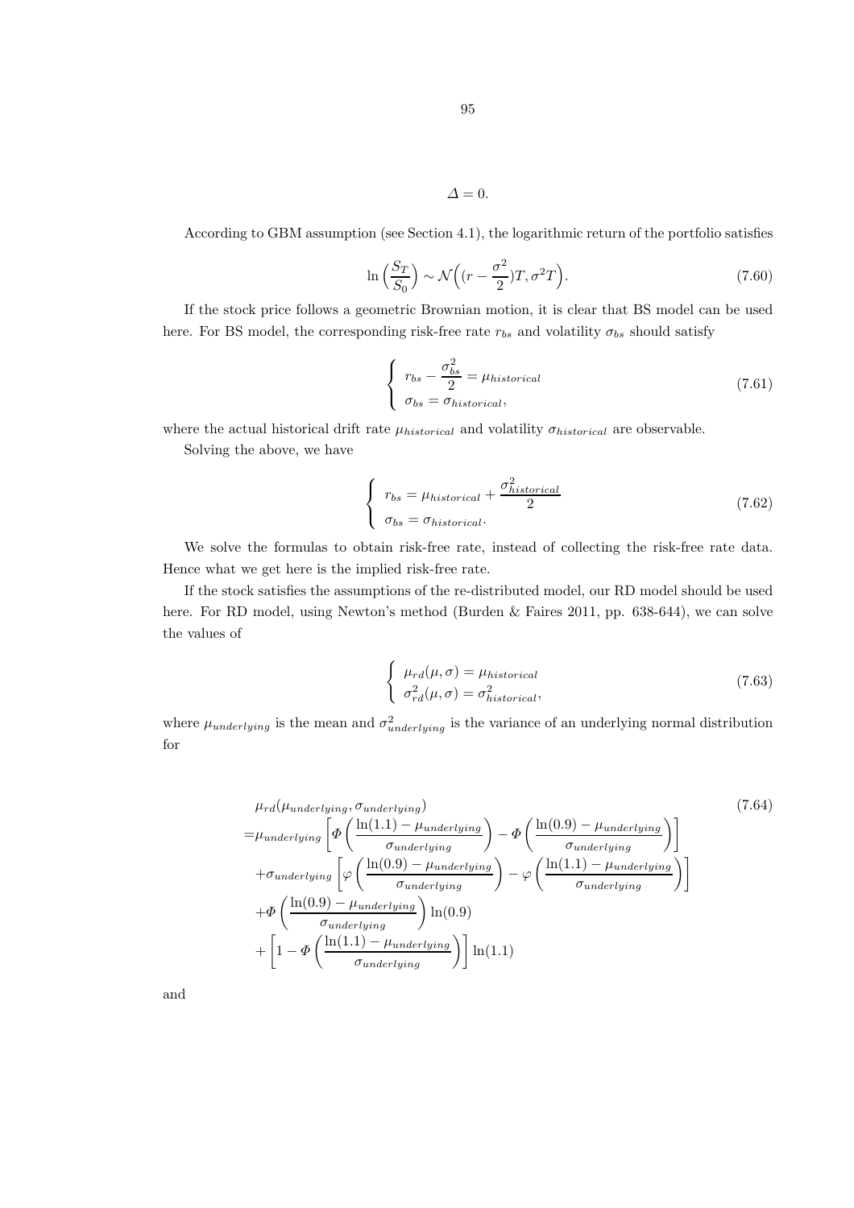$$\Delta = 0.$$

According to GBM assumption (see Section 4.1), the logarithmic return of the portfolio satisfies

$$\ln\Big(\frac{S_T}{S_0}\Big) \sim \mathcal{N}\Big((r - \frac{\sigma^2}{2})T, \sigma^2 T\Big). \tag{7.60}$$

If the stock price follows a geometric Brownian motion, it is clear that BS model can be used here. For BS model, the corresponding risk-free rate $r_{bs}$ and volatility $\sigma_{bs}$ should satisfy

$$\begin{cases} r_{bs} - \dfrac{\sigma_{bs}^2}{2} = \mu_{historical} \\ \sigma_{bs} = \sigma_{historical}, \end{cases} \tag{7.61}$$

where the actual historical drift rate $\mu_{historical}$ and volatility $\sigma_{historical}$ are observable.

Solving the above, we have

$$\begin{cases} r_{bs} = \mu_{historical} + \dfrac{\sigma_{historical}^2}{2} \\ \sigma_{bs} = \sigma_{historical}. \end{cases} \tag{7.62}$$

We solve the formulas to obtain risk-free rate, instead of collecting the risk-free rate data. Hence what we get here is the implied risk-free rate.

If the stock satisfies the assumptions of the re-distributed model, our RD model should be used here. For RD model, using Newton's method (Burden & Faires 2011, pp. 638-644), we can solve the values of

$$\begin{cases} \mu_{rd}(\mu, \sigma) = \mu_{historical} \\ \sigma_{rd}^2(\mu, \sigma) = \sigma_{historical}^2, \end{cases} \tag{7.63}$$

where $\mu_{underlying}$ is the mean and $\sigma_{underlying}^2$ is the variance of an underlying normal distribution for

$$\begin{aligned} &\mu_{rd}(\mu_{underlying}, \sigma_{underlying}) \\ =&\mu_{underlying}\left[\Phi\left(\frac{\ln(1.1) - \mu_{underlying}}{\sigma_{underlying}}\right) - \Phi\left(\frac{\ln(0.9) - \mu_{underlying}}{\sigma_{underlying}}\right)\right] \\ &+\sigma_{underlying}\left[\varphi\left(\frac{\ln(0.9) - \mu_{underlying}}{\sigma_{underlying}}\right) - \varphi\left(\frac{\ln(1.1) - \mu_{underlying}}{\sigma_{underlying}}\right)\right] \\ &+\Phi\left(\frac{\ln(0.9) - \mu_{underlying}}{\sigma_{underlying}}\right)\ln(0.9) \\ &+\left[1 - \Phi\left(\frac{\ln(1.1) - \mu_{underlying}}{\sigma_{underlying}}\right)\right]\ln(1.1) \end{aligned} \tag{7.64}$$

and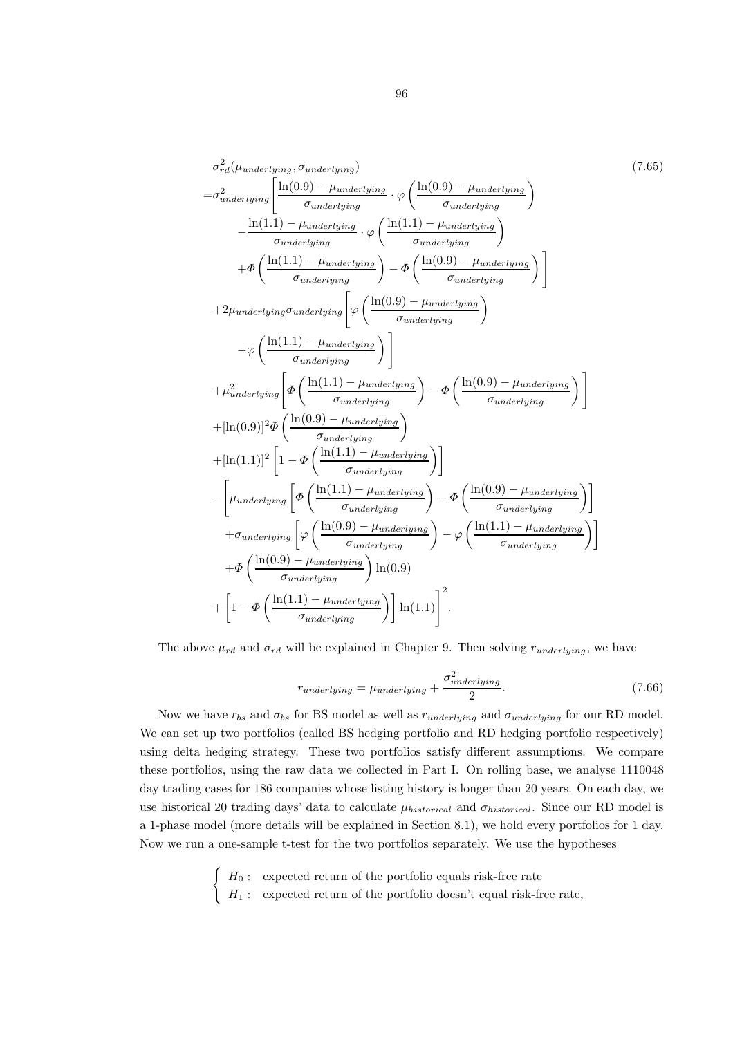$$
\begin{aligned}
&\sigma_{rd}^2(\mu_{underlying}, \sigma_{underlying}) \\
=&\sigma_{underlying}^2 \left[ \frac{\ln(0.9) - \mu_{underlying}}{\sigma_{underlying}} \cdot \varphi\left( \frac{\ln(0.9) - \mu_{underlying}}{\sigma_{underlying}} \right) \right. \\
&\quad - \frac{\ln(1.1) - \mu_{underlying}}{\sigma_{underlying}} \cdot \varphi\left( \frac{\ln(1.1) - \mu_{underlying}}{\sigma_{underlying}} \right) \\
&\quad \left. + \Phi\left( \frac{\ln(1.1) - \mu_{underlying}}{\sigma_{underlying}} \right) - \Phi\left( \frac{\ln(0.9) - \mu_{underlying}}{\sigma_{underlying}} \right) \right] \\
&+ 2\mu_{underlying}\sigma_{underlying} \left[ \varphi\left( \frac{\ln(0.9) - \mu_{underlying}}{\sigma_{underlying}} \right) \right. \\
&\quad \left. - \varphi\left( \frac{\ln(1.1) - \mu_{underlying}}{\sigma_{underlying}} \right) \right] \\
&+ \mu_{underlying}^2 \left[ \Phi\left( \frac{\ln(1.1) - \mu_{underlying}}{\sigma_{underlying}} \right) - \Phi\left( \frac{\ln(0.9) - \mu_{underlying}}{\sigma_{underlying}} \right) \right] \\
&+ [\ln(0.9)]^2 \Phi\left( \frac{\ln(0.9) - \mu_{underlying}}{\sigma_{underlying}} \right) \\
&+ [\ln(1.1)]^2 \left[ 1 - \Phi\left( \frac{\ln(1.1) - \mu_{underlying}}{\sigma_{underlying}} \right) \right] \\
&- \left[ \mu_{underlying} \left[ \Phi\left( \frac{\ln(1.1) - \mu_{underlying}}{\sigma_{underlying}} \right) - \Phi\left( \frac{\ln(0.9) - \mu_{underlying}}{\sigma_{underlying}} \right) \right] \right. \\
&\quad + \sigma_{underlying} \left[ \varphi\left( \frac{\ln(0.9) - \mu_{underlying}}{\sigma_{underlying}} \right) - \varphi\left( \frac{\ln(1.1) - \mu_{underlying}}{\sigma_{underlying}} \right) \right] \\
&\quad + \Phi\left( \frac{\ln(0.9) - \mu_{underlying}}{\sigma_{underlying}} \right) \ln(0.9) \\
&\left. + \left[ 1 - \Phi\left( \frac{\ln(1.1) - \mu_{underlying}}{\sigma_{underlying}} \right) \right] \ln(1.1) \right]^2 .
\end{aligned}
\tag{7.65}
$$

The above $\mu_{rd}$ and $\sigma_{rd}$ will be explained in Chapter 9. Then solving $r_{underlying}$, we have

$$
r_{underlying} = \mu_{underlying} + \frac{\sigma_{underlying}^2}{2}. \tag{7.66}
$$

Now we have $r_{bs}$ and $\sigma_{bs}$ for BS model as well as $r_{underlying}$ and $\sigma_{underlying}$ for our RD model. We can set up two portfolios (called BS hedging portfolio and RD hedging portfolio respectively) using delta hedging strategy. These two portfolios satisfy different assumptions. We compare these portfolios, using the raw data we collected in Part I. On rolling base, we analyse 1110048 day trading cases for 186 companies whose listing history is longer than 20 years. On each day, we use historical 20 trading days' data to calculate $\mu_{historical}$ and $\sigma_{historical}$. Since our RD model is a 1-phase model (more details will be explained in Section 8.1), we hold every portfolios for 1 day. Now we run a one-sample t-test for the two portfolios separately. We use the hypotheses

$$
\begin{cases}
H_0: & \text{expected return of the portfolio equals risk-free rate} \\
H_1: & \text{expected return of the portfolio doesn't equal risk-free rate,}
\end{cases}
$$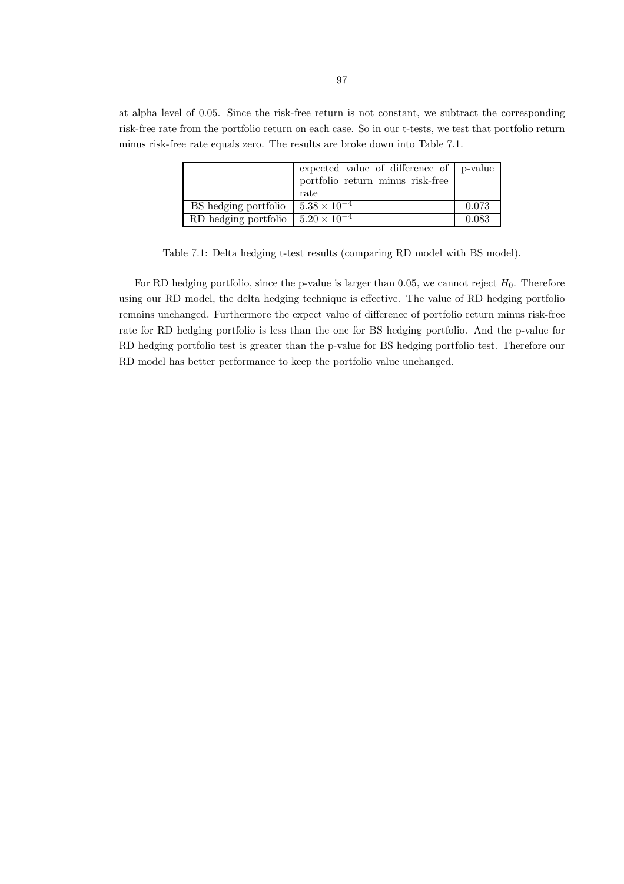at alpha level of 0.05. Since the risk-free return is not constant, we subtract the corresponding risk-free rate from the portfolio return on each case. So in our t-tests, we test that portfolio return minus risk-free rate equals zero. The results are broke down into Table 7.1.

| | expected value of difference of portfolio return minus risk-free rate | p-value |
|---|---|---|
| BS hedging portfolio | $5.38 \times 10^{-4}$ | 0.073 |
| RD hedging portfolio | $5.20 \times 10^{-4}$ | 0.083 |

Table 7.1: Delta hedging t-test results (comparing RD model with BS model).

For RD hedging portfolio, since the p-value is larger than 0.05, we cannot reject $H_0$. Therefore using our RD model, the delta hedging technique is effective. The value of RD hedging portfolio remains unchanged. Furthermore the expect value of difference of portfolio return minus risk-free rate for RD hedging portfolio is less than the one for BS hedging portfolio. And the p-value for RD hedging portfolio test is greater than the p-value for BS hedging portfolio test. Therefore our RD model has better performance to keep the portfolio value unchanged.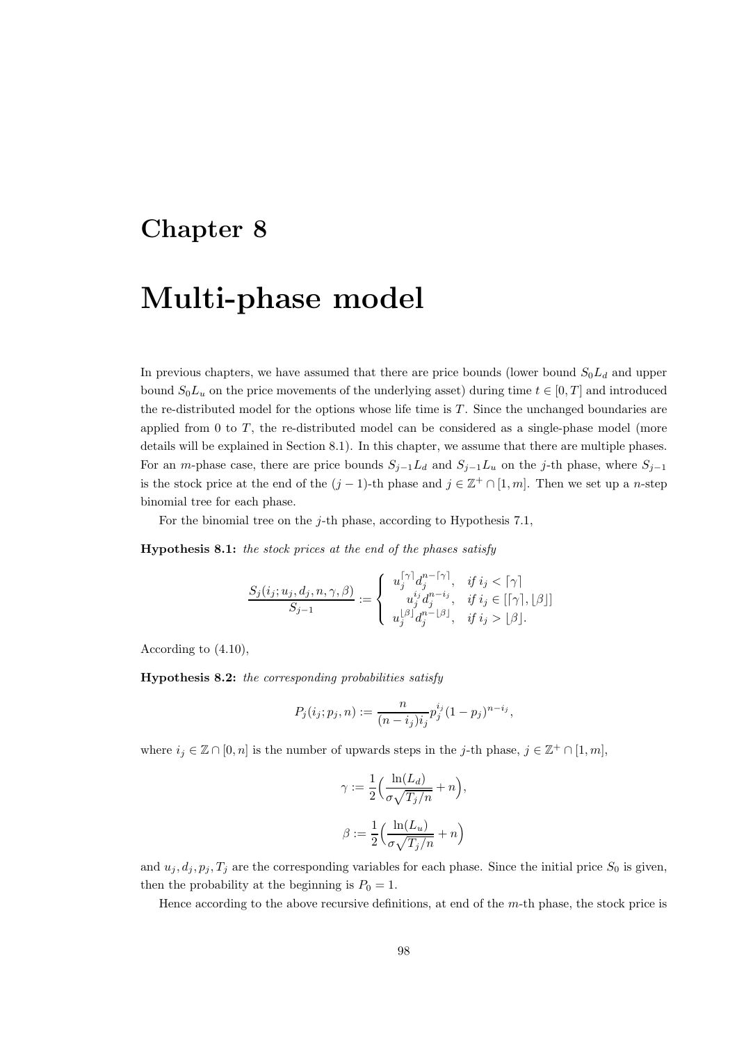# Chapter 8

# Multi-phase model

In previous chapters, we have assumed that there are price bounds (lower bound $S_0 L_d$ and upper bound $S_0 L_u$ on the price movements of the underlying asset) during time $t \in [0, T]$ and introduced the re-distributed model for the options whose life time is $T$. Since the unchanged boundaries are applied from 0 to $T$, the re-distributed model can be considered as a single-phase model (more details will be explained in Section 8.1). In this chapter, we assume that there are multiple phases. For an $m$-phase case, there are price bounds $S_{j-1} L_d$ and $S_{j-1} L_u$ on the $j$-th phase, where $S_{j-1}$ is the stock price at the end of the $(j-1)$-th phase and $j \in \mathbb{Z}^+ \cap [1, m]$. Then we set up a $n$-step binomial tree for each phase.

For the binomial tree on the $j$-th phase, according to Hypothesis 7.1,

**Hypothesis 8.1:** *the stock prices at the end of the phases satisfy*

$$\frac{S_j(i_j; u_j, d_j, n, \gamma, \beta)}{S_{j-1}} := \begin{cases} u_j^{\lceil \gamma \rceil} d_j^{n - \lceil \gamma \rceil}, & \text{if } i_j < \lceil \gamma \rceil \\ u_j^{i_j} d_j^{n - i_j}, & \text{if } i_j \in [\lceil \gamma \rceil, \lfloor \beta \rfloor] \\ u_j^{\lfloor \beta \rfloor} d_j^{n - \lfloor \beta \rfloor}, & \text{if } i_j > \lfloor \beta \rfloor. \end{cases}$$

According to (4.10),

**Hypothesis 8.2:** *the corresponding probabilities satisfy*

$$P_j(i_j; p_j, n) := \frac{n}{(n - i_j) i_j} p_j^{i_j} (1 - p_j)^{n - i_j},$$

where $i_j \in \mathbb{Z} \cap [0, n]$ is the number of upwards steps in the $j$-th phase, $j \in \mathbb{Z}^+ \cap [1, m]$,

$$\gamma := \frac{1}{2} \Big( \frac{\ln(L_d)}{\sigma \sqrt{T_j / n}} + n \Big),$$

$$\beta := \frac{1}{2} \Big( \frac{\ln(L_u)}{\sigma \sqrt{T_j / n}} + n \Big)$$

and $u_j, d_j, p_j, T_j$ are the corresponding variables for each phase. Since the initial price $S_0$ is given, then the probability at the beginning is $P_0 = 1$.

Hence according to the above recursive definitions, at end of the $m$-th phase, the stock price is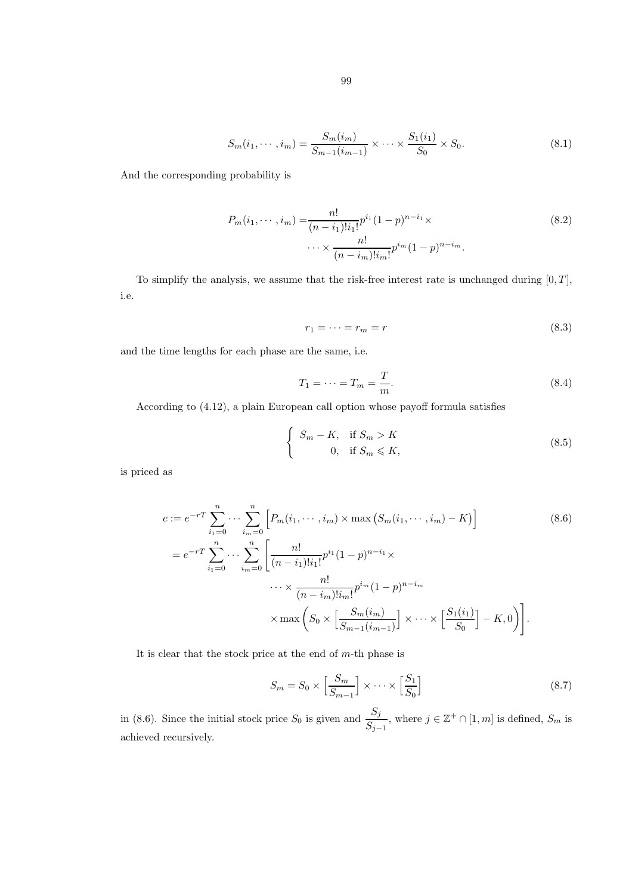$$S_m(i_1, \cdots, i_m) = \frac{S_m(i_m)}{S_{m-1}(i_{m-1})} \times \cdots \times \frac{S_1(i_1)}{S_0} \times S_0. \tag{8.1}$$

And the corresponding probability is

$$\begin{aligned} P_m(i_1, \cdots, i_m) = & \frac{n!}{(n-i_1)!i_1!} p^{i_1}(1-p)^{n-i_1} \times \\ & \cdots \times \frac{n!}{(n-i_m)!i_m!} p^{i_m}(1-p)^{n-i_m}. \end{aligned} \tag{8.2}$$

To simplify the analysis, we assume that the risk-free interest rate is unchanged during $[0, T]$, i.e.

$$r_1 = \cdots = r_m = r \tag{8.3}$$

and the time lengths for each phase are the same, i.e.

$$T_1 = \cdots = T_m = \frac{T}{m}. \tag{8.4}$$

According to (4.12), a plain European call option whose payoff formula satisfies

$$\begin{cases} S_m - K, & \text{if } S_m > K \\ 0, & \text{if } S_m \leqslant K, \end{cases} \tag{8.5}$$

is priced as

$$\begin{aligned} c := & e^{-rT} \sum_{i_1=0}^{n} \cdots \sum_{i_m=0}^{n} \Big[ P_m(i_1, \cdots, i_m) \times \max\big(S_m(i_1, \cdots, i_m) - K\big) \Big] \\ = & e^{-rT} \sum_{i_1=0}^{n} \cdots \sum_{i_m=0}^{n} \Bigg[ \frac{n!}{(n-i_1)!i_1!} p^{i_1}(1-p)^{n-i_1} \times \\ & \cdots \times \frac{n!}{(n-i_m)!i_m!} p^{i_m}(1-p)^{n-i_m} \\ & \times \max\bigg( S_0 \times \Big[\frac{S_m(i_m)}{S_{m-1}(i_{m-1})}\Big] \times \cdots \times \Big[\frac{S_1(i_1)}{S_0}\Big] - K, 0 \bigg) \Bigg]. \end{aligned} \tag{8.6}$$

It is clear that the stock price at the end of $m$-th phase is

$$S_m = S_0 \times \Big[\frac{S_m}{S_{m-1}}\Big] \times \cdots \times \Big[\frac{S_1}{S_0}\Big] \tag{8.7}$$

in (8.6). Since the initial stock price $S_0$ is given and $\dfrac{S_j}{S_{j-1}}$, where $j \in \mathbb{Z}^+ \cap [1, m]$ is defined, $S_m$ is achieved recursively.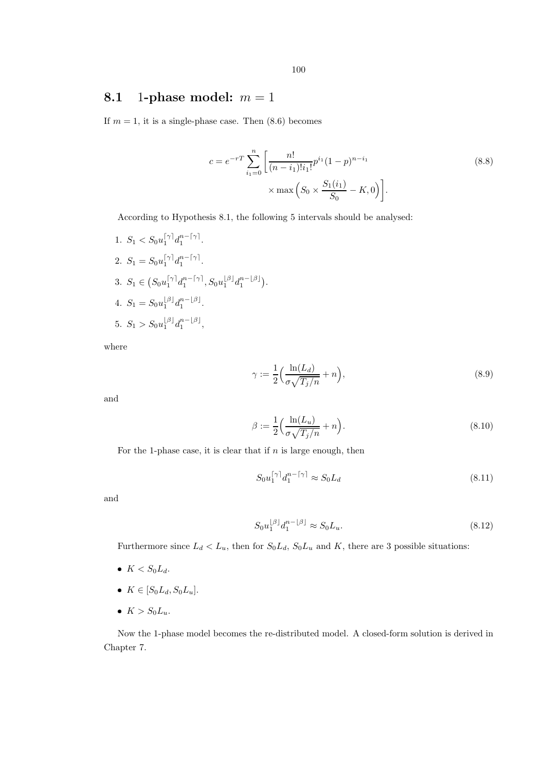## 8.1 1-phase model: $m = 1$

If $m = 1$, it is a single-phase case. Then (8.6) becomes

$$c = e^{-rT} \sum_{i_1=0}^{n} \Big[ \frac{n!}{(n-i_1)!i_1!} p^{i_1} (1-p)^{n-i_1} \times \max\Big( S_0 \times \frac{S_1(i_1)}{S_0} - K, 0 \Big) \Big]. \tag{8.8}$$

According to Hypothesis 8.1, the following 5 intervals should be analysed:

1. $S_1 < S_0 u_1^{\lceil \gamma \rceil} d_1^{n-\lceil \gamma \rceil}$.
2. $S_1 = S_0 u_1^{\lceil \gamma \rceil} d_1^{n-\lceil \gamma \rceil}$.
3. $S_1 \in \big( S_0 u_1^{\lceil \gamma \rceil} d_1^{n-\lceil \gamma \rceil}, S_0 u_1^{\lfloor \beta \rfloor} d_1^{n-\lfloor \beta \rfloor} \big)$.
4. $S_1 = S_0 u_1^{\lfloor \beta \rfloor} d_1^{n-\lfloor \beta \rfloor}$.
5. $S_1 > S_0 u_1^{\lfloor \beta \rfloor} d_1^{n-\lfloor \beta \rfloor}$,

where

$$\gamma := \frac{1}{2} \Big( \frac{\ln(L_d)}{\sigma \sqrt{T_j/n}} + n \Big), \tag{8.9}$$

and

$$\beta := \frac{1}{2} \Big( \frac{\ln(L_u)}{\sigma \sqrt{T_j/n}} + n \Big). \tag{8.10}$$

For the 1-phase case, it is clear that if $n$ is large enough, then

$$S_0 u_1^{\lceil \gamma \rceil} d_1^{n-\lceil \gamma \rceil} \approx S_0 L_d \tag{8.11}$$

and

$$S_0 u_1^{\lfloor \beta \rfloor} d_1^{n-\lfloor \beta \rfloor} \approx S_0 L_u. \tag{8.12}$$

Furthermore since $L_d < L_u$, then for $S_0 L_d$, $S_0 L_u$ and $K$, there are 3 possible situations:

- $K < S_0 L_d$.
- $K \in [S_0 L_d, S_0 L_u]$.
- $K > S_0 L_u$.

Now the 1-phase model becomes the re-distributed model. A closed-form solution is derived in Chapter 7.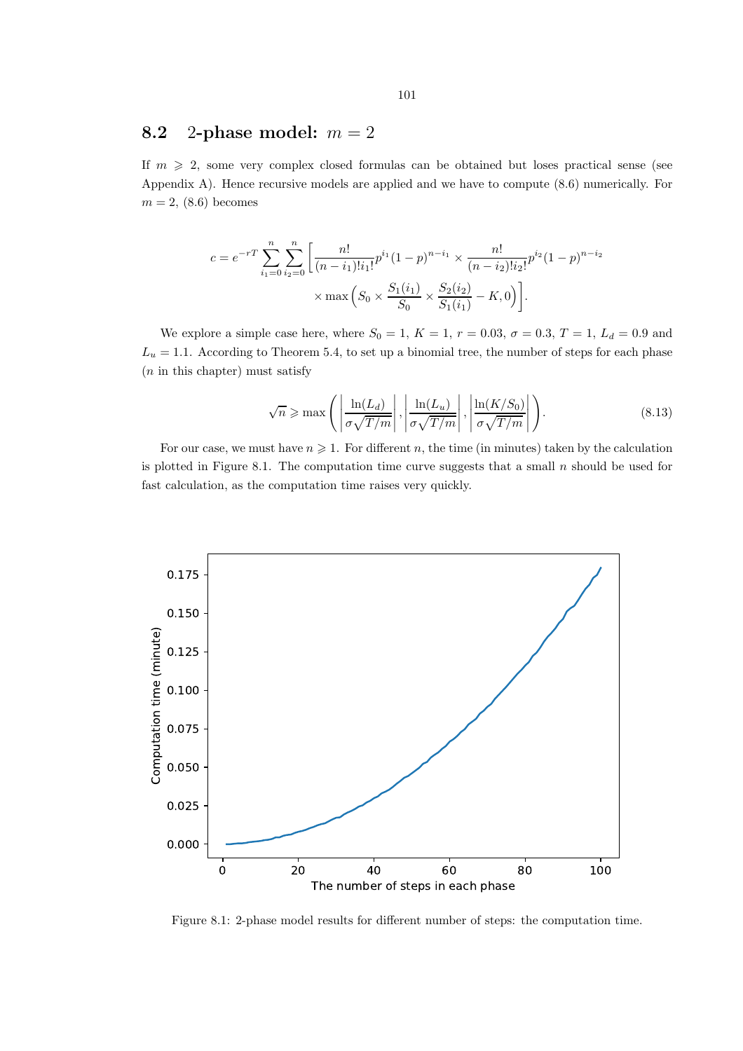## 8.2 2-phase model: $m = 2$

If $m \geqslant 2$, some very complex closed formulas can be obtained but loses practical sense (see Appendix A). Hence recursive models are applied and we have to compute (8.6) numerically. For $m = 2$, (8.6) becomes

$$c = e^{-rT} \sum_{i_1=0}^{n} \sum_{i_2=0}^{n} \left[ \frac{n!}{(n-i_1)!i_1!} p^{i_1} (1-p)^{n-i_1} \times \frac{n!}{(n-i_2)!i_2!} p^{i_2} (1-p)^{n-i_2} \times \max\Big( S_0 \times \frac{S_1(i_1)}{S_0} \times \frac{S_2(i_2)}{S_1(i_1)} - K, 0 \Big) \right].$$

We explore a simple case here, where $S_0 = 1$, $K = 1$, $r = 0.03$, $\sigma = 0.3$, $T = 1$, $L_d = 0.9$ and $L_u = 1.1$. According to Theorem 5.4, to set up a binomial tree, the number of steps for each phase ($n$ in this chapter) must satisfy

$$\sqrt{n} \geqslant \max\left( \left| \frac{\ln(L_d)}{\sigma\sqrt{T/m}} \right|, \left| \frac{\ln(L_u)}{\sigma\sqrt{T/m}} \right|, \left| \frac{\ln(K/S_0)}{\sigma\sqrt{T/m}} \right| \right). \tag{8.13}$$

For our case, we must have $n \geqslant 1$. For different $n$, the time (in minutes) taken by the calculation is plotted in Figure 8.1. The computation time curve suggests that a small $n$ should be used for fast calculation, as the computation time raises very quickly.

Figure 8.1: 2-phase model results for different number of steps: the computation time.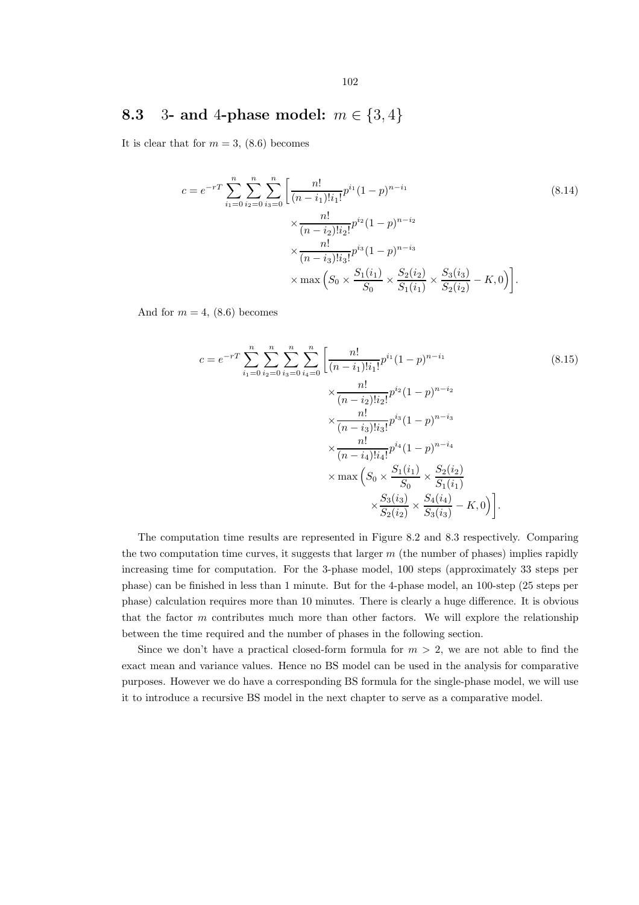## 8.3 3- and 4-phase model: $m \in \{3, 4\}$

It is clear that for $m = 3$, (8.6) becomes

$$
\begin{aligned}
c = e^{-rT} \sum_{i_1=0}^{n} \sum_{i_2=0}^{n} \sum_{i_3=0}^{n} \bigg[ & \frac{n!}{(n-i_1)!i_1!} p^{i_1}(1-p)^{n-i_1} \\
& \times \frac{n!}{(n-i_2)!i_2!} p^{i_2}(1-p)^{n-i_2} \\
& \times \frac{n!}{(n-i_3)!i_3!} p^{i_3}(1-p)^{n-i_3} \\
& \times \max\Big( S_0 \times \frac{S_1(i_1)}{S_0} \times \frac{S_2(i_2)}{S_1(i_1)} \times \frac{S_3(i_3)}{S_2(i_2)} - K, 0 \Big) \bigg].
\end{aligned} \tag{8.14}
$$

And for $m = 4$, (8.6) becomes

$$
\begin{aligned}
c = e^{-rT} \sum_{i_1=0}^{n} \sum_{i_2=0}^{n} \sum_{i_3=0}^{n} \sum_{i_4=0}^{n} \bigg[ & \frac{n!}{(n-i_1)!i_1!} p^{i_1}(1-p)^{n-i_1} \\
& \times \frac{n!}{(n-i_2)!i_2!} p^{i_2}(1-p)^{n-i_2} \\
& \times \frac{n!}{(n-i_3)!i_3!} p^{i_3}(1-p)^{n-i_3} \\
& \times \frac{n!}{(n-i_4)!i_4!} p^{i_4}(1-p)^{n-i_4} \\
& \times \max\Big( S_0 \times \frac{S_1(i_1)}{S_0} \times \frac{S_2(i_2)}{S_1(i_1)} \\
& \qquad \times \frac{S_3(i_3)}{S_2(i_2)} \times \frac{S_4(i_4)}{S_3(i_3)} - K, 0 \Big) \bigg].
\end{aligned} \tag{8.15}
$$

The computation time results are represented in Figure 8.2 and 8.3 respectively. Comparing the two computation time curves, it suggests that larger $m$ (the number of phases) implies rapidly increasing time for computation. For the 3-phase model, 100 steps (approximately 33 steps per phase) can be finished in less than 1 minute. But for the 4-phase model, an 100-step (25 steps per phase) calculation requires more than 10 minutes. There is clearly a huge difference. It is obvious that the factor $m$ contributes much more than other factors. We will explore the relationship between the time required and the number of phases in the following section.

Since we don't have a practical closed-form formula for $m > 2$, we are not able to find the exact mean and variance values. Hence no BS model can be used in the analysis for comparative purposes. However we do have a corresponding BS formula for the single-phase model, we will use it to introduce a recursive BS model in the next chapter to serve as a comparative model.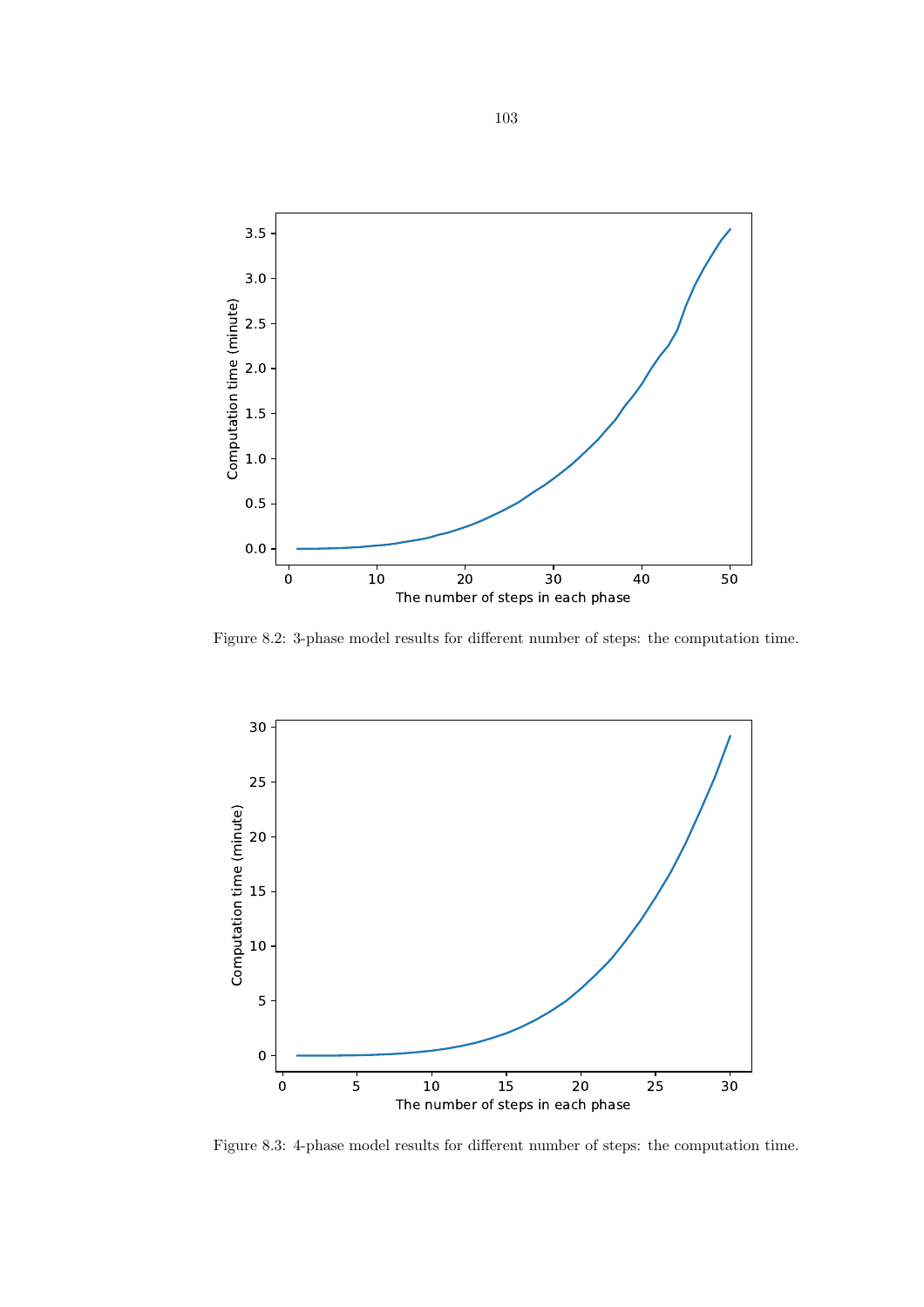Figure 8.2: 3-phase model results for different number of steps: the computation time.

Figure 8.3: 4-phase model results for different number of steps: the computation time.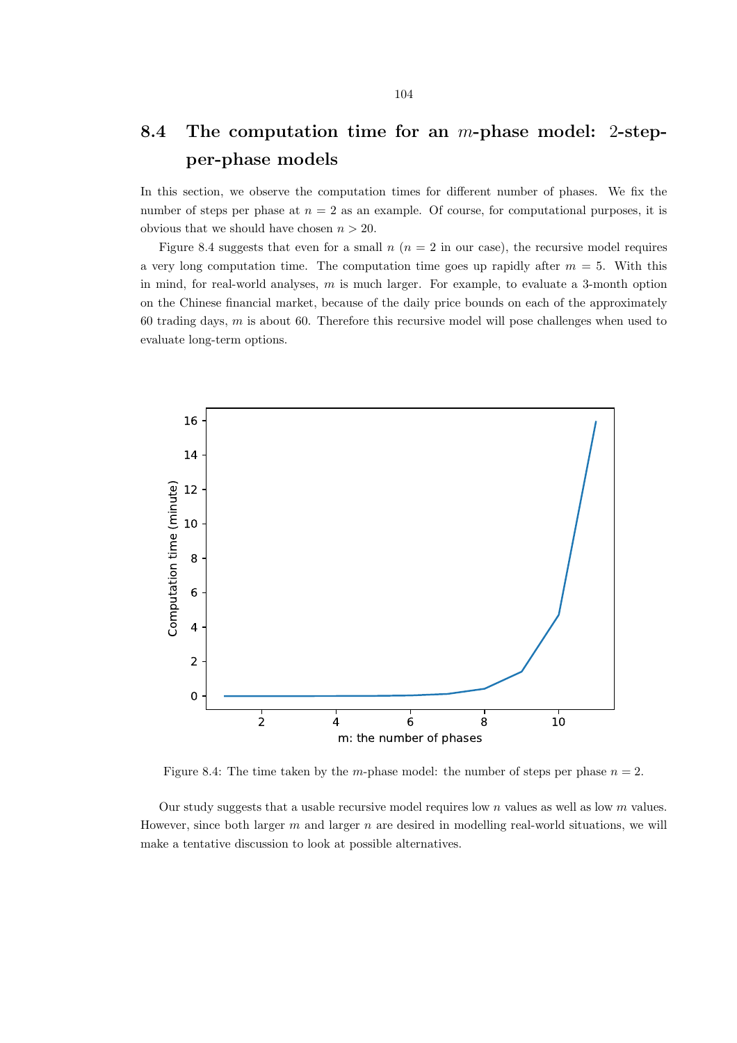## 8.4 The computation time for an $m$-phase model: 2-step-per-phase models

In this section, we observe the computation times for different number of phases. We fix the number of steps per phase at $n = 2$ as an example. Of course, for computational purposes, it is obvious that we should have chosen $n > 20$.

Figure 8.4 suggests that even for a small $n$ ($n = 2$ in our case), the recursive model requires a very long computation time. The computation time goes up rapidly after $m = 5$. With this in mind, for real-world analyses, $m$ is much larger. For example, to evaluate a 3-month option on the Chinese financial market, because of the daily price bounds on each of the approximately 60 trading days, $m$ is about 60. Therefore this recursive model will pose challenges when used to evaluate long-term options.

Figure 8.4: The time taken by the $m$-phase model: the number of steps per phase $n = 2$.

Our study suggests that a usable recursive model requires low $n$ values as well as low $m$ values. However, since both larger $m$ and larger $n$ are desired in modelling real-world situations, we will make a tentative discussion to look at possible alternatives.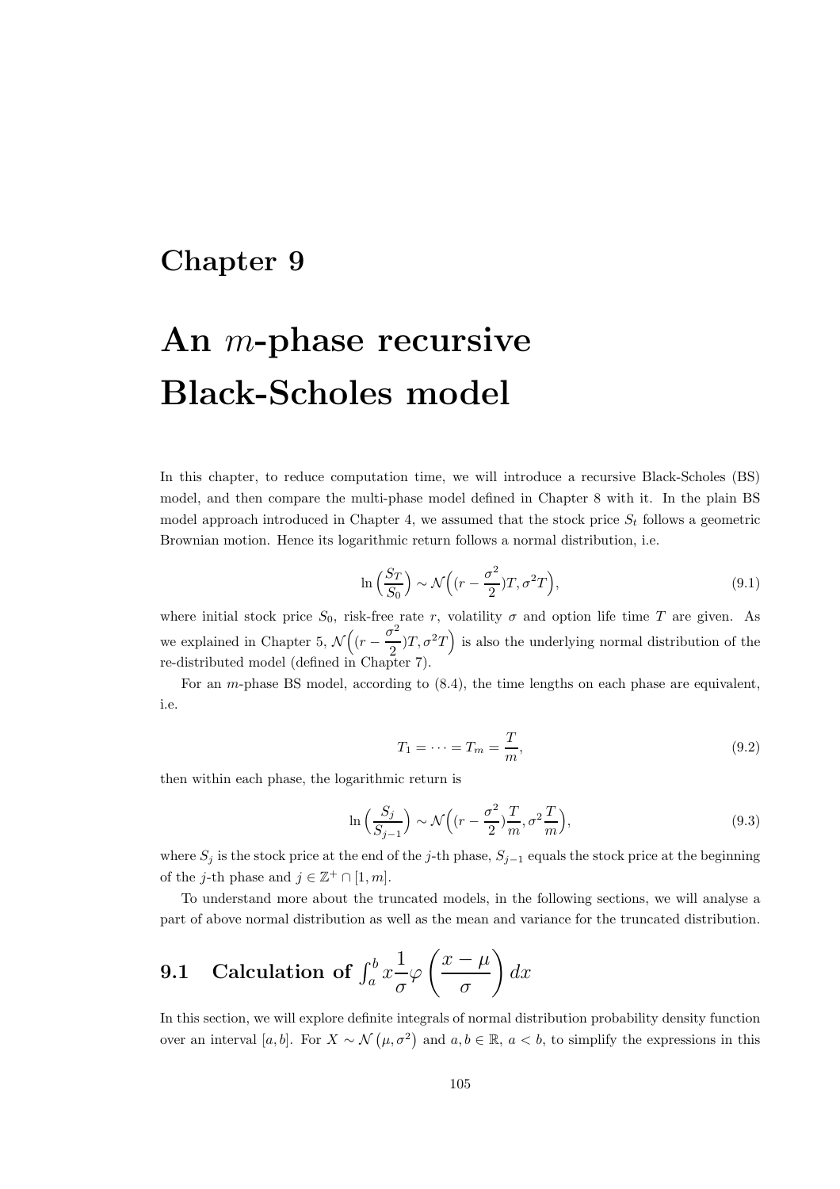# Chapter 9

# An $m$-phase recursive Black-Scholes model

In this chapter, to reduce computation time, we will introduce a recursive Black-Scholes (BS) model, and then compare the multi-phase model defined in Chapter 8 with it. In the plain BS model approach introduced in Chapter 4, we assumed that the stock price $S_t$ follows a geometric Brownian motion. Hence its logarithmic return follows a normal distribution, i.e.

$$\ln\Big(\frac{S_T}{S_0}\Big) \sim \mathcal{N}\Big((r - \frac{\sigma^2}{2})T, \sigma^2 T\Big), \tag{9.1}$$

where initial stock price $S_0$, risk-free rate $r$, volatility $\sigma$ and option life time $T$ are given. As we explained in Chapter 5, $\mathcal{N}\Big((r - \frac{\sigma^2}{2})T, \sigma^2 T\Big)$ is also the underlying normal distribution of the re-distributed model (defined in Chapter 7).

For an $m$-phase BS model, according to (8.4), the time lengths on each phase are equivalent, i.e.

$$T_1 = \cdots = T_m = \frac{T}{m}, \tag{9.2}$$

then within each phase, the logarithmic return is

$$\ln\Big(\frac{S_j}{S_{j-1}}\Big) \sim \mathcal{N}\Big((r - \frac{\sigma^2}{2})\frac{T}{m}, \sigma^2 \frac{T}{m}\Big), \tag{9.3}$$

where $S_j$ is the stock price at the end of the $j$-th phase, $S_{j-1}$ equals the stock price at the beginning of the $j$-th phase and $j \in \mathbb{Z}^+ \cap [1, m]$.

To understand more about the truncated models, in the following sections, we will analyse a part of above normal distribution as well as the mean and variance for the truncated distribution.

## 9.1 Calculation of $\int_a^b x \frac{1}{\sigma} \varphi\left(\frac{x-\mu}{\sigma}\right) dx$

In this section, we will explore definite integrals of normal distribution probability density function over an interval $[a, b]$. For $X \sim \mathcal{N}\left(\mu, \sigma^2\right)$ and $a, b \in \mathbb{R}$, $a < b$, to simplify the expressions in this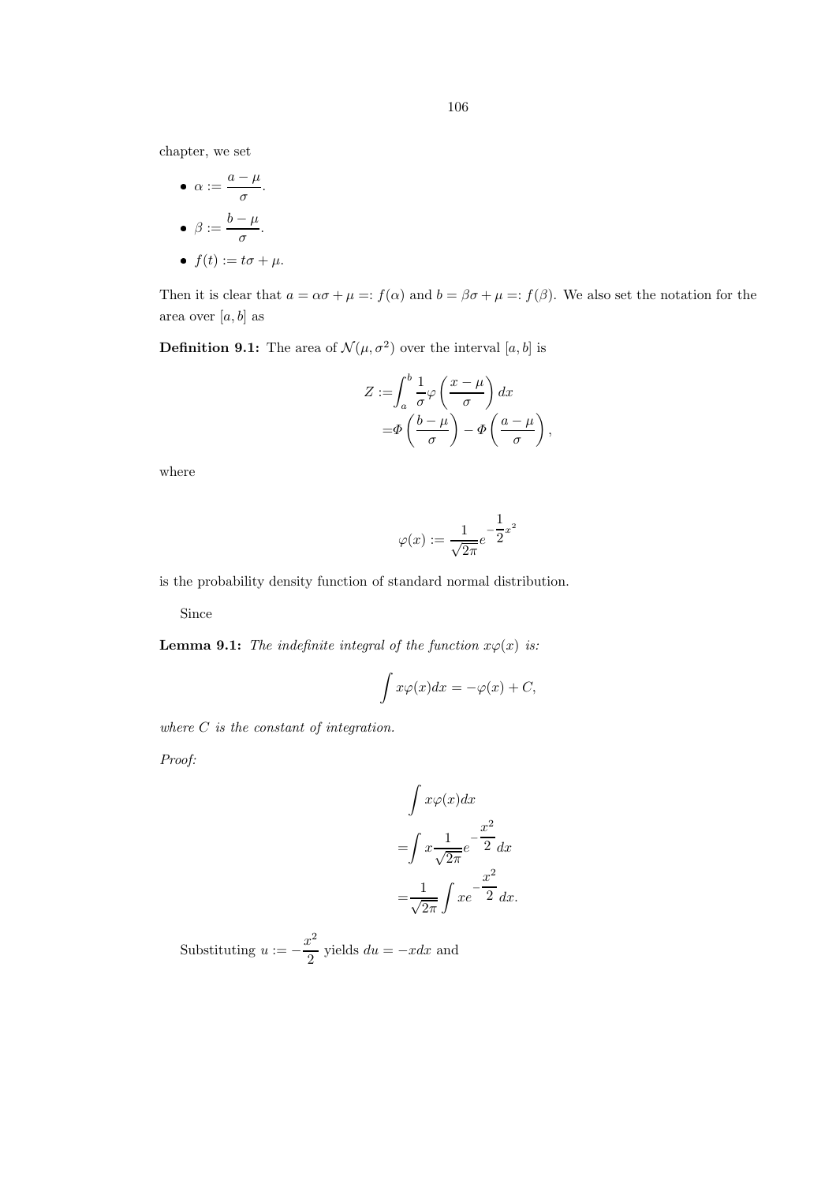chapter, we set

- $\alpha := \dfrac{a-\mu}{\sigma}$.
- $\beta := \dfrac{b-\mu}{\sigma}$.
- $f(t) := t\sigma + \mu$.

Then it is clear that $a = \alpha\sigma + \mu =: f(\alpha)$ and $b = \beta\sigma + \mu =: f(\beta)$. We also set the notation for the area over $[a, b]$ as

**Definition 9.1:** The area of $\mathcal{N}(\mu, \sigma^2)$ over the interval $[a, b]$ is

$$
\begin{aligned}
Z :=& \int_a^b \frac{1}{\sigma}\varphi\left(\frac{x-\mu}{\sigma}\right)dx \\
=& \Phi\left(\frac{b-\mu}{\sigma}\right) - \Phi\left(\frac{a-\mu}{\sigma}\right),
\end{aligned}
$$

where

$$
\varphi(x) := \frac{1}{\sqrt{2\pi}} e^{-\dfrac{1}{2}x^2}
$$

is the probability density function of standard normal distribution.

Since

**Lemma 9.1:** *The indefinite integral of the function $x\varphi(x)$ is:*

$$
\int x\varphi(x)dx = -\varphi(x) + C,
$$

*where $C$ is the constant of integration.*

*Proof:*

$$
\begin{aligned}
&\int x\varphi(x)dx \\
=& \int x \frac{1}{\sqrt{2\pi}} e^{-\dfrac{x^2}{2}} dx \\
=& \frac{1}{\sqrt{2\pi}} \int x e^{-\dfrac{x^2}{2}} dx.
\end{aligned}
$$

Substituting $u := -\dfrac{x^2}{2}$ yields $du = -xdx$ and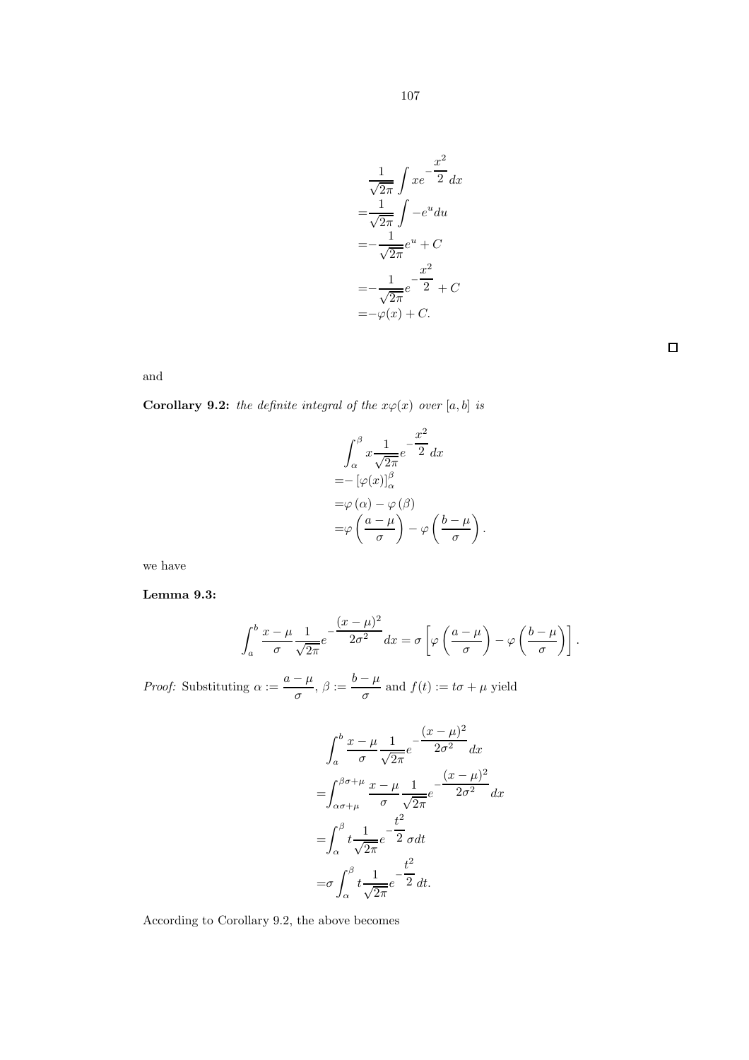$$
\begin{aligned}
&\frac{1}{\sqrt{2\pi}}\int xe^{-\dfrac{x^2}{2}}dx\\
=&\frac{1}{\sqrt{2\pi}}\int -e^u du\\
=&-\frac{1}{\sqrt{2\pi}}e^u + C\\
=&-\frac{1}{\sqrt{2\pi}}e^{-\dfrac{x^2}{2}} + C\\
=&-\varphi(x) + C.
\end{aligned}
$$

□

and

**Corollary 9.2:** *the definite integral of the $x\varphi(x)$ over $[a,b]$ is*

$$
\begin{aligned}
&\int_\alpha^\beta x\frac{1}{\sqrt{2\pi}}e^{-\dfrac{x^2}{2}}dx\\
=&-\left[\varphi(x)\right]_\alpha^\beta\\
=&\varphi\left(\alpha\right) - \varphi\left(\beta\right)\\
=&\varphi\left(\frac{a-\mu}{\sigma}\right) - \varphi\left(\frac{b-\mu}{\sigma}\right).
\end{aligned}
$$

we have

**Lemma 9.3:**

$$
\int_a^b \frac{x-\mu}{\sigma}\frac{1}{\sqrt{2\pi}}e^{-\dfrac{(x-\mu)^2}{2\sigma^2}}dx = \sigma\left[\varphi\left(\frac{a-\mu}{\sigma}\right) - \varphi\left(\frac{b-\mu}{\sigma}\right)\right].
$$

*Proof:* Substituting $\alpha := \dfrac{a-\mu}{\sigma}$, $\beta := \dfrac{b-\mu}{\sigma}$ and $f(t) := t\sigma + \mu$ yield

$$
\begin{aligned}
&\int_a^b \frac{x-\mu}{\sigma}\frac{1}{\sqrt{2\pi}}e^{-\dfrac{(x-\mu)^2}{2\sigma^2}}dx\\
=&\int_{\alpha\sigma+\mu}^{\beta\sigma+\mu} \frac{x-\mu}{\sigma}\frac{1}{\sqrt{2\pi}}e^{-\dfrac{(x-\mu)^2}{2\sigma^2}}dx\\
=&\int_\alpha^\beta t\frac{1}{\sqrt{2\pi}}e^{-\dfrac{t^2}{2}}\sigma dt\\
=&\sigma\int_\alpha^\beta t\frac{1}{\sqrt{2\pi}}e^{-\dfrac{t^2}{2}}dt.
\end{aligned}
$$

According to Corollary 9.2, the above becomes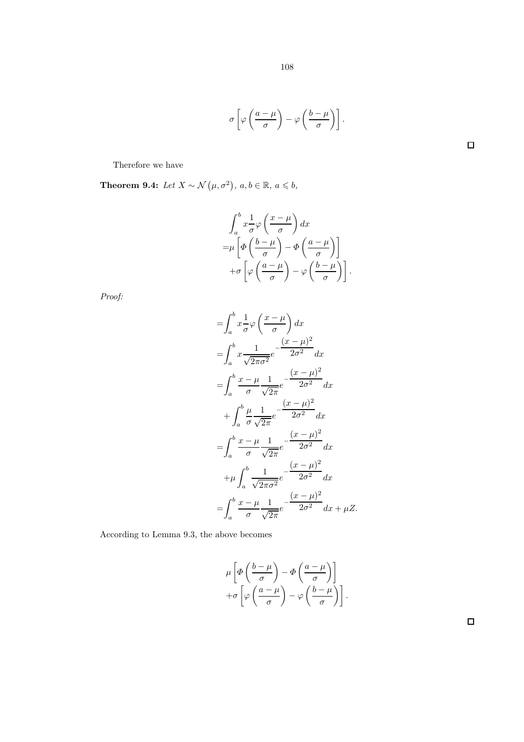$$\sigma\left[\varphi\left(\frac{a-\mu}{\sigma}\right)-\varphi\left(\frac{b-\mu}{\sigma}\right)\right].$$

□

Therefore we have

**Theorem 9.4:** *Let $X \sim \mathcal{N}\left(\mu, \sigma^2\right),\ a, b \in \mathbb{R},\ a \leqslant b,$*

$$\begin{aligned}
&\int_a^b x \frac{1}{\sigma} \varphi\left(\frac{x-\mu}{\sigma}\right) dx \\
=&\mu\left[\Phi\left(\frac{b-\mu}{\sigma}\right)-\Phi\left(\frac{a-\mu}{\sigma}\right)\right] \\
&+\sigma\left[\varphi\left(\frac{a-\mu}{\sigma}\right)-\varphi\left(\frac{b-\mu}{\sigma}\right)\right].
\end{aligned}$$

*Proof:*

$$\begin{aligned}
&=\int_a^b x \frac{1}{\sigma} \varphi\left(\frac{x-\mu}{\sigma}\right) dx \\
&=\int_a^b x \frac{1}{\sqrt{2\pi\sigma^2}} e^{-\frac{(x-\mu)^2}{2\sigma^2}} dx \\
&=\int_a^b \frac{x-\mu}{\sigma} \frac{1}{\sqrt{2\pi}} e^{-\frac{(x-\mu)^2}{2\sigma^2}} dx \\
&\quad+\int_a^b \frac{\mu}{\sigma} \frac{1}{\sqrt{2\pi}} e^{-\frac{(x-\mu)^2}{2\sigma^2}} dx \\
&=\int_a^b \frac{x-\mu}{\sigma} \frac{1}{\sqrt{2\pi}} e^{-\frac{(x-\mu)^2}{2\sigma^2}} dx \\
&\quad+\mu \int_a^b \frac{1}{\sqrt{2\pi\sigma^2}} e^{-\frac{(x-\mu)^2}{2\sigma^2}} dx \\
&=\int_a^b \frac{x-\mu}{\sigma} \frac{1}{\sqrt{2\pi}} e^{-\frac{(x-\mu)^2}{2\sigma^2}} dx+\mu Z.
\end{aligned}$$

According to Lemma 9.3, the above becomes

$$\begin{aligned}
&\mu\left[\Phi\left(\frac{b-\mu}{\sigma}\right)-\Phi\left(\frac{a-\mu}{\sigma}\right)\right] \\
&+\sigma\left[\varphi\left(\frac{a-\mu}{\sigma}\right)-\varphi\left(\frac{b-\mu}{\sigma}\right)\right].
\end{aligned}$$

□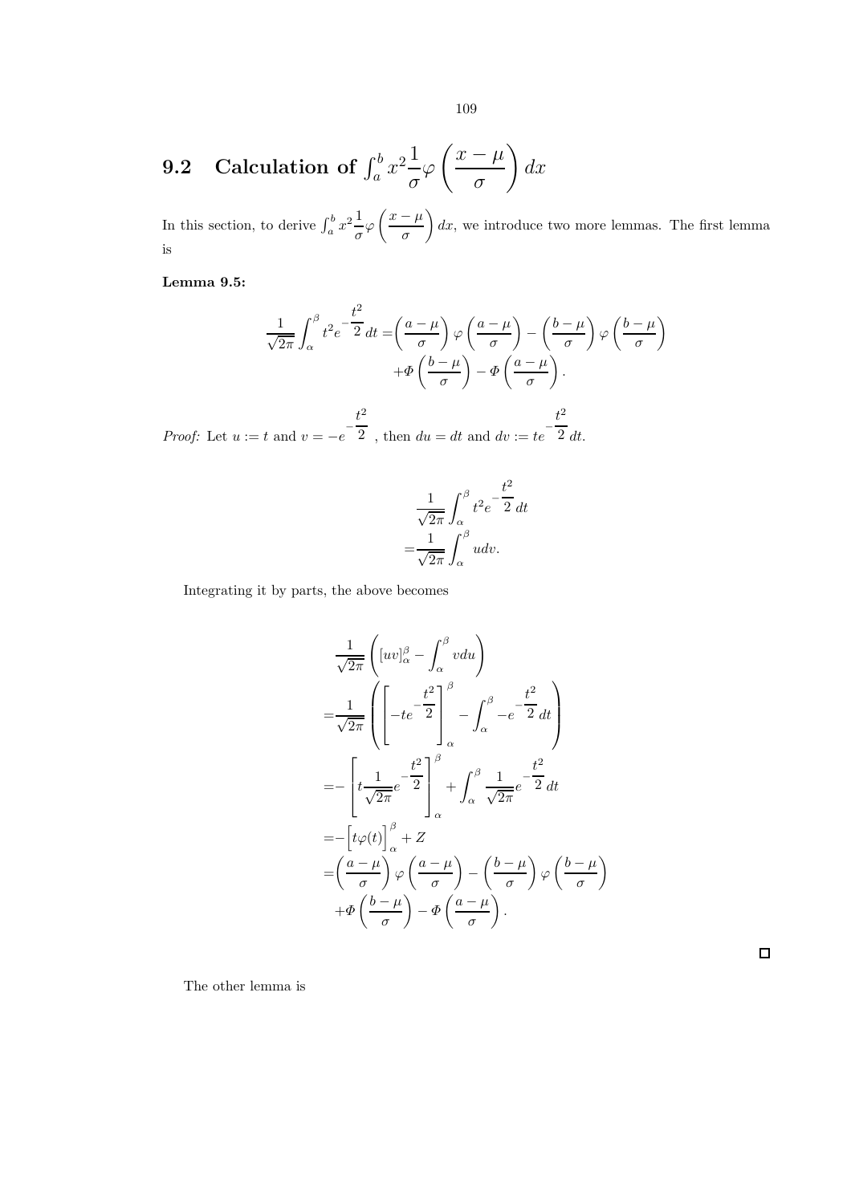## 9.2 Calculation of $\int_a^b x^2 \frac{1}{\sigma}\varphi\left(\frac{x-\mu}{\sigma}\right)dx$

In this section, to derive $\int_a^b x^2 \frac{1}{\sigma}\varphi\left(\frac{x-\mu}{\sigma}\right)dx$, we introduce two more lemmas. The first lemma is

**Lemma 9.5:**

$$\frac{1}{\sqrt{2\pi}}\int_\alpha^\beta t^2 e^{-\frac{t^2}{2}}\,dt = \left(\frac{a-\mu}{\sigma}\right)\varphi\left(\frac{a-\mu}{\sigma}\right) - \left(\frac{b-\mu}{\sigma}\right)\varphi\left(\frac{b-\mu}{\sigma}\right) + \Phi\left(\frac{b-\mu}{\sigma}\right) - \Phi\left(\frac{a-\mu}{\sigma}\right).$$

*Proof:* Let $u := t$ and $v = -e^{-\frac{t^2}{2}}$, then $du = dt$ and $dv := te^{-\frac{t^2}{2}}\,dt$.

$$\begin{aligned}
&\frac{1}{\sqrt{2\pi}}\int_\alpha^\beta t^2 e^{-\frac{t^2}{2}}\,dt \\
=&\frac{1}{\sqrt{2\pi}}\int_\alpha^\beta u dv.
\end{aligned}$$

Integrating it by parts, the above becomes

$$\begin{aligned}
&\frac{1}{\sqrt{2\pi}}\left([uv]_\alpha^\beta - \int_\alpha^\beta v du\right) \\
=&\frac{1}{\sqrt{2\pi}}\left(\left[-te^{-\frac{t^2}{2}}\right]_\alpha^\beta - \int_\alpha^\beta -e^{-\frac{t^2}{2}}\,dt\right) \\
=&-\left[t\frac{1}{\sqrt{2\pi}}e^{-\frac{t^2}{2}}\right]_\alpha^\beta + \int_\alpha^\beta \frac{1}{\sqrt{2\pi}}e^{-\frac{t^2}{2}}\,dt \\
=&-\Big[t\varphi(t)\Big]_\alpha^\beta + Z \\
=&\left(\frac{a-\mu}{\sigma}\right)\varphi\left(\frac{a-\mu}{\sigma}\right) - \left(\frac{b-\mu}{\sigma}\right)\varphi\left(\frac{b-\mu}{\sigma}\right) \\
&+\Phi\left(\frac{b-\mu}{\sigma}\right) - \Phi\left(\frac{a-\mu}{\sigma}\right).
\end{aligned}$$

□

The other lemma is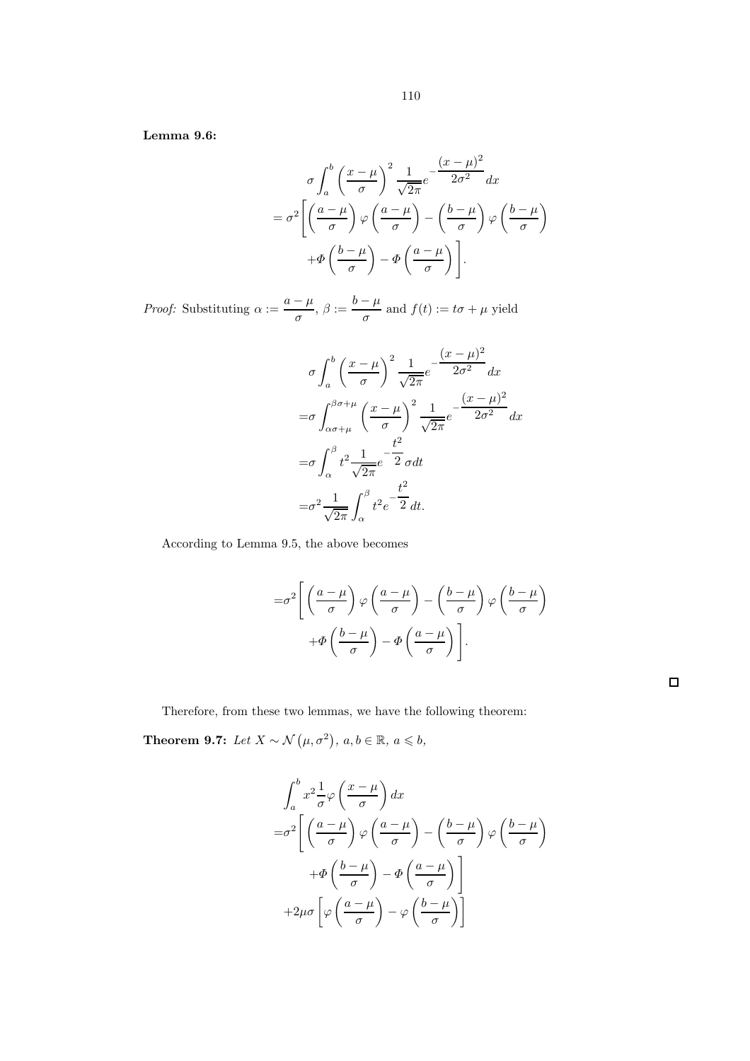**Lemma 9.6:**

$$
\begin{aligned}
&\sigma \int_a^b \left(\frac{x-\mu}{\sigma}\right)^2 \frac{1}{\sqrt{2\pi}} e^{-\dfrac{(x-\mu)^2}{2\sigma^2}} dx \\
&= \sigma^2 \Bigg[ \left(\frac{a-\mu}{\sigma}\right) \varphi\left(\frac{a-\mu}{\sigma}\right) - \left(\frac{b-\mu}{\sigma}\right) \varphi\left(\frac{b-\mu}{\sigma}\right) \\
&\quad + \Phi\left(\frac{b-\mu}{\sigma}\right) - \Phi\left(\frac{a-\mu}{\sigma}\right) \Bigg].
\end{aligned}
$$

*Proof:* Substituting $\alpha := \dfrac{a-\mu}{\sigma}$, $\beta := \dfrac{b-\mu}{\sigma}$ and $f(t) := t\sigma + \mu$ yield

$$
\begin{aligned}
&\sigma \int_a^b \left(\frac{x-\mu}{\sigma}\right)^2 \frac{1}{\sqrt{2\pi}} e^{-\dfrac{(x-\mu)^2}{2\sigma^2}} dx \\
=&\sigma \int_{\alpha\sigma+\mu}^{\beta\sigma+\mu} \left(\frac{x-\mu}{\sigma}\right)^2 \frac{1}{\sqrt{2\pi}} e^{-\dfrac{(x-\mu)^2}{2\sigma^2}} dx \\
=&\sigma \int_\alpha^\beta t^2 \frac{1}{\sqrt{2\pi}} e^{-\dfrac{t^2}{2}} \sigma dt \\
=&\sigma^2 \frac{1}{\sqrt{2\pi}} \int_\alpha^\beta t^2 e^{-\dfrac{t^2}{2}} dt.
\end{aligned}
$$

According to Lemma 9.5, the above becomes

$$
\begin{aligned}
=&\sigma^2 \Bigg[ \left(\frac{a-\mu}{\sigma}\right) \varphi\left(\frac{a-\mu}{\sigma}\right) - \left(\frac{b-\mu}{\sigma}\right) \varphi\left(\frac{b-\mu}{\sigma}\right) \\
&+ \Phi\left(\frac{b-\mu}{\sigma}\right) - \Phi\left(\frac{a-\mu}{\sigma}\right) \Bigg].
\end{aligned}
$$

□

Therefore, from these two lemmas, we have the following theorem:

**Theorem 9.7:** *Let $X \sim \mathcal{N}(\mu, \sigma^2)$, $a, b \in \mathbb{R}$, $a \leqslant b$,*

$$
\begin{aligned}
&\int_a^b x^2 \frac{1}{\sigma} \varphi\left(\frac{x-\mu}{\sigma}\right) dx \\
=&\sigma^2 \Bigg[ \left(\frac{a-\mu}{\sigma}\right) \varphi\left(\frac{a-\mu}{\sigma}\right) - \left(\frac{b-\mu}{\sigma}\right) \varphi\left(\frac{b-\mu}{\sigma}\right) \\
&+ \Phi\left(\frac{b-\mu}{\sigma}\right) - \Phi\left(\frac{a-\mu}{\sigma}\right) \Bigg] \\
&+ 2\mu\sigma \left[ \varphi\left(\frac{a-\mu}{\sigma}\right) - \varphi\left(\frac{b-\mu}{\sigma}\right) \right]
\end{aligned}
$$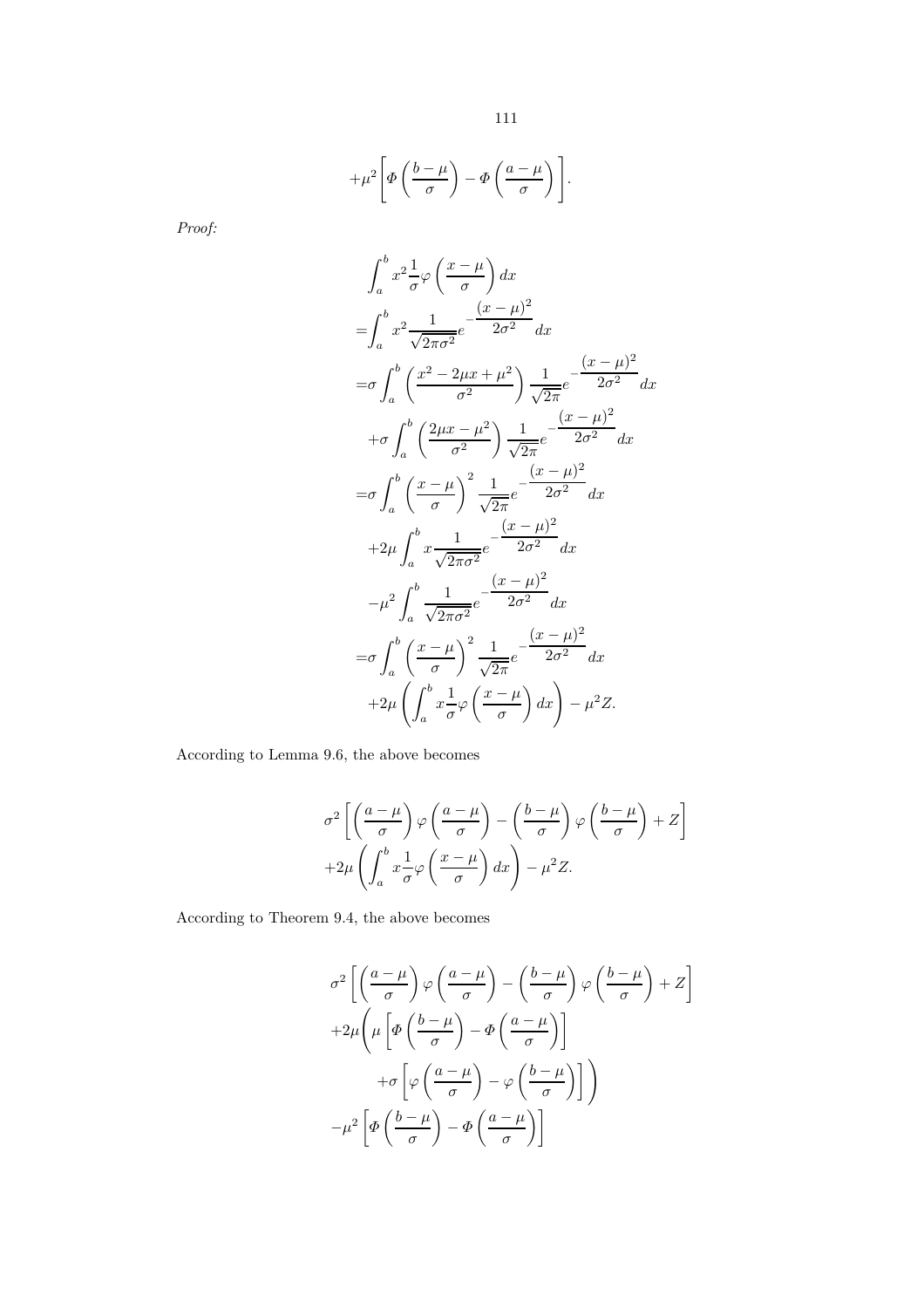$$+\mu^2\left[\Phi\left(\frac{b-\mu}{\sigma}\right)-\Phi\left(\frac{a-\mu}{\sigma}\right)\right].$$

*Proof:*

$$
\begin{aligned}
&\int_a^b x^2\frac{1}{\sigma}\varphi\left(\frac{x-\mu}{\sigma}\right)dx\\
=&\int_a^b x^2\frac{1}{\sqrt{2\pi\sigma^2}}e^{-\dfrac{(x-\mu)^2}{2\sigma^2}}\,dx\\
=&\sigma\int_a^b\left(\frac{x^2-2\mu x+\mu^2}{\sigma^2}\right)\frac{1}{\sqrt{2\pi}}e^{-\dfrac{(x-\mu)^2}{2\sigma^2}}\,dx\\
&+\sigma\int_a^b\left(\frac{2\mu x-\mu^2}{\sigma^2}\right)\frac{1}{\sqrt{2\pi}}e^{-\dfrac{(x-\mu)^2}{2\sigma^2}}dx\\
=&\sigma\int_a^b\left(\frac{x-\mu}{\sigma}\right)^2\frac{1}{\sqrt{2\pi}}e^{-\dfrac{(x-\mu)^2}{2\sigma^2}}\,dx\\
&+2\mu\int_a^b x\frac{1}{\sqrt{2\pi\sigma^2}}e^{-\dfrac{(x-\mu)^2}{2\sigma^2}}\,dx\\
&-\mu^2\int_a^b\frac{1}{\sqrt{2\pi\sigma^2}}e^{-\dfrac{(x-\mu)^2}{2\sigma^2}}\,dx\\
=&\sigma\int_a^b\left(\frac{x-\mu}{\sigma}\right)^2\frac{1}{\sqrt{2\pi}}e^{-\dfrac{(x-\mu)^2}{2\sigma^2}}\,dx\\
&+2\mu\left(\int_a^b x\frac{1}{\sigma}\varphi\left(\frac{x-\mu}{\sigma}\right)dx\right)-\mu^2 Z.
\end{aligned}
$$

According to Lemma 9.6, the above becomes

$$
\begin{aligned}
&\sigma^2\left[\left(\frac{a-\mu}{\sigma}\right)\varphi\left(\frac{a-\mu}{\sigma}\right)-\left(\frac{b-\mu}{\sigma}\right)\varphi\left(\frac{b-\mu}{\sigma}\right)+Z\right]\\
&+2\mu\left(\int_a^b x\frac{1}{\sigma}\varphi\left(\frac{x-\mu}{\sigma}\right)dx\right)-\mu^2 Z.
\end{aligned}
$$

According to Theorem 9.4, the above becomes

$$
\begin{aligned}
&\sigma^2\left[\left(\frac{a-\mu}{\sigma}\right)\varphi\left(\frac{a-\mu}{\sigma}\right)-\left(\frac{b-\mu}{\sigma}\right)\varphi\left(\frac{b-\mu}{\sigma}\right)+Z\right]\\
&+2\mu\Bigg(\mu\left[\Phi\left(\frac{b-\mu}{\sigma}\right)-\Phi\left(\frac{a-\mu}{\sigma}\right)\right]\\
&\qquad+\sigma\left[\varphi\left(\frac{a-\mu}{\sigma}\right)-\varphi\left(\frac{b-\mu}{\sigma}\right)\right]\Bigg)\\
&-\mu^2\left[\Phi\left(\frac{b-\mu}{\sigma}\right)-\Phi\left(\frac{a-\mu}{\sigma}\right)\right]
\end{aligned}
$$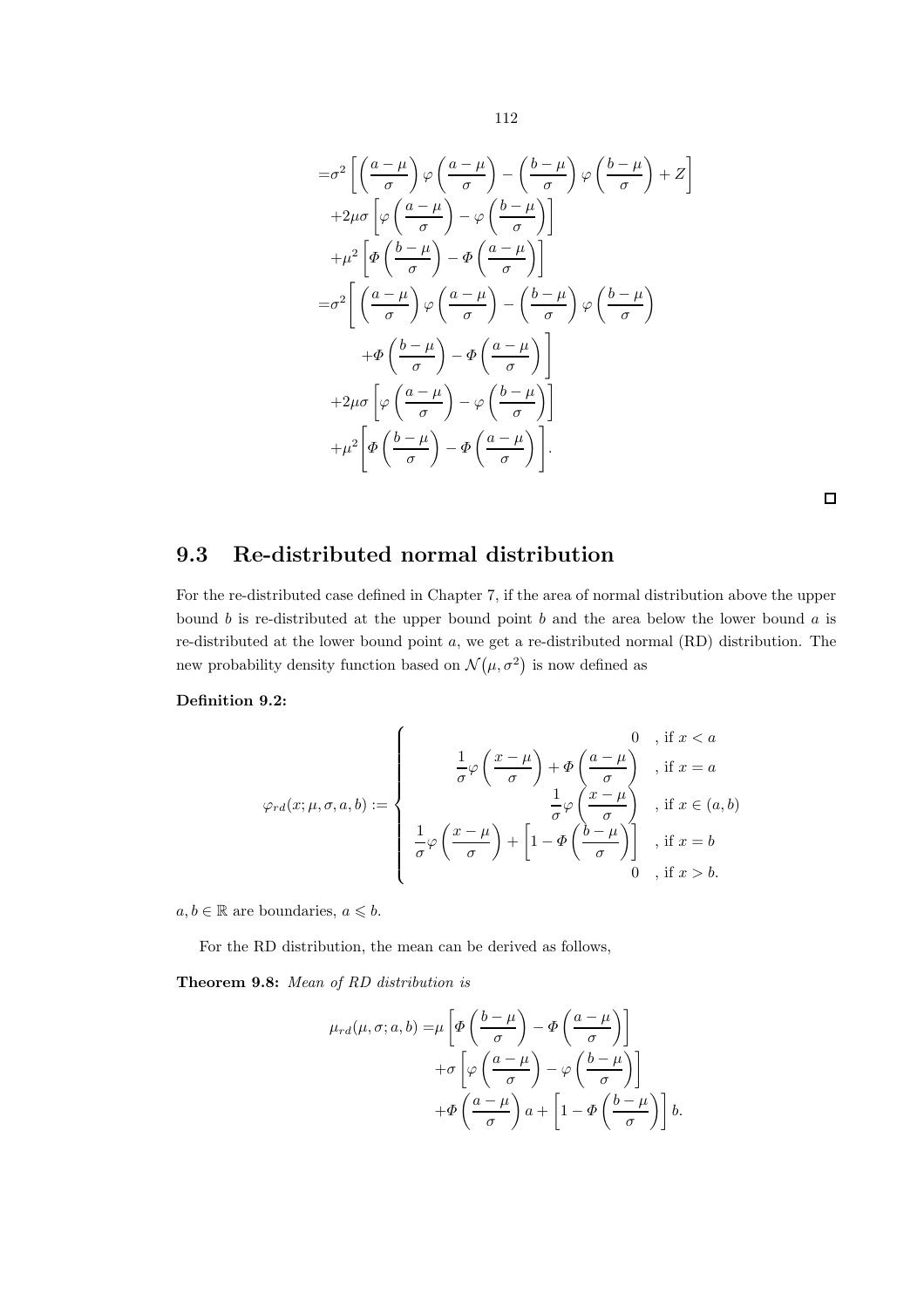$$
\begin{aligned}
=&\sigma^2\left[\left(\frac{a-\mu}{\sigma}\right)\varphi\left(\frac{a-\mu}{\sigma}\right)-\left(\frac{b-\mu}{\sigma}\right)\varphi\left(\frac{b-\mu}{\sigma}\right)+Z\right]\\
&+2\mu\sigma\left[\varphi\left(\frac{a-\mu}{\sigma}\right)-\varphi\left(\frac{b-\mu}{\sigma}\right)\right]\\
&+\mu^2\left[\Phi\left(\frac{b-\mu}{\sigma}\right)-\Phi\left(\frac{a-\mu}{\sigma}\right)\right]\\
=&\sigma^2\Bigg[\left(\frac{a-\mu}{\sigma}\right)\varphi\left(\frac{a-\mu}{\sigma}\right)-\left(\frac{b-\mu}{\sigma}\right)\varphi\left(\frac{b-\mu}{\sigma}\right)\\
&\quad+\Phi\left(\frac{b-\mu}{\sigma}\right)-\Phi\left(\frac{a-\mu}{\sigma}\right)\Bigg]\\
&+2\mu\sigma\left[\varphi\left(\frac{a-\mu}{\sigma}\right)-\varphi\left(\frac{b-\mu}{\sigma}\right)\right]\\
&+\mu^2\left[\Phi\left(\frac{b-\mu}{\sigma}\right)-\Phi\left(\frac{a-\mu}{\sigma}\right)\right].
\end{aligned}
$$

□

## 9.3 Re-distributed normal distribution

For the re-distributed case defined in Chapter 7, if the area of normal distribution above the upper bound $b$ is re-distributed at the upper bound point $b$ and the area below the lower bound $a$ is re-distributed at the lower bound point $a$, we get a re-distributed normal (RD) distribution. The new probability density function based on $\mathcal{N}(\mu, \sigma^2)$ is now defined as

**Definition 9.2:**

$$
\varphi_{rd}(x;\mu,\sigma,a,b) := \begin{cases}
0 & \text{, if } x < a \\
\frac{1}{\sigma}\varphi\left(\frac{x-\mu}{\sigma}\right)+\Phi\left(\frac{a-\mu}{\sigma}\right) & \text{, if } x = a \\
\frac{1}{\sigma}\varphi\left(\frac{x-\mu}{\sigma}\right) & \text{, if } x \in (a,b) \\
\frac{1}{\sigma}\varphi\left(\frac{x-\mu}{\sigma}\right)+\left[1-\Phi\left(\frac{b-\mu}{\sigma}\right)\right] & \text{, if } x = b \\
0 & \text{, if } x > b.
\end{cases}
$$

$a, b \in \mathbb{R}$ are boundaries, $a \leqslant b$.

For the RD distribution, the mean can be derived as follows,

**Theorem 9.8:** *Mean of RD distribution is*

$$
\begin{aligned}
\mu_{rd}(\mu,\sigma;a,b) =& \mu\left[\Phi\left(\frac{b-\mu}{\sigma}\right)-\Phi\left(\frac{a-\mu}{\sigma}\right)\right]\\
&+\sigma\left[\varphi\left(\frac{a-\mu}{\sigma}\right)-\varphi\left(\frac{b-\mu}{\sigma}\right)\right]\\
&+\Phi\left(\frac{a-\mu}{\sigma}\right)a+\left[1-\Phi\left(\frac{b-\mu}{\sigma}\right)\right]b.
\end{aligned}
$$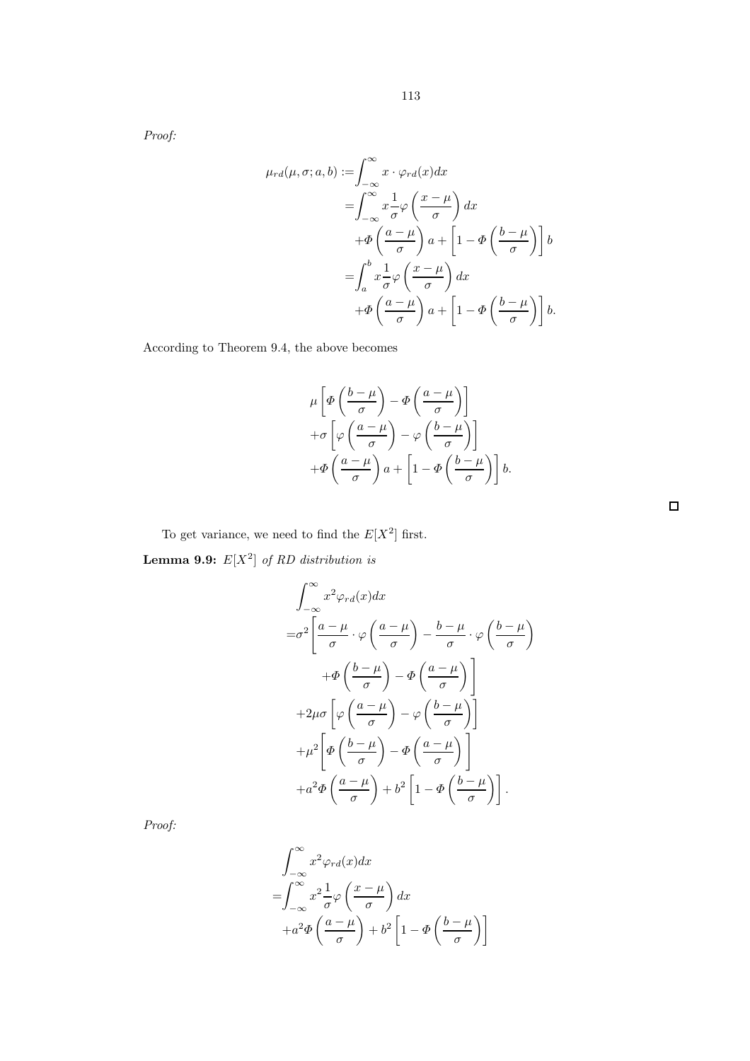*Proof:*

$$
\begin{aligned}
\mu_{rd}(\mu, \sigma; a, b) :=& \int_{-\infty}^{\infty} x \cdot \varphi_{rd}(x) dx \\
=& \int_{-\infty}^{\infty} x \frac{1}{\sigma} \varphi\left(\frac{x-\mu}{\sigma}\right) dx \\
& + \Phi\left(\frac{a-\mu}{\sigma}\right) a + \left[1 - \Phi\left(\frac{b-\mu}{\sigma}\right)\right] b \\
=& \int_{a}^{b} x \frac{1}{\sigma} \varphi\left(\frac{x-\mu}{\sigma}\right) dx \\
& + \Phi\left(\frac{a-\mu}{\sigma}\right) a + \left[1 - \Phi\left(\frac{b-\mu}{\sigma}\right)\right] b.
\end{aligned}
$$

According to Theorem 9.4, the above becomes

$$
\begin{aligned}
& \mu\left[\Phi\left(\frac{b-\mu}{\sigma}\right) - \Phi\left(\frac{a-\mu}{\sigma}\right)\right] \\
& + \sigma\left[\varphi\left(\frac{a-\mu}{\sigma}\right) - \varphi\left(\frac{b-\mu}{\sigma}\right)\right] \\
& + \Phi\left(\frac{a-\mu}{\sigma}\right) a + \left[1 - \Phi\left(\frac{b-\mu}{\sigma}\right)\right] b.
\end{aligned}
$$

□

To get variance, we need to find the $E[X^2]$ first.

**Lemma 9.9:** *$E[X^2]$ of RD distribution is*

$$
\begin{aligned}
& \int_{-\infty}^{\infty} x^2 \varphi_{rd}(x) dx \\
=& \sigma^2 \Bigg[\frac{a-\mu}{\sigma} \cdot \varphi\left(\frac{a-\mu}{\sigma}\right) - \frac{b-\mu}{\sigma} \cdot \varphi\left(\frac{b-\mu}{\sigma}\right) \\
& \quad + \Phi\left(\frac{b-\mu}{\sigma}\right) - \Phi\left(\frac{a-\mu}{\sigma}\right)\Bigg] \\
& + 2\mu\sigma\left[\varphi\left(\frac{a-\mu}{\sigma}\right) - \varphi\left(\frac{b-\mu}{\sigma}\right)\right] \\
& + \mu^2\left[\Phi\left(\frac{b-\mu}{\sigma}\right) - \Phi\left(\frac{a-\mu}{\sigma}\right)\right] \\
& + a^2 \Phi\left(\frac{a-\mu}{\sigma}\right) + b^2\left[1 - \Phi\left(\frac{b-\mu}{\sigma}\right)\right].
\end{aligned}
$$

*Proof:*

$$
\begin{aligned}
& \int_{-\infty}^{\infty} x^2 \varphi_{rd}(x) dx \\
=& \int_{-\infty}^{\infty} x^2 \frac{1}{\sigma} \varphi\left(\frac{x-\mu}{\sigma}\right) dx \\
& + a^2 \Phi\left(\frac{a-\mu}{\sigma}\right) + b^2\left[1 - \Phi\left(\frac{b-\mu}{\sigma}\right)\right]
\end{aligned}
$$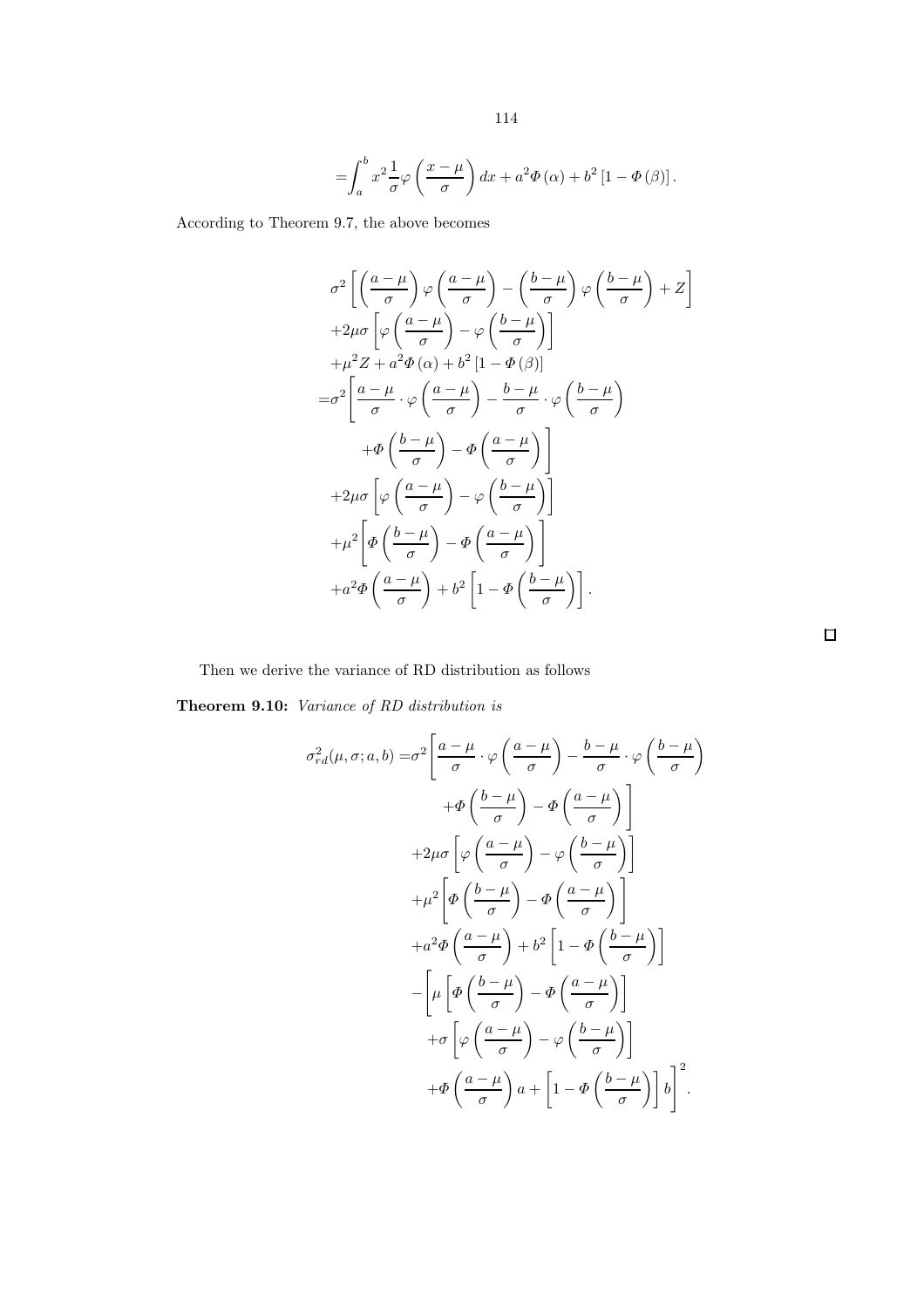$$=\int_a^b x^2 \frac{1}{\sigma} \varphi\left(\frac{x-\mu}{\sigma}\right) dx + a^2 \Phi(\alpha) + b^2 \left[1 - \Phi(\beta)\right].$$

According to Theorem 9.7, the above becomes

$$\begin{aligned}
&\sigma^2 \left[ \left(\frac{a-\mu}{\sigma}\right) \varphi\left(\frac{a-\mu}{\sigma}\right) - \left(\frac{b-\mu}{\sigma}\right) \varphi\left(\frac{b-\mu}{\sigma}\right) + Z \right] \\
&+ 2\mu\sigma \left[ \varphi\left(\frac{a-\mu}{\sigma}\right) - \varphi\left(\frac{b-\mu}{\sigma}\right) \right] \\
&+ \mu^2 Z + a^2 \Phi(\alpha) + b^2 \left[1 - \Phi(\beta)\right] \\
=& \sigma^2 \Bigg[ \frac{a-\mu}{\sigma} \cdot \varphi\left(\frac{a-\mu}{\sigma}\right) - \frac{b-\mu}{\sigma} \cdot \varphi\left(\frac{b-\mu}{\sigma}\right) \\
&\quad + \Phi\left(\frac{b-\mu}{\sigma}\right) - \Phi\left(\frac{a-\mu}{\sigma}\right) \Bigg] \\
&+ 2\mu\sigma \left[ \varphi\left(\frac{a-\mu}{\sigma}\right) - \varphi\left(\frac{b-\mu}{\sigma}\right) \right] \\
&+ \mu^2 \left[ \Phi\left(\frac{b-\mu}{\sigma}\right) - \Phi\left(\frac{a-\mu}{\sigma}\right) \right] \\
&+ a^2 \Phi\left(\frac{a-\mu}{\sigma}\right) + b^2 \left[ 1 - \Phi\left(\frac{b-\mu}{\sigma}\right) \right].
\end{aligned}$$

□

Then we derive the variance of RD distribution as follows

**Theorem 9.10:** *Variance of RD distribution is*

$$\begin{aligned}
\sigma_{rd}^2(\mu, \sigma; a, b) =& \sigma^2 \Bigg[ \frac{a-\mu}{\sigma} \cdot \varphi\left(\frac{a-\mu}{\sigma}\right) - \frac{b-\mu}{\sigma} \cdot \varphi\left(\frac{b-\mu}{\sigma}\right) \\
&\quad + \Phi\left(\frac{b-\mu}{\sigma}\right) - \Phi\left(\frac{a-\mu}{\sigma}\right) \Bigg] \\
&+ 2\mu\sigma \left[ \varphi\left(\frac{a-\mu}{\sigma}\right) - \varphi\left(\frac{b-\mu}{\sigma}\right) \right] \\
&+ \mu^2 \left[ \Phi\left(\frac{b-\mu}{\sigma}\right) - \Phi\left(\frac{a-\mu}{\sigma}\right) \right] \\
&+ a^2 \Phi\left(\frac{a-\mu}{\sigma}\right) + b^2 \left[ 1 - \Phi\left(\frac{b-\mu}{\sigma}\right) \right] \\
&- \Bigg[ \mu \left[ \Phi\left(\frac{b-\mu}{\sigma}\right) - \Phi\left(\frac{a-\mu}{\sigma}\right) \right] \\
&\quad + \sigma \left[ \varphi\left(\frac{a-\mu}{\sigma}\right) - \varphi\left(\frac{b-\mu}{\sigma}\right) \right] \\
&\quad + \Phi\left(\frac{a-\mu}{\sigma}\right) a + \left[ 1 - \Phi\left(\frac{b-\mu}{\sigma}\right) \right] b \Bigg]^2.
\end{aligned}$$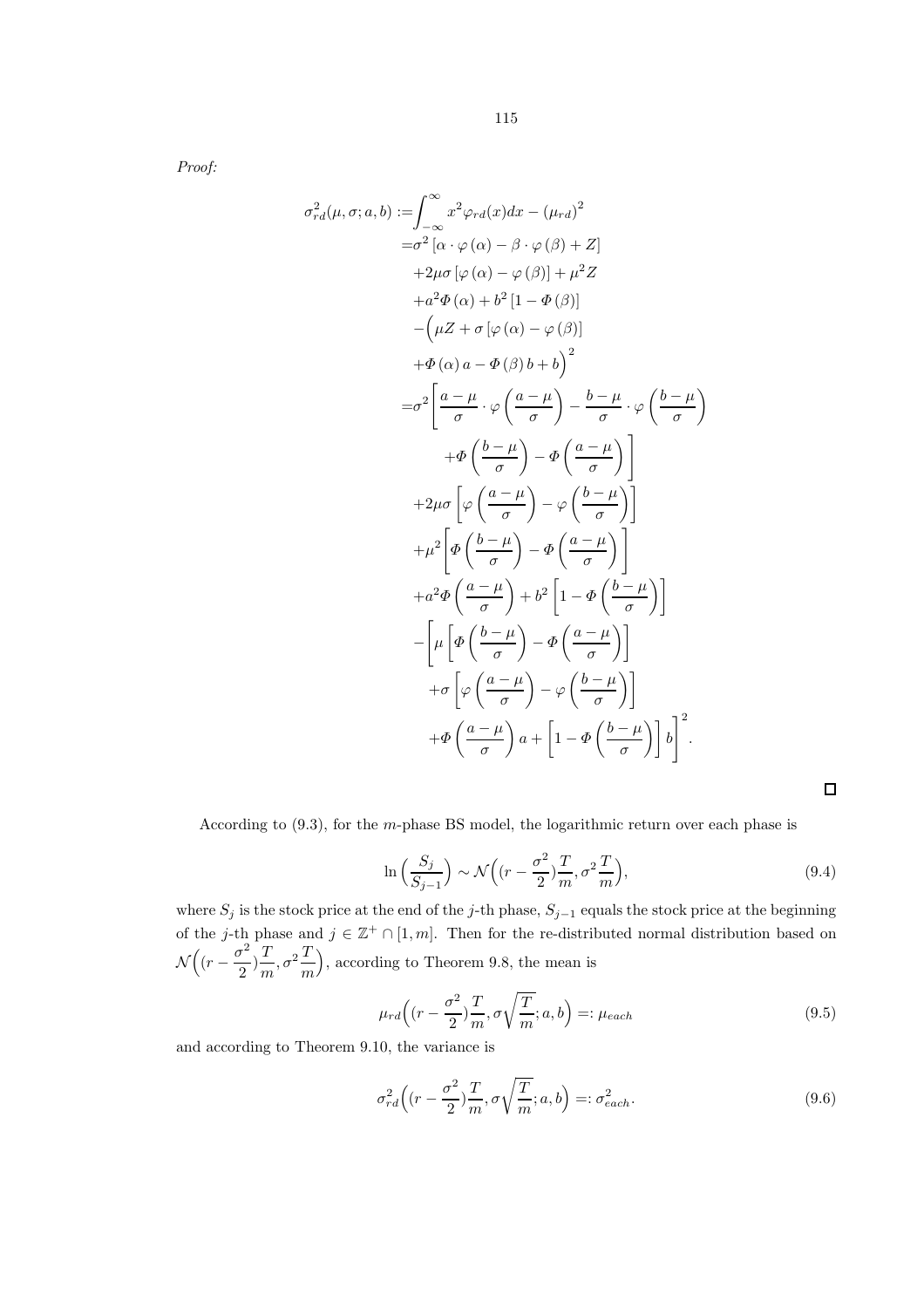*Proof:*

$$
\begin{aligned}
\sigma_{rd}^2(\mu, \sigma; a, b) :=& \int_{-\infty}^{\infty} x^2 \varphi_{rd}(x) dx - (\mu_{rd})^2 \\
=& \sigma^2 \left[ \alpha \cdot \varphi(\alpha) - \beta \cdot \varphi(\beta) + Z \right] \\
& + 2\mu\sigma \left[ \varphi(\alpha) - \varphi(\beta) \right] + \mu^2 Z \\
& + a^2 \Phi(\alpha) + b^2 \left[ 1 - \Phi(\beta) \right] \\
& - \Big( \mu Z + \sigma \left[ \varphi(\alpha) - \varphi(\beta) \right] \\
& + \Phi(\alpha) a - \Phi(\beta) b + b \Big)^2 \\
=& \sigma^2 \Bigg[ \frac{a-\mu}{\sigma} \cdot \varphi\left(\frac{a-\mu}{\sigma}\right) - \frac{b-\mu}{\sigma} \cdot \varphi\left(\frac{b-\mu}{\sigma}\right) \\
& \quad + \Phi\left(\frac{b-\mu}{\sigma}\right) - \Phi\left(\frac{a-\mu}{\sigma}\right) \Bigg] \\
& + 2\mu\sigma \left[ \varphi\left(\frac{a-\mu}{\sigma}\right) - \varphi\left(\frac{b-\mu}{\sigma}\right) \right] \\
& + \mu^2 \Bigg[ \Phi\left(\frac{b-\mu}{\sigma}\right) - \Phi\left(\frac{a-\mu}{\sigma}\right) \Bigg] \\
& + a^2 \Phi\left(\frac{a-\mu}{\sigma}\right) + b^2 \left[ 1 - \Phi\left(\frac{b-\mu}{\sigma}\right) \right] \\
& - \Bigg[ \mu \left[ \Phi\left(\frac{b-\mu}{\sigma}\right) - \Phi\left(\frac{a-\mu}{\sigma}\right) \right] \\
& \quad + \sigma \left[ \varphi\left(\frac{a-\mu}{\sigma}\right) - \varphi\left(\frac{b-\mu}{\sigma}\right) \right] \\
& \quad + \Phi\left(\frac{a-\mu}{\sigma}\right) a + \left[ 1 - \Phi\left(\frac{b-\mu}{\sigma}\right) \right] b \Bigg]^2 .
\end{aligned}
$$

□

According to (9.3), for the $m$-phase BS model, the logarithmic return over each phase is

$$
\ln\Big(\frac{S_j}{S_{j-1}}\Big) \sim \mathcal{N}\Big((r - \frac{\sigma^2}{2})\frac{T}{m}, \sigma^2 \frac{T}{m}\Big), \tag{9.4}
$$

where $S_j$ is the stock price at the end of the $j$-th phase, $S_{j-1}$ equals the stock price at the beginning of the $j$-th phase and $j \in \mathbb{Z}^+ \cap [1, m]$. Then for the re-distributed normal distribution based on $\mathcal{N}\Big((r - \frac{\sigma^2}{2})\frac{T}{m}, \sigma^2 \frac{T}{m}\Big)$, according to Theorem 9.8, the mean is

$$
\mu_{rd}\Big((r - \frac{\sigma^2}{2})\frac{T}{m}, \sigma\sqrt{\frac{T}{m}}; a, b\Big) =: \mu_{each} \tag{9.5}
$$

and according to Theorem 9.10, the variance is

$$
\sigma_{rd}^2\Big((r - \frac{\sigma^2}{2})\frac{T}{m}, \sigma\sqrt{\frac{T}{m}}; a, b\Big) =: \sigma_{each}^2. \tag{9.6}
$$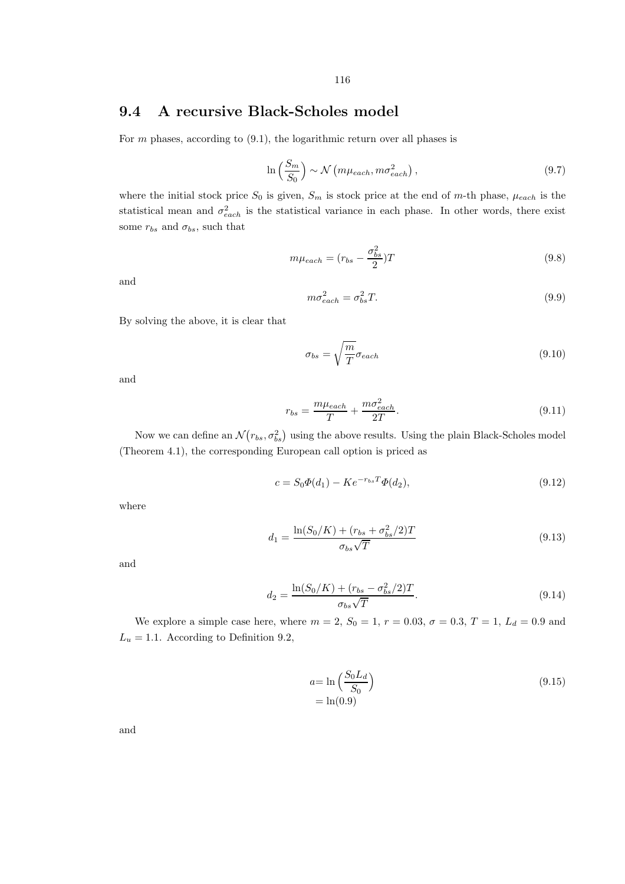## 9.4 A recursive Black-Scholes model

For $m$ phases, according to (9.1), the logarithmic return over all phases is

$$\ln\left(\frac{S_m}{S_0}\right) \sim \mathcal{N}\left(m\mu_{each}, m\sigma_{each}^2\right), \tag{9.7}$$

where the initial stock price $S_0$ is given, $S_m$ is stock price at the end of $m$-th phase, $\mu_{each}$ is the statistical mean and $\sigma_{each}^2$ is the statistical variance in each phase. In other words, there exist some $r_{bs}$ and $\sigma_{bs}$, such that

$$m\mu_{each} = (r_{bs} - \frac{\sigma_{bs}^2}{2})T \tag{9.8}$$

and

$$m\sigma_{each}^2 = \sigma_{bs}^2 T. \tag{9.9}$$

By solving the above, it is clear that

$$\sigma_{bs} = \sqrt{\frac{m}{T}}\sigma_{each} \tag{9.10}$$

and

$$r_{bs} = \frac{m\mu_{each}}{T} + \frac{m\sigma_{each}^2}{2T}. \tag{9.11}$$

Now we can define an $\mathcal{N}(r_{bs}, \sigma_{bs}^2)$ using the above results. Using the plain Black-Scholes model (Theorem 4.1), the corresponding European call option is priced as

$$c = S_0\Phi(d_1) - Ke^{-r_{bs}T}\Phi(d_2), \tag{9.12}$$

where

$$d_1 = \frac{\ln(S_0/K) + (r_{bs} + \sigma_{bs}^2/2)T}{\sigma_{bs}\sqrt{T}} \tag{9.13}$$

and

$$d_2 = \frac{\ln(S_0/K) + (r_{bs} - \sigma_{bs}^2/2)T}{\sigma_{bs}\sqrt{T}}. \tag{9.14}$$

We explore a simple case here, where $m = 2$, $S_0 = 1$, $r = 0.03$, $\sigma = 0.3$, $T = 1$, $L_d = 0.9$ and $L_u = 1.1$. According to Definition 9.2,

$$\begin{aligned} a &= \ln\left(\frac{S_0 L_d}{S_0}\right) \\ &= \ln(0.9) \end{aligned} \tag{9.15}$$

and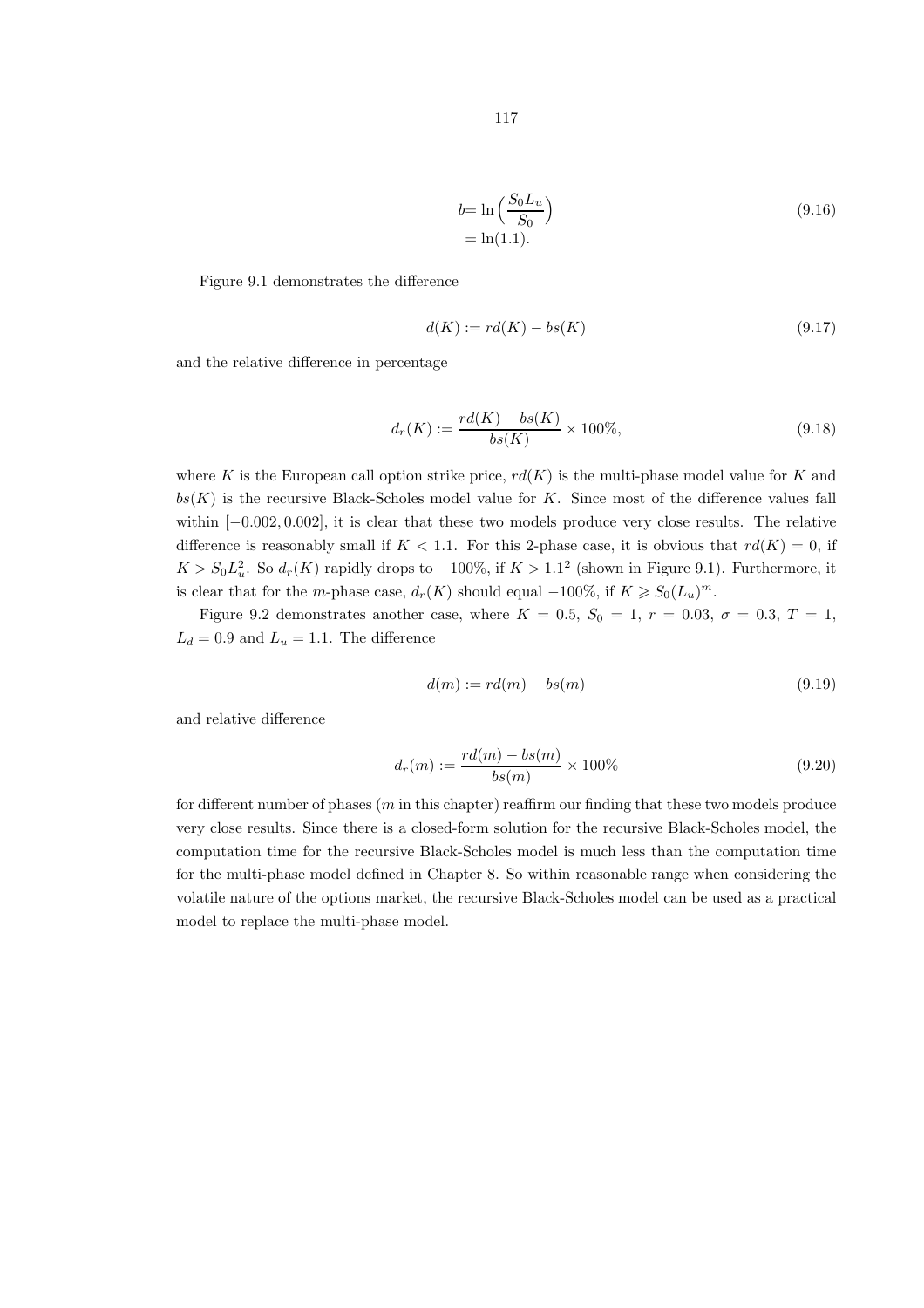$$
\begin{aligned}
b &= \ln\Big(\frac{S_0 L_u}{S_0}\Big) \\
&= \ln(1.1).
\end{aligned}
\tag{9.16}
$$

Figure 9.1 demonstrates the difference

$$
d(K) := rd(K) - bs(K) \tag{9.17}
$$

and the relative difference in percentage

$$
d_r(K) := \frac{rd(K) - bs(K)}{bs(K)} \times 100\%, \tag{9.18}
$$

where $K$ is the European call option strike price, $rd(K)$ is the multi-phase model value for $K$ and $bs(K)$ is the recursive Black-Scholes model value for $K$. Since most of the difference values fall within $[-0.002, 0.002]$, it is clear that these two models produce very close results. The relative difference is reasonably small if $K < 1.1$. For this 2-phase case, it is obvious that $rd(K) = 0$, if $K > S_0 L_u^2$. So $d_r(K)$ rapidly drops to $-100\%$, if $K > 1.1^2$ (shown in Figure 9.1). Furthermore, it is clear that for the $m$-phase case, $d_r(K)$ should equal $-100\%$, if $K \geqslant S_0(L_u)^m$.

Figure 9.2 demonstrates another case, where $K = 0.5$, $S_0 = 1$, $r = 0.03$, $\sigma = 0.3$, $T = 1$, $L_d = 0.9$ and $L_u = 1.1$. The difference

$$
d(m) := rd(m) - bs(m) \tag{9.19}
$$

and relative difference

$$
d_r(m) := \frac{rd(m) - bs(m)}{bs(m)} \times 100\% \tag{9.20}
$$

for different number of phases ($m$ in this chapter) reaffirm our finding that these two models produce very close results. Since there is a closed-form solution for the recursive Black-Scholes model, the computation time for the recursive Black-Scholes model is much less than the computation time for the multi-phase model defined in Chapter 8. So within reasonable range when considering the volatile nature of the options market, the recursive Black-Scholes model can be used as a practical model to replace the multi-phase model.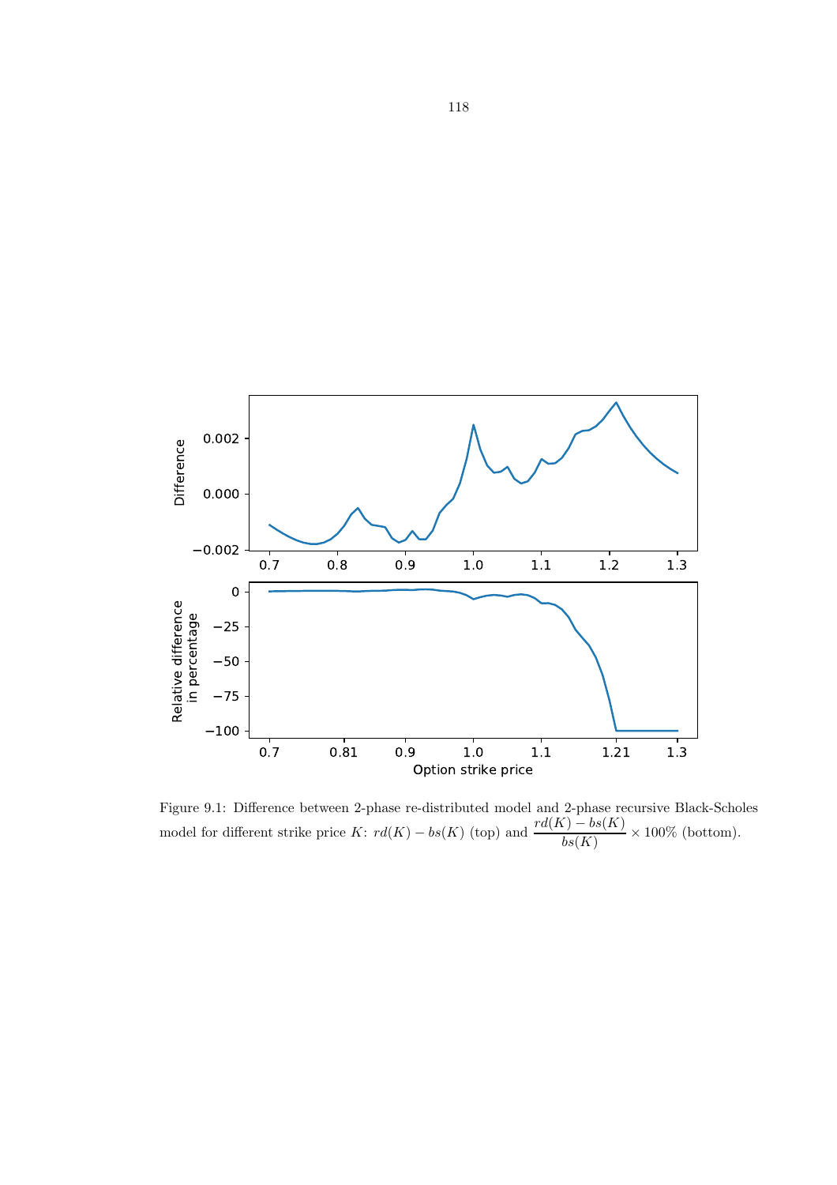Figure 9.1: Difference between 2-phase re-distributed model and 2-phase recursive Black-Scholes model for different strike price $K$: $rd(K) - bs(K)$ (top) and $\dfrac{rd(K) - bs(K)}{bs(K)} \times 100\%$ (bottom).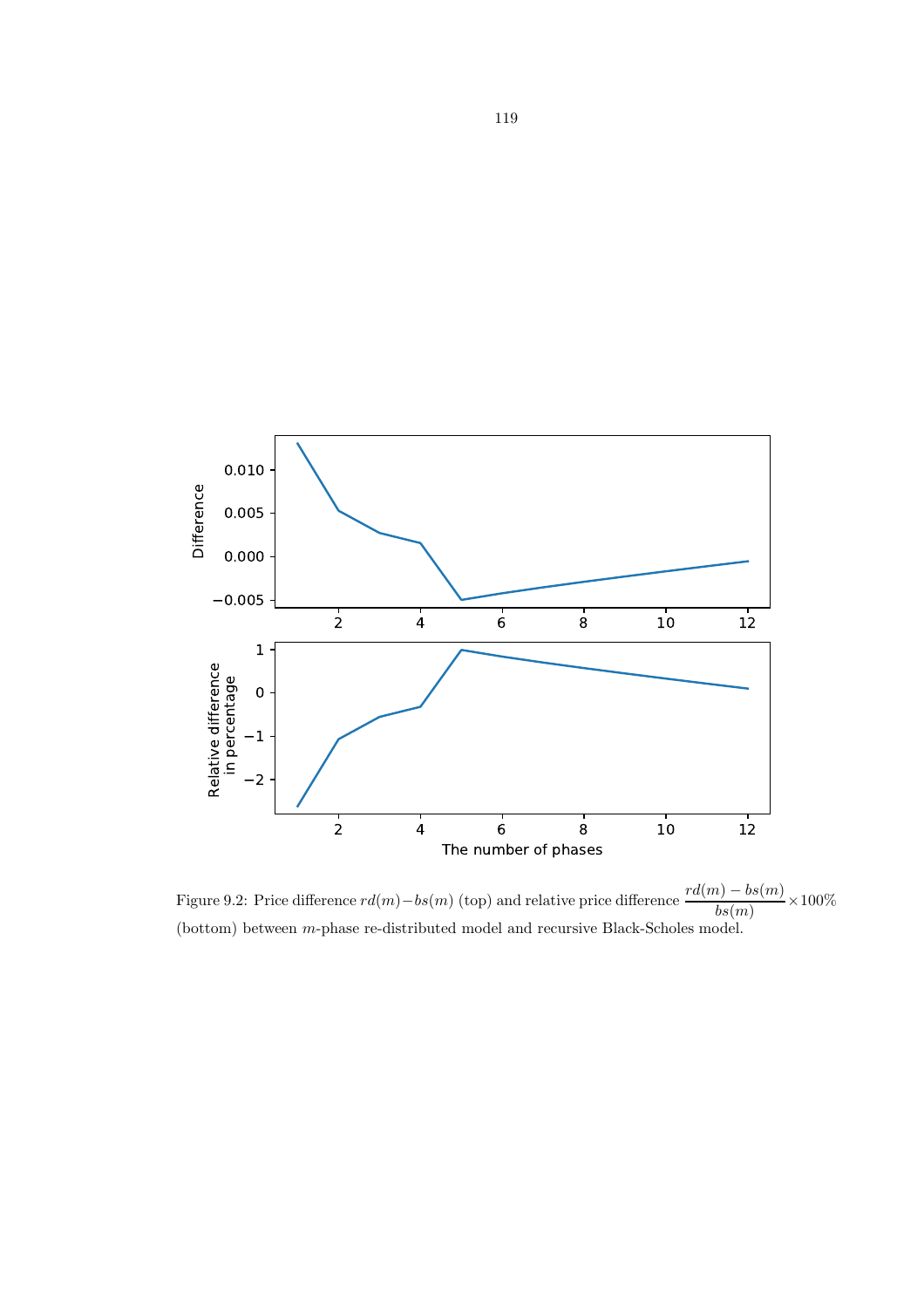Figure 9.2: Price difference $rd(m) - bs(m)$ (top) and relative price difference $\dfrac{rd(m) - bs(m)}{bs(m)} \times 100\%$ (bottom) between $m$-phase re-distributed model and recursive Black-Scholes model.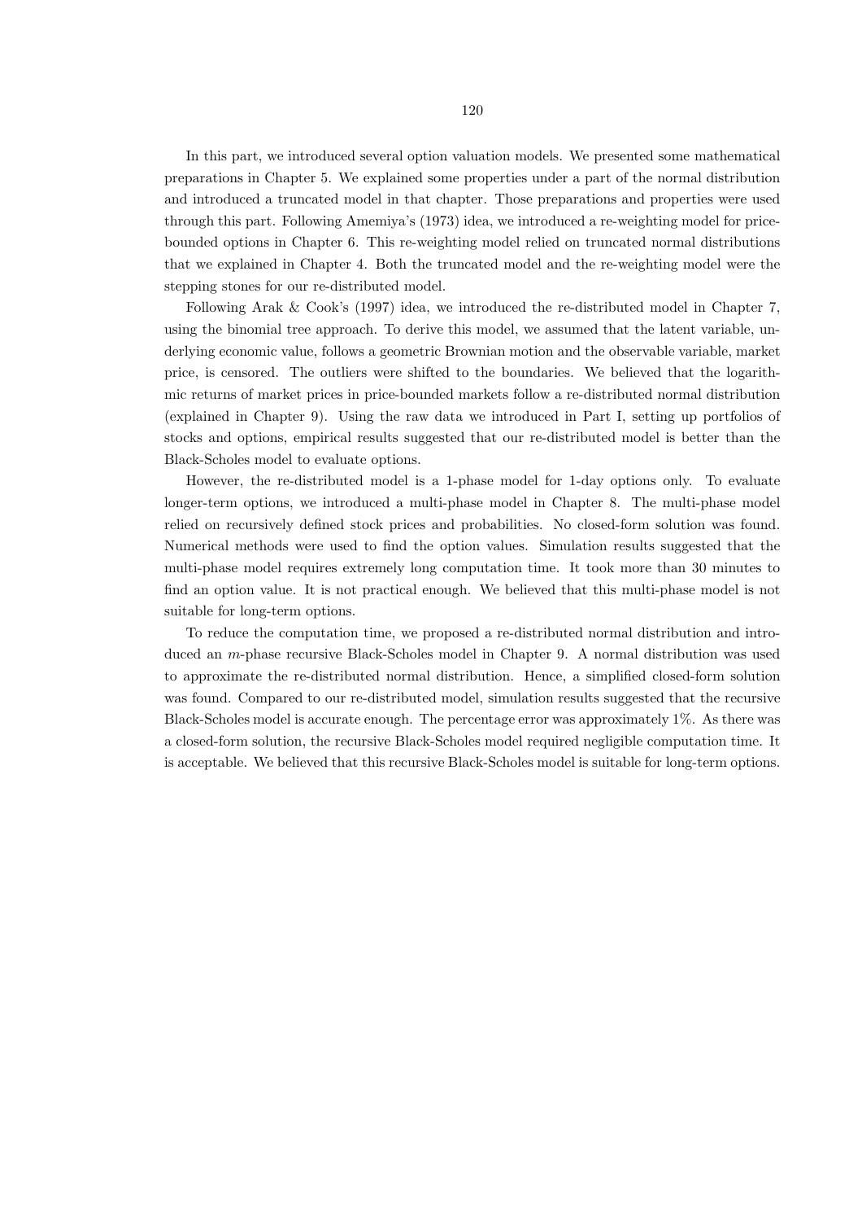In this part, we introduced several option valuation models. We presented some mathematical preparations in Chapter 5. We explained some properties under a part of the normal distribution and introduced a truncated model in that chapter. Those preparations and properties were used through this part. Following Amemiya's (1973) idea, we introduced a re-weighting model for price-bounded options in Chapter 6. This re-weighting model relied on truncated normal distributions that we explained in Chapter 4. Both the truncated model and the re-weighting model were the stepping stones for our re-distributed model.

Following Arak & Cook's (1997) idea, we introduced the re-distributed model in Chapter 7, using the binomial tree approach. To derive this model, we assumed that the latent variable, underlying economic value, follows a geometric Brownian motion and the observable variable, market price, is censored. The outliers were shifted to the boundaries. We believed that the logarithmic returns of market prices in price-bounded markets follow a re-distributed normal distribution (explained in Chapter 9). Using the raw data we introduced in Part I, setting up portfolios of stocks and options, empirical results suggested that our re-distributed model is better than the Black-Scholes model to evaluate options.

However, the re-distributed model is a 1-phase model for 1-day options only. To evaluate longer-term options, we introduced a multi-phase model in Chapter 8. The multi-phase model relied on recursively defined stock prices and probabilities. No closed-form solution was found. Numerical methods were used to find the option values. Simulation results suggested that the multi-phase model requires extremely long computation time. It took more than 30 minutes to find an option value. It is not practical enough. We believed that this multi-phase model is not suitable for long-term options.

To reduce the computation time, we proposed a re-distributed normal distribution and introduced an $m$-phase recursive Black-Scholes model in Chapter 9. A normal distribution was used to approximate the re-distributed normal distribution. Hence, a simplified closed-form solution was found. Compared to our re-distributed model, simulation results suggested that the recursive Black-Scholes model is accurate enough. The percentage error was approximately 1%. As there was a closed-form solution, the recursive Black-Scholes model required negligible computation time. It is acceptable. We believed that this recursive Black-Scholes model is suitable for long-term options.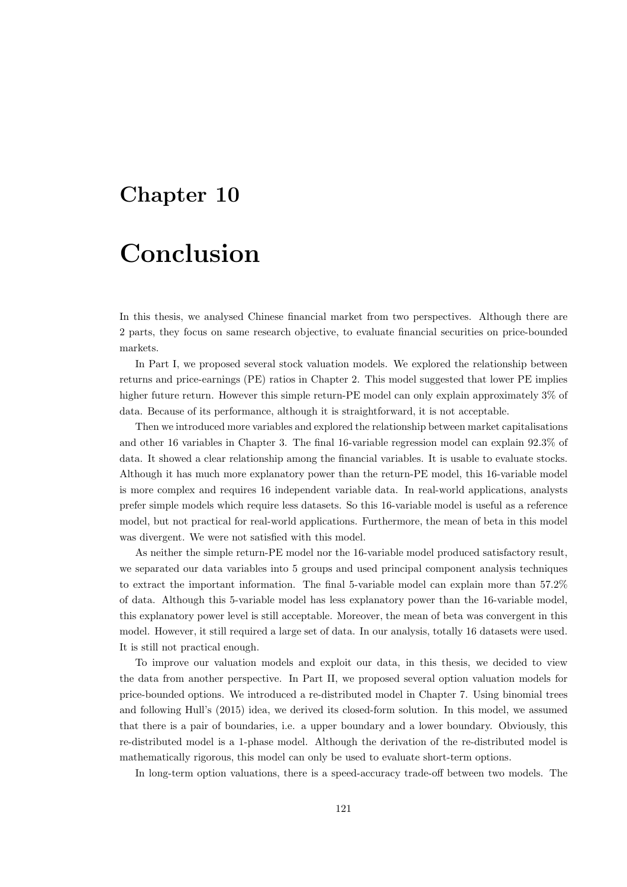# Chapter 10

# Conclusion

In this thesis, we analysed Chinese financial market from two perspectives. Although there are 2 parts, they focus on same research objective, to evaluate financial securities on price-bounded markets.

In Part I, we proposed several stock valuation models. We explored the relationship between returns and price-earnings (PE) ratios in Chapter 2. This model suggested that lower PE implies higher future return. However this simple return-PE model can only explain approximately 3% of data. Because of its performance, although it is straightforward, it is not acceptable.

Then we introduced more variables and explored the relationship between market capitalisations and other 16 variables in Chapter 3. The final 16-variable regression model can explain 92.3% of data. It showed a clear relationship among the financial variables. It is usable to evaluate stocks. Although it has much more explanatory power than the return-PE model, this 16-variable model is more complex and requires 16 independent variable data. In real-world applications, analysts prefer simple models which require less datasets. So this 16-variable model is useful as a reference model, but not practical for real-world applications. Furthermore, the mean of beta in this model was divergent. We were not satisfied with this model.

As neither the simple return-PE model nor the 16-variable model produced satisfactory result, we separated our data variables into 5 groups and used principal component analysis techniques to extract the important information. The final 5-variable model can explain more than 57.2% of data. Although this 5-variable model has less explanatory power than the 16-variable model, this explanatory power level is still acceptable. Moreover, the mean of beta was convergent in this model. However, it still required a large set of data. In our analysis, totally 16 datasets were used. It is still not practical enough.

To improve our valuation models and exploit our data, in this thesis, we decided to view the data from another perspective. In Part II, we proposed several option valuation models for price-bounded options. We introduced a re-distributed model in Chapter 7. Using binomial trees and following Hull's (2015) idea, we derived its closed-form solution. In this model, we assumed that there is a pair of boundaries, i.e. a upper boundary and a lower boundary. Obviously, this re-distributed model is a 1-phase model. Although the derivation of the re-distributed model is mathematically rigorous, this model can only be used to evaluate short-term options.

In long-term option valuations, there is a speed-accuracy trade-off between two models. The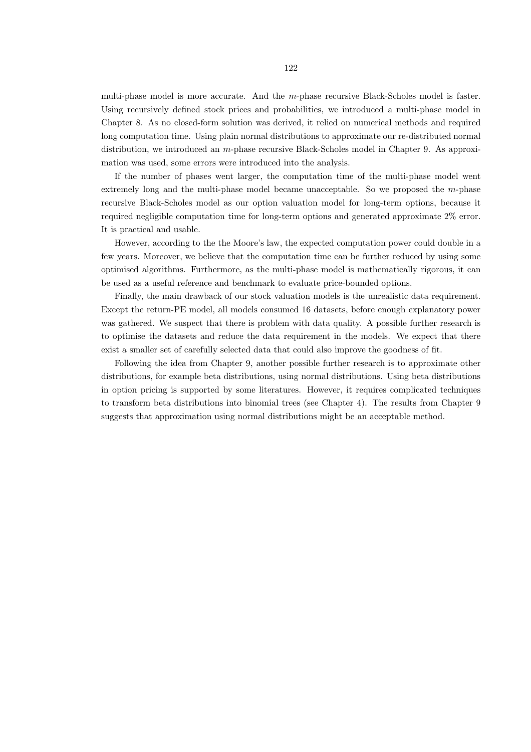multi-phase model is more accurate. And the $m$-phase recursive Black-Scholes model is faster. Using recursively defined stock prices and probabilities, we introduced a multi-phase model in Chapter 8. As no closed-form solution was derived, it relied on numerical methods and required long computation time. Using plain normal distributions to approximate our re-distributed normal distribution, we introduced an $m$-phase recursive Black-Scholes model in Chapter 9. As approximation was used, some errors were introduced into the analysis.

If the number of phases went larger, the computation time of the multi-phase model went extremely long and the multi-phase model became unacceptable. So we proposed the $m$-phase recursive Black-Scholes model as our option valuation model for long-term options, because it required negligible computation time for long-term options and generated approximate 2% error. It is practical and usable.

However, according to the the Moore's law, the expected computation power could double in a few years. Moreover, we believe that the computation time can be further reduced by using some optimised algorithms. Furthermore, as the multi-phase model is mathematically rigorous, it can be used as a useful reference and benchmark to evaluate price-bounded options.

Finally, the main drawback of our stock valuation models is the unrealistic data requirement. Except the return-PE model, all models consumed 16 datasets, before enough explanatory power was gathered. We suspect that there is problem with data quality. A possible further research is to optimise the datasets and reduce the data requirement in the models. We expect that there exist a smaller set of carefully selected data that could also improve the goodness of fit.

Following the idea from Chapter 9, another possible further research is to approximate other distributions, for example beta distributions, using normal distributions. Using beta distributions in option pricing is supported by some literatures. However, it requires complicated techniques to transform beta distributions into binomial trees (see Chapter 4). The results from Chapter 9 suggests that approximation using normal distributions might be an acceptable method.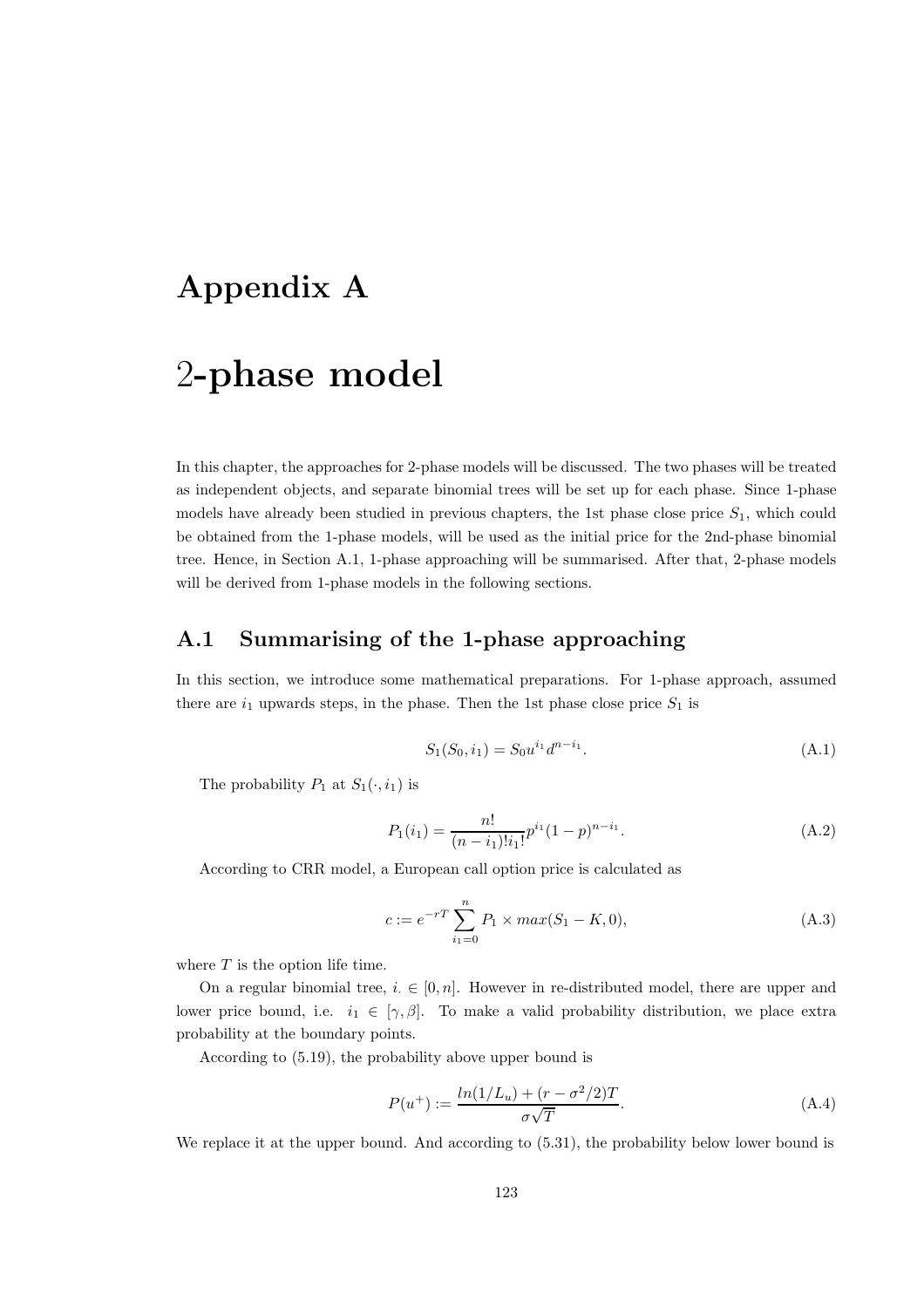# Appendix A

# 2-phase model

In this chapter, the approaches for 2-phase models will be discussed. The two phases will be treated as independent objects, and separate binomial trees will be set up for each phase. Since 1-phase models have already been studied in previous chapters, the 1st phase close price $S_1$, which could be obtained from the 1-phase models, will be used as the initial price for the 2nd-phase binomial tree. Hence, in Section A.1, 1-phase approaching will be summarised. After that, 2-phase models will be derived from 1-phase models in the following sections.

## A.1 Summarising of the 1-phase approaching

In this section, we introduce some mathematical preparations. For 1-phase approach, assumed there are $i_1$ upwards steps, in the phase. Then the 1st phase close price $S_1$ is

$$S_1(S_0, i_1) = S_0 u^{i_1} d^{n-i_1}. \tag{A.1}$$

The probability $P_1$ at $S_1(\cdot, i_1)$ is

$$P_1(i_1) = \frac{n!}{(n-i_1)!i_1!} p^{i_1}(1-p)^{n-i_1}. \tag{A.2}$$

According to CRR model, a European call option price is calculated as

$$c := e^{-rT} \sum_{i_1=0}^{n} P_1 \times max(S_1 - K, 0), \tag{A.3}$$

where $T$ is the option life time.

On a regular binomial tree, $i_\cdot \in [0, n]$. However in re-distributed model, there are upper and lower price bound, i.e. $i_1 \in [\gamma, \beta]$. To make a valid probability distribution, we place extra probability at the boundary points.

According to (5.19), the probability above upper bound is

$$P(u^+) := \frac{ln(1/L_u) + (r - \sigma^2/2)T}{\sigma\sqrt{T}}. \tag{A.4}$$

We replace it at the upper bound. And according to (5.31), the probability below lower bound is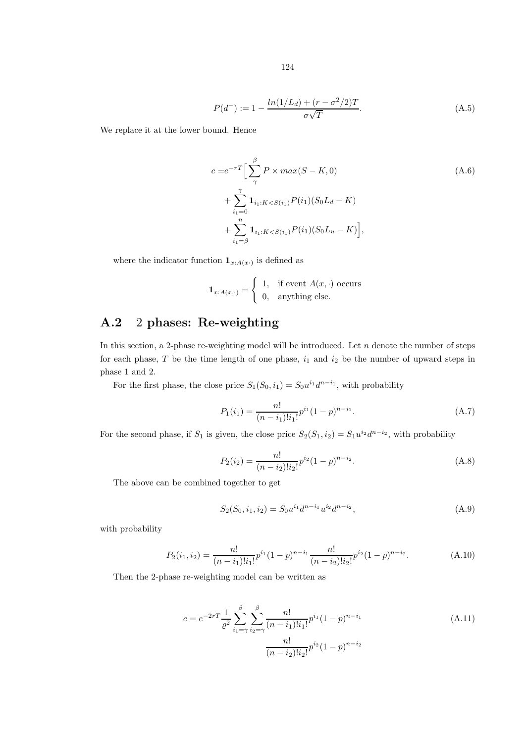$$P(d^-) := 1 - \frac{ln(1/L_d) + (r - \sigma^2/2)T}{\sigma\sqrt{T}}. \tag{A.5}$$

We replace it at the lower bound. Hence

$$\begin{aligned} c =& e^{-rT}\Big[\sum_{\gamma}^{\beta} P \times max(S-K, 0) \\ &+ \sum_{i_1=0}^{\gamma} \mathbf{1}_{i_1:K<S(i_1)} P(i_1)(S_0 L_d - K) \\ &+ \sum_{i_1=\beta}^{n} \mathbf{1}_{i_1:K<S(i_1)} P(i_1)(S_0 L_u - K)\Big], \end{aligned} \tag{A.6}$$

where the indicator function $\mathbf{1}_{x:A(x\cdot)}$ is defined as

$$\mathbf{1}_{x:A(x,\cdot)} = \begin{cases} 1, & \text{if event } A(x,\cdot) \text{ occurs} \\ 0, & \text{anything else.} \end{cases}$$

## A.2 2 phases: Re-weighting

In this section, a 2-phase re-weighting model will be introduced. Let $n$ denote the number of steps for each phase, $T$ be the time length of one phase, $i_1$ and $i_2$ be the number of upward steps in phase 1 and 2.

For the first phase, the close price $S_1(S_0, i_1) = S_0 u^{i_1} d^{n-i_1}$, with probability

$$P_1(i_1) = \frac{n!}{(n-i_1)!i_1!} p^{i_1}(1-p)^{n-i_1}. \tag{A.7}$$

For the second phase, if $S_1$ is given, the close price $S_2(S_1, i_2) = S_1 u^{i_2} d^{n-i_2}$, with probability

$$P_2(i_2) = \frac{n!}{(n-i_2)!i_2!} p^{i_2}(1-p)^{n-i_2}. \tag{A.8}$$

The above can be combined together to get

$$S_2(S_0, i_1, i_2) = S_0 u^{i_1} d^{n-i_1} u^{i_2} d^{n-i_2}, \tag{A.9}$$

with probability

$$P_2(i_1, i_2) = \frac{n!}{(n-i_1)!i_1!} p^{i_1}(1-p)^{n-i_1} \frac{n!}{(n-i_2)!i_2!} p^{i_2}(1-p)^{n-i_2}. \tag{A.10}$$

Then the 2-phase re-weighting model can be written as

$$\begin{aligned} c = e^{-2rT} \frac{1}{\varrho^2} \sum_{i_1=\gamma}^{\beta} \sum_{i_2=\gamma}^{\beta} & \frac{n!}{(n-i_1)!i_1!} p^{i_1}(1-p)^{n-i_1} \\ & \frac{n!}{(n-i_2)!i_2!} p^{i_2}(1-p)^{n-i_2} \end{aligned} \tag{A.11}$$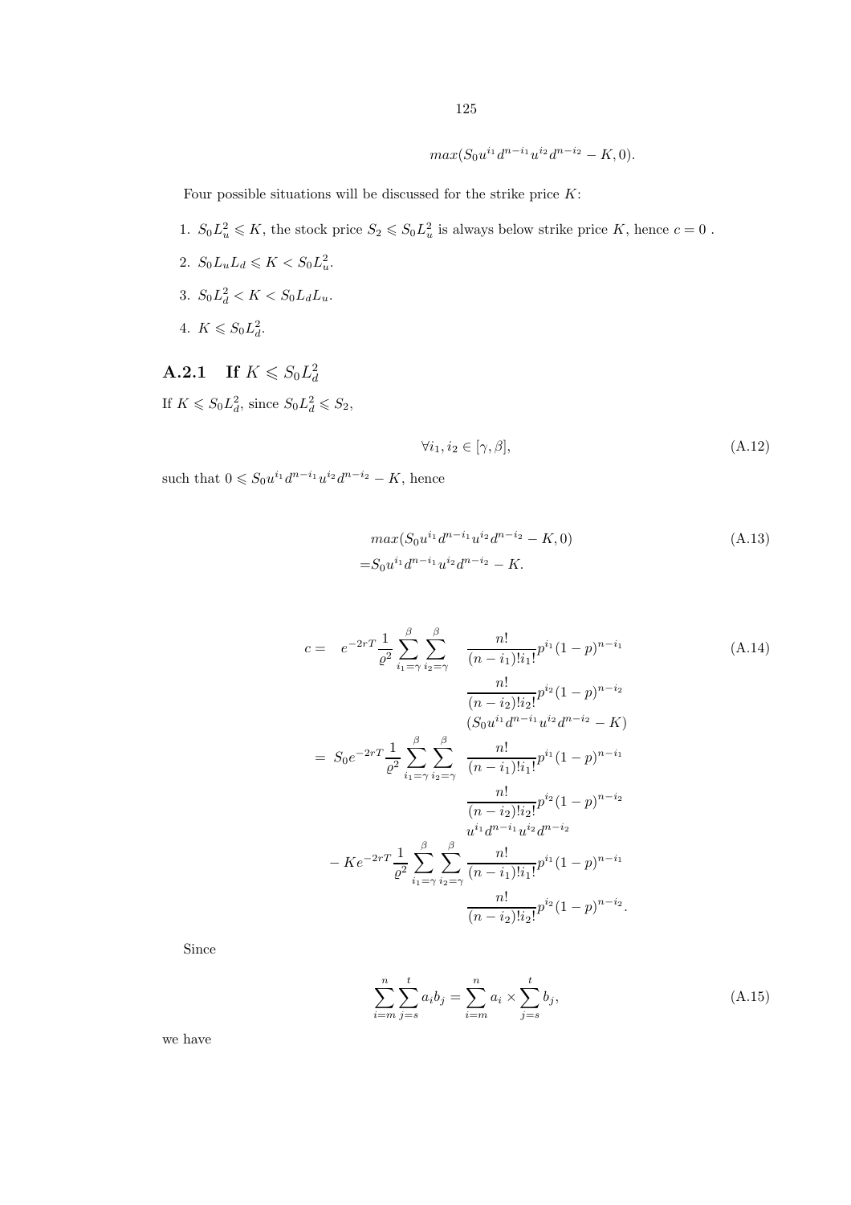$$max(S_0 u^{i_1} d^{n-i_1} u^{i_2} d^{n-i_2} - K, 0).$$

Four possible situations will be discussed for the strike price $K$:

1. $S_0 L_u^2 \leqslant K$, the stock price $S_2 \leqslant S_0 L_u^2$ is always below strike price $K$, hence $c = 0$ .
2. $S_0 L_u L_d \leqslant K < S_0 L_u^2$.
3. $S_0 L_d^2 < K < S_0 L_d L_u$.
4. $K \leqslant S_0 L_d^2$.

### A.2.1 If $K \leqslant S_0 L_d^2$

If $K \leqslant S_0 L_d^2$, since $S_0 L_d^2 \leqslant S_2$,

$$\forall i_1, i_2 \in [\gamma, \beta], \tag{A.12}$$

such that $0 \leqslant S_0 u^{i_1} d^{n-i_1} u^{i_2} d^{n-i_2} - K$, hence

$$\begin{aligned} & max(S_0 u^{i_1} d^{n-i_1} u^{i_2} d^{n-i_2} - K, 0) \\ =& S_0 u^{i_1} d^{n-i_1} u^{i_2} d^{n-i_2} - K. \end{aligned} \tag{A.13}$$

$$\begin{aligned} c =& \quad e^{-2rT} \frac{1}{\varrho^2} \sum_{i_1=\gamma}^{\beta} \sum_{i_2=\gamma}^{\beta} \quad \frac{n!}{(n-i_1)! i_1!} p^{i_1} (1-p)^{n-i_1} \\ & \qquad \frac{n!}{(n-i_2)! i_2!} p^{i_2} (1-p)^{n-i_2} \\ & \qquad (S_0 u^{i_1} d^{n-i_1} u^{i_2} d^{n-i_2} - K) \\ =& \; S_0 e^{-2rT} \frac{1}{\varrho^2} \sum_{i_1=\gamma}^{\beta} \sum_{i_2=\gamma}^{\beta} \frac{n!}{(n-i_1)! i_1!} p^{i_1} (1-p)^{n-i_1} \\ & \qquad \frac{n!}{(n-i_2)! i_2!} p^{i_2} (1-p)^{n-i_2} \\ & \qquad u^{i_1} d^{n-i_1} u^{i_2} d^{n-i_2} \\ & - K e^{-2rT} \frac{1}{\varrho^2} \sum_{i_1=\gamma}^{\beta} \sum_{i_2=\gamma}^{\beta} \frac{n!}{(n-i_1)! i_1!} p^{i_1} (1-p)^{n-i_1} \\ & \qquad \frac{n!}{(n-i_2)! i_2!} p^{i_2} (1-p)^{n-i_2}. \end{aligned} \tag{A.14}$$

Since

$$\sum_{i=m}^{n} \sum_{j=s}^{t} a_i b_j = \sum_{i=m}^{n} a_i \times \sum_{j=s}^{t} b_j, \tag{A.15}$$

we have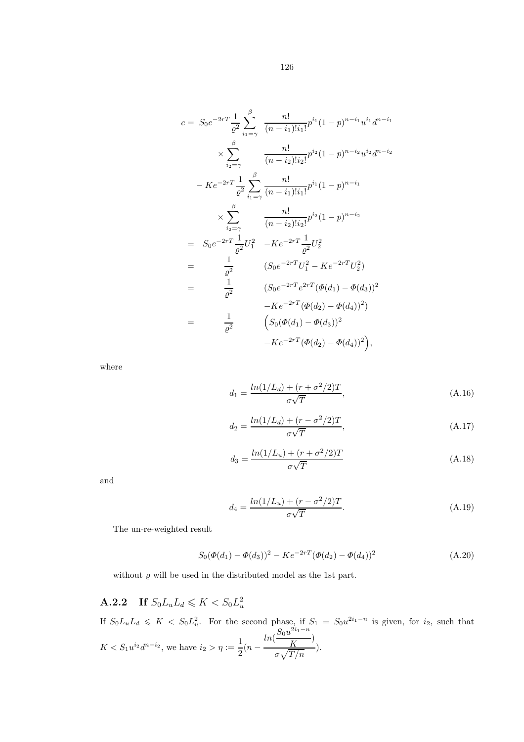$$
\begin{aligned}
c = \; & S_0 e^{-2rT} \frac{1}{\varrho^2} \sum_{i_1=\gamma}^{\beta} \frac{n!}{(n-i_1)!i_1!} p^{i_1}(1-p)^{n-i_1} u^{i_1} d^{n-i_1} \\
& \times \sum_{i_2=\gamma}^{\beta} \frac{n!}{(n-i_2)!i_2!} p^{i_2}(1-p)^{n-i_2} u^{i_2} d^{n-i_2} \\
& - K e^{-2rT} \frac{1}{\varrho^2} \sum_{i_1=\gamma}^{\beta} \frac{n!}{(n-i_1)!i_1!} p^{i_1}(1-p)^{n-i_1} \\
& \times \sum_{i_2=\gamma}^{\beta} \frac{n!}{(n-i_2)!i_2!} p^{i_2}(1-p)^{n-i_2} \\
= \; & S_0 e^{-2rT} \frac{1}{\varrho^2} U_1^2 \quad - K e^{-2rT} \frac{1}{\varrho^2} U_2^2 \\
= \; & \frac{1}{\varrho^2} \quad (S_0 e^{-2rT} U_1^2 - K e^{-2rT} U_2^2) \\
= \; & \frac{1}{\varrho^2} \quad (S_0 e^{-2rT} e^{2rT} (\Phi(d_1) - \Phi(d_3))^2 \\
& \qquad - K e^{-2rT} (\Phi(d_2) - \Phi(d_4))^2) \\
= \; & \frac{1}{\varrho^2} \quad \Big( S_0 (\Phi(d_1) - \Phi(d_3))^2 \\
& \qquad - K e^{-2rT} (\Phi(d_2) - \Phi(d_4))^2 \Big),
\end{aligned}
$$

where

$$
d_1 = \frac{ln(1/L_d) + (r + \sigma^2/2)T}{\sigma\sqrt{T}}, \tag{A.16}
$$

$$
d_2 = \frac{ln(1/L_d) + (r - \sigma^2/2)T}{\sigma\sqrt{T}}, \tag{A.17}
$$

$$
d_3 = \frac{ln(1/L_u) + (r + \sigma^2/2)T}{\sigma\sqrt{T}} \tag{A.18}
$$

and

$$
d_4 = \frac{ln(1/L_u) + (r - \sigma^2/2)T}{\sigma\sqrt{T}}. \tag{A.19}
$$

The un-re-weighted result

$$
S_0(\Phi(d_1) - \Phi(d_3))^2 - K e^{-2rT}(\Phi(d_2) - \Phi(d_4))^2 \tag{A.20}
$$

without $\varrho$ will be used in the distributed model as the 1st part.

### A.2.2 If $S_0 L_u L_d \leqslant K < S_0 L_u^2$

If $S_0 L_u L_d \leqslant K < S_0 L_u^2$. For the second phase, if $S_1 = S_0 u^{2i_1 - n}$ is given, for $i_2$, such that $K < S_1 u^{i_2} d^{n-i_2}$, we have $i_2 > \eta := \frac{1}{2}\left(n - \frac{ln(\frac{S_0 u^{2i_1-n}}{K})}{\sigma\sqrt{T/n}}\right)$.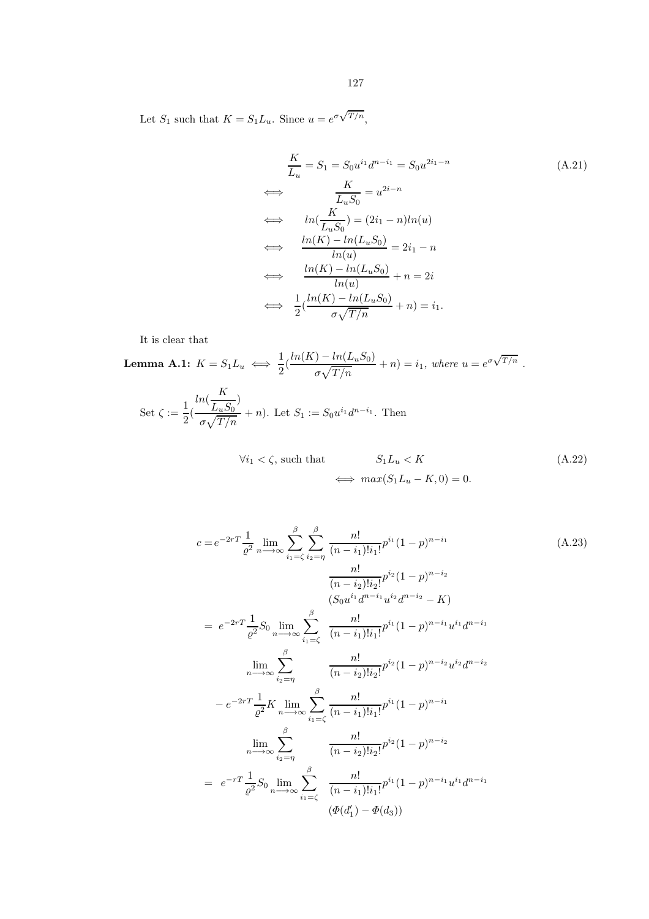Let $S_1$ such that $K = S_1 L_u$. Since $u = e^{\sigma\sqrt{T/n}}$,

$$
\begin{aligned}
& \frac{K}{L_u} = S_1 = S_0 u^{i_1} d^{n-i_1} = S_0 u^{2i_1 - n} \\
\iff \quad & \frac{K}{L_u S_0} = u^{2i-n} \\
\iff \quad & ln(\frac{K}{L_u S_0}) = (2i_1 - n) ln(u) \\
\iff \quad & \frac{ln(K) - ln(L_u S_0)}{ln(u)} = 2i_1 - n \\
\iff \quad & \frac{ln(K) - ln(L_u S_0)}{ln(u)} + n = 2i \\
\iff \quad & \frac{1}{2}(\frac{ln(K) - ln(L_u S_0)}{\sigma\sqrt{T/n}} + n) = i_1.
\end{aligned}
\tag{A.21}
$$

It is clear that

**Lemma A.1:** $K = S_1 L_u \iff \frac{1}{2}(\frac{ln(K) - ln(L_u S_0)}{\sigma\sqrt{T/n}} + n) = i_1$, *where* $u = e^{\sigma\sqrt{T/n}}$ .

Set $\zeta := \frac{1}{2}(\frac{ln(\frac{K}{L_u S_0})}{\sigma\sqrt{T/n}} + n)$. Let $S_1 := S_0 u^{i_1} d^{n-i_1}$. Then

$$
\begin{aligned}
\forall i_1 < \zeta, \text{ such that} \qquad & S_1 L_u < K \\
& \iff max(S_1 L_u - K, 0) = 0.
\end{aligned}
\tag{A.22}
$$

$$
\begin{aligned}
c = & e^{-2rT} \frac{1}{\varrho^2} \lim_{n \longrightarrow \infty} \sum_{i_1=\zeta}^{\beta} \sum_{i_2=\eta}^{\beta} \frac{n!}{(n-i_1)! i_1!} p^{i_1} (1-p)^{n-i_1} \\
& \frac{n!}{(n-i_2)! i_2!} p^{i_2} (1-p)^{n-i_2} \\
& (S_0 u^{i_1} d^{n-i_1} u^{i_2} d^{n-i_2} - K) \\
= \; & e^{-2rT} \frac{1}{\varrho^2} S_0 \lim_{n \longrightarrow \infty} \sum_{i_1=\zeta}^{\beta} \frac{n!}{(n-i_1)! i_1!} p^{i_1} (1-p)^{n-i_1} u^{i_1} d^{n-i_1} \\
& \lim_{n \longrightarrow \infty} \sum_{i_2=\eta}^{\beta} \frac{n!}{(n-i_2)! i_2!} p^{i_2} (1-p)^{n-i_2} u^{i_2} d^{n-i_2} \\
& - e^{-2rT} \frac{1}{\varrho^2} K \lim_{n \longrightarrow \infty} \sum_{i_1=\zeta}^{\beta} \frac{n!}{(n-i_1)! i_1!} p^{i_1} (1-p)^{n-i_1} \\
& \lim_{n \longrightarrow \infty} \sum_{i_2=\eta}^{\beta} \frac{n!}{(n-i_2)! i_2!} p^{i_2} (1-p)^{n-i_2} \\
= \; & e^{-rT} \frac{1}{\varrho^2} S_0 \lim_{n \longrightarrow \infty} \sum_{i_1=\zeta}^{\beta} \frac{n!}{(n-i_1)! i_1!} p^{i_1} (1-p)^{n-i_1} u^{i_1} d^{n-i_1} \\
& (\Phi(d_1') - \Phi(d_3))
\end{aligned}
\tag{A.23}
$$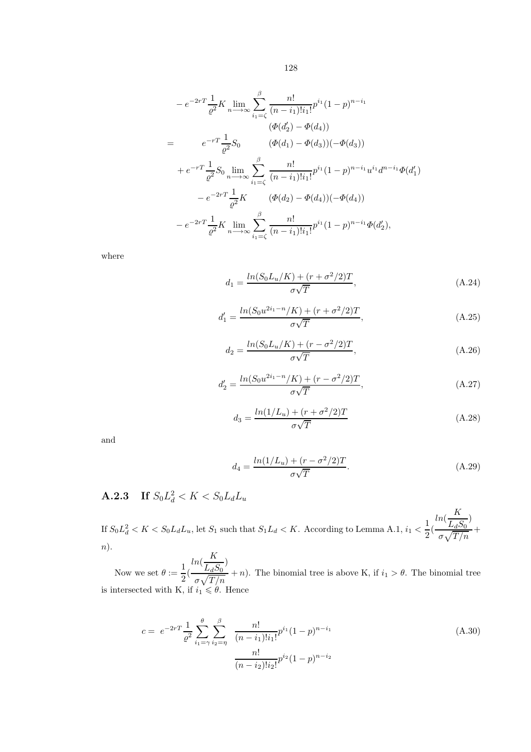$$
\begin{aligned}
& - e^{-2rT}\frac{1}{\varrho^2}K \lim_{n\longrightarrow\infty}\sum_{i_1=\zeta}^{\beta}\frac{n!}{(n-i_1)!i_1!}p^{i_1}(1-p)^{n-i_1} \\
& \qquad (\Phi(d_2')-\Phi(d_4)) \\
= \quad & e^{-rT}\frac{1}{\varrho^2}S_0 \qquad (\Phi(d_1)-\Phi(d_3))(-\Phi(d_3)) \\
& + e^{-rT}\frac{1}{\varrho^2}S_0 \lim_{n\longrightarrow\infty}\sum_{i_1=\zeta}^{\beta}\frac{n!}{(n-i_1)!i_1!}p^{i_1}(1-p)^{n-i_1}u^{i_1}d^{n-i_1}\Phi(d_1') \\
& - e^{-2rT}\frac{1}{\varrho^2}K \qquad (\Phi(d_2)-\Phi(d_4))(-\Phi(d_4)) \\
& - e^{-2rT}\frac{1}{\varrho^2}K \lim_{n\longrightarrow\infty}\sum_{i_1=\zeta}^{\beta}\frac{n!}{(n-i_1)!i_1!}p^{i_1}(1-p)^{n-i_1}\Phi(d_2'),
\end{aligned}
$$

where

$$
d_1 = \frac{ln(S_0L_u/K)+(r+\sigma^2/2)T}{\sigma\sqrt{T}}, \tag{A.24}
$$

$$
d_1' = \frac{ln(S_0u^{2i_1-n}/K)+(r+\sigma^2/2)T}{\sigma\sqrt{T}}, \tag{A.25}
$$

$$
d_2 = \frac{ln(S_0L_u/K)+(r-\sigma^2/2)T}{\sigma\sqrt{T}}, \tag{A.26}
$$

$$
d_2' = \frac{ln(S_0u^{2i_1-n}/K)+(r-\sigma^2/2)T}{\sigma\sqrt{T}}, \tag{A.27}
$$

$$
d_3 = \frac{ln(1/L_u)+(r+\sigma^2/2)T}{\sigma\sqrt{T}} \tag{A.28}
$$

and

$$
d_4 = \frac{ln(1/L_u)+(r-\sigma^2/2)T}{\sigma\sqrt{T}}. \tag{A.29}
$$

### A.2.3 If $S_0L_d^2 < K < S_0L_dL_u$

If $S_0L_d^2 < K < S_0L_dL_u$, let $S_1$ such that $S_1L_d < K$. According to Lemma A.1, $i_1 < \frac{1}{2}(\frac{ln(\frac{K}{L_dS_0})}{\sigma\sqrt{T/n}} + n)$.

Now we set $\theta := \frac{1}{2}(\frac{ln(\frac{K}{L_dS_0})}{\sigma\sqrt{T/n}} + n)$. The binomial tree is above K, if $i_1 > \theta$. The binomial tree is intersected with K, if $i_1 \leqslant \theta$. Hence

$$
\begin{aligned}
c = \ & e^{-2rT}\frac{1}{\varrho^2}\sum_{i_1=\gamma}^{\theta}\sum_{i_2=\eta}^{\beta} \quad \frac{n!}{(n-i_1)!i_1!}p^{i_1}(1-p)^{n-i_1} \\
& \qquad\qquad\qquad\quad \frac{n!}{(n-i_2)!i_2!}p^{i_2}(1-p)^{n-i_2}
\end{aligned} \tag{A.30}
$$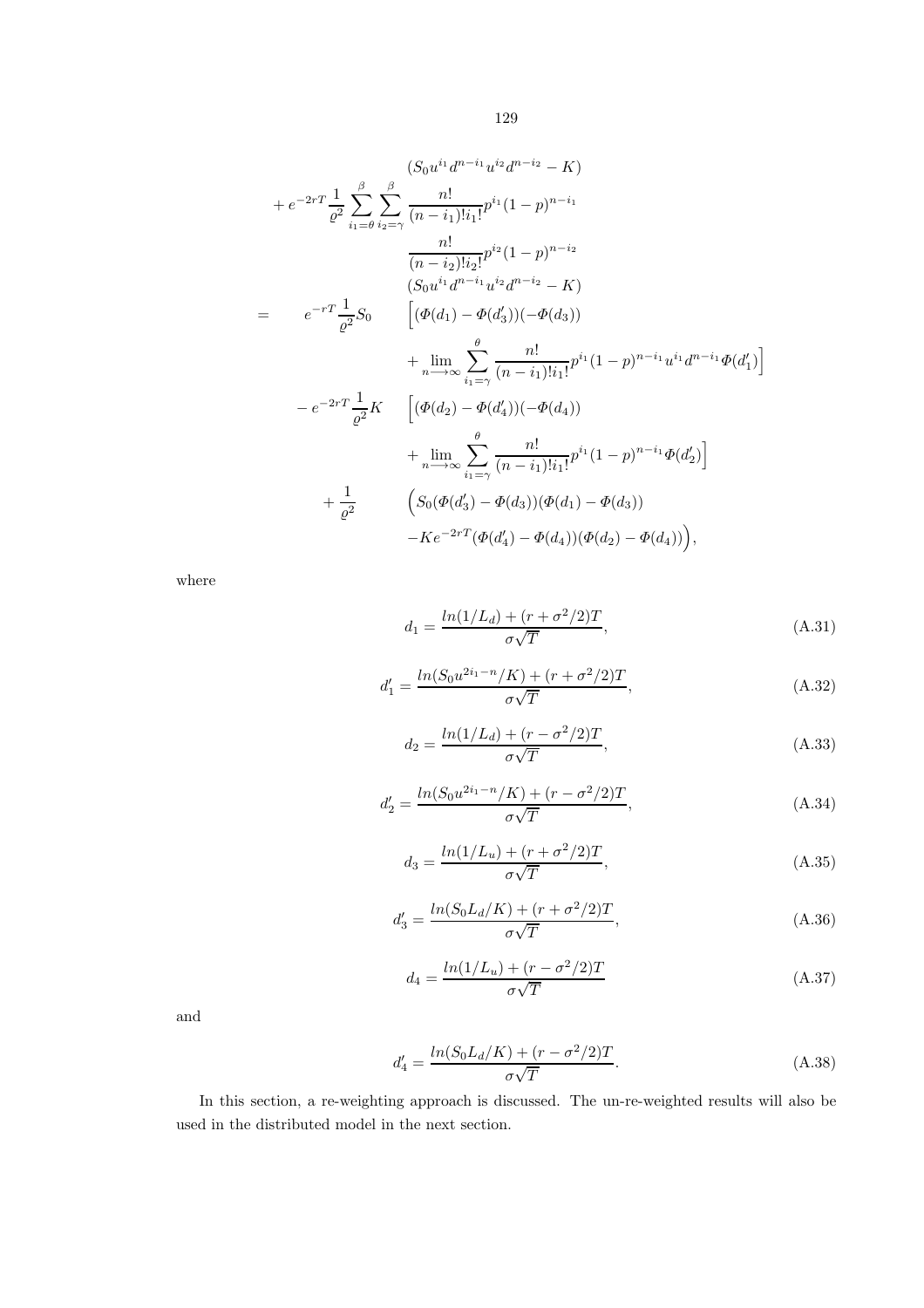$$
\begin{aligned}
&\qquad\qquad (S_0 u^{i_1} d^{n-i_1} u^{i_2} d^{n-i_2} - K) \\
&+ e^{-2rT} \frac{1}{\varrho^2} \sum_{i_1=\theta}^{\beta} \sum_{i_2=\gamma}^{\beta} \frac{n!}{(n-i_1)! i_1!} p^{i_1} (1-p)^{n-i_1} \\
&\qquad\qquad \frac{n!}{(n-i_2)! i_2!} p^{i_2} (1-p)^{n-i_2} \\
&\qquad\qquad (S_0 u^{i_1} d^{n-i_1} u^{i_2} d^{n-i_2} - K) \\
= \quad & e^{-rT} \frac{1}{\varrho^2} S_0 \quad \Big[ (\Phi(d_1) - \Phi(d_3'))(-\Phi(d_3)) \\
&\qquad + \lim_{n \longrightarrow \infty} \sum_{i_1=\gamma}^{\theta} \frac{n!}{(n-i_1)! i_1!} p^{i_1} (1-p)^{n-i_1} u^{i_1} d^{n-i_1} \Phi(d_1') \Big] \\
& - e^{-2rT} \frac{1}{\varrho^2} K \quad \Big[ (\Phi(d_2) - \Phi(d_4'))(-\Phi(d_4)) \\
&\qquad + \lim_{n \longrightarrow \infty} \sum_{i_1=\gamma}^{\theta} \frac{n!}{(n-i_1)! i_1!} p^{i_1} (1-p)^{n-i_1} \Phi(d_2') \Big] \\
& + \frac{1}{\varrho^2} \quad \Big( S_0 (\Phi(d_3') - \Phi(d_3))(\Phi(d_1) - \Phi(d_3)) \\
&\qquad - K e^{-2rT} (\Phi(d_4') - \Phi(d_4))(\Phi(d_2) - \Phi(d_4)) \Big),
\end{aligned}
$$

where

$$
d_1 = \frac{ln(1/L_d) + (r + \sigma^2/2)T}{\sigma\sqrt{T}}, \tag{A.31}
$$

$$
d_1' = \frac{ln(S_0 u^{2i_1 - n}/K) + (r + \sigma^2/2)T}{\sigma\sqrt{T}}, \tag{A.32}
$$

$$
d_2 = \frac{ln(1/L_d) + (r - \sigma^2/2)T}{\sigma\sqrt{T}}, \tag{A.33}
$$

$$
d_2' = \frac{ln(S_0 u^{2i_1 - n}/K) + (r - \sigma^2/2)T}{\sigma\sqrt{T}}, \tag{A.34}
$$

$$
d_3 = \frac{ln(1/L_u) + (r + \sigma^2/2)T}{\sigma\sqrt{T}}, \tag{A.35}
$$

$$
d_3' = \frac{ln(S_0 L_d/K) + (r + \sigma^2/2)T}{\sigma\sqrt{T}}, \tag{A.36}
$$

$$
d_4 = \frac{ln(1/L_u) + (r - \sigma^2/2)T}{\sigma\sqrt{T}} \tag{A.37}
$$

and

$$
d_4' = \frac{ln(S_0 L_d/K) + (r - \sigma^2/2)T}{\sigma\sqrt{T}}. \tag{A.38}
$$

In this section, a re-weighting approach is discussed. The un-re-weighted results will also be used in the distributed model in the next section.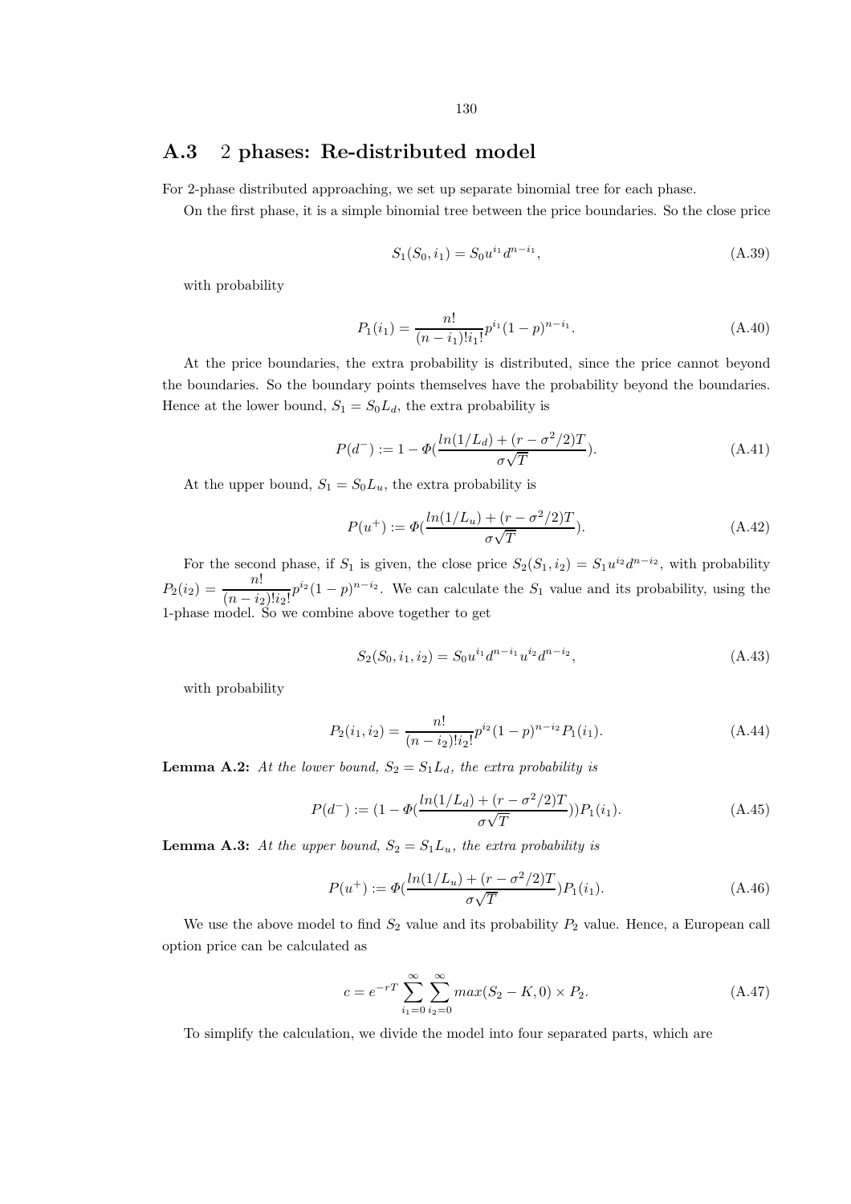## A.3 2 phases: Re-distributed model

For 2-phase distributed approaching, we set up separate binomial tree for each phase.

On the first phase, it is a simple binomial tree between the price boundaries. So the close price

$$S_1(S_0, i_1) = S_0 u^{i_1} d^{n-i_1}, \tag{A.39}$$

with probability

$$P_1(i_1) = \frac{n!}{(n-i_1)!i_1!} p^{i_1}(1-p)^{n-i_1}. \tag{A.40}$$

At the price boundaries, the extra probability is distributed, since the price cannot beyond the boundaries. So the boundary points themselves have the probability beyond the boundaries. Hence at the lower bound, $S_1 = S_0 L_d$, the extra probability is

$$P(d^-) := 1 - \Phi(\frac{ln(1/L_d) + (r - \sigma^2/2)T}{\sigma\sqrt{T}}). \tag{A.41}$$

At the upper bound, $S_1 = S_0 L_u$, the extra probability is

$$P(u^+) := \Phi(\frac{ln(1/L_u) + (r - \sigma^2/2)T}{\sigma\sqrt{T}}). \tag{A.42}$$

For the second phase, if $S_1$ is given, the close price $S_2(S_1, i_2) = S_1 u^{i_2} d^{n-i_2}$, with probability $P_2(i_2) = \dfrac{n!}{(n-i_2)!i_2!} p^{i_2}(1-p)^{n-i_2}$. We can calculate the $S_1$ value and its probability, using the 1-phase model. So we combine above together to get

$$S_2(S_0, i_1, i_2) = S_0 u^{i_1} d^{n-i_1} u^{i_2} d^{n-i_2}, \tag{A.43}$$

with probability

$$P_2(i_1, i_2) = \frac{n!}{(n-i_2)!i_2!} p^{i_2}(1-p)^{n-i_2} P_1(i_1). \tag{A.44}$$

**Lemma A.2:** *At the lower bound, $S_2 = S_1 L_d$, the extra probability is*

$$P(d^-) := (1 - \Phi(\frac{ln(1/L_d) + (r - \sigma^2/2)T}{\sigma\sqrt{T}}))P_1(i_1). \tag{A.45}$$

**Lemma A.3:** *At the upper bound, $S_2 = S_1 L_u$, the extra probability is*

$$P(u^+) := \Phi(\frac{ln(1/L_u) + (r - \sigma^2/2)T}{\sigma\sqrt{T}})P_1(i_1). \tag{A.46}$$

We use the above model to find $S_2$ value and its probability $P_2$ value. Hence, a European call option price can be calculated as

$$c = e^{-rT} \sum_{i_1=0}^{\infty} \sum_{i_2=0}^{\infty} max(S_2 - K, 0) \times P_2. \tag{A.47}$$

To simplify the calculation, we divide the model into four separated parts, which are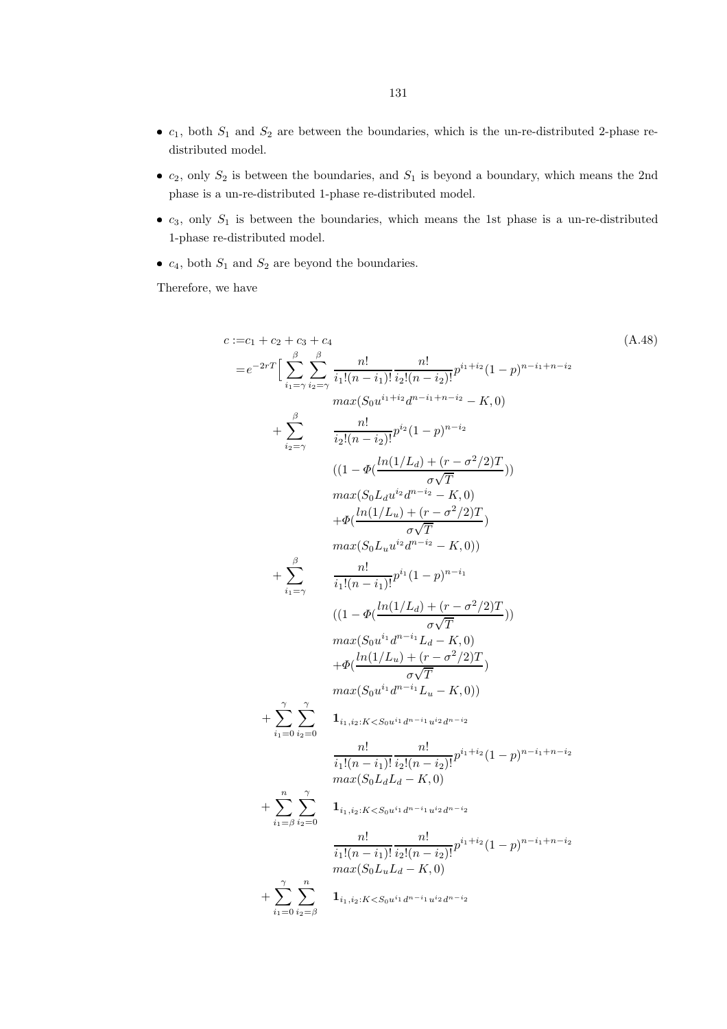- $c_1$, both $S_1$ and $S_2$ are between the boundaries, which is the un-re-distributed 2-phase re-distributed model.
- $c_2$, only $S_2$ is between the boundaries, and $S_1$ is beyond a boundary, which means the 2nd phase is a un-re-distributed 1-phase re-distributed model.
- $c_3$, only $S_1$ is between the boundaries, which means the 1st phase is a un-re-distributed 1-phase re-distributed model.
- $c_4$, both $S_1$ and $S_2$ are beyond the boundaries.

Therefore, we have

$$
\begin{aligned}
c :=& c_1 + c_2 + c_3 + c_4 \qquad\qquad (A.48)\\
=& e^{-2rT}\Big[ \sum_{i_1=\gamma}^{\beta} \sum_{i_2=\gamma}^{\beta} \frac{n!}{i_1!(n-i_1)!} \frac{n!}{i_2!(n-i_2)!} p^{i_1+i_2} (1-p)^{n-i_1+n-i_2} \\
& \qquad max(S_0 u^{i_1+i_2} d^{n-i_1+n-i_2} - K, 0) \\
& + \sum_{i_2=\gamma}^{\beta} \frac{n!}{i_2!(n-i_2)!} p^{i_2} (1-p)^{n-i_2} \\
& \qquad ((1 - \Phi(\frac{ln(1/L_d) + (r-\sigma^2/2)T}{\sigma\sqrt{T}})) \\
& \qquad max(S_0 L_d u^{i_2} d^{n-i_2} - K, 0) \\
& \qquad + \Phi(\frac{ln(1/L_u) + (r-\sigma^2/2)T}{\sigma\sqrt{T}}) \\
& \qquad max(S_0 L_u u^{i_2} d^{n-i_2} - K, 0)) \\
& + \sum_{i_1=\gamma}^{\beta} \frac{n!}{i_1!(n-i_1)!} p^{i_1} (1-p)^{n-i_1} \\
& \qquad ((1 - \Phi(\frac{ln(1/L_d) + (r-\sigma^2/2)T}{\sigma\sqrt{T}})) \\
& \qquad max(S_0 u^{i_1} d^{n-i_1} L_d - K, 0) \\
& \qquad + \Phi(\frac{ln(1/L_u) + (r-\sigma^2/2)T}{\sigma\sqrt{T}}) \\
& \qquad max(S_0 u^{i_1} d^{n-i_1} L_u - K, 0)) \\
& + \sum_{i_1=0}^{\gamma} \sum_{i_2=0}^{\gamma} \mathbf{1}_{i_1, i_2 : K < S_0 u^{i_1} d^{n-i_1} u^{i_2} d^{n-i_2}} \\
& \qquad \frac{n!}{i_1!(n-i_1)!} \frac{n!}{i_2!(n-i_2)!} p^{i_1+i_2} (1-p)^{n-i_1+n-i_2} \\
& \qquad max(S_0 L_d L_d - K, 0) \\
& + \sum_{i_1=\beta}^{n} \sum_{i_2=0}^{\gamma} \mathbf{1}_{i_1, i_2 : K < S_0 u^{i_1} d^{n-i_1} u^{i_2} d^{n-i_2}} \\
& \qquad \frac{n!}{i_1!(n-i_1)!} \frac{n!}{i_2!(n-i_2)!} p^{i_1+i_2} (1-p)^{n-i_1+n-i_2} \\
& \qquad max(S_0 L_u L_d - K, 0) \\
& + \sum_{i_1=0}^{\gamma} \sum_{i_2=\beta}^{n} \mathbf{1}_{i_1, i_2 : K < S_0 u^{i_1} d^{n-i_1} u^{i_2} d^{n-i_2}}
\end{aligned}
$$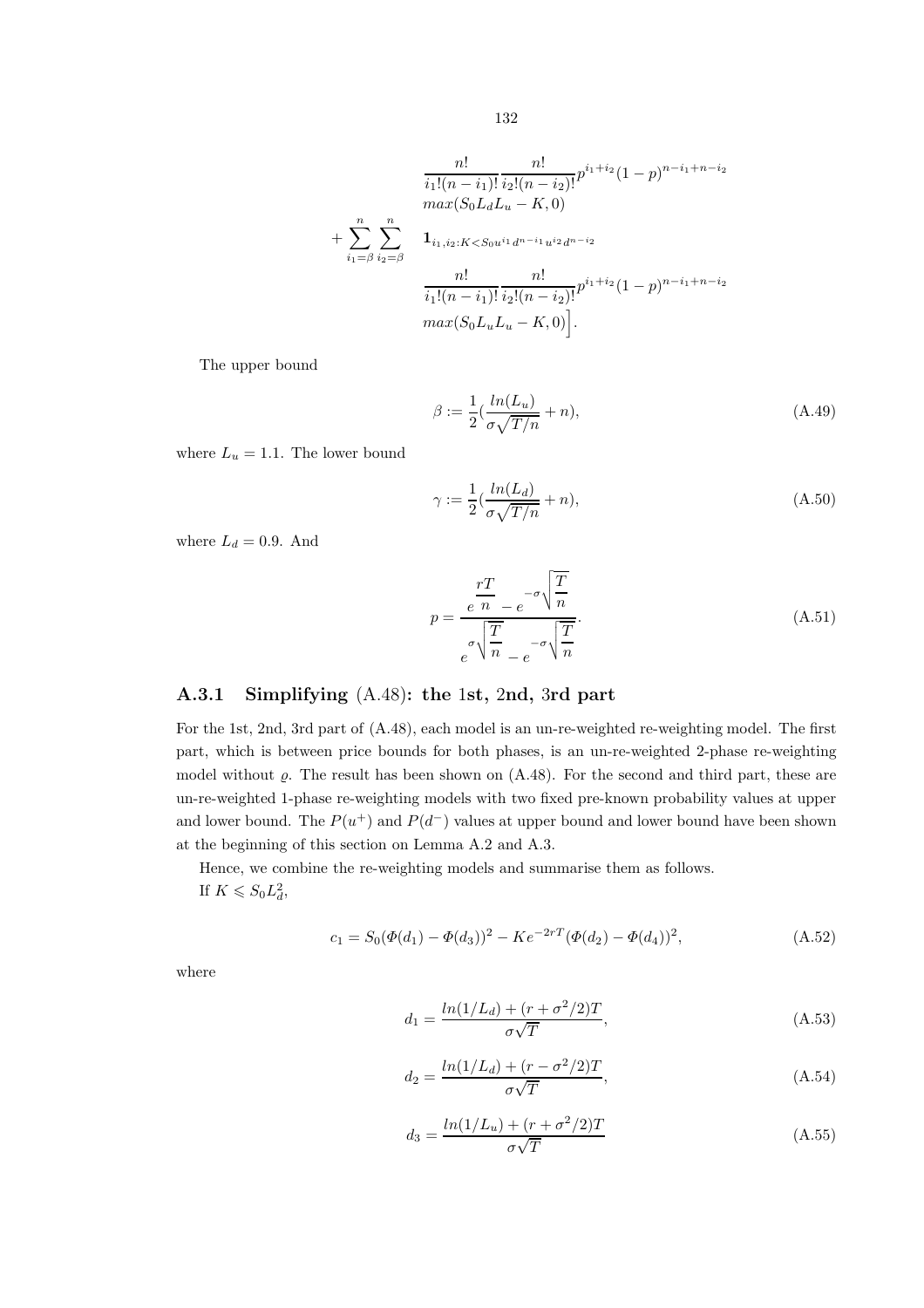$$
\begin{aligned}
&\frac{n!}{i_1!(n-i_1)!}\frac{n!}{i_2!(n-i_2)!}p^{i_1+i_2}(1-p)^{n-i_1+n-i_2} \\
&max(S_0L_dL_u - K, 0) \\
+\sum_{i_1=\beta}^{n}\sum_{i_2=\beta}^{n} \quad &\mathbf{1}_{i_1,i_2:K<S_0u^{i_1}d^{n-i_1}u^{i_2}d^{n-i_2}} \\
&\frac{n!}{i_1!(n-i_1)!}\frac{n!}{i_2!(n-i_2)!}p^{i_1+i_2}(1-p)^{n-i_1+n-i_2} \\
&max(S_0L_uL_u - K, 0)\Big].
\end{aligned}
$$

The upper bound

$$
\beta := \frac{1}{2}\left(\frac{ln(L_u)}{\sigma\sqrt{T/n}} + n\right), \tag{A.49}
$$

where $L_u = 1.1$. The lower bound

$$
\gamma := \frac{1}{2}\left(\frac{ln(L_d)}{\sigma\sqrt{T/n}} + n\right), \tag{A.50}
$$

where $L_d = 0.9$. And

$$
p = \frac{e^{\frac{rT}{n}} - e^{-\sigma\sqrt{\frac{T}{n}}}}{e^{\sigma\sqrt{\frac{T}{n}}} - e^{-\sigma\sqrt{\frac{T}{n}}}}. \tag{A.51}
$$

### A.3.1 Simplifying (A.48): the 1st, 2nd, 3rd part

For the 1st, 2nd, 3rd part of (A.48), each model is an un-re-weighted re-weighting model. The first part, which is between price bounds for both phases, is an un-re-weighted 2-phase re-weighting model without $\varrho$. The result has been shown on (A.48). For the second and third part, these are un-re-weighted 1-phase re-weighting models with two fixed pre-known probability values at upper and lower bound. The $P(u^+)$ and $P(d^-)$ values at upper bound and lower bound have been shown at the beginning of this section on Lemma A.2 and A.3.

Hence, we combine the re-weighting models and summarise them as follows.

If $K \leqslant S_0L_d^2$,

$$
c_1 = S_0(\Phi(d_1) - \Phi(d_3))^2 - Ke^{-2rT}(\Phi(d_2) - \Phi(d_4))^2, \tag{A.52}
$$

where

$$
d_1 = \frac{ln(1/L_d) + (r + \sigma^2/2)T}{\sigma\sqrt{T}}, \tag{A.53}
$$

$$
d_2 = \frac{ln(1/L_d) + (r - \sigma^2/2)T}{\sigma\sqrt{T}}, \tag{A.54}
$$

$$
d_3 = \frac{ln(1/L_u) + (r + \sigma^2/2)T}{\sigma\sqrt{T}} \tag{A.55}
$$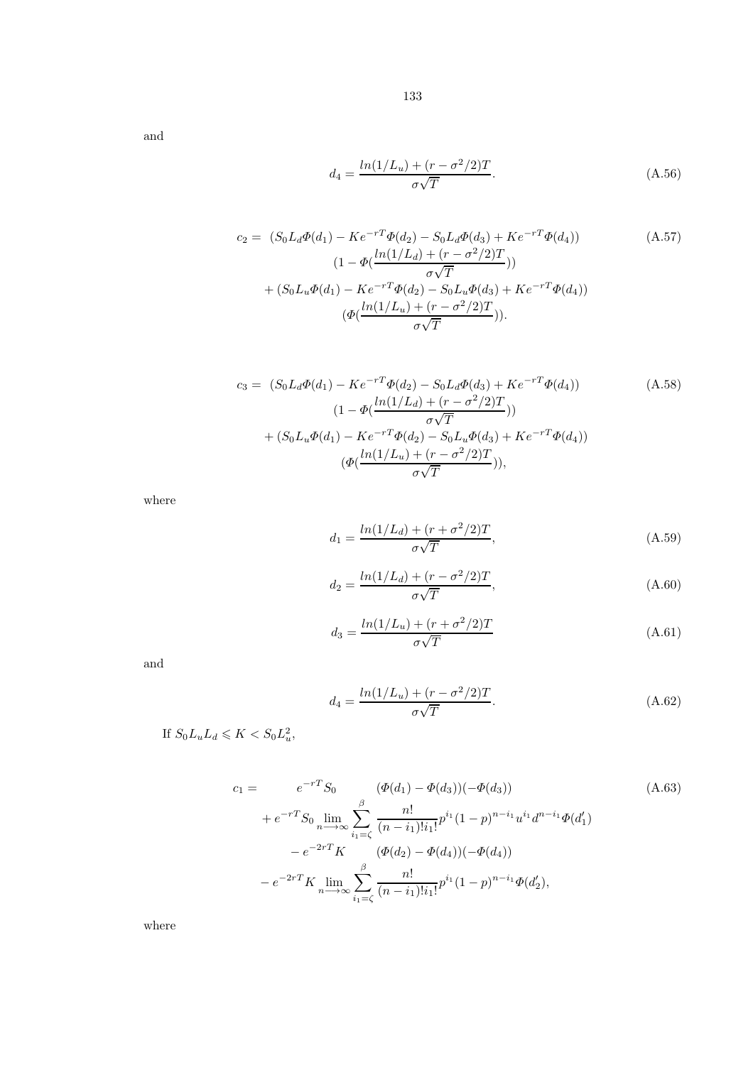and

$$d_4 = \frac{ln(1/L_u) + (r - \sigma^2/2)T}{\sigma\sqrt{T}}. \tag{A.56}$$

$$\begin{aligned}
c_2 = \ & (S_0 L_d \Phi(d_1) - K e^{-rT}\Phi(d_2) - S_0 L_d \Phi(d_3) + K e^{-rT}\Phi(d_4)) \\
& (1 - \Phi(\frac{ln(1/L_d) + (r - \sigma^2/2)T}{\sigma\sqrt{T}})) \\
& + (S_0 L_u \Phi(d_1) - K e^{-rT}\Phi(d_2) - S_0 L_u \Phi(d_3) + K e^{-rT}\Phi(d_4)) \\
& (\Phi(\frac{ln(1/L_u) + (r - \sigma^2/2)T}{\sigma\sqrt{T}})).
\end{aligned} \tag{A.57}$$

$$\begin{aligned}
c_3 = \ & (S_0 L_d \Phi(d_1) - K e^{-rT}\Phi(d_2) - S_0 L_d \Phi(d_3) + K e^{-rT}\Phi(d_4)) \\
& (1 - \Phi(\frac{ln(1/L_d) + (r - \sigma^2/2)T}{\sigma\sqrt{T}})) \\
& + (S_0 L_u \Phi(d_1) - K e^{-rT}\Phi(d_2) - S_0 L_u \Phi(d_3) + K e^{-rT}\Phi(d_4)) \\
& (\Phi(\frac{ln(1/L_u) + (r - \sigma^2/2)T}{\sigma\sqrt{T}})),
\end{aligned} \tag{A.58}$$

where

$$d_1 = \frac{ln(1/L_d) + (r + \sigma^2/2)T}{\sigma\sqrt{T}}, \tag{A.59}$$

$$d_2 = \frac{ln(1/L_d) + (r - \sigma^2/2)T}{\sigma\sqrt{T}}, \tag{A.60}$$

$$d_3 = \frac{ln(1/L_u) + (r + \sigma^2/2)T}{\sigma\sqrt{T}} \tag{A.61}$$

and

$$d_4 = \frac{ln(1/L_u) + (r - \sigma^2/2)T}{\sigma\sqrt{T}}. \tag{A.62}$$

If $S_0 L_u L_d \leqslant K < S_0 L_u^2$,

$$\begin{aligned}
c_1 = \ & e^{-rT} S_0 \quad (\Phi(d_1) - \Phi(d_3))(-\Phi(d_3)) \\
& + e^{-rT} S_0 \lim_{n \longrightarrow \infty} \sum_{i_1 = \zeta}^{\beta} \frac{n!}{(n - i_1)! i_1!} p^{i_1} (1 - p)^{n - i_1} u^{i_1} d^{n - i_1} \Phi(d_1') \\
& - e^{-2rT} K \quad (\Phi(d_2) - \Phi(d_4))(-\Phi(d_4)) \\
& - e^{-2rT} K \lim_{n \longrightarrow \infty} \sum_{i_1 = \zeta}^{\beta} \frac{n!}{(n - i_1)! i_1!} p^{i_1} (1 - p)^{n - i_1} \Phi(d_2'),
\end{aligned} \tag{A.63}$$

where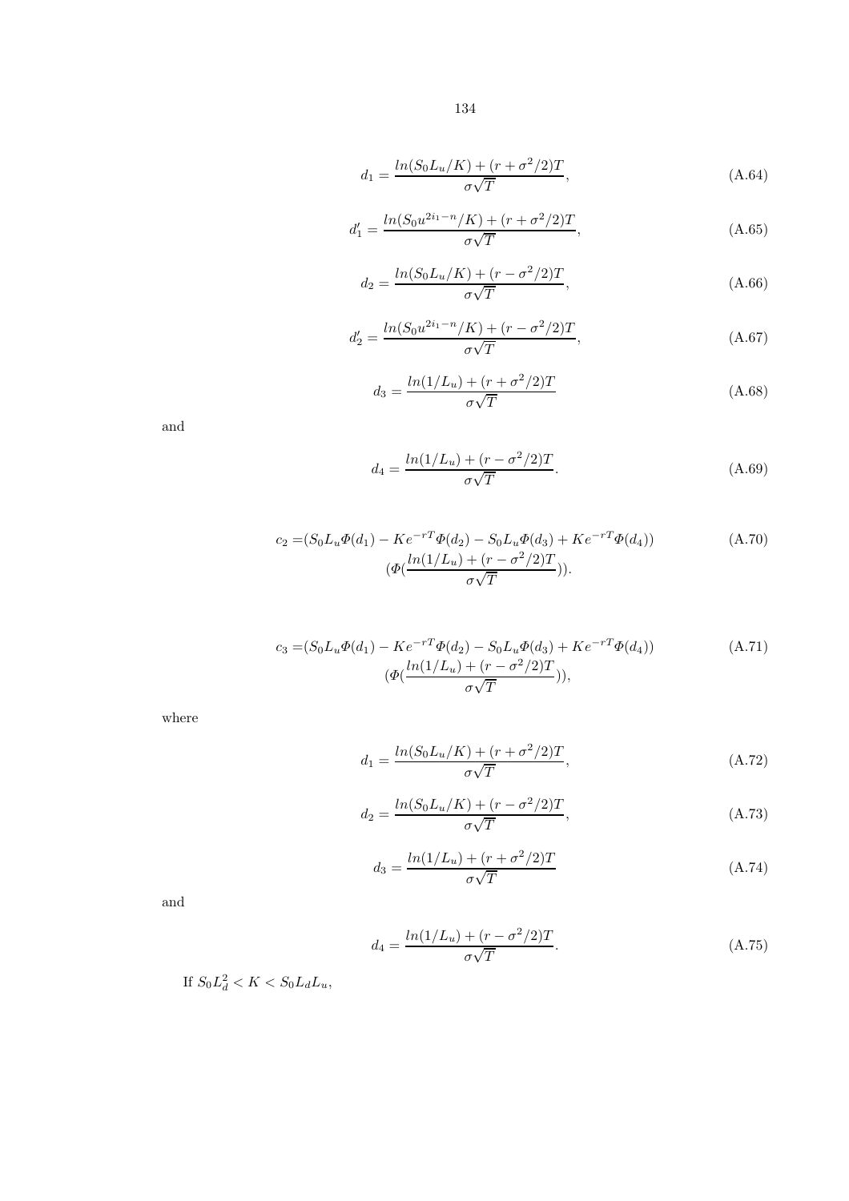$$d_1 = \frac{ln(S_0 L_u/K) + (r + \sigma^2/2)T}{\sigma\sqrt{T}}, \tag{A.64}$$

$$d_1' = \frac{ln(S_0 u^{2i_1-n}/K) + (r + \sigma^2/2)T}{\sigma\sqrt{T}}, \tag{A.65}$$

$$d_2 = \frac{ln(S_0 L_u/K) + (r - \sigma^2/2)T}{\sigma\sqrt{T}}, \tag{A.66}$$

$$d_2' = \frac{ln(S_0 u^{2i_1-n}/K) + (r - \sigma^2/2)T}{\sigma\sqrt{T}}, \tag{A.67}$$

$$d_3 = \frac{ln(1/L_u) + (r + \sigma^2/2)T}{\sigma\sqrt{T}} \tag{A.68}$$

and

$$d_4 = \frac{ln(1/L_u) + (r - \sigma^2/2)T}{\sigma\sqrt{T}}. \tag{A.69}$$

$$c_2 = (S_0 L_u \Phi(d_1) - Ke^{-rT}\Phi(d_2) - S_0 L_u \Phi(d_3) + Ke^{-rT}\Phi(d_4))(\Phi(\frac{ln(1/L_u) + (r - \sigma^2/2)T}{\sigma\sqrt{T}})). \tag{A.70}$$

$$c_3 = (S_0 L_u \Phi(d_1) - Ke^{-rT}\Phi(d_2) - S_0 L_u \Phi(d_3) + Ke^{-rT}\Phi(d_4))(\Phi(\frac{ln(1/L_u) + (r - \sigma^2/2)T}{\sigma\sqrt{T}})), \tag{A.71}$$

where

$$d_1 = \frac{ln(S_0 L_u/K) + (r + \sigma^2/2)T}{\sigma\sqrt{T}}, \tag{A.72}$$

$$d_2 = \frac{ln(S_0 L_u/K) + (r - \sigma^2/2)T}{\sigma\sqrt{T}}, \tag{A.73}$$

$$d_3 = \frac{ln(1/L_u) + (r + \sigma^2/2)T}{\sigma\sqrt{T}} \tag{A.74}$$

and

$$d_4 = \frac{ln(1/L_u) + (r - \sigma^2/2)T}{\sigma\sqrt{T}}. \tag{A.75}$$

If $S_0 L_d^2 < K < S_0 L_d L_u$,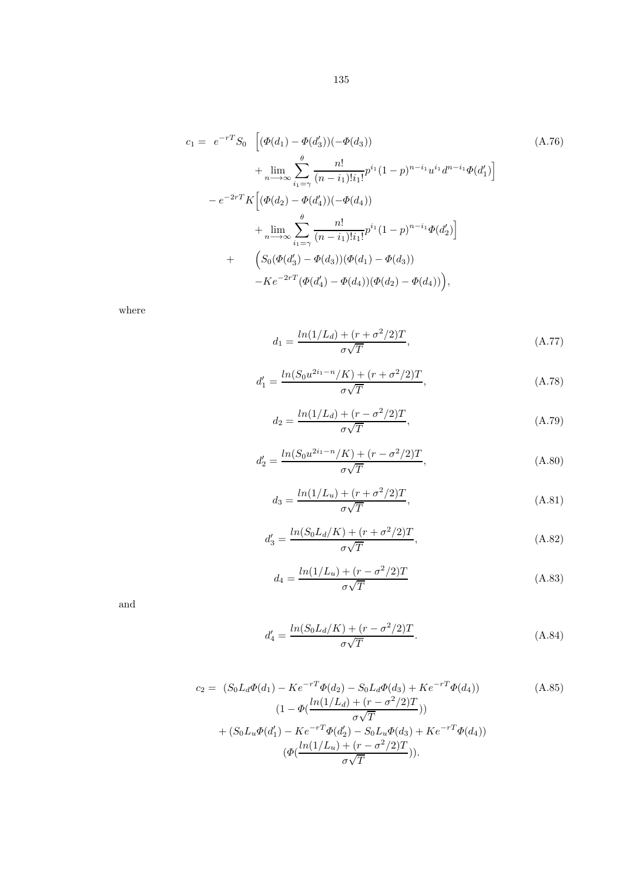$$
\begin{aligned}
c_1 = \;& e^{-rT} S_0 \;\Big[ (\Phi(d_1) - \Phi(d_3'))(-\Phi(d_3)) \\
& \qquad + \lim_{n \longrightarrow \infty} \sum_{i_1=\gamma}^{\theta} \frac{n!}{(n-i_1)! i_1!} p^{i_1} (1-p)^{n-i_1} u^{i_1} d^{n-i_1} \Phi(d_1') \Big] \\
& - e^{-2rT} K \Big[ (\Phi(d_2) - \Phi(d_4'))(-\Phi(d_4)) \\
& \qquad + \lim_{n \longrightarrow \infty} \sum_{i_1=\gamma}^{\theta} \frac{n!}{(n-i_1)! i_1!} p^{i_1} (1-p)^{n-i_1} \Phi(d_2') \Big] \\
& + \quad \Big( S_0 (\Phi(d_3') - \Phi(d_3))(\Phi(d_1) - \Phi(d_3)) \\
& \qquad - K e^{-2rT} (\Phi(d_4') - \Phi(d_4))(\Phi(d_2) - \Phi(d_4)) \Big),
\end{aligned}
\tag{A.76}
$$

where

$$
d_1 = \frac{ln(1/L_d) + (r + \sigma^2/2)T}{\sigma \sqrt{T}}, \tag{A.77}
$$

$$
d_1' = \frac{ln(S_0 u^{2i_1 - n}/K) + (r + \sigma^2/2)T}{\sigma \sqrt{T}}, \tag{A.78}
$$

$$
d_2 = \frac{ln(1/L_d) + (r - \sigma^2/2)T}{\sigma \sqrt{T}}, \tag{A.79}
$$

$$
d_2' = \frac{ln(S_0 u^{2i_1 - n}/K) + (r - \sigma^2/2)T}{\sigma \sqrt{T}}, \tag{A.80}
$$

$$
d_3 = \frac{ln(1/L_u) + (r + \sigma^2/2)T}{\sigma \sqrt{T}}, \tag{A.81}
$$

$$
d_3' = \frac{ln(S_0 L_d/K) + (r + \sigma^2/2)T}{\sigma \sqrt{T}}, \tag{A.82}
$$

$$
d_4 = \frac{ln(1/L_u) + (r - \sigma^2/2)T}{\sigma \sqrt{T}} \tag{A.83}
$$

and

$$
d_4' = \frac{ln(S_0 L_d/K) + (r - \sigma^2/2)T}{\sigma \sqrt{T}}. \tag{A.84}
$$

$$
\begin{aligned}
c_2 = \;& (S_0 L_d \Phi(d_1) - K e^{-rT} \Phi(d_2) - S_0 L_d \Phi(d_3) + K e^{-rT} \Phi(d_4)) \\
& \qquad (1 - \Phi(\frac{ln(1/L_d) + (r - \sigma^2/2)T}{\sigma \sqrt{T}})) \\
& + (S_0 L_u \Phi(d_1') - K e^{-rT} \Phi(d_2') - S_0 L_u \Phi(d_3) + K e^{-rT} \Phi(d_4)) \\
& \qquad (\Phi(\frac{ln(1/L_u) + (r - \sigma^2/2)T}{\sigma \sqrt{T}})).
\end{aligned}
\tag{A.85}
$$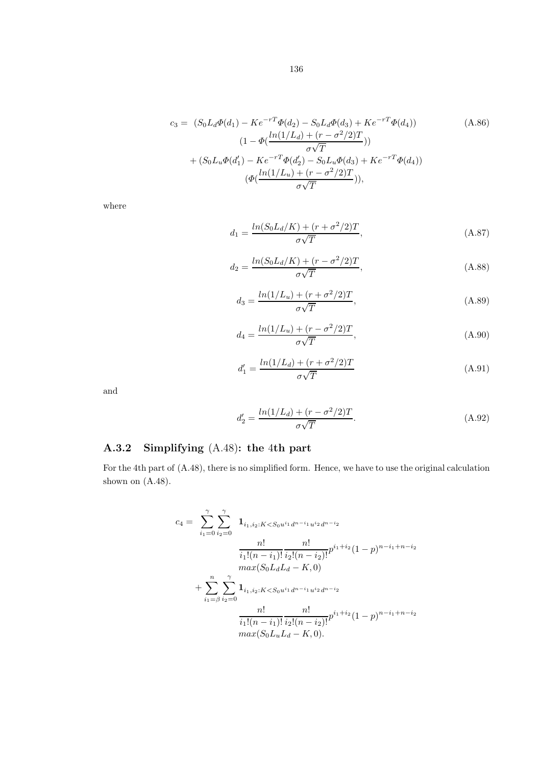$$
\begin{aligned}
c_3 = \; & (S_0 L_d \Phi(d_1) - K e^{-rT} \Phi(d_2) - S_0 L_d \Phi(d_3) + K e^{-rT} \Phi(d_4)) \\
& (1 - \Phi(\frac{ln(1/L_d) + (r - \sigma^2/2)T}{\sigma\sqrt{T}})) \\
& + (S_0 L_u \Phi(d_1') - K e^{-rT} \Phi(d_2') - S_0 L_u \Phi(d_3) + K e^{-rT} \Phi(d_4)) \\
& (\Phi(\frac{ln(1/L_u) + (r - \sigma^2/2)T}{\sigma\sqrt{T}})),
\end{aligned} \tag{A.86}
$$

where

$$
d_1 = \frac{ln(S_0 L_d/K) + (r + \sigma^2/2)T}{\sigma\sqrt{T}}, \tag{A.87}
$$

$$
d_2 = \frac{ln(S_0 L_d/K) + (r - \sigma^2/2)T}{\sigma\sqrt{T}}, \tag{A.88}
$$

$$
d_3 = \frac{ln(1/L_u) + (r + \sigma^2/2)T}{\sigma\sqrt{T}}, \tag{A.89}
$$

$$
d_4 = \frac{ln(1/L_u) + (r - \sigma^2/2)T}{\sigma\sqrt{T}}, \tag{A.90}
$$

$$
d_1' = \frac{ln(1/L_d) + (r + \sigma^2/2)T}{\sigma\sqrt{T}} \tag{A.91}
$$

and

$$
d_2' = \frac{ln(1/L_d) + (r - \sigma^2/2)T}{\sigma\sqrt{T}}. \tag{A.92}
$$

### A.3.2 Simplifying (A.48): the 4th part

For the 4th part of (A.48), there is no simplified form. Hence, we have to use the original calculation shown on (A.48).

$$
\begin{aligned}
c_4 = \; & \sum_{i_1=0}^{\gamma} \sum_{i_2=0}^{\gamma} \mathbf{1}_{i_1, i_2 : K < S_0 u^{i_1} d^{n-i_1} u^{i_2} d^{n-i_2}} \\
& \frac{n!}{i_1!(n-i_1)!} \frac{n!}{i_2!(n-i_2)!} p^{i_1+i_2} (1-p)^{n-i_1+n-i_2} \\
& max(S_0 L_d L_d - K, 0) \\
& + \sum_{i_1=\beta}^{n} \sum_{i_2=0}^{\gamma} \mathbf{1}_{i_1, i_2 : K < S_0 u^{i_1} d^{n-i_1} u^{i_2} d^{n-i_2}} \\
& \frac{n!}{i_1!(n-i_1)!} \frac{n!}{i_2!(n-i_2)!} p^{i_1+i_2} (1-p)^{n-i_1+n-i_2} \\
& max(S_0 L_u L_d - K, 0).
\end{aligned}
$$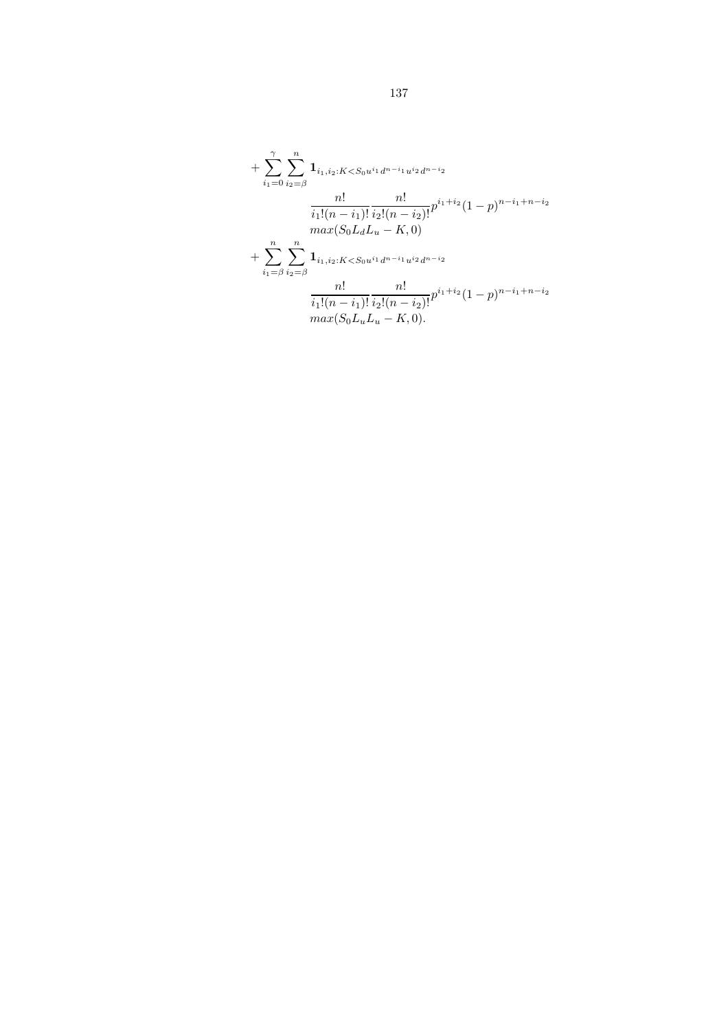$$
\begin{aligned}
&+ \sum_{i_1=0}^{\gamma} \sum_{i_2=\beta}^{n} \mathbf{1}_{i_1, i_2 : K < S_0 u^{i_1} d^{n-i_1} u^{i_2} d^{n-i_2}} \\
&\qquad \frac{n!}{i_1!(n-i_1)!} \frac{n!}{i_2!(n-i_2)!} p^{i_1+i_2} (1-p)^{n-i_1+n-i_2} \\
&\qquad max(S_0 L_d L_u - K, 0) \\
&+ \sum_{i_1=\beta}^{n} \sum_{i_2=\beta}^{n} \mathbf{1}_{i_1, i_2 : K < S_0 u^{i_1} d^{n-i_1} u^{i_2} d^{n-i_2}} \\
&\qquad \frac{n!}{i_1!(n-i_1)!} \frac{n!}{i_2!(n-i_2)!} p^{i_1+i_2} (1-p)^{n-i_1+n-i_2} \\
&\qquad max(S_0 L_u L_u - K, 0).
\end{aligned}
$$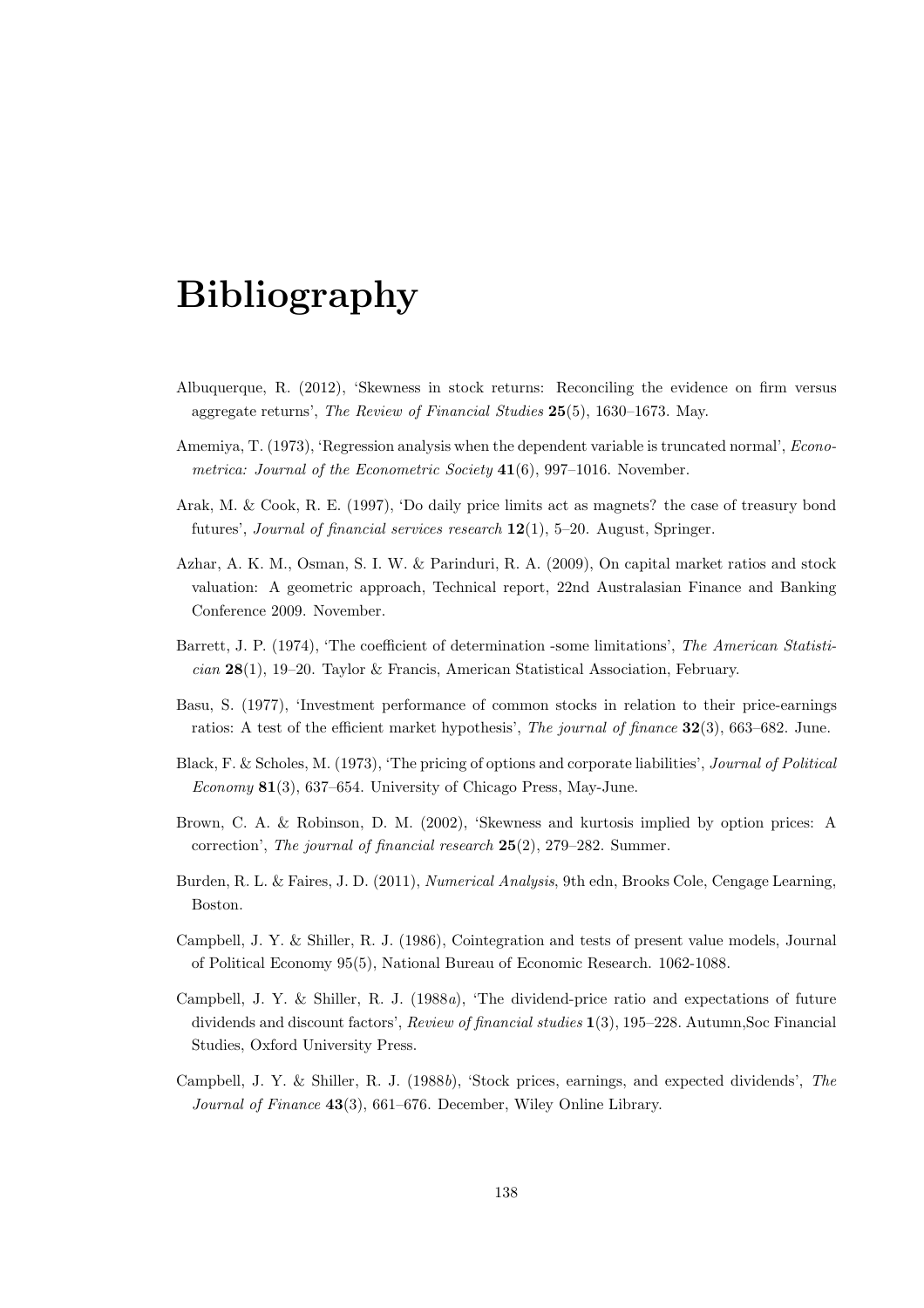# Bibliography

Albuquerque, R. (2012), 'Skewness in stock returns: Reconciling the evidence on firm versus aggregate returns', *The Review of Financial Studies* **25**(5), 1630–1673. May.

Amemiya, T. (1973), 'Regression analysis when the dependent variable is truncated normal', *Econometrica: Journal of the Econometric Society* **41**(6), 997–1016. November.

Arak, M. & Cook, R. E. (1997), 'Do daily price limits act as magnets? the case of treasury bond futures', *Journal of financial services research* **12**(1), 5–20. August, Springer.

Azhar, A. K. M., Osman, S. I. W. & Parinduri, R. A. (2009), On capital market ratios and stock valuation: A geometric approach, Technical report, 22nd Australasian Finance and Banking Conference 2009. November.

Barrett, J. P. (1974), 'The coefficient of determination -some limitations', *The American Statistician* **28**(1), 19–20. Taylor & Francis, American Statistical Association, February.

Basu, S. (1977), 'Investment performance of common stocks in relation to their price-earnings ratios: A test of the efficient market hypothesis', *The journal of finance* **32**(3), 663–682. June.

Black, F. & Scholes, M. (1973), 'The pricing of options and corporate liabilities', *Journal of Political Economy* **81**(3), 637–654. University of Chicago Press, May-June.

Brown, C. A. & Robinson, D. M. (2002), 'Skewness and kurtosis implied by option prices: A correction', *The journal of financial research* **25**(2), 279–282. Summer.

Burden, R. L. & Faires, J. D. (2011), *Numerical Analysis*, 9th edn, Brooks Cole, Cengage Learning, Boston.

Campbell, J. Y. & Shiller, R. J. (1986), Cointegration and tests of present value models, Journal of Political Economy 95(5), National Bureau of Economic Research. 1062-1088.

Campbell, J. Y. & Shiller, R. J. (1988*a*), 'The dividend-price ratio and expectations of future dividends and discount factors', *Review of financial studies* **1**(3), 195–228. Autumn,Soc Financial Studies, Oxford University Press.

Campbell, J. Y. & Shiller, R. J. (1988*b*), 'Stock prices, earnings, and expected dividends', *The Journal of Finance* **43**(3), 661–676. December, Wiley Online Library.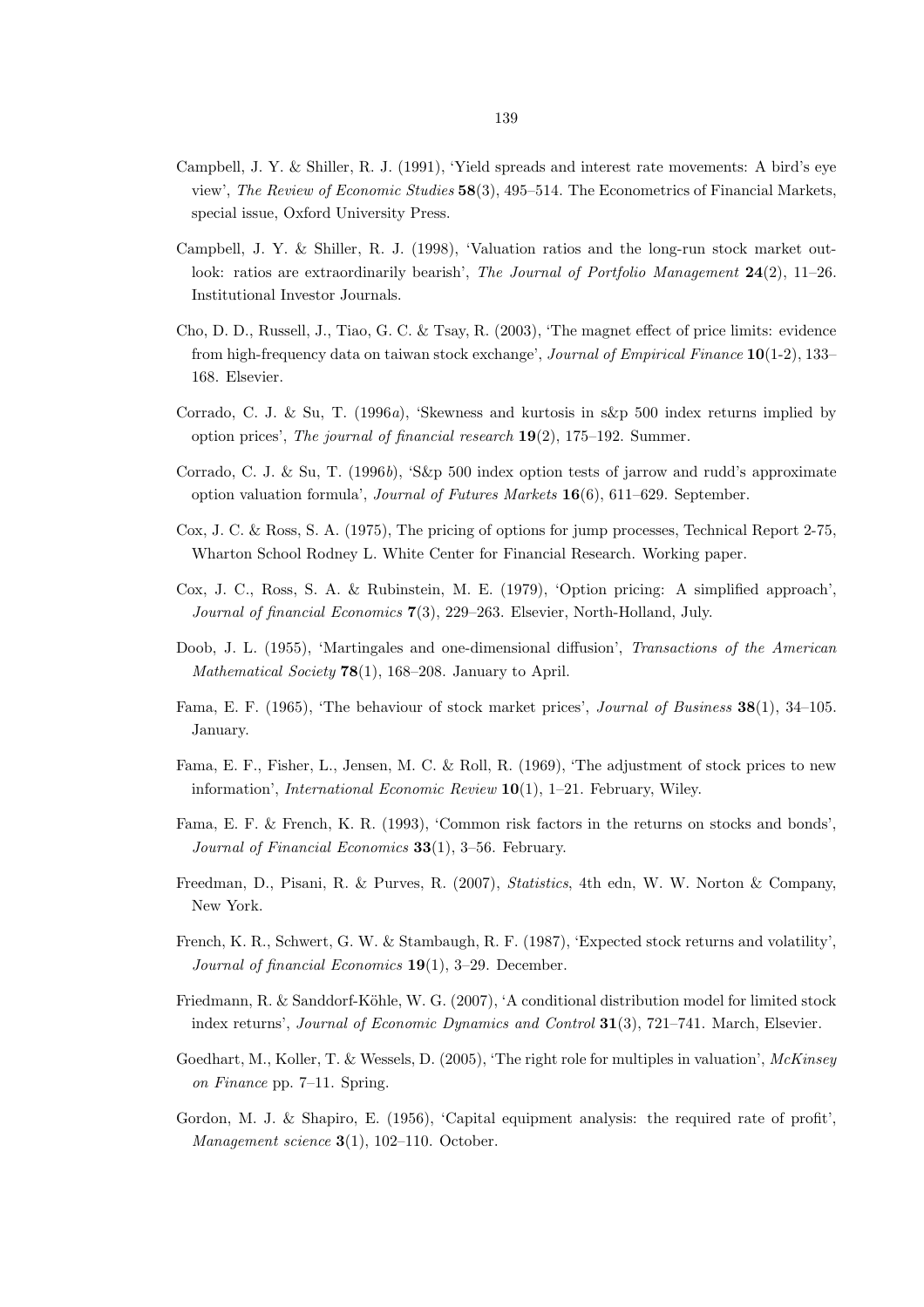Campbell, J. Y. & Shiller, R. J. (1991), 'Yield spreads and interest rate movements: A bird's eye view', *The Review of Economic Studies* **58**(3), 495–514. The Econometrics of Financial Markets, special issue, Oxford University Press.

Campbell, J. Y. & Shiller, R. J. (1998), 'Valuation ratios and the long-run stock market outlook: ratios are extraordinarily bearish', *The Journal of Portfolio Management* **24**(2), 11–26. Institutional Investor Journals.

Cho, D. D., Russell, J., Tiao, G. C. & Tsay, R. (2003), 'The magnet effect of price limits: evidence from high-frequency data on taiwan stock exchange', *Journal of Empirical Finance* **10**(1-2), 133–168. Elsevier.

Corrado, C. J. & Su, T. (1996*a*), 'Skewness and kurtosis in s&p 500 index returns implied by option prices', *The journal of financial research* **19**(2), 175–192. Summer.

Corrado, C. J. & Su, T. (1996*b*), 'S&p 500 index option tests of jarrow and rudd's approximate option valuation formula', *Journal of Futures Markets* **16**(6), 611–629. September.

Cox, J. C. & Ross, S. A. (1975), The pricing of options for jump processes, Technical Report 2-75, Wharton School Rodney L. White Center for Financial Research. Working paper.

Cox, J. C., Ross, S. A. & Rubinstein, M. E. (1979), 'Option pricing: A simplified approach', *Journal of financial Economics* **7**(3), 229–263. Elsevier, North-Holland, July.

Doob, J. L. (1955), 'Martingales and one-dimensional diffusion', *Transactions of the American Mathematical Society* **78**(1), 168–208. January to April.

Fama, E. F. (1965), 'The behaviour of stock market prices', *Journal of Business* **38**(1), 34–105. January.

Fama, E. F., Fisher, L., Jensen, M. C. & Roll, R. (1969), 'The adjustment of stock prices to new information', *International Economic Review* **10**(1), 1–21. February, Wiley.

Fama, E. F. & French, K. R. (1993), 'Common risk factors in the returns on stocks and bonds', *Journal of Financial Economics* **33**(1), 3–56. February.

Freedman, D., Pisani, R. & Purves, R. (2007), *Statistics*, 4th edn, W. W. Norton & Company, New York.

French, K. R., Schwert, G. W. & Stambaugh, R. F. (1987), 'Expected stock returns and volatility', *Journal of financial Economics* **19**(1), 3–29. December.

Friedmann, R. & Sanddorf-Köhle, W. G. (2007), 'A conditional distribution model for limited stock index returns', *Journal of Economic Dynamics and Control* **31**(3), 721–741. March, Elsevier.

Goedhart, M., Koller, T. & Wessels, D. (2005), 'The right role for multiples in valuation', *McKinsey on Finance* pp. 7–11. Spring.

Gordon, M. J. & Shapiro, E. (1956), 'Capital equipment analysis: the required rate of profit', *Management science* **3**(1), 102–110. October.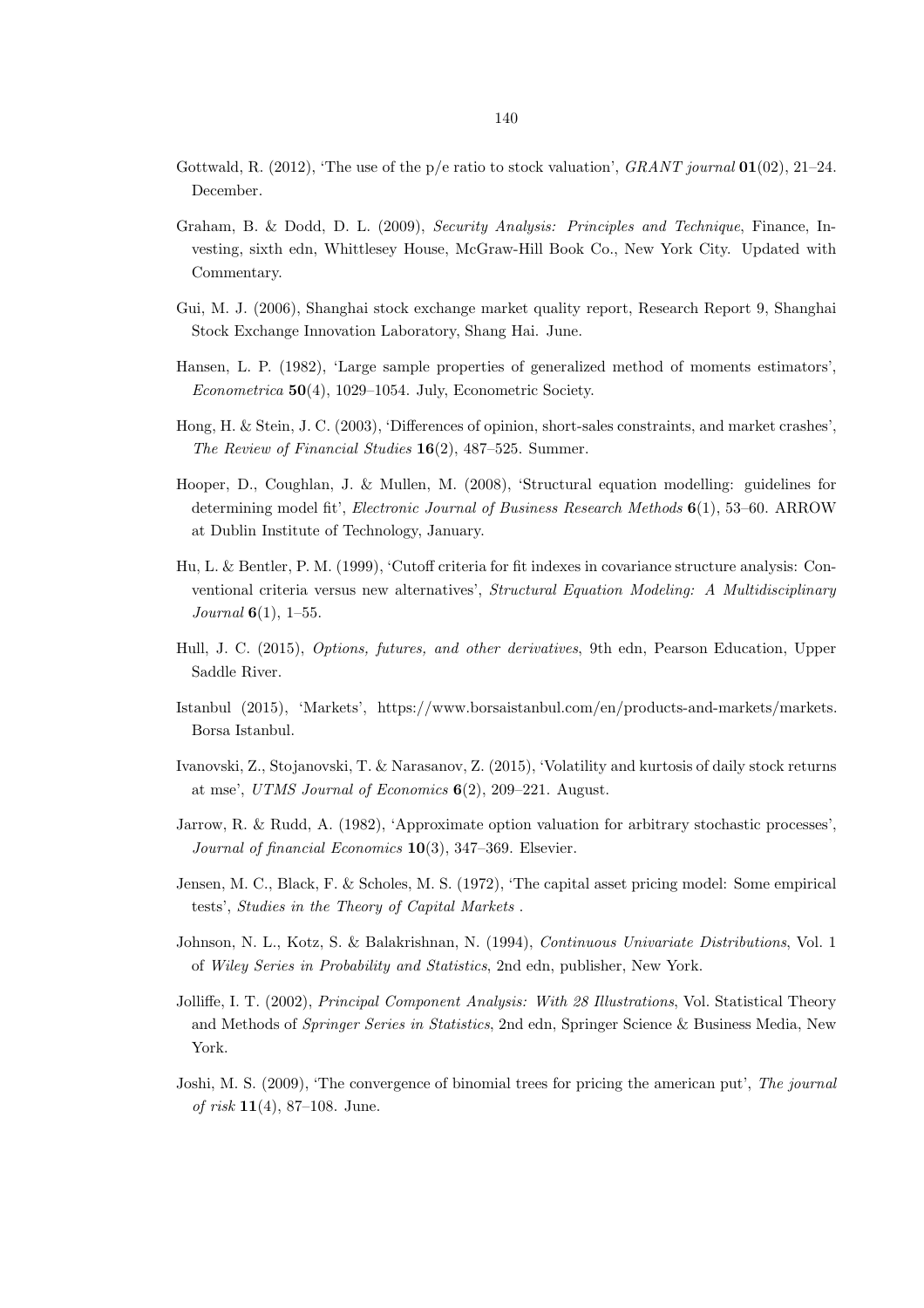Gottwald, R. (2012), 'The use of the p/e ratio to stock valuation', *GRANT journal* **01**(02), 21–24. December.

Graham, B. & Dodd, D. L. (2009), *Security Analysis: Principles and Technique*, Finance, Investing, sixth edn, Whittlesey House, McGraw-Hill Book Co., New York City. Updated with Commentary.

Gui, M. J. (2006), Shanghai stock exchange market quality report, Research Report 9, Shanghai Stock Exchange Innovation Laboratory, Shang Hai. June.

Hansen, L. P. (1982), 'Large sample properties of generalized method of moments estimators', *Econometrica* **50**(4), 1029–1054. July, Econometric Society.

Hong, H. & Stein, J. C. (2003), 'Differences of opinion, short-sales constraints, and market crashes', *The Review of Financial Studies* **16**(2), 487–525. Summer.

Hooper, D., Coughlan, J. & Mullen, M. (2008), 'Structural equation modelling: guidelines for determining model fit', *Electronic Journal of Business Research Methods* **6**(1), 53–60. ARROW at Dublin Institute of Technology, January.

Hu, L. & Bentler, P. M. (1999), 'Cutoff criteria for fit indexes in covariance structure analysis: Conventional criteria versus new alternatives', *Structural Equation Modeling: A Multidisciplinary Journal* **6**(1), 1–55.

Hull, J. C. (2015), *Options, futures, and other derivatives*, 9th edn, Pearson Education, Upper Saddle River.

Istanbul (2015), 'Markets', https://www.borsaistanbul.com/en/products-and-markets/markets. Borsa Istanbul.

Ivanovski, Z., Stojanovski, T. & Narasanov, Z. (2015), 'Volatility and kurtosis of daily stock returns at mse', *UTMS Journal of Economics* **6**(2), 209–221. August.

Jarrow, R. & Rudd, A. (1982), 'Approximate option valuation for arbitrary stochastic processes', *Journal of financial Economics* **10**(3), 347–369. Elsevier.

Jensen, M. C., Black, F. & Scholes, M. S. (1972), 'The capital asset pricing model: Some empirical tests', *Studies in the Theory of Capital Markets* .

Johnson, N. L., Kotz, S. & Balakrishnan, N. (1994), *Continuous Univariate Distributions*, Vol. 1 of *Wiley Series in Probability and Statistics*, 2nd edn, publisher, New York.

Jolliffe, I. T. (2002), *Principal Component Analysis: With 28 Illustrations*, Vol. Statistical Theory and Methods of *Springer Series in Statistics*, 2nd edn, Springer Science & Business Media, New York.

Joshi, M. S. (2009), 'The convergence of binomial trees for pricing the american put', *The journal of risk* **11**(4), 87–108. June.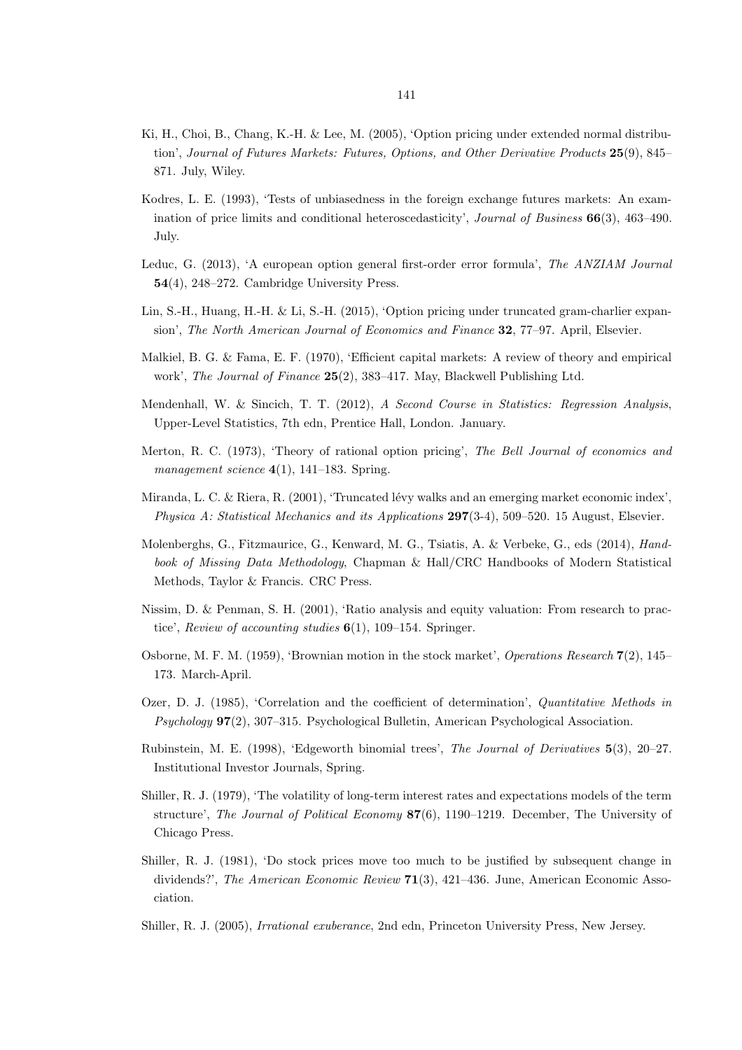Ki, H., Choi, B., Chang, K.-H. & Lee, M. (2005), 'Option pricing under extended normal distribution', *Journal of Futures Markets: Futures, Options, and Other Derivative Products* **25**(9), 845–871. July, Wiley.

Kodres, L. E. (1993), 'Tests of unbiasedness in the foreign exchange futures markets: An examination of price limits and conditional heteroscedasticity', *Journal of Business* **66**(3), 463–490. July.

Leduc, G. (2013), 'A european option general first-order error formula', *The ANZIAM Journal* **54**(4), 248–272. Cambridge University Press.

Lin, S.-H., Huang, H.-H. & Li, S.-H. (2015), 'Option pricing under truncated gram-charlier expansion', *The North American Journal of Economics and Finance* **32**, 77–97. April, Elsevier.

Malkiel, B. G. & Fama, E. F. (1970), 'Efficient capital markets: A review of theory and empirical work', *The Journal of Finance* **25**(2), 383–417. May, Blackwell Publishing Ltd.

Mendenhall, W. & Sincich, T. T. (2012), *A Second Course in Statistics: Regression Analysis*, Upper-Level Statistics, 7th edn, Prentice Hall, London. January.

Merton, R. C. (1973), 'Theory of rational option pricing', *The Bell Journal of economics and management science* **4**(1), 141–183. Spring.

Miranda, L. C. & Riera, R. (2001), 'Truncated lévy walks and an emerging market economic index', *Physica A: Statistical Mechanics and its Applications* **297**(3-4), 509–520. 15 August, Elsevier.

Molenberghs, G., Fitzmaurice, G., Kenward, M. G., Tsiatis, A. & Verbeke, G., eds (2014), *Handbook of Missing Data Methodology*, Chapman & Hall/CRC Handbooks of Modern Statistical Methods, Taylor & Francis. CRC Press.

Nissim, D. & Penman, S. H. (2001), 'Ratio analysis and equity valuation: From research to practice', *Review of accounting studies* **6**(1), 109–154. Springer.

Osborne, M. F. M. (1959), 'Brownian motion in the stock market', *Operations Research* **7**(2), 145–173. March-April.

Ozer, D. J. (1985), 'Correlation and the coefficient of determination', *Quantitative Methods in Psychology* **97**(2), 307–315. Psychological Bulletin, American Psychological Association.

Rubinstein, M. E. (1998), 'Edgeworth binomial trees', *The Journal of Derivatives* **5**(3), 20–27. Institutional Investor Journals, Spring.

Shiller, R. J. (1979), 'The volatility of long-term interest rates and expectations models of the term structure', *The Journal of Political Economy* **87**(6), 1190–1219. December, The University of Chicago Press.

Shiller, R. J. (1981), 'Do stock prices move too much to be justified by subsequent change in dividends?', *The American Economic Review* **71**(3), 421–436. June, American Economic Association.

Shiller, R. J. (2005), *Irrational exuberance*, 2nd edn, Princeton University Press, New Jersey.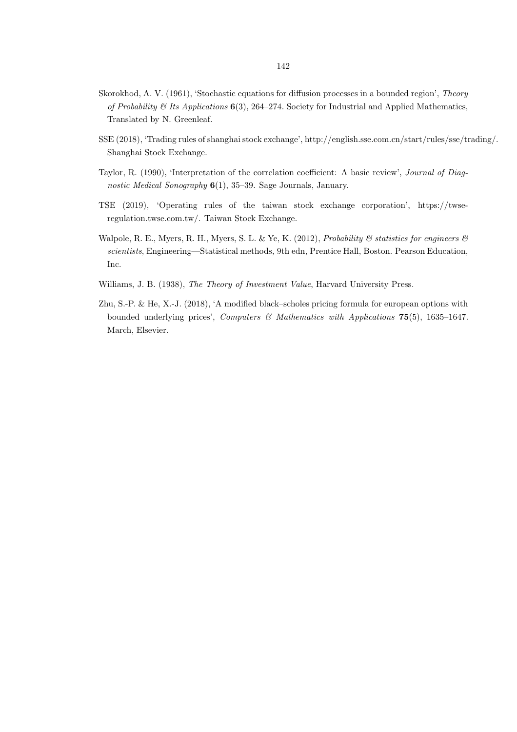Skorokhod, A. V. (1961), 'Stochastic equations for diffusion processes in a bounded region', *Theory of Probability & Its Applications* **6**(3), 264–274. Society for Industrial and Applied Mathematics, Translated by N. Greenleaf.

SSE (2018), 'Trading rules of shanghai stock exchange', http://english.sse.com.cn/start/rules/sse/trading/. Shanghai Stock Exchange.

Taylor, R. (1990), 'Interpretation of the correlation coefficient: A basic review', *Journal of Diagnostic Medical Sonography* **6**(1), 35–39. Sage Journals, January.

TSE (2019), 'Operating rules of the taiwan stock exchange corporation', https://twse-regulation.twse.com.tw/. Taiwan Stock Exchange.

Walpole, R. E., Myers, R. H., Myers, S. L. & Ye, K. (2012), *Probability & statistics for engineers & scientists*, Engineering—Statistical methods, 9th edn, Prentice Hall, Boston. Pearson Education, Inc.

Williams, J. B. (1938), *The Theory of Investment Value*, Harvard University Press.

Zhu, S.-P. & He, X.-J. (2018), 'A modified black–scholes pricing formula for european options with bounded underlying prices', *Computers & Mathematics with Applications* **75**(5), 1635–1647. March, Elsevier.